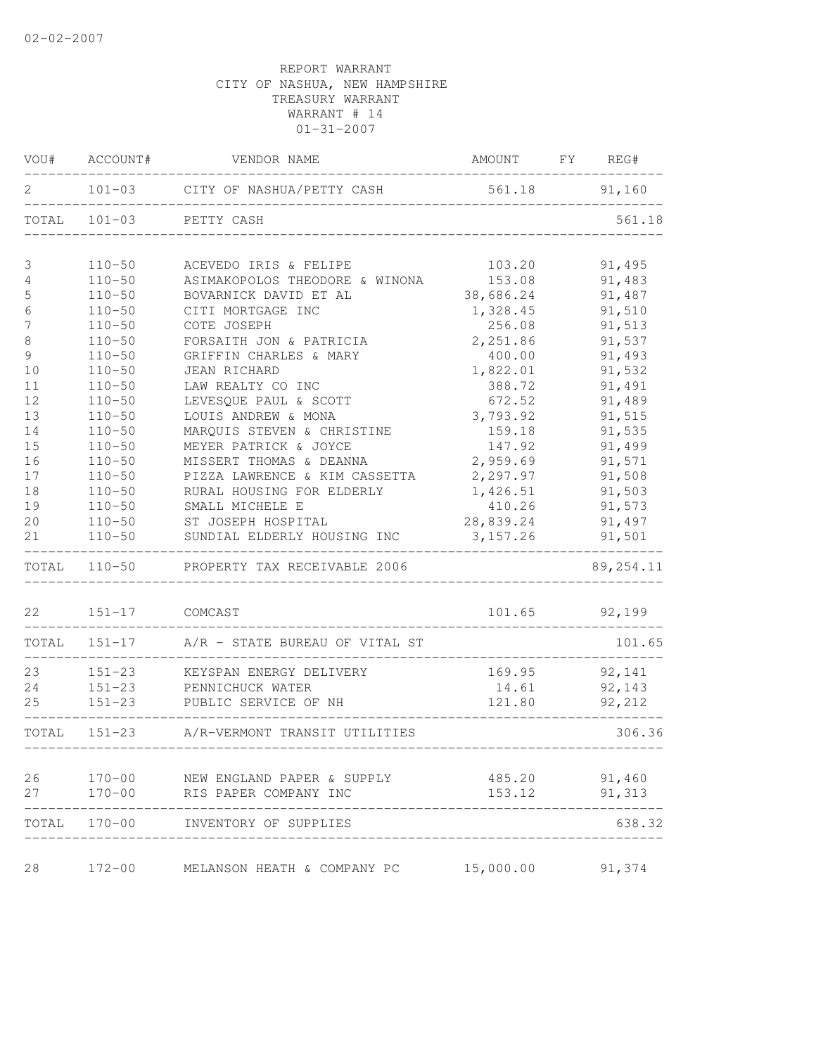02-02-2007

REPORT WARRANT
CITY OF NASHUA, NEW HAMPSHIRE
TREASURY WARRANT
WARRANT # 14
01-31-2007

| VOU# | ACCOUNT# | VENDOR NAME | AMOUNT | FY | REG# |
|---|---|---|---|---|---|
| 2 | 101-03 | CITY OF NASHUA/PETTY CASH | 561.18 | | 91,160 |
| TOTAL | 101-03 | PETTY CASH | | | 561.18 |
| 3 | 110-50 | ACEVEDO IRIS & FELIPE | 103.20 | | 91,495 |
| 4 | 110-50 | ASIMAKOPOLOS THEODORE & WINONA | 153.08 | | 91,483 |
| 5 | 110-50 | BOVARNICK DAVID ET AL | 38,686.24 | | 91,487 |
| 6 | 110-50 | CITI MORTGAGE INC | 1,328.45 | | 91,510 |
| 7 | 110-50 | COTE JOSEPH | 256.08 | | 91,513 |
| 8 | 110-50 | FORSAITH JON & PATRICIA | 2,251.86 | | 91,537 |
| 9 | 110-50 | GRIFFIN CHARLES & MARY | 400.00 | | 91,493 |
| 10 | 110-50 | JEAN RICHARD | 1,822.01 | | 91,532 |
| 11 | 110-50 | LAW REALTY CO INC | 388.72 | | 91,491 |
| 12 | 110-50 | LEVESQUE PAUL & SCOTT | 672.52 | | 91,489 |
| 13 | 110-50 | LOUIS ANDREW & MONA | 3,793.92 | | 91,515 |
| 14 | 110-50 | MARQUIS STEVEN & CHRISTINE | 159.18 | | 91,535 |
| 15 | 110-50 | MEYER PATRICK & JOYCE | 147.92 | | 91,499 |
| 16 | 110-50 | MISSERT THOMAS & DEANNA | 2,959.69 | | 91,571 |
| 17 | 110-50 | PIZZA LAWRENCE & KIM CASSETTA | 2,297.97 | | 91,508 |
| 18 | 110-50 | RURAL HOUSING FOR ELDERLY | 1,426.51 | | 91,503 |
| 19 | 110-50 | SMALL MICHELE E | 410.26 | | 91,573 |
| 20 | 110-50 | ST JOSEPH HOSPITAL | 28,839.24 | | 91,497 |
| 21 | 110-50 | SUNDIAL ELDERLY HOUSING INC | 3,157.26 | | 91,501 |
| TOTAL | 110-50 | PROPERTY TAX RECEIVABLE 2006 | | | 89,254.11 |
| 22 | 151-17 | COMCAST | 101.65 | | 92,199 |
| TOTAL | 151-17 | A/R - STATE BUREAU OF VITAL ST | | | 101.65 |
| 23 | 151-23 | KEYSPAN ENERGY DELIVERY | 169.95 | | 92,141 |
| 24 | 151-23 | PENNICHUCK WATER | 14.61 | | 92,143 |
| 25 | 151-23 | PUBLIC SERVICE OF NH | 121.80 | | 92,212 |
| TOTAL | 151-23 | A/R-VERMONT TRANSIT UTILITIES | | | 306.36 |
| 26 | 170-00 | NEW ENGLAND PAPER & SUPPLY | 485.20 | | 91,460 |
| 27 | 170-00 | RIS PAPER COMPANY INC | 153.12 | | 91,313 |
| TOTAL | 170-00 | INVENTORY OF SUPPLIES | | | 638.32 |
| 28 | 172-00 | MELANSON HEATH & COMPANY PC | 15,000.00 | | 91,374 |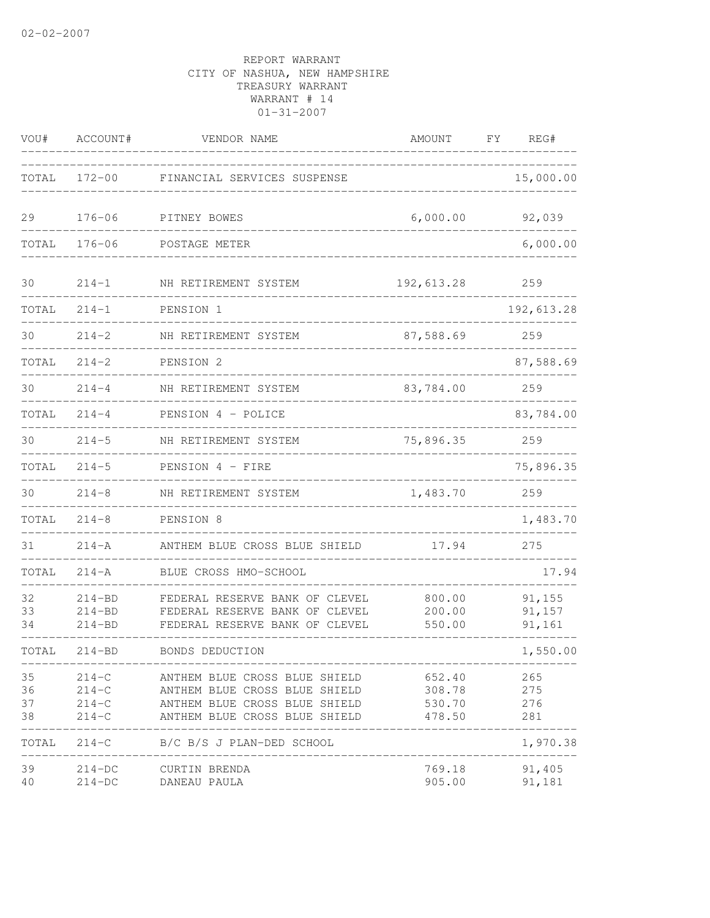REPORT WARRANT
CITY OF NASHUA, NEW HAMPSHIRE
TREASURY WARRANT
WARRANT # 14
01-31-2007

| VOU# | ACCOUNT# | VENDOR NAME | AMOUNT | FY | REG# |
|---|---|---|---|---|---|
| TOTAL | 172-00 | FINANCIAL SERVICES SUSPENSE | | | 15,000.00 |
| 29 | 176-06 | PITNEY BOWES | 6,000.00 | | 92,039 |
| TOTAL | 176-06 | POSTAGE METER | | | 6,000.00 |
| 30 | 214-1 | NH RETIREMENT SYSTEM | 192,613.28 | | 259 |
| TOTAL | 214-1 | PENSION 1 | | | 192,613.28 |
| 30 | 214-2 | NH RETIREMENT SYSTEM | 87,588.69 | | 259 |
| TOTAL | 214-2 | PENSION 2 | | | 87,588.69 |
| 30 | 214-4 | NH RETIREMENT SYSTEM | 83,784.00 | | 259 |
| TOTAL | 214-4 | PENSION 4 - POLICE | | | 83,784.00 |
| 30 | 214-5 | NH RETIREMENT SYSTEM | 75,896.35 | | 259 |
| TOTAL | 214-5 | PENSION 4 - FIRE | | | 75,896.35 |
| 30 | 214-8 | NH RETIREMENT SYSTEM | 1,483.70 | | 259 |
| TOTAL | 214-8 | PENSION 8 | | | 1,483.70 |
| 31 | 214-A | ANTHEM BLUE CROSS BLUE SHIELD | 17.94 | | 275 |
| TOTAL | 214-A | BLUE CROSS HMO-SCHOOL | | | 17.94 |
| 32 | 214-BD | FEDERAL RESERVE BANK OF CLEVEL | 800.00 | | 91,155 |
| 33 | 214-BD | FEDERAL RESERVE BANK OF CLEVEL | 200.00 | | 91,157 |
| 34 | 214-BD | FEDERAL RESERVE BANK OF CLEVEL | 550.00 | | 91,161 |
| TOTAL | 214-BD | BONDS DEDUCTION | | | 1,550.00 |
| 35 | 214-C | ANTHEM BLUE CROSS BLUE SHIELD | 652.40 | | 265 |
| 36 | 214-C | ANTHEM BLUE CROSS BLUE SHIELD | 308.78 | | 275 |
| 37 | 214-C | ANTHEM BLUE CROSS BLUE SHIELD | 530.70 | | 276 |
| 38 | 214-C | ANTHEM BLUE CROSS BLUE SHIELD | 478.50 | | 281 |
| TOTAL | 214-C | B/C B/S J PLAN-DED SCHOOL | | | 1,970.38 |
| 39 | 214-DC | CURTIN BRENDA | 769.18 | | 91,405 |
| 40 | 214-DC | DANEAU PAULA | 905.00 | | 91,181 |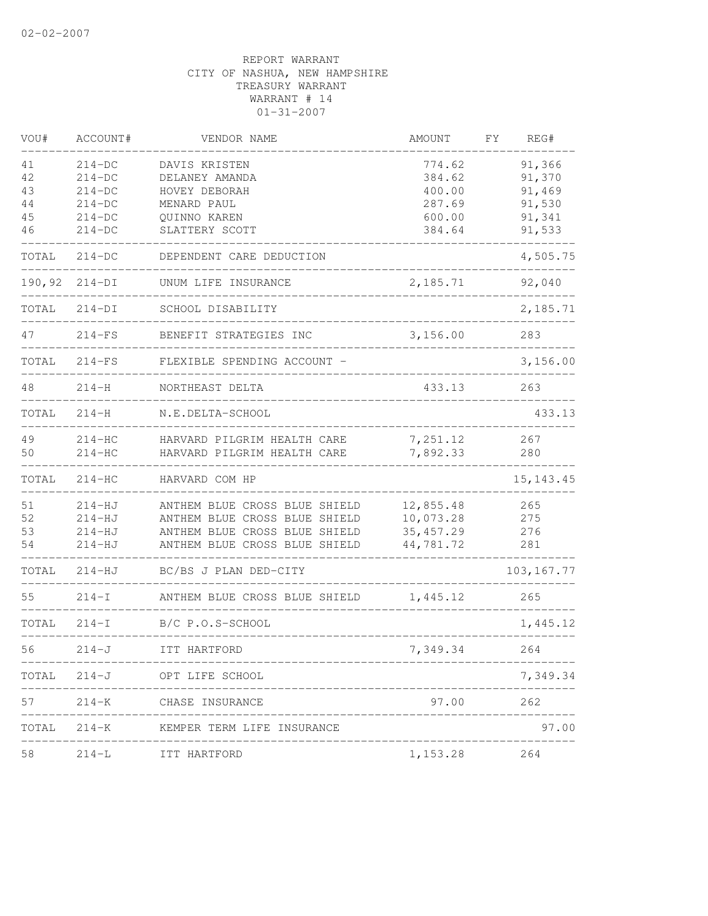REPORT WARRANT
CITY OF NASHUA, NEW HAMPSHIRE
TREASURY WARRANT
WARRANT # 14
01-31-2007

| VOU# | ACCOUNT# | VENDOR NAME | AMOUNT | FY | REG# |
|---|---|---|---|---|---|
| 41 | 214-DC | DAVIS KRISTEN | 774.62 | | 91,366 |
| 42 | 214-DC | DELANEY AMANDA | 384.62 | | 91,370 |
| 43 | 214-DC | HOVEY DEBORAH | 400.00 | | 91,469 |
| 44 | 214-DC | MENARD PAUL | 287.69 | | 91,530 |
| 45 | 214-DC | QUINNO KAREN | 600.00 | | 91,341 |
| 46 | 214-DC | SLATTERY SCOTT | 384.64 | | 91,533 |
| TOTAL | 214-DC | DEPENDENT CARE DEDUCTION | | | 4,505.75 |
| 190,92 | 214-DI | UNUM LIFE INSURANCE | 2,185.71 | | 92,040 |
| TOTAL | 214-DI | SCHOOL DISABILITY | | | 2,185.71 |
| 47 | 214-FS | BENEFIT STRATEGIES INC | 3,156.00 | | 283 |
| TOTAL | 214-FS | FLEXIBLE SPENDING ACCOUNT - | | | 3,156.00 |
| 48 | 214-H | NORTHEAST DELTA | 433.13 | | 263 |
| TOTAL | 214-H | N.E.DELTA-SCHOOL | | | 433.13 |
| 49 | 214-HC | HARVARD PILGRIM HEALTH CARE | 7,251.12 | | 267 |
| 50 | 214-HC | HARVARD PILGRIM HEALTH CARE | 7,892.33 | | 280 |
| TOTAL | 214-HC | HARVARD COM HP | | | 15,143.45 |
| 51 | 214-HJ | ANTHEM BLUE CROSS BLUE SHIELD | 12,855.48 | | 265 |
| 52 | 214-HJ | ANTHEM BLUE CROSS BLUE SHIELD | 10,073.28 | | 275 |
| 53 | 214-HJ | ANTHEM BLUE CROSS BLUE SHIELD | 35,457.29 | | 276 |
| 54 | 214-HJ | ANTHEM BLUE CROSS BLUE SHIELD | 44,781.72 | | 281 |
| TOTAL | 214-HJ | BC/BS J PLAN DED-CITY | | | 103,167.77 |
| 55 | 214-I | ANTHEM BLUE CROSS BLUE SHIELD | 1,445.12 | | 265 |
| TOTAL | 214-I | B/C P.O.S-SCHOOL | | | 1,445.12 |
| 56 | 214-J | ITT HARTFORD | 7,349.34 | | 264 |
| TOTAL | 214-J | OPT LIFE SCHOOL | | | 7,349.34 |
| 57 | 214-K | CHASE INSURANCE | 97.00 | | 262 |
| TOTAL | 214-K | KEMPER TERM LIFE INSURANCE | | | 97.00 |
| 58 | 214-L | ITT HARTFORD | 1,153.28 | | 264 |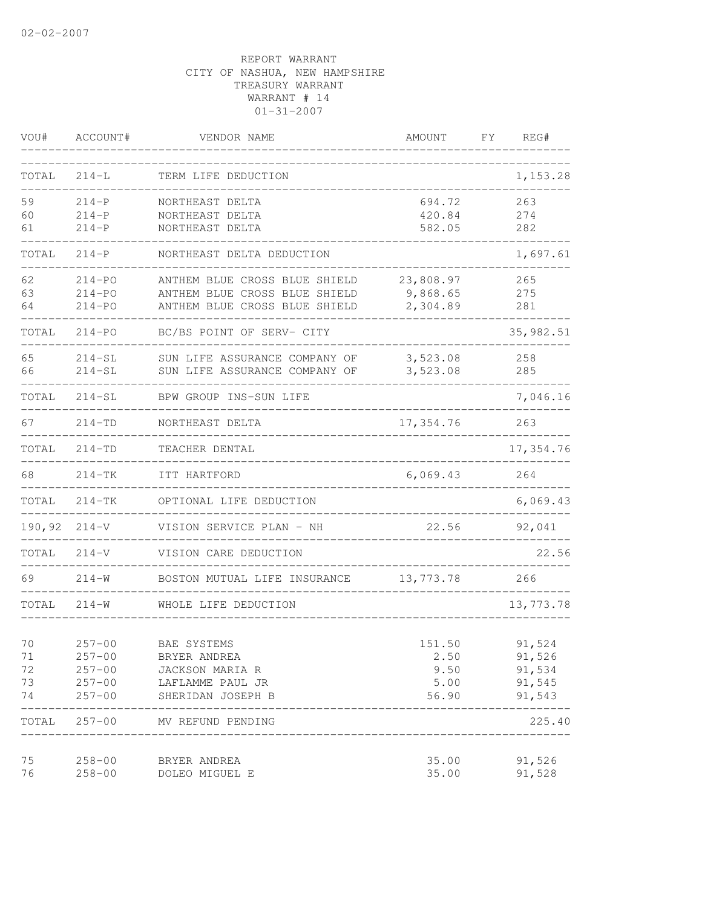02-02-2007

REPORT WARRANT
CITY OF NASHUA, NEW HAMPSHIRE
TREASURY WARRANT
WARRANT # 14
01-31-2007

| VOU# | ACCOUNT# | VENDOR NAME | AMOUNT | FY | REG# |
|---|---|---|---|---|---|
| TOTAL | 214-L | TERM LIFE DEDUCTION | | | 1,153.28 |
| 59 | 214-P | NORTHEAST DELTA | 694.72 | | 263 |
| 60 | 214-P | NORTHEAST DELTA | 420.84 | | 274 |
| 61 | 214-P | NORTHEAST DELTA | 582.05 | | 282 |
| TOTAL | 214-P | NORTHEAST DELTA DEDUCTION | | | 1,697.61 |
| 62 | 214-PO | ANTHEM BLUE CROSS BLUE SHIELD | 23,808.97 | | 265 |
| 63 | 214-PO | ANTHEM BLUE CROSS BLUE SHIELD | 9,868.65 | | 275 |
| 64 | 214-PO | ANTHEM BLUE CROSS BLUE SHIELD | 2,304.89 | | 281 |
| TOTAL | 214-PO | BC/BS POINT OF SERV- CITY | | | 35,982.51 |
| 65 | 214-SL | SUN LIFE ASSURANCE COMPANY OF | 3,523.08 | | 258 |
| 66 | 214-SL | SUN LIFE ASSURANCE COMPANY OF | 3,523.08 | | 285 |
| TOTAL | 214-SL | BPW GROUP INS-SUN LIFE | | | 7,046.16 |
| 67 | 214-TD | NORTHEAST DELTA | 17,354.76 | | 263 |
| TOTAL | 214-TD | TEACHER DENTAL | | | 17,354.76 |
| 68 | 214-TK | ITT HARTFORD | 6,069.43 | | 264 |
| TOTAL | 214-TK | OPTIONAL LIFE DEDUCTION | | | 6,069.43 |
| 190,92 | 214-V | VISION SERVICE PLAN - NH | 22.56 | | 92,041 |
| TOTAL | 214-V | VISION CARE DEDUCTION | | | 22.56 |
| 69 | 214-W | BOSTON MUTUAL LIFE INSURANCE | 13,773.78 | | 266 |
| TOTAL | 214-W | WHOLE LIFE DEDUCTION | | | 13,773.78 |
| 70 | 257-00 | BAE SYSTEMS | 151.50 | | 91,524 |
| 71 | 257-00 | BRYER ANDREA | 2.50 | | 91,526 |
| 72 | 257-00 | JACKSON MARIA R | 9.50 | | 91,534 |
| 73 | 257-00 | LAFLAMME PAUL JR | 5.00 | | 91,545 |
| 74 | 257-00 | SHERIDAN JOSEPH B | 56.90 | | 91,543 |
| TOTAL | 257-00 | MV REFUND PENDING | | | 225.40 |
| 75 | 258-00 | BRYER ANDREA | 35.00 | | 91,526 |
| 76 | 258-00 | DOLEO MIGUEL E | 35.00 | | 91,528 |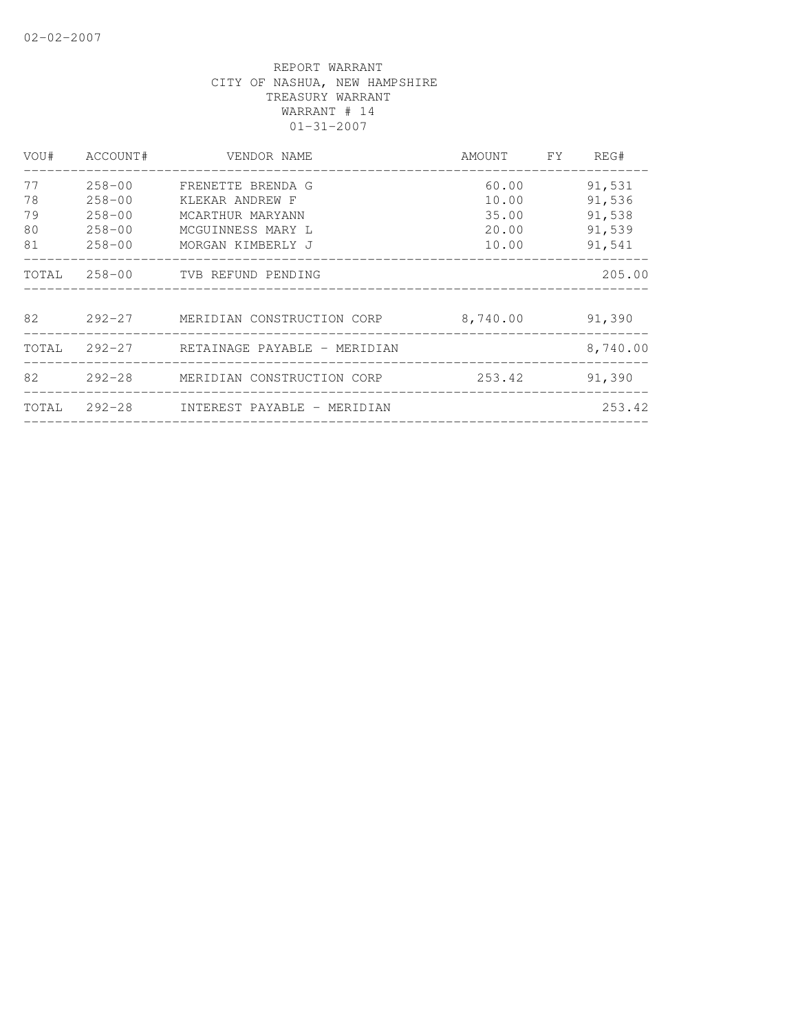REPORT WARRANT
CITY OF NASHUA, NEW HAMPSHIRE
TREASURY WARRANT
WARRANT # 14
01-31-2007

| VOU# | ACCOUNT# | VENDOR NAME | AMOUNT | FY | REG# |
|---|---|---|---|---|---|
| 77 | 258-00 | FRENETTE BRENDA G | 60.00 | | 91,531 |
| 78 | 258-00 | KLEKAR ANDREW F | 10.00 | | 91,536 |
| 79 | 258-00 | MCARTHUR MARYANN | 35.00 | | 91,538 |
| 80 | 258-00 | MCGUINNESS MARY L | 20.00 | | 91,539 |
| 81 | 258-00 | MORGAN KIMBERLY J | 10.00 | | 91,541 |
| TOTAL | 258-00 | TVB REFUND PENDING | | | 205.00 |
| 82 | 292-27 | MERIDIAN CONSTRUCTION CORP | 8,740.00 | | 91,390 |
| TOTAL | 292-27 | RETAINAGE PAYABLE - MERIDIAN | | | 8,740.00 |
| 82 | 292-28 | MERIDIAN CONSTRUCTION CORP | 253.42 | | 91,390 |
| TOTAL | 292-28 | INTEREST PAYABLE - MERIDIAN | | | 253.42 |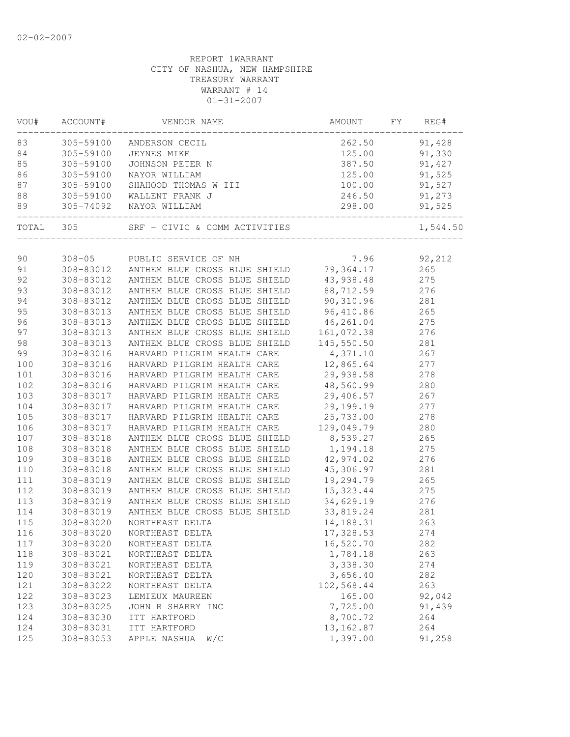02-02-2007

REPORT 1WARRANT
CITY OF NASHUA, NEW HAMPSHIRE
TREASURY WARRANT
WARRANT # 14
01-31-2007

| VOU# | ACCOUNT# | VENDOR NAME | AMOUNT | FY | REG# |
|---|---|---|---|---|---|
| 83 | 305-59100 | ANDERSON CECIL | 262.50 | | 91,428 |
| 84 | 305-59100 | JEYNES MIKE | 125.00 | | 91,330 |
| 85 | 305-59100 | JOHNSON PETER N | 387.50 | | 91,427 |
| 86 | 305-59100 | NAYOR WILLIAM | 125.00 | | 91,525 |
| 87 | 305-59100 | SHAHOOD THOMAS W III | 100.00 | | 91,527 |
| 88 | 305-59100 | WALLENT FRANK J | 246.50 | | 91,273 |
| 89 | 305-74092 | NAYOR WILLIAM | 298.00 | | 91,525 |
| TOTAL | 305 | SRF - CIVIC & COMM ACTIVITIES | | | 1,544.50 |
| 90 | 308-05 | PUBLIC SERVICE OF NH | 7.96 | | 92,212 |
| 91 | 308-83012 | ANTHEM BLUE CROSS BLUE SHIELD | 79,364.17 | | 265 |
| 92 | 308-83012 | ANTHEM BLUE CROSS BLUE SHIELD | 43,938.48 | | 275 |
| 93 | 308-83012 | ANTHEM BLUE CROSS BLUE SHIELD | 88,712.59 | | 276 |
| 94 | 308-83012 | ANTHEM BLUE CROSS BLUE SHIELD | 90,310.96 | | 281 |
| 95 | 308-83013 | ANTHEM BLUE CROSS BLUE SHIELD | 96,410.86 | | 265 |
| 96 | 308-83013 | ANTHEM BLUE CROSS BLUE SHIELD | 46,261.04 | | 275 |
| 97 | 308-83013 | ANTHEM BLUE CROSS BLUE SHIELD | 161,072.38 | | 276 |
| 98 | 308-83013 | ANTHEM BLUE CROSS BLUE SHIELD | 145,550.50 | | 281 |
| 99 | 308-83016 | HARVARD PILGRIM HEALTH CARE | 4,371.10 | | 267 |
| 100 | 308-83016 | HARVARD PILGRIM HEALTH CARE | 12,865.64 | | 277 |
| 101 | 308-83016 | HARVARD PILGRIM HEALTH CARE | 29,938.58 | | 278 |
| 102 | 308-83016 | HARVARD PILGRIM HEALTH CARE | 48,560.99 | | 280 |
| 103 | 308-83017 | HARVARD PILGRIM HEALTH CARE | 29,406.57 | | 267 |
| 104 | 308-83017 | HARVARD PILGRIM HEALTH CARE | 29,199.19 | | 277 |
| 105 | 308-83017 | HARVARD PILGRIM HEALTH CARE | 25,733.00 | | 278 |
| 106 | 308-83017 | HARVARD PILGRIM HEALTH CARE | 129,049.79 | | 280 |
| 107 | 308-83018 | ANTHEM BLUE CROSS BLUE SHIELD | 8,539.27 | | 265 |
| 108 | 308-83018 | ANTHEM BLUE CROSS BLUE SHIELD | 1,194.18 | | 275 |
| 109 | 308-83018 | ANTHEM BLUE CROSS BLUE SHIELD | 42,974.02 | | 276 |
| 110 | 308-83018 | ANTHEM BLUE CROSS BLUE SHIELD | 45,306.97 | | 281 |
| 111 | 308-83019 | ANTHEM BLUE CROSS BLUE SHIELD | 19,294.79 | | 265 |
| 112 | 308-83019 | ANTHEM BLUE CROSS BLUE SHIELD | 15,323.44 | | 275 |
| 113 | 308-83019 | ANTHEM BLUE CROSS BLUE SHIELD | 34,629.19 | | 276 |
| 114 | 308-83019 | ANTHEM BLUE CROSS BLUE SHIELD | 33,819.24 | | 281 |
| 115 | 308-83020 | NORTHEAST DELTA | 14,188.31 | | 263 |
| 116 | 308-83020 | NORTHEAST DELTA | 17,328.53 | | 274 |
| 117 | 308-83020 | NORTHEAST DELTA | 16,520.70 | | 282 |
| 118 | 308-83021 | NORTHEAST DELTA | 1,784.18 | | 263 |
| 119 | 308-83021 | NORTHEAST DELTA | 3,338.30 | | 274 |
| 120 | 308-83021 | NORTHEAST DELTA | 3,656.40 | | 282 |
| 121 | 308-83022 | NORTHEAST DELTA | 102,568.44 | | 263 |
| 122 | 308-83023 | LEMIEUX MAUREEN | 165.00 | | 92,042 |
| 123 | 308-83025 | JOHN R SHARRY INC | 7,725.00 | | 91,439 |
| 124 | 308-83030 | ITT HARTFORD | 8,700.72 | | 264 |
| 124 | 308-83031 | ITT HARTFORD | 13,162.87 | | 264 |
| 125 | 308-83053 | APPLE NASHUA W/C | 1,397.00 | | 91,258 |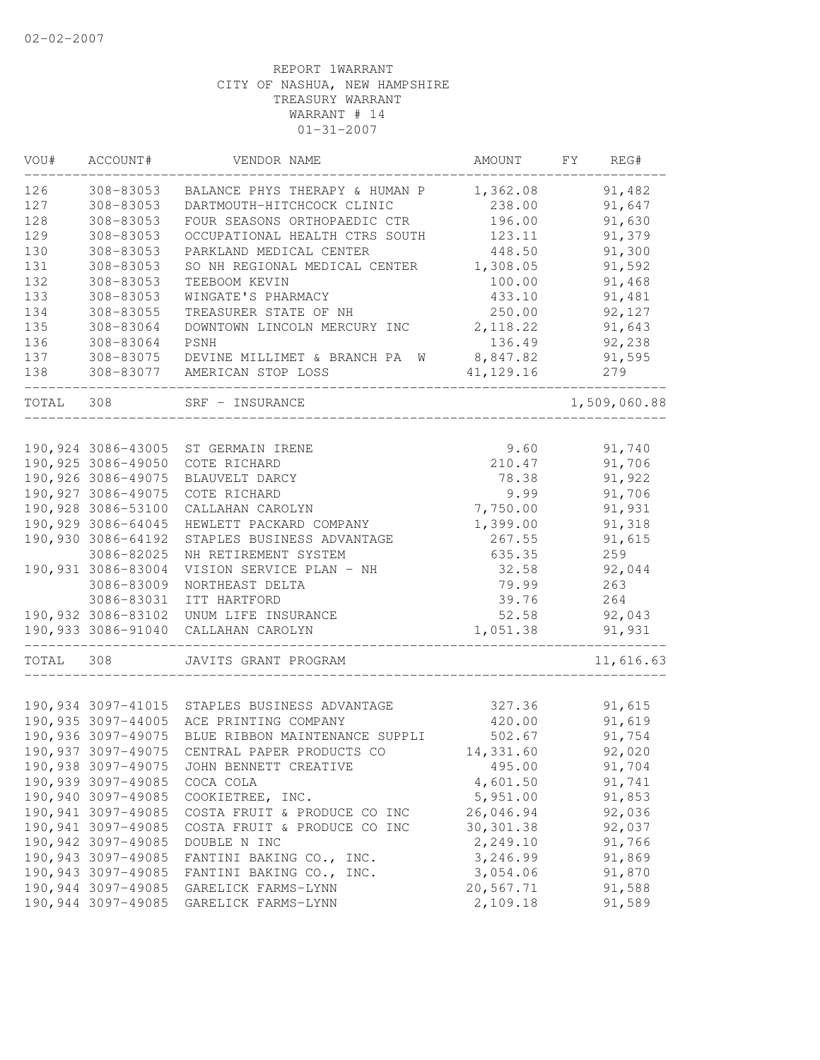02-02-2007

REPORT 1WARRANT
CITY OF NASHUA, NEW HAMPSHIRE
TREASURY WARRANT
WARRANT # 14
01-31-2007

| VOU# | ACCOUNT# | VENDOR NAME | AMOUNT | FY | REG# |
|---|---|---|---|---|---|
| 126 | 308-83053 | BALANCE PHYS THERAPY & HUMAN P | 1,362.08 | | 91,482 |
| 127 | 308-83053 | DARTMOUTH-HITCHCOCK CLINIC | 238.00 | | 91,647 |
| 128 | 308-83053 | FOUR SEASONS ORTHOPAEDIC CTR | 196.00 | | 91,630 |
| 129 | 308-83053 | OCCUPATIONAL HEALTH CTRS SOUTH | 123.11 | | 91,379 |
| 130 | 308-83053 | PARKLAND MEDICAL CENTER | 448.50 | | 91,300 |
| 131 | 308-83053 | SO NH REGIONAL MEDICAL CENTER | 1,308.05 | | 91,592 |
| 132 | 308-83053 | TEEBOOM KEVIN | 100.00 | | 91,468 |
| 133 | 308-83053 | WINGATE'S PHARMACY | 433.10 | | 91,481 |
| 134 | 308-83055 | TREASURER STATE OF NH | 250.00 | | 92,127 |
| 135 | 308-83064 | DOWNTOWN LINCOLN MERCURY INC | 2,118.22 | | 91,643 |
| 136 | 308-83064 | PSNH | 136.49 | | 92,238 |
| 137 | 308-83075 | DEVINE MILLIMET & BRANCH PA W | 8,847.82 | | 91,595 |
| 138 | 308-83077 | AMERICAN STOP LOSS | 41,129.16 | | 279 |
| TOTAL | 308 | SRF - INSURANCE | | | 1,509,060.88 |

| VOU# | ACCOUNT# | VENDOR NAME | AMOUNT | FY | REG# |
|---|---|---|---|---|---|
| 190,924 | 3086-43005 | ST GERMAIN IRENE | 9.60 | | 91,740 |
| 190,925 | 3086-49050 | COTE RICHARD | 210.47 | | 91,706 |
| 190,926 | 3086-49075 | BLAUVELT DARCY | 78.38 | | 91,922 |
| 190,927 | 3086-49075 | COTE RICHARD | 9.99 | | 91,706 |
| 190,928 | 3086-53100 | CALLAHAN CAROLYN | 7,750.00 | | 91,931 |
| 190,929 | 3086-64045 | HEWLETT PACKARD COMPANY | 1,399.00 | | 91,318 |
| 190,930 | 3086-64192 | STAPLES BUSINESS ADVANTAGE | 267.55 | | 91,615 |
| | 3086-82025 | NH RETIREMENT SYSTEM | 635.35 | | 259 |
| 190,931 | 3086-83004 | VISION SERVICE PLAN - NH | 32.58 | | 92,044 |
| | 3086-83009 | NORTHEAST DELTA | 79.99 | | 263 |
| | 3086-83031 | ITT HARTFORD | 39.76 | | 264 |
| 190,932 | 3086-83102 | UNUM LIFE INSURANCE | 52.58 | | 92,043 |
| 190,933 | 3086-91040 | CALLAHAN CAROLYN | 1,051.38 | | 91,931 |
| TOTAL | 308 | JAVITS GRANT PROGRAM | | | 11,616.63 |

| VOU# | ACCOUNT# | VENDOR NAME | AMOUNT | FY | REG# |
|---|---|---|---|---|---|
| 190,934 | 3097-41015 | STAPLES BUSINESS ADVANTAGE | 327.36 | | 91,615 |
| 190,935 | 3097-44005 | ACE PRINTING COMPANY | 420.00 | | 91,619 |
| 190,936 | 3097-49075 | BLUE RIBBON MAINTENANCE SUPPLI | 502.67 | | 91,754 |
| 190,937 | 3097-49075 | CENTRAL PAPER PRODUCTS CO | 14,331.60 | | 92,020 |
| 190,938 | 3097-49075 | JOHN BENNETT CREATIVE | 495.00 | | 91,704 |
| 190,939 | 3097-49085 | COCA COLA | 4,601.50 | | 91,741 |
| 190,940 | 3097-49085 | COOKIETREE, INC. | 5,951.00 | | 91,853 |
| 190,941 | 3097-49085 | COSTA FRUIT & PRODUCE CO INC | 26,046.94 | | 92,036 |
| 190,941 | 3097-49085 | COSTA FRUIT & PRODUCE CO INC | 30,301.38 | | 92,037 |
| 190,942 | 3097-49085 | DOUBLE N INC | 2,249.10 | | 91,766 |
| 190,943 | 3097-49085 | FANTINI BAKING CO., INC. | 3,246.99 | | 91,869 |
| 190,943 | 3097-49085 | FANTINI BAKING CO., INC. | 3,054.06 | | 91,870 |
| 190,944 | 3097-49085 | GARELICK FARMS-LYNN | 20,567.71 | | 91,588 |
| 190,944 | 3097-49085 | GARELICK FARMS-LYNN | 2,109.18 | | 91,589 |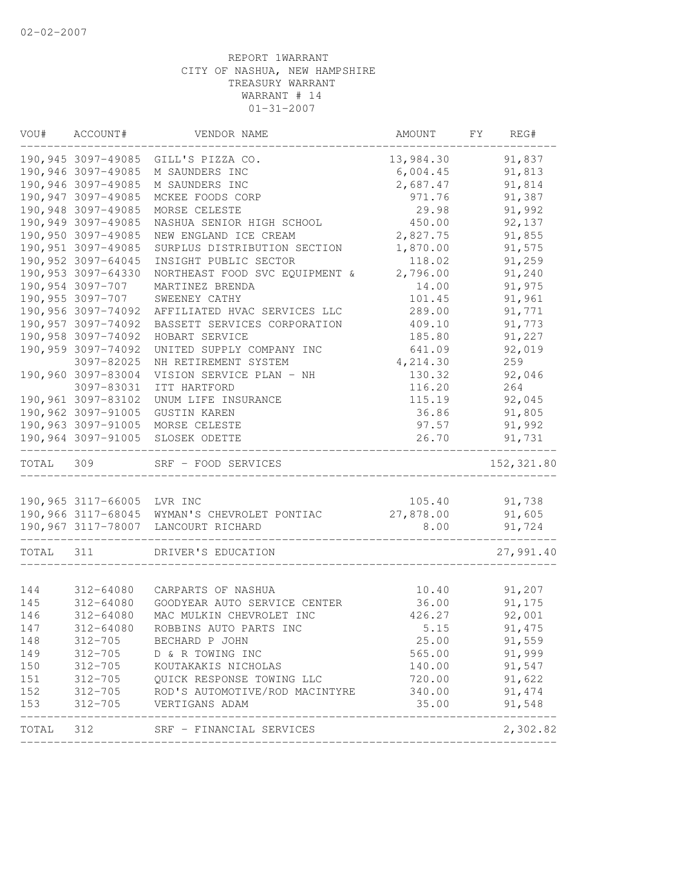02-02-2007

REPORT 1WARRANT
CITY OF NASHUA, NEW HAMPSHIRE
TREASURY WARRANT
WARRANT # 14
01-31-2007

| VOU# | ACCOUNT# | VENDOR NAME | AMOUNT | FY | REG# |
|---|---|---|---|---|---|
| 190,945 | 3097-49085 | GILL'S PIZZA CO. | 13,984.30 | | 91,837 |
| 190,946 | 3097-49085 | M SAUNDERS INC | 6,004.45 | | 91,813 |
| 190,946 | 3097-49085 | M SAUNDERS INC | 2,687.47 | | 91,814 |
| 190,947 | 3097-49085 | MCKEE FOODS CORP | 971.76 | | 91,387 |
| 190,948 | 3097-49085 | MORSE CELESTE | 29.98 | | 91,992 |
| 190,949 | 3097-49085 | NASHUA SENIOR HIGH SCHOOL | 450.00 | | 92,137 |
| 190,950 | 3097-49085 | NEW ENGLAND ICE CREAM | 2,827.75 | | 91,855 |
| 190,951 | 3097-49085 | SURPLUS DISTRIBUTION SECTION | 1,870.00 | | 91,575 |
| 190,952 | 3097-64045 | INSIGHT PUBLIC SECTOR | 118.02 | | 91,259 |
| 190,953 | 3097-64330 | NORTHEAST FOOD SVC EQUIPMENT & | 2,796.00 | | 91,240 |
| 190,954 | 3097-707 | MARTINEZ BRENDA | 14.00 | | 91,975 |
| 190,955 | 3097-707 | SWEENEY CATHY | 101.45 | | 91,961 |
| 190,956 | 3097-74092 | AFFILIATED HVAC SERVICES LLC | 289.00 | | 91,771 |
| 190,957 | 3097-74092 | BASSETT SERVICES CORPORATION | 409.10 | | 91,773 |
| 190,958 | 3097-74092 | HOBART SERVICE | 185.80 | | 91,227 |
| 190,959 | 3097-74092 | UNITED SUPPLY COMPANY INC | 641.09 | | 92,019 |
| | 3097-82025 | NH RETIREMENT SYSTEM | 4,214.30 | | 259 |
| 190,960 | 3097-83004 | VISION SERVICE PLAN - NH | 130.32 | | 92,046 |
| | 3097-83031 | ITT HARTFORD | 116.20 | | 264 |
| 190,961 | 3097-83102 | UNUM LIFE INSURANCE | 115.19 | | 92,045 |
| 190,962 | 3097-91005 | GUSTIN KAREN | 36.86 | | 91,805 |
| 190,963 | 3097-91005 | MORSE CELESTE | 97.57 | | 91,992 |
| 190,964 | 3097-91005 | SLOSEK ODETTE | 26.70 | | 91,731 |
| TOTAL | 309 | SRF - FOOD SERVICES | | | 152,321.80 |
| 190,965 | 3117-66005 | LVR INC | 105.40 | | 91,738 |
| 190,966 | 3117-68045 | WYMAN'S CHEVROLET PONTIAC | 27,878.00 | | 91,605 |
| 190,967 | 3117-78007 | LANCOURT RICHARD | 8.00 | | 91,724 |
| TOTAL | 311 | DRIVER'S EDUCATION | | | 27,991.40 |
| 144 | 312-64080 | CARPARTS OF NASHUA | 10.40 | | 91,207 |
| 145 | 312-64080 | GOODYEAR AUTO SERVICE CENTER | 36.00 | | 91,175 |
| 146 | 312-64080 | MAC MULKIN CHEVROLET INC | 426.27 | | 92,001 |
| 147 | 312-64080 | ROBBINS AUTO PARTS INC | 5.15 | | 91,475 |
| 148 | 312-705 | BECHARD P JOHN | 25.00 | | 91,559 |
| 149 | 312-705 | D & R TOWING INC | 565.00 | | 91,999 |
| 150 | 312-705 | KOUTAKAKIS NICHOLAS | 140.00 | | 91,547 |
| 151 | 312-705 | QUICK RESPONSE TOWING LLC | 720.00 | | 91,622 |
| 152 | 312-705 | ROD'S AUTOMOTIVE/ROD MACINTYRE | 340.00 | | 91,474 |
| 153 | 312-705 | VERTIGANS ADAM | 35.00 | | 91,548 |
| TOTAL | 312 | SRF - FINANCIAL SERVICES | | | 2,302.82 |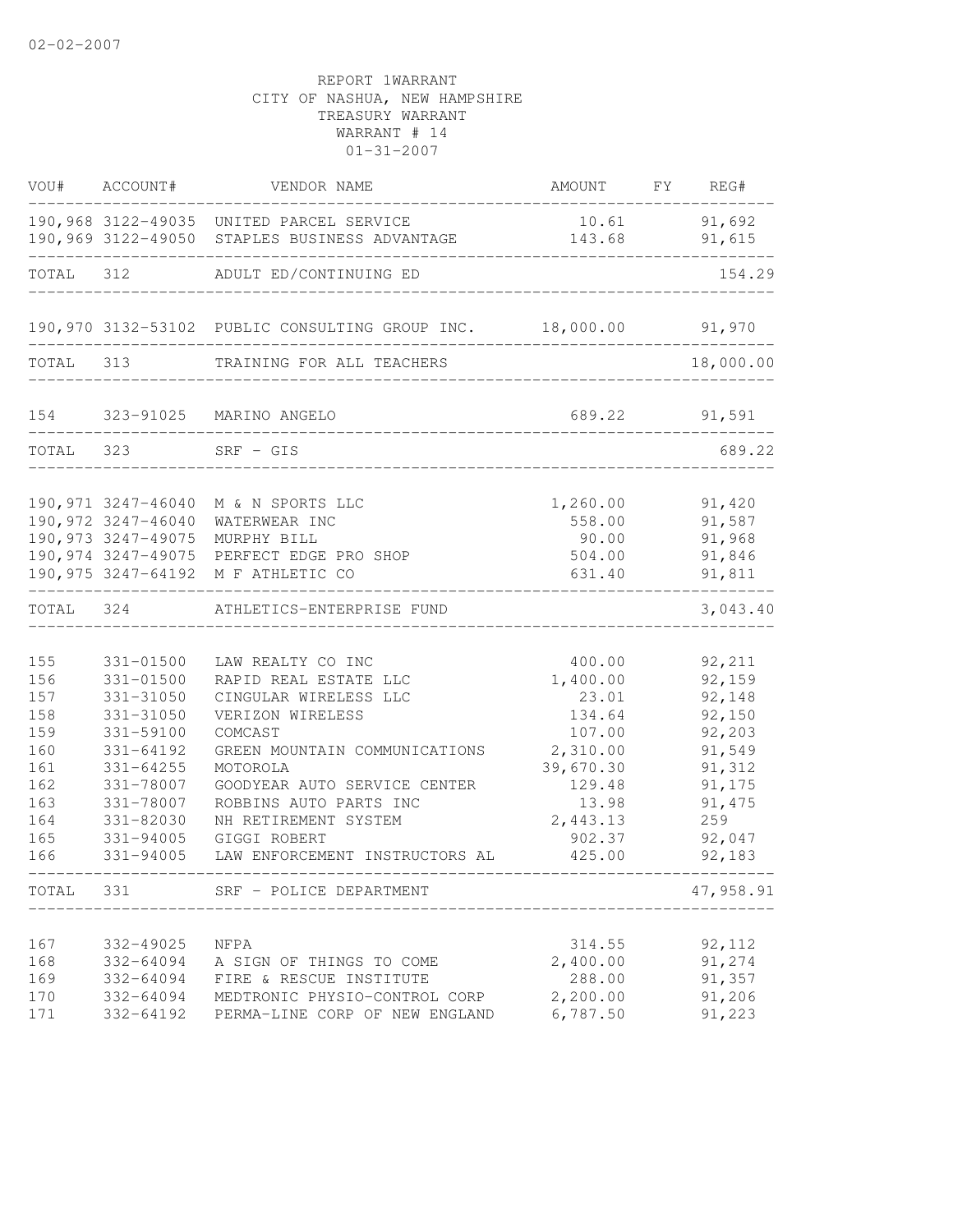REPORT 1WARRANT
CITY OF NASHUA, NEW HAMPSHIRE
TREASURY WARRANT
WARRANT # 14
01-31-2007

| VOU# | ACCOUNT# | VENDOR NAME | AMOUNT | FY | REG# |
|---|---|---|---|---|---|
| 190,968 | 3122-49035 | UNITED PARCEL SERVICE | 10.61 | | 91,692 |
| 190,969 | 3122-49050 | STAPLES BUSINESS ADVANTAGE | 143.68 | | 91,615 |
| TOTAL | 312 | ADULT ED/CONTINUING ED | | | 154.29 |
| 190,970 | 3132-53102 | PUBLIC CONSULTING GROUP INC. | 18,000.00 | | 91,970 |
| TOTAL | 313 | TRAINING FOR ALL TEACHERS | | | 18,000.00 |
| 154 | 323-91025 | MARINO ANGELO | 689.22 | | 91,591 |
| TOTAL | 323 | SRF - GIS | | | 689.22 |
| 190,971 | 3247-46040 | M & N SPORTS LLC | 1,260.00 | | 91,420 |
| 190,972 | 3247-46040 | WATERWEAR INC | 558.00 | | 91,587 |
| 190,973 | 3247-49075 | MURPHY BILL | 90.00 | | 91,968 |
| 190,974 | 3247-49075 | PERFECT EDGE PRO SHOP | 504.00 | | 91,846 |
| 190,975 | 3247-64192 | M F ATHLETIC CO | 631.40 | | 91,811 |
| TOTAL | 324 | ATHLETICS-ENTERPRISE FUND | | | 3,043.40 |
| 155 | 331-01500 | LAW REALTY CO INC | 400.00 | | 92,211 |
| 156 | 331-01500 | RAPID REAL ESTATE LLC | 1,400.00 | | 92,159 |
| 157 | 331-31050 | CINGULAR WIRELESS LLC | 23.01 | | 92,148 |
| 158 | 331-31050 | VERIZON WIRELESS | 134.64 | | 92,150 |
| 159 | 331-59100 | COMCAST | 107.00 | | 92,203 |
| 160 | 331-64192 | GREEN MOUNTAIN COMMUNICATIONS | 2,310.00 | | 91,549 |
| 161 | 331-64255 | MOTOROLA | 39,670.30 | | 91,312 |
| 162 | 331-78007 | GOODYEAR AUTO SERVICE CENTER | 129.48 | | 91,175 |
| 163 | 331-78007 | ROBBINS AUTO PARTS INC | 13.98 | | 91,475 |
| 164 | 331-82030 | NH RETIREMENT SYSTEM | 2,443.13 | | 259 |
| 165 | 331-94005 | GIGGI ROBERT | 902.37 | | 92,047 |
| 166 | 331-94005 | LAW ENFORCEMENT INSTRUCTORS AL | 425.00 | | 92,183 |
| TOTAL | 331 | SRF - POLICE DEPARTMENT | | | 47,958.91 |
| 167 | 332-49025 | NFPA | 314.55 | | 92,112 |
| 168 | 332-64094 | A SIGN OF THINGS TO COME | 2,400.00 | | 91,274 |
| 169 | 332-64094 | FIRE & RESCUE INSTITUTE | 288.00 | | 91,357 |
| 170 | 332-64094 | MEDTRONIC PHYSIO-CONTROL CORP | 2,200.00 | | 91,206 |
| 171 | 332-64192 | PERMA-LINE CORP OF NEW ENGLAND | 6,787.50 | | 91,223 |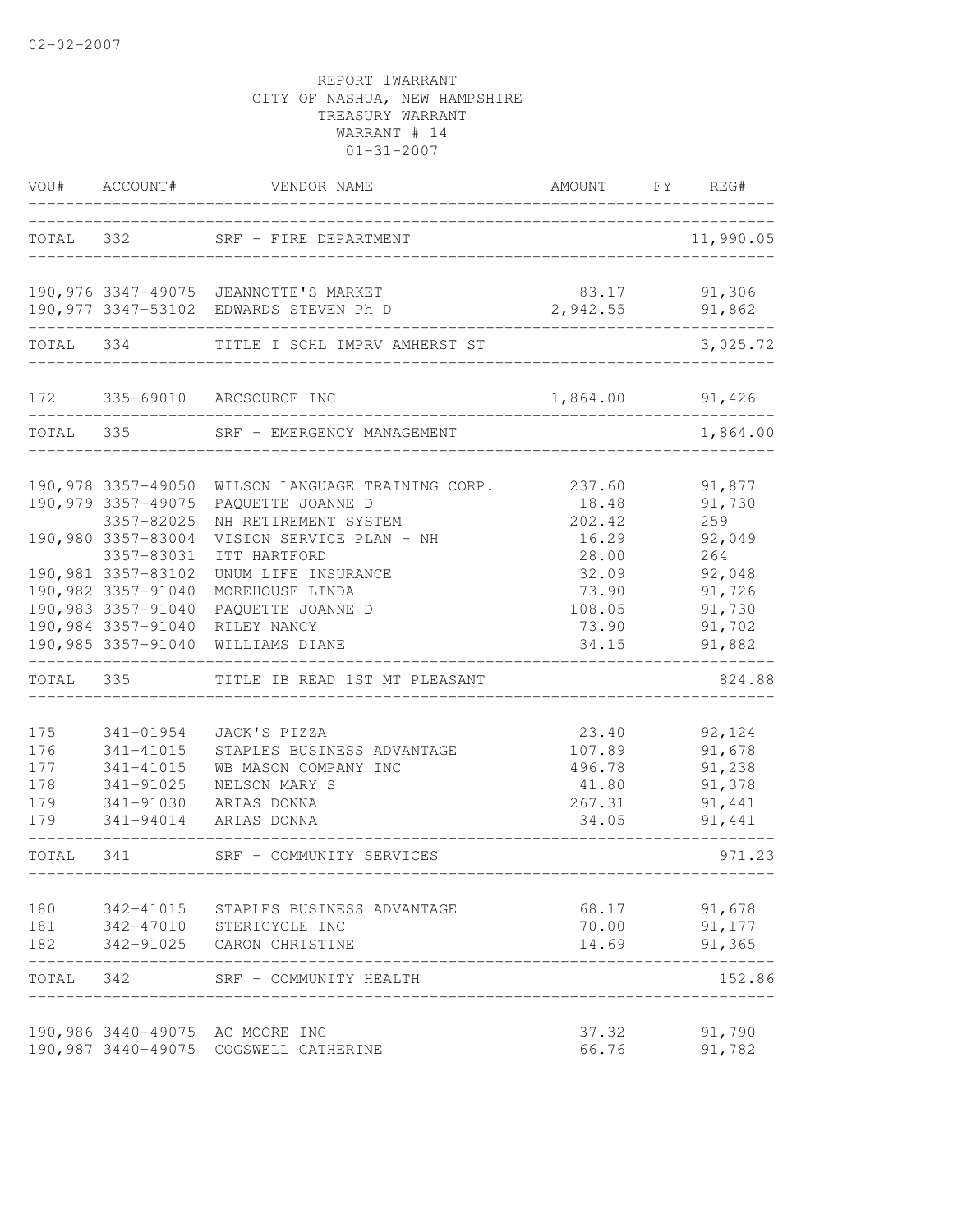02-02-2007

REPORT 1WARRANT
CITY OF NASHUA, NEW HAMPSHIRE
TREASURY WARRANT
WARRANT # 14
01-31-2007

| VOU# | ACCOUNT# | VENDOR NAME | AMOUNT | FY | REG# |
|---|---|---|---|---|---|
| TOTAL | 332 | SRF - FIRE DEPARTMENT | | | 11,990.05 |
| 190,976 | 3347-49075 | JEANNOTTE'S MARKET | 83.17 | | 91,306 |
| 190,977 | 3347-53102 | EDWARDS STEVEN Ph D | 2,942.55 | | 91,862 |
| TOTAL | 334 | TITLE I SCHL IMPRV AMHERST ST | | | 3,025.72 |
| 172 | 335-69010 | ARCSOURCE INC | 1,864.00 | | 91,426 |
| TOTAL | 335 | SRF - EMERGENCY MANAGEMENT | | | 1,864.00 |
| 190,978 | 3357-49050 | WILSON LANGUAGE TRAINING CORP. | 237.60 | | 91,877 |
| 190,979 | 3357-49075 | PAQUETTE JOANNE D | 18.48 | | 91,730 |
| | 3357-82025 | NH RETIREMENT SYSTEM | 202.42 | | 259 |
| 190,980 | 3357-83004 | VISION SERVICE PLAN - NH | 16.29 | | 92,049 |
| | 3357-83031 | ITT HARTFORD | 28.00 | | 264 |
| 190,981 | 3357-83102 | UNUM LIFE INSURANCE | 32.09 | | 92,048 |
| 190,982 | 3357-91040 | MOREHOUSE LINDA | 73.90 | | 91,726 |
| 190,983 | 3357-91040 | PAQUETTE JOANNE D | 108.05 | | 91,730 |
| 190,984 | 3357-91040 | RILEY NANCY | 73.90 | | 91,702 |
| 190,985 | 3357-91040 | WILLIAMS DIANE | 34.15 | | 91,882 |
| TOTAL | 335 | TITLE IB READ 1ST MT PLEASANT | | | 824.88 |
| 175 | 341-01954 | JACK'S PIZZA | 23.40 | | 92,124 |
| 176 | 341-41015 | STAPLES BUSINESS ADVANTAGE | 107.89 | | 91,678 |
| 177 | 341-41015 | WB MASON COMPANY INC | 496.78 | | 91,238 |
| 178 | 341-91025 | NELSON MARY S | 41.80 | | 91,378 |
| 179 | 341-91030 | ARIAS DONNA | 267.31 | | 91,441 |
| 179 | 341-94014 | ARIAS DONNA | 34.05 | | 91,441 |
| TOTAL | 341 | SRF - COMMUNITY SERVICES | | | 971.23 |
| 180 | 342-41015 | STAPLES BUSINESS ADVANTAGE | 68.17 | | 91,678 |
| 181 | 342-47010 | STERICYCLE INC | 70.00 | | 91,177 |
| 182 | 342-91025 | CARON CHRISTINE | 14.69 | | 91,365 |
| TOTAL | 342 | SRF - COMMUNITY HEALTH | | | 152.86 |
| 190,986 | 3440-49075 | AC MOORE INC | 37.32 | | 91,790 |
| 190,987 | 3440-49075 | COGSWELL CATHERINE | 66.76 | | 91,782 |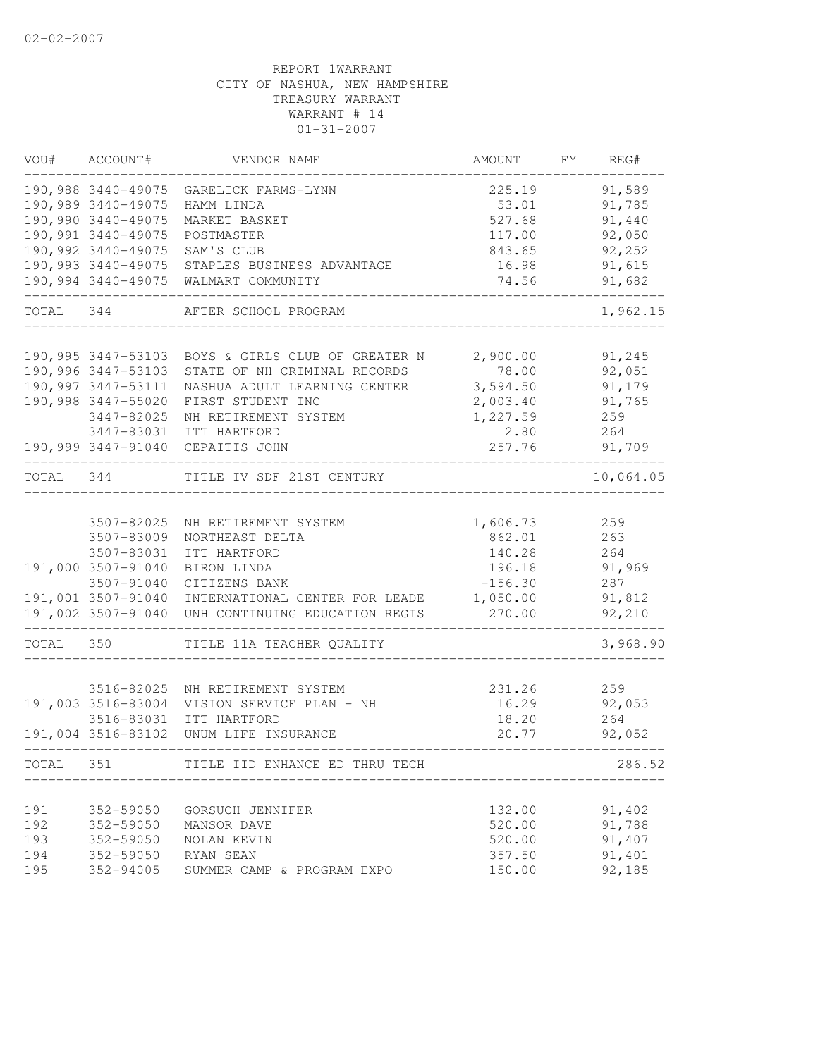02-02-2007

REPORT 1WARRANT
CITY OF NASHUA, NEW HAMPSHIRE
TREASURY WARRANT
WARRANT # 14
01-31-2007

| VOU# | ACCOUNT# | VENDOR NAME | AMOUNT | FY | REG# |
|---|---|---|---|---|---|
| 190,988 | 3440-49075 | GARELICK FARMS-LYNN | 225.19 | | 91,589 |
| 190,989 | 3440-49075 | HAMM LINDA | 53.01 | | 91,785 |
| 190,990 | 3440-49075 | MARKET BASKET | 527.68 | | 91,440 |
| 190,991 | 3440-49075 | POSTMASTER | 117.00 | | 92,050 |
| 190,992 | 3440-49075 | SAM'S CLUB | 843.65 | | 92,252 |
| 190,993 | 3440-49075 | STAPLES BUSINESS ADVANTAGE | 16.98 | | 91,615 |
| 190,994 | 3440-49075 | WALMART COMMUNITY | 74.56 | | 91,682 |
| TOTAL | 344 | AFTER SCHOOL PROGRAM | | | 1,962.15 |
| 190,995 | 3447-53103 | BOYS & GIRLS CLUB OF GREATER N | 2,900.00 | | 91,245 |
| 190,996 | 3447-53103 | STATE OF NH CRIMINAL RECORDS | 78.00 | | 92,051 |
| 190,997 | 3447-53111 | NASHUA ADULT LEARNING CENTER | 3,594.50 | | 91,179 |
| 190,998 | 3447-55020 | FIRST STUDENT INC | 2,003.40 | | 91,765 |
| | 3447-82025 | NH RETIREMENT SYSTEM | 1,227.59 | | 259 |
| | 3447-83031 | ITT HARTFORD | 2.80 | | 264 |
| 190,999 | 3447-91040 | CEPAITIS JOHN | 257.76 | | 91,709 |
| TOTAL | 344 | TITLE IV SDF 21ST CENTURY | | | 10,064.05 |
| | 3507-82025 | NH RETIREMENT SYSTEM | 1,606.73 | | 259 |
| | 3507-83009 | NORTHEAST DELTA | 862.01 | | 263 |
| | 3507-83031 | ITT HARTFORD | 140.28 | | 264 |
| 191,000 | 3507-91040 | BIRON LINDA | 196.18 | | 91,969 |
| | 3507-91040 | CITIZENS BANK | -156.30 | | 287 |
| 191,001 | 3507-91040 | INTERNATIONAL CENTER FOR LEADE | 1,050.00 | | 91,812 |
| 191,002 | 3507-91040 | UNH CONTINUING EDUCATION REGIS | 270.00 | | 92,210 |
| TOTAL | 350 | TITLE 11A TEACHER QUALITY | | | 3,968.90 |
| | 3516-82025 | NH RETIREMENT SYSTEM | 231.26 | | 259 |
| 191,003 | 3516-83004 | VISION SERVICE PLAN - NH | 16.29 | | 92,053 |
| | 3516-83031 | ITT HARTFORD | 18.20 | | 264 |
| 191,004 | 3516-83102 | UNUM LIFE INSURANCE | 20.77 | | 92,052 |
| TOTAL | 351 | TITLE IID ENHANCE ED THRU TECH | | | 286.52 |
| 191 | 352-59050 | GORSUCH JENNIFER | 132.00 | | 91,402 |
| 192 | 352-59050 | MANSOR DAVE | 520.00 | | 91,788 |
| 193 | 352-59050 | NOLAN KEVIN | 520.00 | | 91,407 |
| 194 | 352-59050 | RYAN SEAN | 357.50 | | 91,401 |
| 195 | 352-94005 | SUMMER CAMP & PROGRAM EXPO | 150.00 | | 92,185 |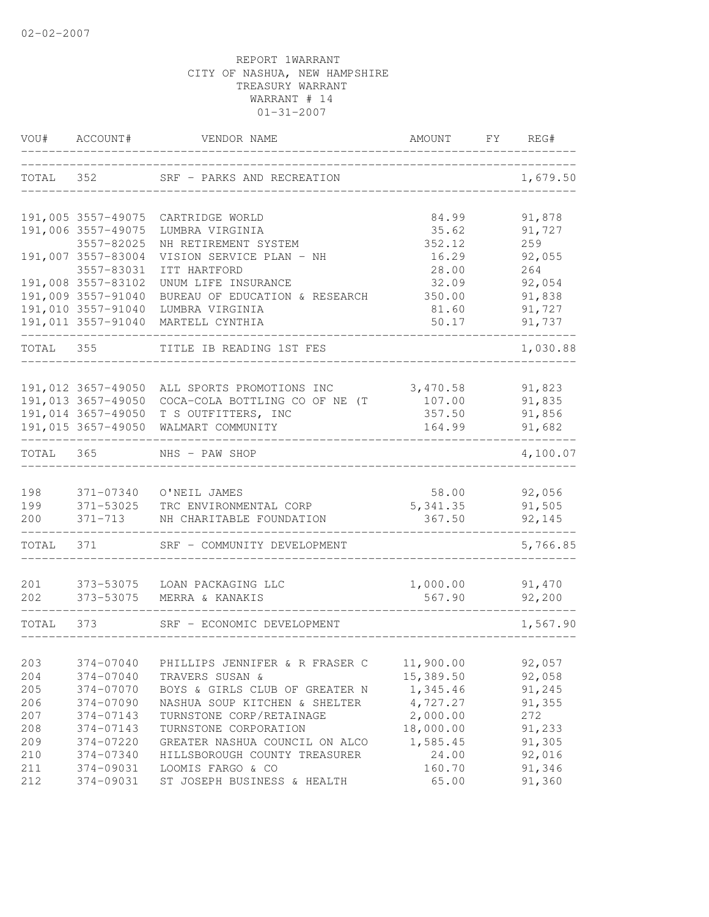02-02-2007

REPORT 1WARRANT
CITY OF NASHUA, NEW HAMPSHIRE
TREASURY WARRANT
WARRANT # 14
01-31-2007

| VOU# | ACCOUNT# | VENDOR NAME | AMOUNT | FY | REG# |
|---|---|---|---|---|---|
| TOTAL | 352 | SRF - PARKS AND RECREATION | | | 1,679.50 |
| 191,005 | 3557-49075 | CARTRIDGE WORLD | 84.99 | | 91,878 |
| 191,006 | 3557-49075 | LUMBRA VIRGINIA | 35.62 | | 91,727 |
| | 3557-82025 | NH RETIREMENT SYSTEM | 352.12 | | 259 |
| 191,007 | 3557-83004 | VISION SERVICE PLAN - NH | 16.29 | | 92,055 |
| | 3557-83031 | ITT HARTFORD | 28.00 | | 264 |
| 191,008 | 3557-83102 | UNUM LIFE INSURANCE | 32.09 | | 92,054 |
| 191,009 | 3557-91040 | BUREAU OF EDUCATION & RESEARCH | 350.00 | | 91,838 |
| 191,010 | 3557-91040 | LUMBRA VIRGINIA | 81.60 | | 91,727 |
| 191,011 | 3557-91040 | MARTELL CYNTHIA | 50.17 | | 91,737 |
| TOTAL | 355 | TITLE IB READING 1ST FES | | | 1,030.88 |
| 191,012 | 3657-49050 | ALL SPORTS PROMOTIONS INC | 3,470.58 | | 91,823 |
| 191,013 | 3657-49050 | COCA-COLA BOTTLING CO OF NE (T | 107.00 | | 91,835 |
| 191,014 | 3657-49050 | T S OUTFITTERS, INC | 357.50 | | 91,856 |
| 191,015 | 3657-49050 | WALMART COMMUNITY | 164.99 | | 91,682 |
| TOTAL | 365 | NHS - PAW SHOP | | | 4,100.07 |
| 198 | 371-07340 | O'NEIL JAMES | 58.00 | | 92,056 |
| 199 | 371-53025 | TRC ENVIRONMENTAL CORP | 5,341.35 | | 91,505 |
| 200 | 371-713 | NH CHARITABLE FOUNDATION | 367.50 | | 92,145 |
| TOTAL | 371 | SRF - COMMUNITY DEVELOPMENT | | | 5,766.85 |
| 201 | 373-53075 | LOAN PACKAGING LLC | 1,000.00 | | 91,470 |
| 202 | 373-53075 | MERRA & KANAKIS | 567.90 | | 92,200 |
| TOTAL | 373 | SRF - ECONOMIC DEVELOPMENT | | | 1,567.90 |
| 203 | 374-07040 | PHILLIPS JENNIFER & R FRASER C | 11,900.00 | | 92,057 |
| 204 | 374-07040 | TRAVERS SUSAN & | 15,389.50 | | 92,058 |
| 205 | 374-07070 | BOYS & GIRLS CLUB OF GREATER N | 1,345.46 | | 91,245 |
| 206 | 374-07090 | NASHUA SOUP KITCHEN & SHELTER | 4,727.27 | | 91,355 |
| 207 | 374-07143 | TURNSTONE CORP/RETAINAGE | 2,000.00 | | 272 |
| 208 | 374-07143 | TURNSTONE CORPORATION | 18,000.00 | | 91,233 |
| 209 | 374-07220 | GREATER NASHUA COUNCIL ON ALCO | 1,585.45 | | 91,305 |
| 210 | 374-07340 | HILLSBOROUGH COUNTY TREASURER | 24.00 | | 92,016 |
| 211 | 374-09031 | LOOMIS FARGO & CO | 160.70 | | 91,346 |
| 212 | 374-09031 | ST JOSEPH BUSINESS & HEALTH | 65.00 | | 91,360 |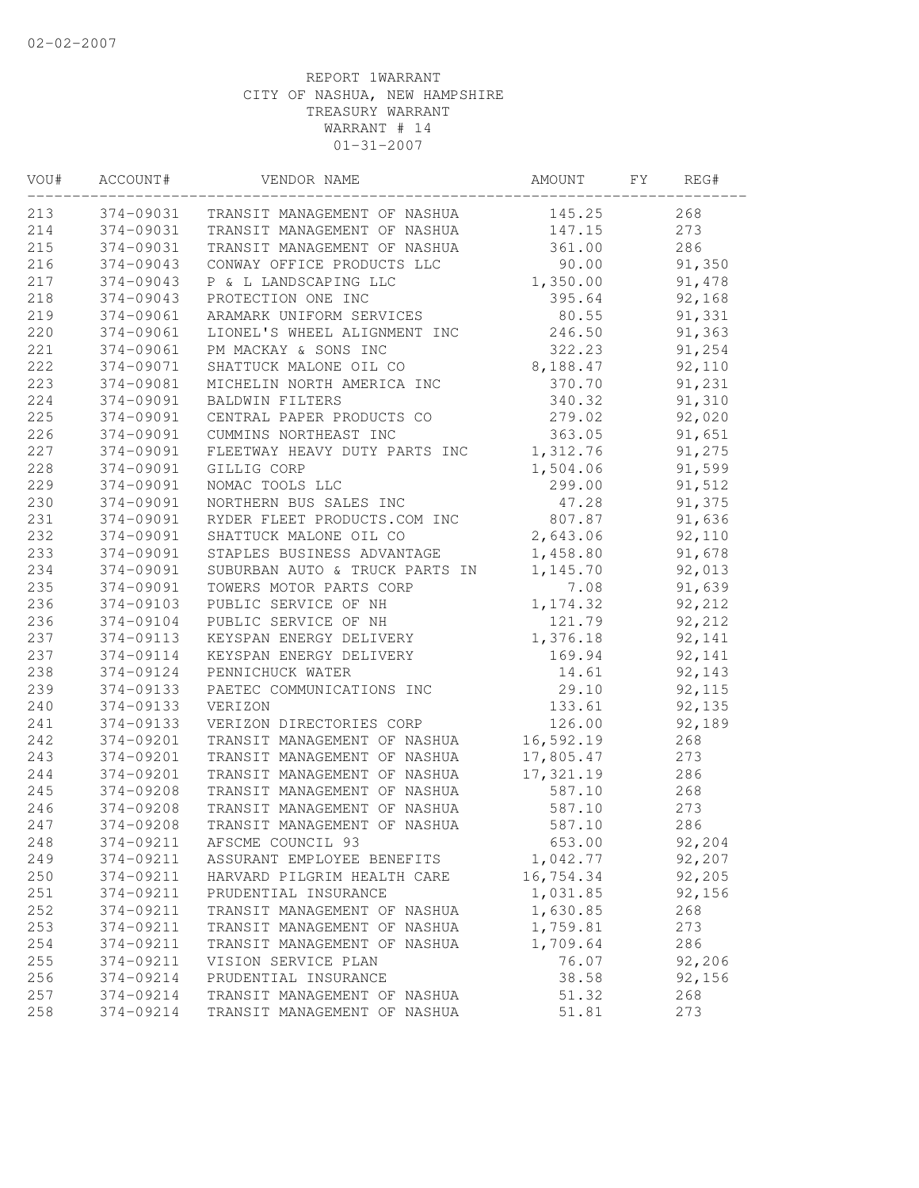REPORT 1WARRANT
CITY OF NASHUA, NEW HAMPSHIRE
TREASURY WARRANT
WARRANT # 14
01-31-2007

| VOU# | ACCOUNT# | VENDOR NAME | AMOUNT | FY | REG# |
|---|---|---|---|---|---|
| 213 | 374-09031 | TRANSIT MANAGEMENT OF NASHUA | 145.25 | | 268 |
| 214 | 374-09031 | TRANSIT MANAGEMENT OF NASHUA | 147.15 | | 273 |
| 215 | 374-09031 | TRANSIT MANAGEMENT OF NASHUA | 361.00 | | 286 |
| 216 | 374-09043 | CONWAY OFFICE PRODUCTS LLC | 90.00 | | 91,350 |
| 217 | 374-09043 | P & L LANDSCAPING LLC | 1,350.00 | | 91,478 |
| 218 | 374-09043 | PROTECTION ONE INC | 395.64 | | 92,168 |
| 219 | 374-09061 | ARAMARK UNIFORM SERVICES | 80.55 | | 91,331 |
| 220 | 374-09061 | LIONEL'S WHEEL ALIGNMENT INC | 246.50 | | 91,363 |
| 221 | 374-09061 | PM MACKAY & SONS INC | 322.23 | | 91,254 |
| 222 | 374-09071 | SHATTUCK MALONE OIL CO | 8,188.47 | | 92,110 |
| 223 | 374-09081 | MICHELIN NORTH AMERICA INC | 370.70 | | 91,231 |
| 224 | 374-09091 | BALDWIN FILTERS | 340.32 | | 91,310 |
| 225 | 374-09091 | CENTRAL PAPER PRODUCTS CO | 279.02 | | 92,020 |
| 226 | 374-09091 | CUMMINS NORTHEAST INC | 363.05 | | 91,651 |
| 227 | 374-09091 | FLEETWAY HEAVY DUTY PARTS INC | 1,312.76 | | 91,275 |
| 228 | 374-09091 | GILLIG CORP | 1,504.06 | | 91,599 |
| 229 | 374-09091 | NOMAC TOOLS LLC | 299.00 | | 91,512 |
| 230 | 374-09091 | NORTHERN BUS SALES INC | 47.28 | | 91,375 |
| 231 | 374-09091 | RYDER FLEET PRODUCTS.COM INC | 807.87 | | 91,636 |
| 232 | 374-09091 | SHATTUCK MALONE OIL CO | 2,643.06 | | 92,110 |
| 233 | 374-09091 | STAPLES BUSINESS ADVANTAGE | 1,458.80 | | 91,678 |
| 234 | 374-09091 | SUBURBAN AUTO & TRUCK PARTS IN | 1,145.70 | | 92,013 |
| 235 | 374-09091 | TOWERS MOTOR PARTS CORP | 7.08 | | 91,639 |
| 236 | 374-09103 | PUBLIC SERVICE OF NH | 1,174.32 | | 92,212 |
| 236 | 374-09104 | PUBLIC SERVICE OF NH | 121.79 | | 92,212 |
| 237 | 374-09113 | KEYSPAN ENERGY DELIVERY | 1,376.18 | | 92,141 |
| 237 | 374-09114 | KEYSPAN ENERGY DELIVERY | 169.94 | | 92,141 |
| 238 | 374-09124 | PENNICHUCK WATER | 14.61 | | 92,143 |
| 239 | 374-09133 | PAETEC COMMUNICATIONS INC | 29.10 | | 92,115 |
| 240 | 374-09133 | VERIZON | 133.61 | | 92,135 |
| 241 | 374-09133 | VERIZON DIRECTORIES CORP | 126.00 | | 92,189 |
| 242 | 374-09201 | TRANSIT MANAGEMENT OF NASHUA | 16,592.19 | | 268 |
| 243 | 374-09201 | TRANSIT MANAGEMENT OF NASHUA | 17,805.47 | | 273 |
| 244 | 374-09201 | TRANSIT MANAGEMENT OF NASHUA | 17,321.19 | | 286 |
| 245 | 374-09208 | TRANSIT MANAGEMENT OF NASHUA | 587.10 | | 268 |
| 246 | 374-09208 | TRANSIT MANAGEMENT OF NASHUA | 587.10 | | 273 |
| 247 | 374-09208 | TRANSIT MANAGEMENT OF NASHUA | 587.10 | | 286 |
| 248 | 374-09211 | AFSCME COUNCIL 93 | 653.00 | | 92,204 |
| 249 | 374-09211 | ASSURANT EMPLOYEE BENEFITS | 1,042.77 | | 92,207 |
| 250 | 374-09211 | HARVARD PILGRIM HEALTH CARE | 16,754.34 | | 92,205 |
| 251 | 374-09211 | PRUDENTIAL INSURANCE | 1,031.85 | | 92,156 |
| 252 | 374-09211 | TRANSIT MANAGEMENT OF NASHUA | 1,630.85 | | 268 |
| 253 | 374-09211 | TRANSIT MANAGEMENT OF NASHUA | 1,759.81 | | 273 |
| 254 | 374-09211 | TRANSIT MANAGEMENT OF NASHUA | 1,709.64 | | 286 |
| 255 | 374-09211 | VISION SERVICE PLAN | 76.07 | | 92,206 |
| 256 | 374-09214 | PRUDENTIAL INSURANCE | 38.58 | | 92,156 |
| 257 | 374-09214 | TRANSIT MANAGEMENT OF NASHUA | 51.32 | | 268 |
| 258 | 374-09214 | TRANSIT MANAGEMENT OF NASHUA | 51.81 | | 273 |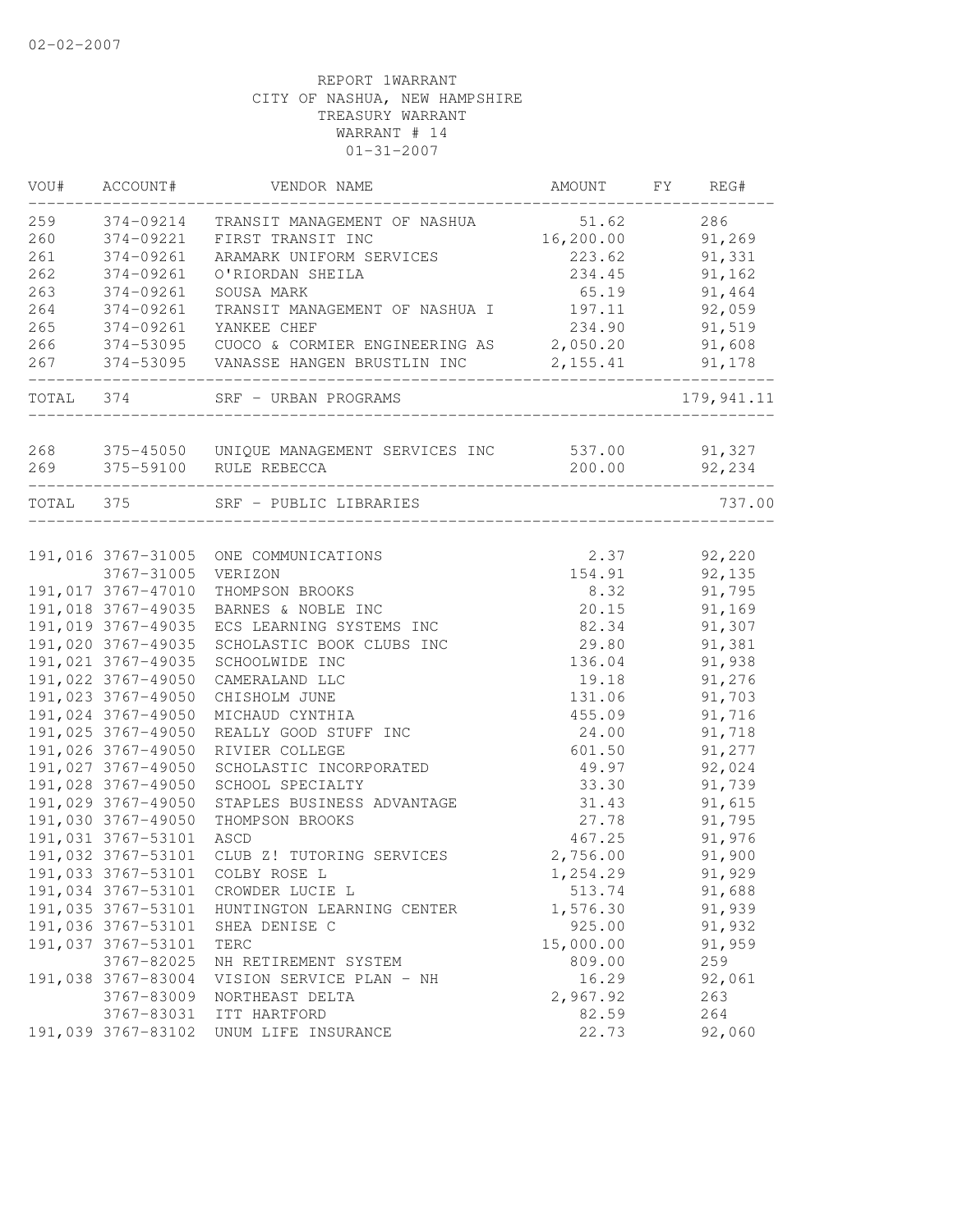02-02-2007

REPORT 1WARRANT
CITY OF NASHUA, NEW HAMPSHIRE
TREASURY WARRANT
WARRANT # 14
01-31-2007

| VOU# | ACCOUNT# | VENDOR NAME | AMOUNT | FY | REG# |
|---|---|---|---|---|---|
| 259 | 374-09214 | TRANSIT MANAGEMENT OF NASHUA | 51.62 | | 286 |
| 260 | 374-09221 | FIRST TRANSIT INC | 16,200.00 | | 91,269 |
| 261 | 374-09261 | ARAMARK UNIFORM SERVICES | 223.62 | | 91,331 |
| 262 | 374-09261 | O'RIORDAN SHEILA | 234.45 | | 91,162 |
| 263 | 374-09261 | SOUSA MARK | 65.19 | | 91,464 |
| 264 | 374-09261 | TRANSIT MANAGEMENT OF NASHUA I | 197.11 | | 92,059 |
| 265 | 374-09261 | YANKEE CHEF | 234.90 | | 91,519 |
| 266 | 374-53095 | CUOCO & CORMIER ENGINEERING AS | 2,050.20 | | 91,608 |
| 267 | 374-53095 | VANASSE HANGEN BRUSTLIN INC | 2,155.41 | | 91,178 |
| TOTAL | 374 | SRF - URBAN PROGRAMS | | | 179,941.11 |
| 268 | 375-45050 | UNIQUE MANAGEMENT SERVICES INC | 537.00 | | 91,327 |
| 269 | 375-59100 | RULE REBECCA | 200.00 | | 92,234 |
| TOTAL | 375 | SRF - PUBLIC LIBRARIES | | | 737.00 |
| 191,016 | 3767-31005 | ONE COMMUNICATIONS | 2.37 | | 92,220 |
| | 3767-31005 | VERIZON | 154.91 | | 92,135 |
| 191,017 | 3767-47010 | THOMPSON BROOKS | 8.32 | | 91,795 |
| 191,018 | 3767-49035 | BARNES & NOBLE INC | 20.15 | | 91,169 |
| 191,019 | 3767-49035 | ECS LEARNING SYSTEMS INC | 82.34 | | 91,307 |
| 191,020 | 3767-49035 | SCHOLASTIC BOOK CLUBS INC | 29.80 | | 91,381 |
| 191,021 | 3767-49035 | SCHOOLWIDE INC | 136.04 | | 91,938 |
| 191,022 | 3767-49050 | CAMERALAND LLC | 19.18 | | 91,276 |
| 191,023 | 3767-49050 | CHISHOLM JUNE | 131.06 | | 91,703 |
| 191,024 | 3767-49050 | MICHAUD CYNTHIA | 455.09 | | 91,716 |
| 191,025 | 3767-49050 | REALLY GOOD STUFF INC | 24.00 | | 91,718 |
| 191,026 | 3767-49050 | RIVIER COLLEGE | 601.50 | | 91,277 |
| 191,027 | 3767-49050 | SCHOLASTIC INCORPORATED | 49.97 | | 92,024 |
| 191,028 | 3767-49050 | SCHOOL SPECIALTY | 33.30 | | 91,739 |
| 191,029 | 3767-49050 | STAPLES BUSINESS ADVANTAGE | 31.43 | | 91,615 |
| 191,030 | 3767-49050 | THOMPSON BROOKS | 27.78 | | 91,795 |
| 191,031 | 3767-53101 | ASCD | 467.25 | | 91,976 |
| 191,032 | 3767-53101 | CLUB Z! TUTORING SERVICES | 2,756.00 | | 91,900 |
| 191,033 | 3767-53101 | COLBY ROSE L | 1,254.29 | | 91,929 |
| 191,034 | 3767-53101 | CROWDER LUCIE L | 513.74 | | 91,688 |
| 191,035 | 3767-53101 | HUNTINGTON LEARNING CENTER | 1,576.30 | | 91,939 |
| 191,036 | 3767-53101 | SHEA DENISE C | 925.00 | | 91,932 |
| 191,037 | 3767-53101 | TERC | 15,000.00 | | 91,959 |
| | 3767-82025 | NH RETIREMENT SYSTEM | 809.00 | | 259 |
| 191,038 | 3767-83004 | VISION SERVICE PLAN - NH | 16.29 | | 92,061 |
| | 3767-83009 | NORTHEAST DELTA | 2,967.92 | | 263 |
| | 3767-83031 | ITT HARTFORD | 82.59 | | 264 |
| 191,039 | 3767-83102 | UNUM LIFE INSURANCE | 22.73 | | 92,060 |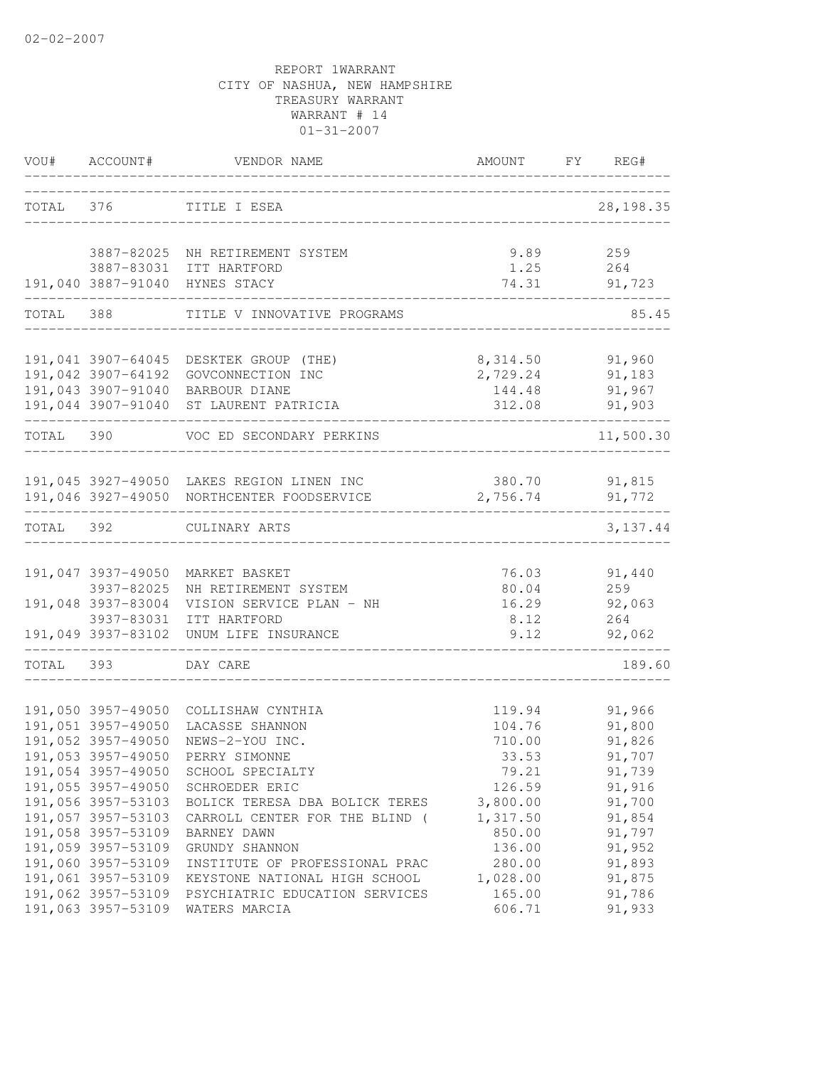02-02-2007

REPORT 1WARRANT
CITY OF NASHUA, NEW HAMPSHIRE
TREASURY WARRANT
WARRANT # 14
01-31-2007

| VOU# | ACCOUNT# | VENDOR NAME | AMOUNT | FY | REG# |
|---|---|---|---|---|---|
| TOTAL | 376 | TITLE I ESEA | | | 28,198.35 |
| | 3887-82025 | NH RETIREMENT SYSTEM | 9.89 | | 259 |
| | 3887-83031 | ITT HARTFORD | 1.25 | | 264 |
| 191,040 | 3887-91040 | HYNES STACY | 74.31 | | 91,723 |
| TOTAL | 388 | TITLE V INNOVATIVE PROGRAMS | | | 85.45 |
| 191,041 | 3907-64045 | DESKTEK GROUP (THE) | 8,314.50 | | 91,960 |
| 191,042 | 3907-64192 | GOVCONNECTION INC | 2,729.24 | | 91,183 |
| 191,043 | 3907-91040 | BARBOUR DIANE | 144.48 | | 91,967 |
| 191,044 | 3907-91040 | ST LAURENT PATRICIA | 312.08 | | 91,903 |
| TOTAL | 390 | VOC ED SECONDARY PERKINS | | | 11,500.30 |
| 191,045 | 3927-49050 | LAKES REGION LINEN INC | 380.70 | | 91,815 |
| 191,046 | 3927-49050 | NORTHCENTER FOODSERVICE | 2,756.74 | | 91,772 |
| TOTAL | 392 | CULINARY ARTS | | | 3,137.44 |
| 191,047 | 3937-49050 | MARKET BASKET | 76.03 | | 91,440 |
| | 3937-82025 | NH RETIREMENT SYSTEM | 80.04 | | 259 |
| 191,048 | 3937-83004 | VISION SERVICE PLAN - NH | 16.29 | | 92,063 |
| | 3937-83031 | ITT HARTFORD | 8.12 | | 264 |
| 191,049 | 3937-83102 | UNUM LIFE INSURANCE | 9.12 | | 92,062 |
| TOTAL | 393 | DAY CARE | | | 189.60 |
| 191,050 | 3957-49050 | COLLISHAW CYNTHIA | 119.94 | | 91,966 |
| 191,051 | 3957-49050 | LACASSE SHANNON | 104.76 | | 91,800 |
| 191,052 | 3957-49050 | NEWS-2-YOU INC. | 710.00 | | 91,826 |
| 191,053 | 3957-49050 | PERRY SIMONNE | 33.53 | | 91,707 |
| 191,054 | 3957-49050 | SCHOOL SPECIALTY | 79.21 | | 91,739 |
| 191,055 | 3957-49050 | SCHROEDER ERIC | 126.59 | | 91,916 |
| 191,056 | 3957-53103 | BOLICK TERESA DBA BOLICK TERES | 3,800.00 | | 91,700 |
| 191,057 | 3957-53103 | CARROLL CENTER FOR THE BLIND ( | 1,317.50 | | 91,854 |
| 191,058 | 3957-53109 | BARNEY DAWN | 850.00 | | 91,797 |
| 191,059 | 3957-53109 | GRUNDY SHANNON | 136.00 | | 91,952 |
| 191,060 | 3957-53109 | INSTITUTE OF PROFESSIONAL PRAC | 280.00 | | 91,893 |
| 191,061 | 3957-53109 | KEYSTONE NATIONAL HIGH SCHOOL | 1,028.00 | | 91,875 |
| 191,062 | 3957-53109 | PSYCHIATRIC EDUCATION SERVICES | 165.00 | | 91,786 |
| 191,063 | 3957-53109 | WATERS MARCIA | 606.71 | | 91,933 |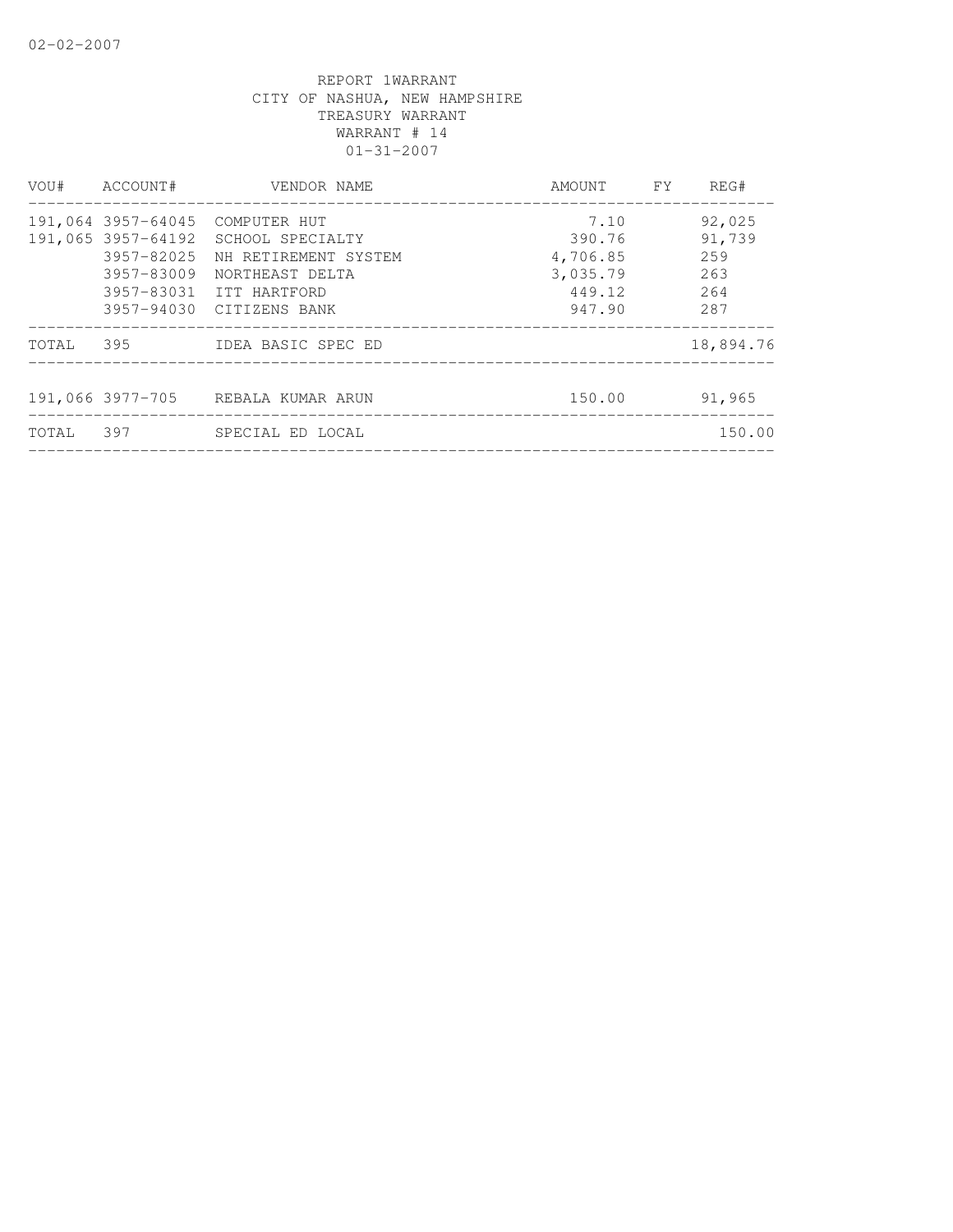REPORT 1WARRANT
CITY OF NASHUA, NEW HAMPSHIRE
TREASURY WARRANT
WARRANT # 14
01-31-2007

| VOU# | ACCOUNT# | VENDOR NAME | AMOUNT | FY | REG# |
|---|---|---|---|---|---|
| 191,064 | 3957-64045 | COMPUTER HUT | 7.10 | | 92,025 |
| 191,065 | 3957-64192 | SCHOOL SPECIALTY | 390.76 | | 91,739 |
| | 3957-82025 | NH RETIREMENT SYSTEM | 4,706.85 | | 259 |
| | 3957-83009 | NORTHEAST DELTA | 3,035.79 | | 263 |
| | 3957-83031 | ITT HARTFORD | 449.12 | | 264 |
| | 3957-94030 | CITIZENS BANK | 947.90 | | 287 |
| TOTAL | 395 | IDEA BASIC SPEC ED | | | 18,894.76 |
| 191,066 | 3977-705 | REBALA KUMAR ARUN | 150.00 | | 91,965 |
| TOTAL | 397 | SPECIAL ED LOCAL | | | 150.00 |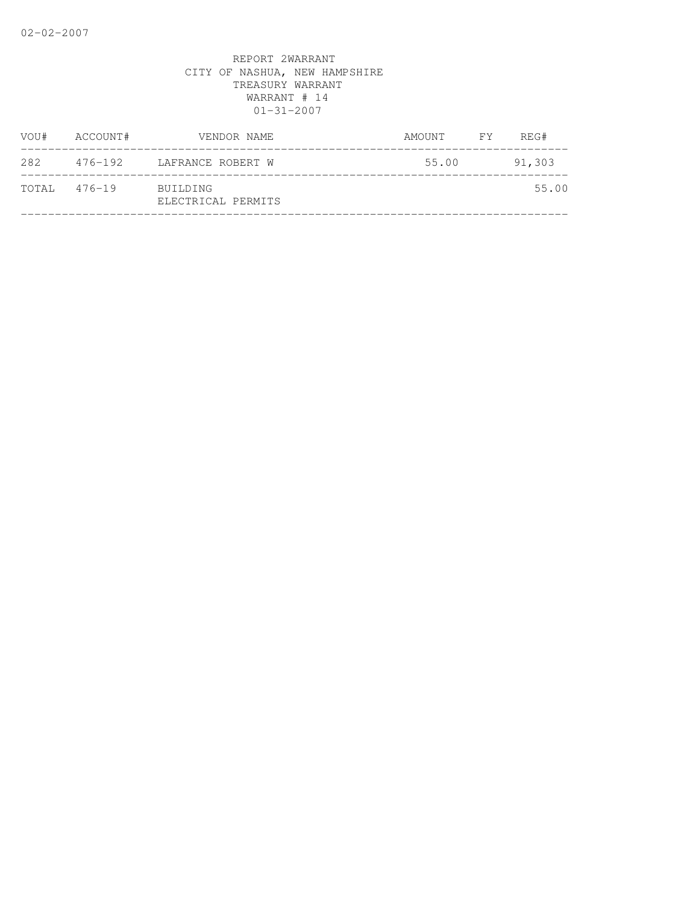REPORT 2WARRANT
CITY OF NASHUA, NEW HAMPSHIRE
TREASURY WARRANT
WARRANT # 14
01-31-2007

| VOU# | ACCOUNT# | VENDOR NAME | AMOUNT | FY | REG# |
|---|---|---|---|---|---|
| 282 | 476-192 | LAFRANCE ROBERT W | 55.00 | | 91,303 |
| TOTAL | 476-19 | BUILDING<br>ELECTRICAL PERMITS | | | 55.00 |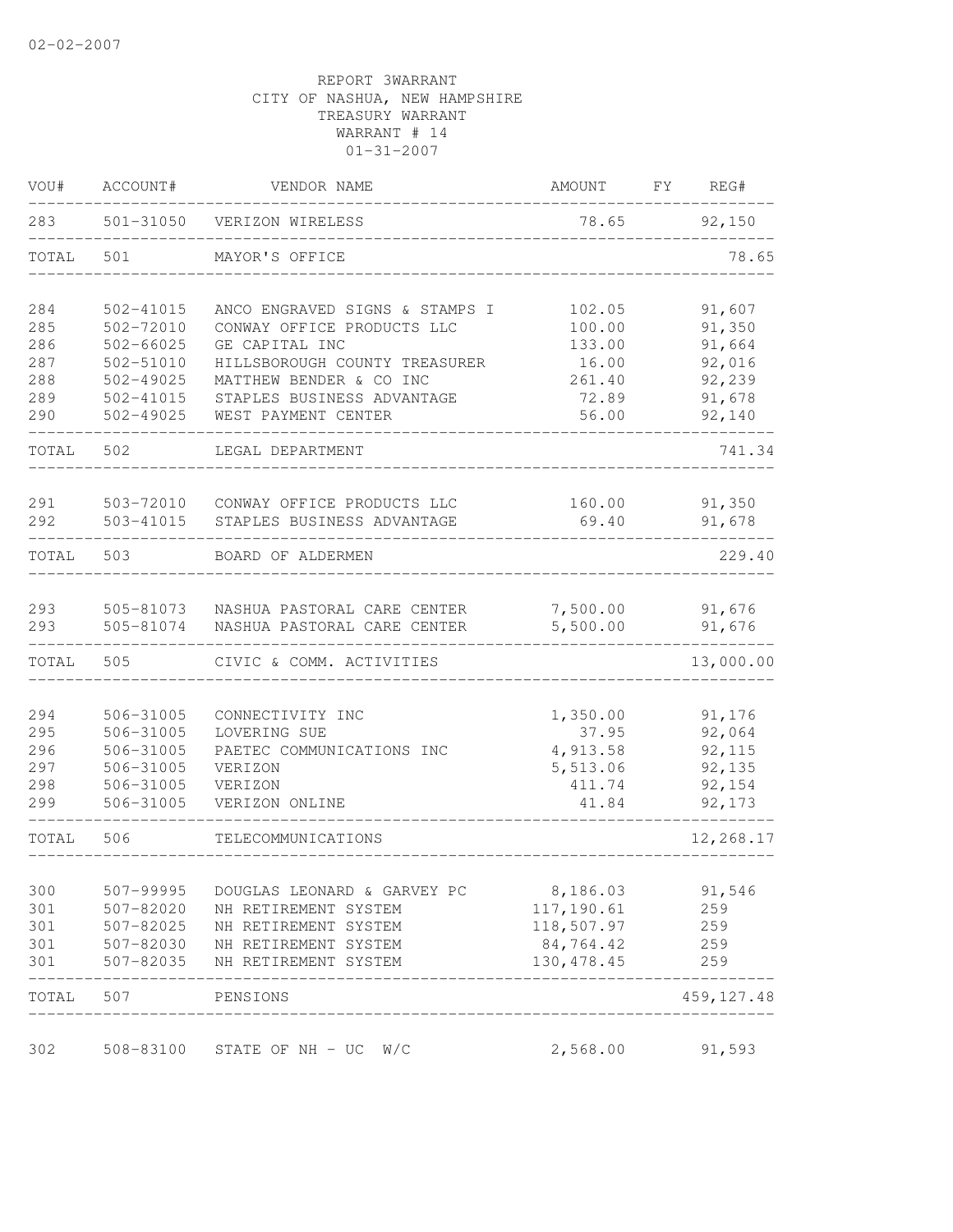02-02-2007

REPORT 3WARRANT
CITY OF NASHUA, NEW HAMPSHIRE
TREASURY WARRANT
WARRANT # 14
01-31-2007

| VOU# | ACCOUNT# | VENDOR NAME | AMOUNT | FY | REG# |
|---|---|---|---|---|---|
| 283 | 501-31050 | VERIZON WIRELESS | 78.65 | | 92,150 |
| TOTAL | 501 | MAYOR'S OFFICE | | | 78.65 |
| 284 | 502-41015 | ANCO ENGRAVED SIGNS & STAMPS I | 102.05 | | 91,607 |
| 285 | 502-72010 | CONWAY OFFICE PRODUCTS LLC | 100.00 | | 91,350 |
| 286 | 502-66025 | GE CAPITAL INC | 133.00 | | 91,664 |
| 287 | 502-51010 | HILLSBOROUGH COUNTY TREASURER | 16.00 | | 92,016 |
| 288 | 502-49025 | MATTHEW BENDER & CO INC | 261.40 | | 92,239 |
| 289 | 502-41015 | STAPLES BUSINESS ADVANTAGE | 72.89 | | 91,678 |
| 290 | 502-49025 | WEST PAYMENT CENTER | 56.00 | | 92,140 |
| TOTAL | 502 | LEGAL DEPARTMENT | | | 741.34 |
| 291 | 503-72010 | CONWAY OFFICE PRODUCTS LLC | 160.00 | | 91,350 |
| 292 | 503-41015 | STAPLES BUSINESS ADVANTAGE | 69.40 | | 91,678 |
| TOTAL | 503 | BOARD OF ALDERMEN | | | 229.40 |
| 293 | 505-81073 | NASHUA PASTORAL CARE CENTER | 7,500.00 | | 91,676 |
| 293 | 505-81074 | NASHUA PASTORAL CARE CENTER | 5,500.00 | | 91,676 |
| TOTAL | 505 | CIVIC & COMM. ACTIVITIES | | | 13,000.00 |
| 294 | 506-31005 | CONNECTIVITY INC | 1,350.00 | | 91,176 |
| 295 | 506-31005 | LOVERING SUE | 37.95 | | 92,064 |
| 296 | 506-31005 | PAETEC COMMUNICATIONS INC | 4,913.58 | | 92,115 |
| 297 | 506-31005 | VERIZON | 5,513.06 | | 92,135 |
| 298 | 506-31005 | VERIZON | 411.74 | | 92,154 |
| 299 | 506-31005 | VERIZON ONLINE | 41.84 | | 92,173 |
| TOTAL | 506 | TELECOMMUNICATIONS | | | 12,268.17 |
| 300 | 507-99995 | DOUGLAS LEONARD & GARVEY PC | 8,186.03 | | 91,546 |
| 301 | 507-82020 | NH RETIREMENT SYSTEM | 117,190.61 | | 259 |
| 301 | 507-82025 | NH RETIREMENT SYSTEM | 118,507.97 | | 259 |
| 301 | 507-82030 | NH RETIREMENT SYSTEM | 84,764.42 | | 259 |
| 301 | 507-82035 | NH RETIREMENT SYSTEM | 130,478.45 | | 259 |
| TOTAL | 507 | PENSIONS | | | 459,127.48 |
| 302 | 508-83100 | STATE OF NH - UC W/C | 2,568.00 | | 91,593 |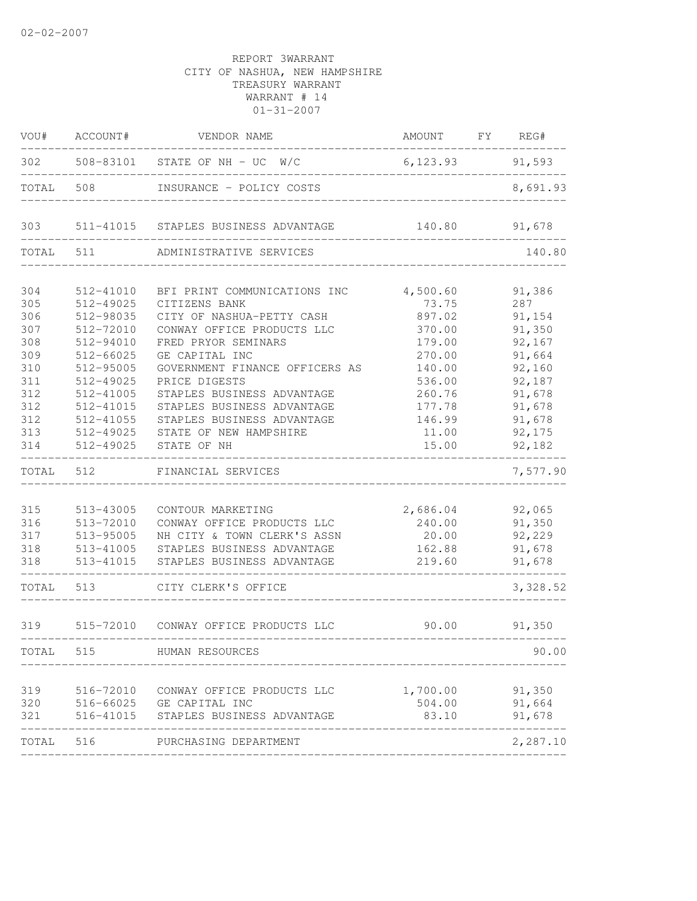02-02-2007

REPORT 3WARRANT
CITY OF NASHUA, NEW HAMPSHIRE
TREASURY WARRANT
WARRANT # 14
01-31-2007

| VOU# | ACCOUNT# | VENDOR NAME | AMOUNT | FY | REG# |
|---|---|---|---|---|---|
| 302 | 508-83101 | STATE OF NH - UC W/C | 6,123.93 | | 91,593 |
| TOTAL | 508 | INSURANCE - POLICY COSTS | | | 8,691.93 |
| 303 | 511-41015 | STAPLES BUSINESS ADVANTAGE | 140.80 | | 91,678 |
| TOTAL | 511 | ADMINISTRATIVE SERVICES | | | 140.80 |
| 304 | 512-41010 | BFI PRINT COMMUNICATIONS INC | 4,500.60 | | 91,386 |
| 305 | 512-49025 | CITIZENS BANK | 73.75 | | 287 |
| 306 | 512-98035 | CITY OF NASHUA-PETTY CASH | 897.02 | | 91,154 |
| 307 | 512-72010 | CONWAY OFFICE PRODUCTS LLC | 370.00 | | 91,350 |
| 308 | 512-94010 | FRED PRYOR SEMINARS | 179.00 | | 92,167 |
| 309 | 512-66025 | GE CAPITAL INC | 270.00 | | 91,664 |
| 310 | 512-95005 | GOVERNMENT FINANCE OFFICERS AS | 140.00 | | 92,160 |
| 311 | 512-49025 | PRICE DIGESTS | 536.00 | | 92,187 |
| 312 | 512-41005 | STAPLES BUSINESS ADVANTAGE | 260.76 | | 91,678 |
| 312 | 512-41015 | STAPLES BUSINESS ADVANTAGE | 177.78 | | 91,678 |
| 312 | 512-41055 | STAPLES BUSINESS ADVANTAGE | 146.99 | | 91,678 |
| 313 | 512-49025 | STATE OF NEW HAMPSHIRE | 11.00 | | 92,175 |
| 314 | 512-49025 | STATE OF NH | 15.00 | | 92,182 |
| TOTAL | 512 | FINANCIAL SERVICES | | | 7,577.90 |
| 315 | 513-43005 | CONTOUR MARKETING | 2,686.04 | | 92,065 |
| 316 | 513-72010 | CONWAY OFFICE PRODUCTS LLC | 240.00 | | 91,350 |
| 317 | 513-95005 | NH CITY & TOWN CLERK'S ASSN | 20.00 | | 92,229 |
| 318 | 513-41005 | STAPLES BUSINESS ADVANTAGE | 162.88 | | 91,678 |
| 318 | 513-41015 | STAPLES BUSINESS ADVANTAGE | 219.60 | | 91,678 |
| TOTAL | 513 | CITY CLERK'S OFFICE | | | 3,328.52 |
| 319 | 515-72010 | CONWAY OFFICE PRODUCTS LLC | 90.00 | | 91,350 |
| TOTAL | 515 | HUMAN RESOURCES | | | 90.00 |
| 319 | 516-72010 | CONWAY OFFICE PRODUCTS LLC | 1,700.00 | | 91,350 |
| 320 | 516-66025 | GE CAPITAL INC | 504.00 | | 91,664 |
| 321 | 516-41015 | STAPLES BUSINESS ADVANTAGE | 83.10 | | 91,678 |
| TOTAL | 516 | PURCHASING DEPARTMENT | | | 2,287.10 |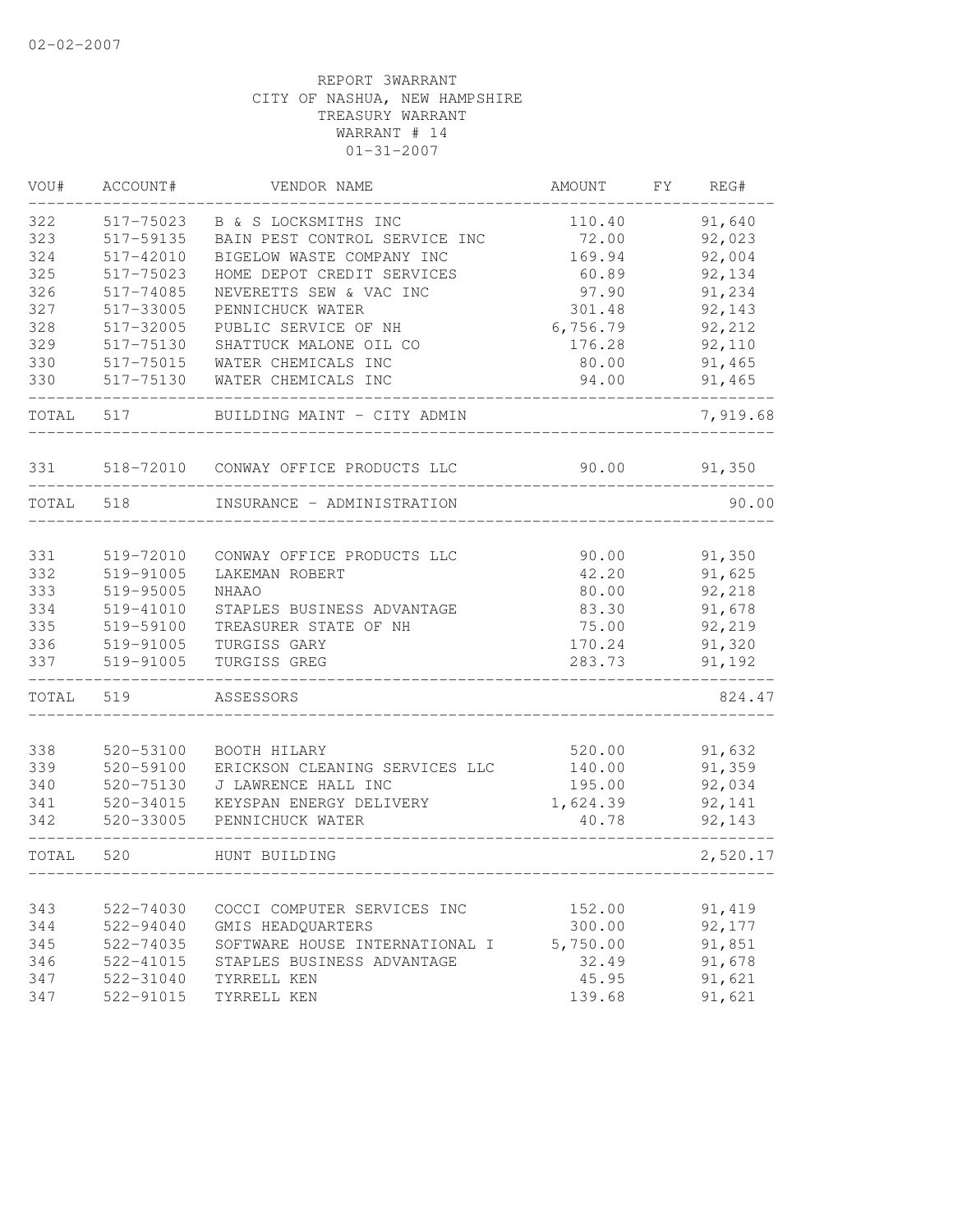02-02-2007

REPORT 3WARRANT
CITY OF NASHUA, NEW HAMPSHIRE
TREASURY WARRANT
WARRANT # 14
01-31-2007

| VOU# | ACCOUNT# | VENDOR NAME | AMOUNT | FY | REG# |
|---|---|---|---|---|---|
| 322 | 517-75023 | B & S LOCKSMITHS INC | 110.40 | | 91,640 |
| 323 | 517-59135 | BAIN PEST CONTROL SERVICE INC | 72.00 | | 92,023 |
| 324 | 517-42010 | BIGELOW WASTE COMPANY INC | 169.94 | | 92,004 |
| 325 | 517-75023 | HOME DEPOT CREDIT SERVICES | 60.89 | | 92,134 |
| 326 | 517-74085 | NEVERETTS SEW & VAC INC | 97.90 | | 91,234 |
| 327 | 517-33005 | PENNICHUCK WATER | 301.48 | | 92,143 |
| 328 | 517-32005 | PUBLIC SERVICE OF NH | 6,756.79 | | 92,212 |
| 329 | 517-75130 | SHATTUCK MALONE OIL CO | 176.28 | | 92,110 |
| 330 | 517-75015 | WATER CHEMICALS INC | 80.00 | | 91,465 |
| 330 | 517-75130 | WATER CHEMICALS INC | 94.00 | | 91,465 |
| TOTAL | 517 | BUILDING MAINT - CITY ADMIN | | | 7,919.68 |
| 331 | 518-72010 | CONWAY OFFICE PRODUCTS LLC | 90.00 | | 91,350 |
| TOTAL | 518 | INSURANCE - ADMINISTRATION | | | 90.00 |
| 331 | 519-72010 | CONWAY OFFICE PRODUCTS LLC | 90.00 | | 91,350 |
| 332 | 519-91005 | LAKEMAN ROBERT | 42.20 | | 91,625 |
| 333 | 519-95005 | NHAAO | 80.00 | | 92,218 |
| 334 | 519-41010 | STAPLES BUSINESS ADVANTAGE | 83.30 | | 91,678 |
| 335 | 519-59100 | TREASURER STATE OF NH | 75.00 | | 92,219 |
| 336 | 519-91005 | TURGISS GARY | 170.24 | | 91,320 |
| 337 | 519-91005 | TURGISS GREG | 283.73 | | 91,192 |
| TOTAL | 519 | ASSESSORS | | | 824.47 |
| 338 | 520-53100 | BOOTH HILARY | 520.00 | | 91,632 |
| 339 | 520-59100 | ERICKSON CLEANING SERVICES LLC | 140.00 | | 91,359 |
| 340 | 520-75130 | J LAWRENCE HALL INC | 195.00 | | 92,034 |
| 341 | 520-34015 | KEYSPAN ENERGY DELIVERY | 1,624.39 | | 92,141 |
| 342 | 520-33005 | PENNICHUCK WATER | 40.78 | | 92,143 |
| TOTAL | 520 | HUNT BUILDING | | | 2,520.17 |
| 343 | 522-74030 | COCCI COMPUTER SERVICES INC | 152.00 | | 91,419 |
| 344 | 522-94040 | GMIS HEADQUARTERS | 300.00 | | 92,177 |
| 345 | 522-74035 | SOFTWARE HOUSE INTERNATIONAL I | 5,750.00 | | 91,851 |
| 346 | 522-41015 | STAPLES BUSINESS ADVANTAGE | 32.49 | | 91,678 |
| 347 | 522-31040 | TYRRELL KEN | 45.95 | | 91,621 |
| 347 | 522-91015 | TYRRELL KEN | 139.68 | | 91,621 |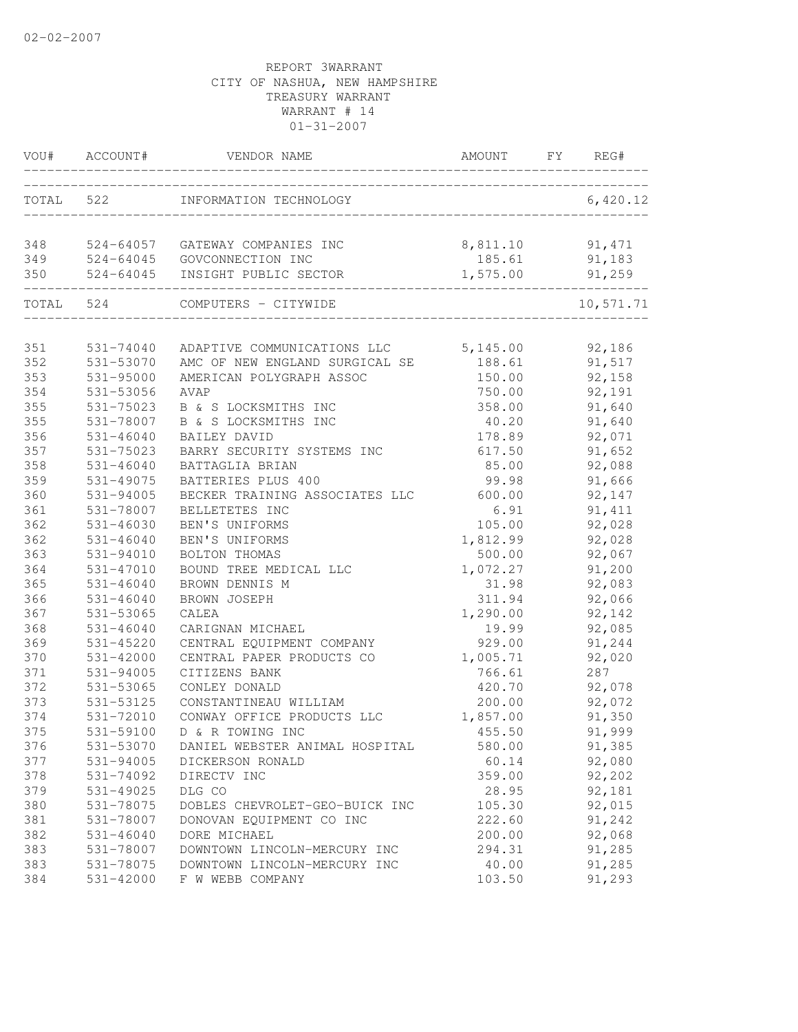02-02-2007

REPORT 3WARRANT
CITY OF NASHUA, NEW HAMPSHIRE
TREASURY WARRANT
WARRANT # 14
01-31-2007

| VOU# | ACCOUNT# | VENDOR NAME | AMOUNT | FY | REG# |
|---|---|---|---|---|---|
| TOTAL | 522 | INFORMATION TECHNOLOGY | | | 6,420.12 |
| 348 | 524-64057 | GATEWAY COMPANIES INC | 8,811.10 | | 91,471 |
| 349 | 524-64045 | GOVCONNECTION INC | 185.61 | | 91,183 |
| 350 | 524-64045 | INSIGHT PUBLIC SECTOR | 1,575.00 | | 91,259 |
| TOTAL | 524 | COMPUTERS - CITYWIDE | | | 10,571.71 |
| 351 | 531-74040 | ADAPTIVE COMMUNICATIONS LLC | 5,145.00 | | 92,186 |
| 352 | 531-53070 | AMC OF NEW ENGLAND SURGICAL SE | 188.61 | | 91,517 |
| 353 | 531-95000 | AMERICAN POLYGRAPH ASSOC | 150.00 | | 92,158 |
| 354 | 531-53056 | AVAP | 750.00 | | 92,191 |
| 355 | 531-75023 | B & S LOCKSMITHS INC | 358.00 | | 91,640 |
| 355 | 531-78007 | B & S LOCKSMITHS INC | 40.20 | | 91,640 |
| 356 | 531-46040 | BAILEY DAVID | 178.89 | | 92,071 |
| 357 | 531-75023 | BARRY SECURITY SYSTEMS INC | 617.50 | | 91,652 |
| 358 | 531-46040 | BATTAGLIA BRIAN | 85.00 | | 92,088 |
| 359 | 531-49075 | BATTERIES PLUS 400 | 99.98 | | 91,666 |
| 360 | 531-94005 | BECKER TRAINING ASSOCIATES LLC | 600.00 | | 92,147 |
| 361 | 531-78007 | BELLETETES INC | 6.91 | | 91,411 |
| 362 | 531-46030 | BEN'S UNIFORMS | 105.00 | | 92,028 |
| 362 | 531-46040 | BEN'S UNIFORMS | 1,812.99 | | 92,028 |
| 363 | 531-94010 | BOLTON THOMAS | 500.00 | | 92,067 |
| 364 | 531-47010 | BOUND TREE MEDICAL LLC | 1,072.27 | | 91,200 |
| 365 | 531-46040 | BROWN DENNIS M | 31.98 | | 92,083 |
| 366 | 531-46040 | BROWN JOSEPH | 311.94 | | 92,066 |
| 367 | 531-53065 | CALEA | 1,290.00 | | 92,142 |
| 368 | 531-46040 | CARIGNAN MICHAEL | 19.99 | | 92,085 |
| 369 | 531-45220 | CENTRAL EQUIPMENT COMPANY | 929.00 | | 91,244 |
| 370 | 531-42000 | CENTRAL PAPER PRODUCTS CO | 1,005.71 | | 92,020 |
| 371 | 531-94005 | CITIZENS BANK | 766.61 | | 287 |
| 372 | 531-53065 | CONLEY DONALD | 420.70 | | 92,078 |
| 373 | 531-53125 | CONSTANTINEAU WILLIAM | 200.00 | | 92,072 |
| 374 | 531-72010 | CONWAY OFFICE PRODUCTS LLC | 1,857.00 | | 91,350 |
| 375 | 531-59100 | D & R TOWING INC | 455.50 | | 91,999 |
| 376 | 531-53070 | DANIEL WEBSTER ANIMAL HOSPITAL | 580.00 | | 91,385 |
| 377 | 531-94005 | DICKERSON RONALD | 60.14 | | 92,080 |
| 378 | 531-74092 | DIRECTV INC | 359.00 | | 92,202 |
| 379 | 531-49025 | DLG CO | 28.95 | | 92,181 |
| 380 | 531-78075 | DOBLES CHEVROLET-GEO-BUICK INC | 105.30 | | 92,015 |
| 381 | 531-78007 | DONOVAN EQUIPMENT CO INC | 222.60 | | 91,242 |
| 382 | 531-46040 | DORE MICHAEL | 200.00 | | 92,068 |
| 383 | 531-78007 | DOWNTOWN LINCOLN-MERCURY INC | 294.31 | | 91,285 |
| 383 | 531-78075 | DOWNTOWN LINCOLN-MERCURY INC | 40.00 | | 91,285 |
| 384 | 531-42000 | F W WEBB COMPANY | 103.50 | | 91,293 |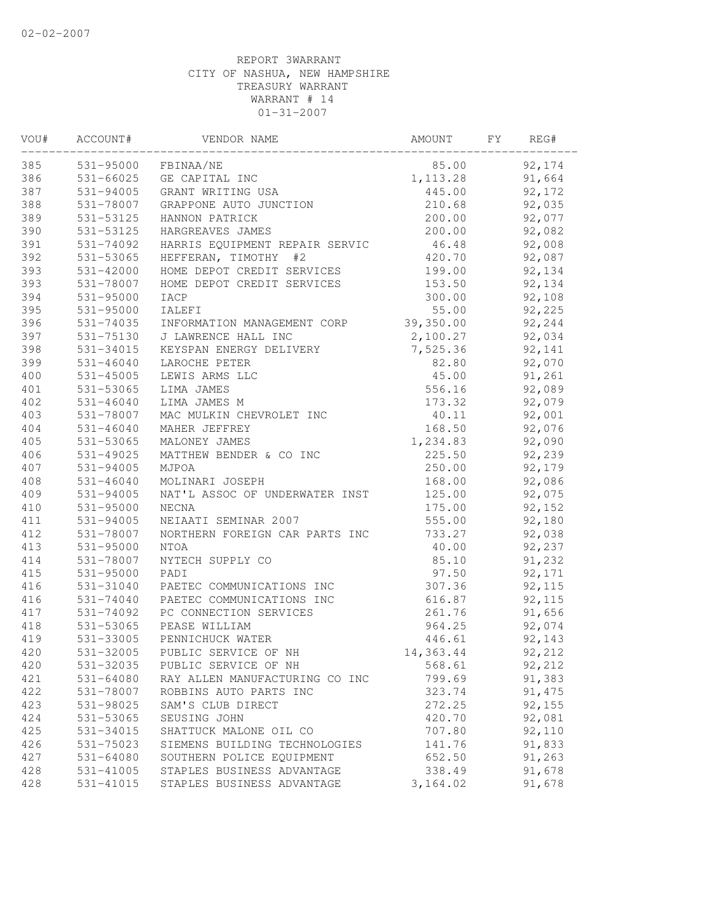02-02-2007

REPORT 3WARRANT
CITY OF NASHUA, NEW HAMPSHIRE
TREASURY WARRANT
WARRANT # 14
01-31-2007

| VOU# | ACCOUNT# | VENDOR NAME | AMOUNT | FY | REG# |
|---|---|---|---|---|---|
| 385 | 531-95000 | FBINAA/NE | 85.00 | | 92,174 |
| 386 | 531-66025 | GE CAPITAL INC | 1,113.28 | | 91,664 |
| 387 | 531-94005 | GRANT WRITING USA | 445.00 | | 92,172 |
| 388 | 531-78007 | GRAPPONE AUTO JUNCTION | 210.68 | | 92,035 |
| 389 | 531-53125 | HANNON PATRICK | 200.00 | | 92,077 |
| 390 | 531-53125 | HARGREAVES JAMES | 200.00 | | 92,082 |
| 391 | 531-74092 | HARRIS EQUIPMENT REPAIR SERVIC | 46.48 | | 92,008 |
| 392 | 531-53065 | HEFFERAN, TIMOTHY #2 | 420.70 | | 92,087 |
| 393 | 531-42000 | HOME DEPOT CREDIT SERVICES | 199.00 | | 92,134 |
| 393 | 531-78007 | HOME DEPOT CREDIT SERVICES | 153.50 | | 92,134 |
| 394 | 531-95000 | IACP | 300.00 | | 92,108 |
| 395 | 531-95000 | IALEFI | 55.00 | | 92,225 |
| 396 | 531-74035 | INFORMATION MANAGEMENT CORP | 39,350.00 | | 92,244 |
| 397 | 531-75130 | J LAWRENCE HALL INC | 2,100.27 | | 92,034 |
| 398 | 531-34015 | KEYSPAN ENERGY DELIVERY | 7,525.36 | | 92,141 |
| 399 | 531-46040 | LAROCHE PETER | 82.80 | | 92,070 |
| 400 | 531-45005 | LEWIS ARMS LLC | 45.00 | | 91,261 |
| 401 | 531-53065 | LIMA JAMES | 556.16 | | 92,089 |
| 402 | 531-46040 | LIMA JAMES M | 173.32 | | 92,079 |
| 403 | 531-78007 | MAC MULKIN CHEVROLET INC | 40.11 | | 92,001 |
| 404 | 531-46040 | MAHER JEFFREY | 168.50 | | 92,076 |
| 405 | 531-53065 | MALONEY JAMES | 1,234.83 | | 92,090 |
| 406 | 531-49025 | MATTHEW BENDER & CO INC | 225.50 | | 92,239 |
| 407 | 531-94005 | MJPOA | 250.00 | | 92,179 |
| 408 | 531-46040 | MOLINARI JOSEPH | 168.00 | | 92,086 |
| 409 | 531-94005 | NAT'L ASSOC OF UNDERWATER INST | 125.00 | | 92,075 |
| 410 | 531-95000 | NECNA | 175.00 | | 92,152 |
| 411 | 531-94005 | NEIAATI SEMINAR 2007 | 555.00 | | 92,180 |
| 412 | 531-78007 | NORTHERN FOREIGN CAR PARTS INC | 733.27 | | 92,038 |
| 413 | 531-95000 | NTOA | 40.00 | | 92,237 |
| 414 | 531-78007 | NYTECH SUPPLY CO | 85.10 | | 91,232 |
| 415 | 531-95000 | PADI | 97.50 | | 92,171 |
| 416 | 531-31040 | PAETEC COMMUNICATIONS INC | 307.36 | | 92,115 |
| 416 | 531-74040 | PAETEC COMMUNICATIONS INC | 616.87 | | 92,115 |
| 417 | 531-74092 | PC CONNECTION SERVICES | 261.76 | | 91,656 |
| 418 | 531-53065 | PEASE WILLIAM | 964.25 | | 92,074 |
| 419 | 531-33005 | PENNICHUCK WATER | 446.61 | | 92,143 |
| 420 | 531-32005 | PUBLIC SERVICE OF NH | 14,363.44 | | 92,212 |
| 420 | 531-32035 | PUBLIC SERVICE OF NH | 568.61 | | 92,212 |
| 421 | 531-64080 | RAY ALLEN MANUFACTURING CO INC | 799.69 | | 91,383 |
| 422 | 531-78007 | ROBBINS AUTO PARTS INC | 323.74 | | 91,475 |
| 423 | 531-98025 | SAM'S CLUB DIRECT | 272.25 | | 92,155 |
| 424 | 531-53065 | SEUSING JOHN | 420.70 | | 92,081 |
| 425 | 531-34015 | SHATTUCK MALONE OIL CO | 707.80 | | 92,110 |
| 426 | 531-75023 | SIEMENS BUILDING TECHNOLOGIES | 141.76 | | 91,833 |
| 427 | 531-64080 | SOUTHERN POLICE EQUIPMENT | 652.50 | | 91,263 |
| 428 | 531-41005 | STAPLES BUSINESS ADVANTAGE | 338.49 | | 91,678 |
| 428 | 531-41015 | STAPLES BUSINESS ADVANTAGE | 3,164.02 | | 91,678 |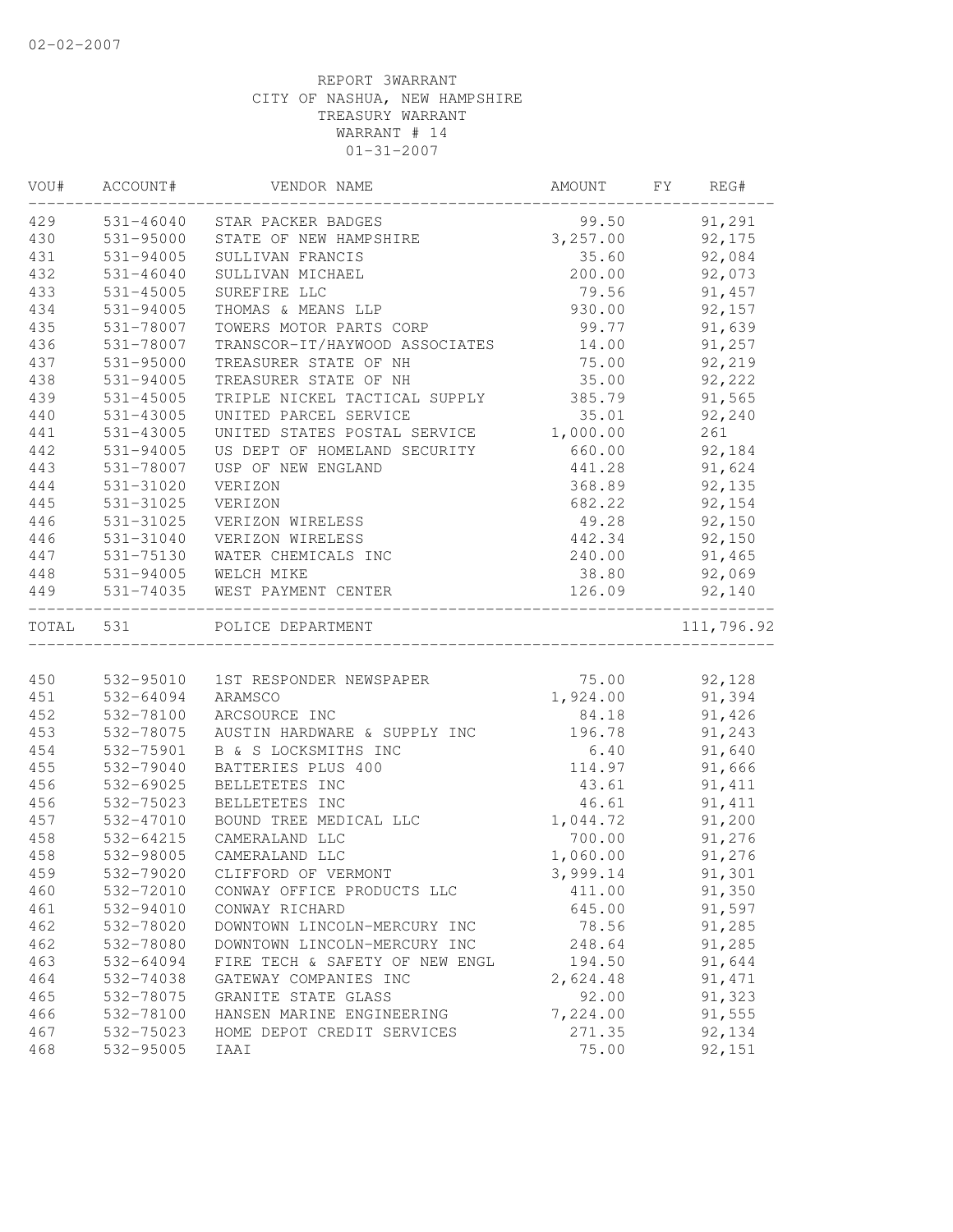02-02-2007

REPORT 3WARRANT
CITY OF NASHUA, NEW HAMPSHIRE
TREASURY WARRANT
WARRANT # 14
01-31-2007

| VOU# | ACCOUNT# | VENDOR NAME | AMOUNT | FY | REG# |
|---|---|---|---|---|---|
| 429 | 531-46040 | STAR PACKER BADGES | 99.50 | | 91,291 |
| 430 | 531-95000 | STATE OF NEW HAMPSHIRE | 3,257.00 | | 92,175 |
| 431 | 531-94005 | SULLIVAN FRANCIS | 35.60 | | 92,084 |
| 432 | 531-46040 | SULLIVAN MICHAEL | 200.00 | | 92,073 |
| 433 | 531-45005 | SUREFIRE LLC | 79.56 | | 91,457 |
| 434 | 531-94005 | THOMAS & MEANS LLP | 930.00 | | 92,157 |
| 435 | 531-78007 | TOWERS MOTOR PARTS CORP | 99.77 | | 91,639 |
| 436 | 531-78007 | TRANSCOR-IT/HAYWOOD ASSOCIATES | 14.00 | | 91,257 |
| 437 | 531-95000 | TREASURER STATE OF NH | 75.00 | | 92,219 |
| 438 | 531-94005 | TREASURER STATE OF NH | 35.00 | | 92,222 |
| 439 | 531-45005 | TRIPLE NICKEL TACTICAL SUPPLY | 385.79 | | 91,565 |
| 440 | 531-43005 | UNITED PARCEL SERVICE | 35.01 | | 92,240 |
| 441 | 531-43005 | UNITED STATES POSTAL SERVICE | 1,000.00 | | 261 |
| 442 | 531-94005 | US DEPT OF HOMELAND SECURITY | 660.00 | | 92,184 |
| 443 | 531-78007 | USP OF NEW ENGLAND | 441.28 | | 91,624 |
| 444 | 531-31020 | VERIZON | 368.89 | | 92,135 |
| 445 | 531-31025 | VERIZON | 682.22 | | 92,154 |
| 446 | 531-31025 | VERIZON WIRELESS | 49.28 | | 92,150 |
| 446 | 531-31040 | VERIZON WIRELESS | 442.34 | | 92,150 |
| 447 | 531-75130 | WATER CHEMICALS INC | 240.00 | | 91,465 |
| 448 | 531-94005 | WELCH MIKE | 38.80 | | 92,069 |
| 449 | 531-74035 | WEST PAYMENT CENTER | 126.09 | | 92,140 |
| TOTAL | 531 | POLICE DEPARTMENT | | | 111,796.92 |
| 450 | 532-95010 | 1ST RESPONDER NEWSPAPER | 75.00 | | 92,128 |
| 451 | 532-64094 | ARAMSCO | 1,924.00 | | 91,394 |
| 452 | 532-78100 | ARCSOURCE INC | 84.18 | | 91,426 |
| 453 | 532-78075 | AUSTIN HARDWARE & SUPPLY INC | 196.78 | | 91,243 |
| 454 | 532-75901 | B & S LOCKSMITHS INC | 6.40 | | 91,640 |
| 455 | 532-79040 | BATTERIES PLUS 400 | 114.97 | | 91,666 |
| 456 | 532-69025 | BELLETETES INC | 43.61 | | 91,411 |
| 456 | 532-75023 | BELLETETES INC | 46.61 | | 91,411 |
| 457 | 532-47010 | BOUND TREE MEDICAL LLC | 1,044.72 | | 91,200 |
| 458 | 532-64215 | CAMERALAND LLC | 700.00 | | 91,276 |
| 458 | 532-98005 | CAMERALAND LLC | 1,060.00 | | 91,276 |
| 459 | 532-79020 | CLIFFORD OF VERMONT | 3,999.14 | | 91,301 |
| 460 | 532-72010 | CONWAY OFFICE PRODUCTS LLC | 411.00 | | 91,350 |
| 461 | 532-94010 | CONWAY RICHARD | 645.00 | | 91,597 |
| 462 | 532-78020 | DOWNTOWN LINCOLN-MERCURY INC | 78.56 | | 91,285 |
| 462 | 532-78080 | DOWNTOWN LINCOLN-MERCURY INC | 248.64 | | 91,285 |
| 463 | 532-64094 | FIRE TECH & SAFETY OF NEW ENGL | 194.50 | | 91,644 |
| 464 | 532-74038 | GATEWAY COMPANIES INC | 2,624.48 | | 91,471 |
| 465 | 532-78075 | GRANITE STATE GLASS | 92.00 | | 91,323 |
| 466 | 532-78100 | HANSEN MARINE ENGINEERING | 7,224.00 | | 91,555 |
| 467 | 532-75023 | HOME DEPOT CREDIT SERVICES | 271.35 | | 92,134 |
| 468 | 532-95005 | IAAI | 75.00 | | 92,151 |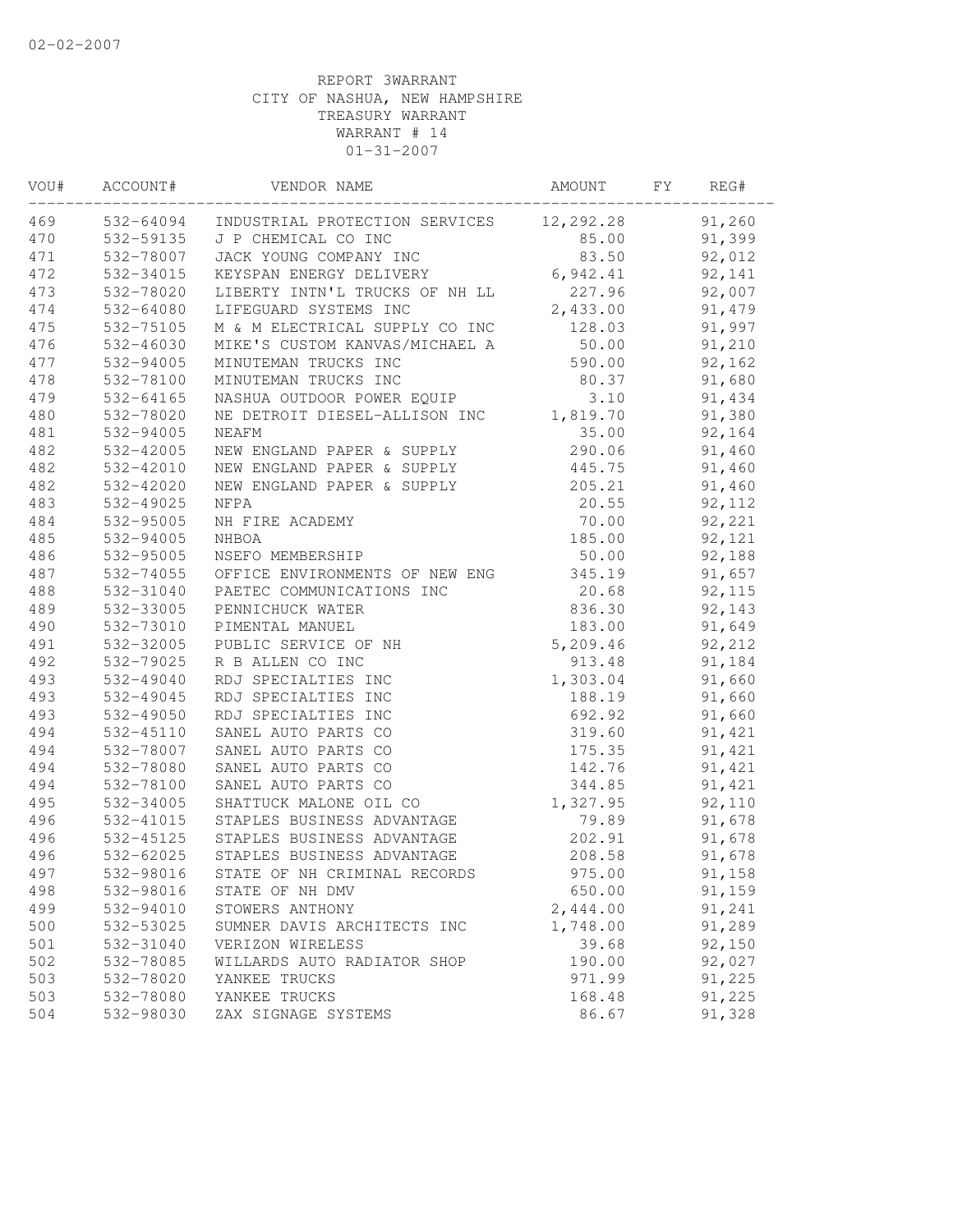02-02-2007

REPORT 3WARRANT
CITY OF NASHUA, NEW HAMPSHIRE
TREASURY WARRANT
WARRANT # 14
01-31-2007

| VOU# | ACCOUNT# | VENDOR NAME | AMOUNT | FY | REG# |
|---|---|---|---|---|---|
| 469 | 532-64094 | INDUSTRIAL PROTECTION SERVICES | 12,292.28 | | 91,260 |
| 470 | 532-59135 | J P CHEMICAL CO INC | 85.00 | | 91,399 |
| 471 | 532-78007 | JACK YOUNG COMPANY INC | 83.50 | | 92,012 |
| 472 | 532-34015 | KEYSPAN ENERGY DELIVERY | 6,942.41 | | 92,141 |
| 473 | 532-78020 | LIBERTY INTN'L TRUCKS OF NH LL | 227.96 | | 92,007 |
| 474 | 532-64080 | LIFEGUARD SYSTEMS INC | 2,433.00 | | 91,479 |
| 475 | 532-75105 | M & M ELECTRICAL SUPPLY CO INC | 128.03 | | 91,997 |
| 476 | 532-46030 | MIKE'S CUSTOM KANVAS/MICHAEL A | 50.00 | | 91,210 |
| 477 | 532-94005 | MINUTEMAN TRUCKS INC | 590.00 | | 92,162 |
| 478 | 532-78100 | MINUTEMAN TRUCKS INC | 80.37 | | 91,680 |
| 479 | 532-64165 | NASHUA OUTDOOR POWER EQUIP | 3.10 | | 91,434 |
| 480 | 532-78020 | NE DETROIT DIESEL-ALLISON INC | 1,819.70 | | 91,380 |
| 481 | 532-94005 | NEAFM | 35.00 | | 92,164 |
| 482 | 532-42005 | NEW ENGLAND PAPER & SUPPLY | 290.06 | | 91,460 |
| 482 | 532-42010 | NEW ENGLAND PAPER & SUPPLY | 445.75 | | 91,460 |
| 482 | 532-42020 | NEW ENGLAND PAPER & SUPPLY | 205.21 | | 91,460 |
| 483 | 532-49025 | NFPA | 20.55 | | 92,112 |
| 484 | 532-95005 | NH FIRE ACADEMY | 70.00 | | 92,221 |
| 485 | 532-94005 | NHBOA | 185.00 | | 92,121 |
| 486 | 532-95005 | NSEFO MEMBERSHIP | 50.00 | | 92,188 |
| 487 | 532-74055 | OFFICE ENVIRONMENTS OF NEW ENG | 345.19 | | 91,657 |
| 488 | 532-31040 | PAETEC COMMUNICATIONS INC | 20.68 | | 92,115 |
| 489 | 532-33005 | PENNICHUCK WATER | 836.30 | | 92,143 |
| 490 | 532-73010 | PIMENTAL MANUEL | 183.00 | | 91,649 |
| 491 | 532-32005 | PUBLIC SERVICE OF NH | 5,209.46 | | 92,212 |
| 492 | 532-79025 | R B ALLEN CO INC | 913.48 | | 91,184 |
| 493 | 532-49040 | RDJ SPECIALTIES INC | 1,303.04 | | 91,660 |
| 493 | 532-49045 | RDJ SPECIALTIES INC | 188.19 | | 91,660 |
| 493 | 532-49050 | RDJ SPECIALTIES INC | 692.92 | | 91,660 |
| 494 | 532-45110 | SANEL AUTO PARTS CO | 319.60 | | 91,421 |
| 494 | 532-78007 | SANEL AUTO PARTS CO | 175.35 | | 91,421 |
| 494 | 532-78080 | SANEL AUTO PARTS CO | 142.76 | | 91,421 |
| 494 | 532-78100 | SANEL AUTO PARTS CO | 344.85 | | 91,421 |
| 495 | 532-34005 | SHATTUCK MALONE OIL CO | 1,327.95 | | 92,110 |
| 496 | 532-41015 | STAPLES BUSINESS ADVANTAGE | 79.89 | | 91,678 |
| 496 | 532-45125 | STAPLES BUSINESS ADVANTAGE | 202.91 | | 91,678 |
| 496 | 532-62025 | STAPLES BUSINESS ADVANTAGE | 208.58 | | 91,678 |
| 497 | 532-98016 | STATE OF NH CRIMINAL RECORDS | 975.00 | | 91,158 |
| 498 | 532-98016 | STATE OF NH DMV | 650.00 | | 91,159 |
| 499 | 532-94010 | STOWERS ANTHONY | 2,444.00 | | 91,241 |
| 500 | 532-53025 | SUMNER DAVIS ARCHITECTS INC | 1,748.00 | | 91,289 |
| 501 | 532-31040 | VERIZON WIRELESS | 39.68 | | 92,150 |
| 502 | 532-78085 | WILLARDS AUTO RADIATOR SHOP | 190.00 | | 92,027 |
| 503 | 532-78020 | YANKEE TRUCKS | 971.99 | | 91,225 |
| 503 | 532-78080 | YANKEE TRUCKS | 168.48 | | 91,225 |
| 504 | 532-98030 | ZAX SIGNAGE SYSTEMS | 86.67 | | 91,328 |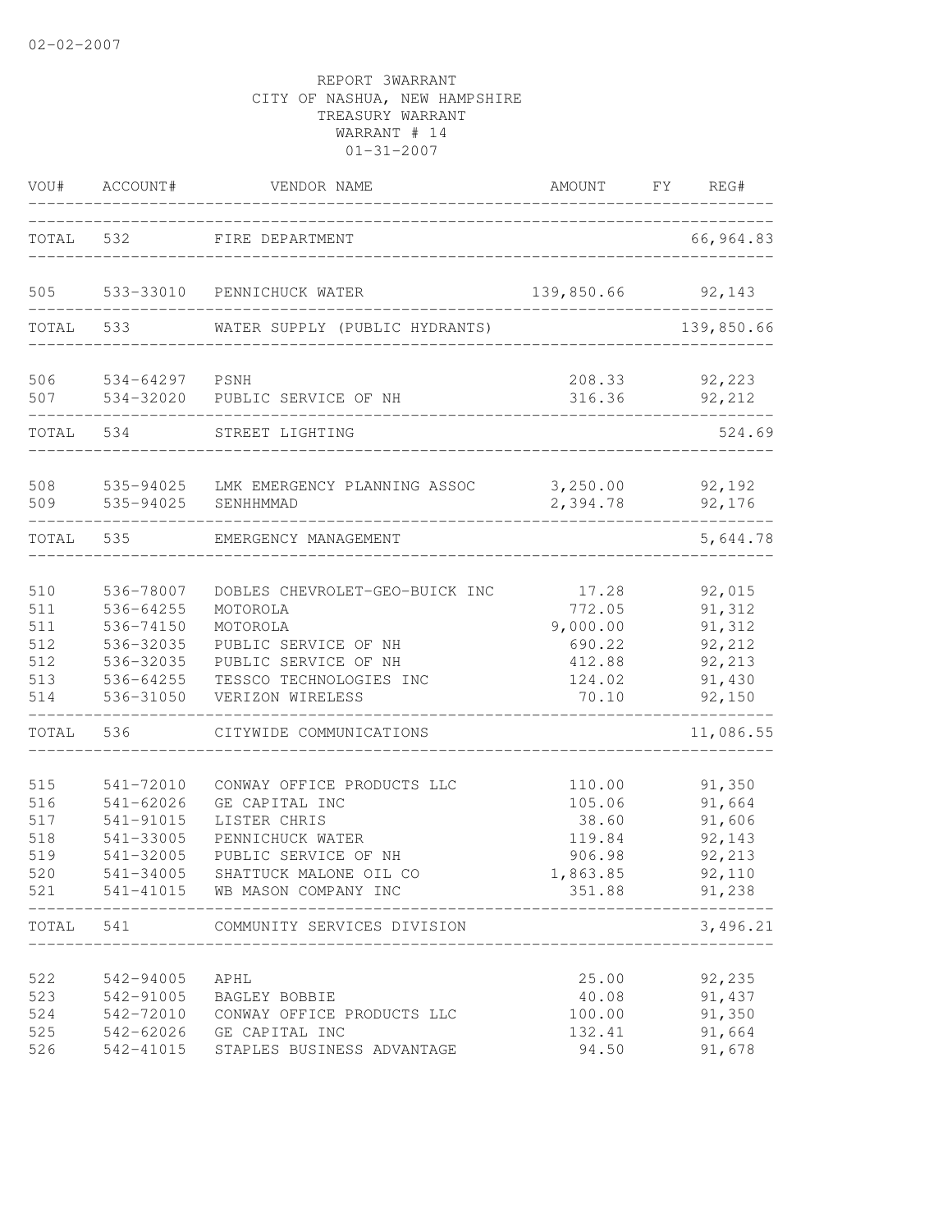02-02-2007

REPORT 3WARRANT
CITY OF NASHUA, NEW HAMPSHIRE
TREASURY WARRANT
WARRANT # 14
01-31-2007

| VOU# | ACCOUNT# | VENDOR NAME | AMOUNT | FY | REG# |
|---|---|---|---|---|---|
| TOTAL | 532 | FIRE DEPARTMENT | | | 66,964.83 |
| 505 | 533-33010 | PENNICHUCK WATER | 139,850.66 | | 92,143 |
| TOTAL | 533 | WATER SUPPLY (PUBLIC HYDRANTS) | | | 139,850.66 |
| 506 | 534-64297 | PSNH | 208.33 | | 92,223 |
| 507 | 534-32020 | PUBLIC SERVICE OF NH | 316.36 | | 92,212 |
| TOTAL | 534 | STREET LIGHTING | | | 524.69 |
| 508 | 535-94025 | LMK EMERGENCY PLANNING ASSOC | 3,250.00 | | 92,192 |
| 509 | 535-94025 | SENHHMMAD | 2,394.78 | | 92,176 |
| TOTAL | 535 | EMERGENCY MANAGEMENT | | | 5,644.78 |
| 510 | 536-78007 | DOBLES CHEVROLET-GEO-BUICK INC | 17.28 | | 92,015 |
| 511 | 536-64255 | MOTOROLA | 772.05 | | 91,312 |
| 511 | 536-74150 | MOTOROLA | 9,000.00 | | 91,312 |
| 512 | 536-32035 | PUBLIC SERVICE OF NH | 690.22 | | 92,212 |
| 512 | 536-32035 | PUBLIC SERVICE OF NH | 412.88 | | 92,213 |
| 513 | 536-64255 | TESSCO TECHNOLOGIES INC | 124.02 | | 91,430 |
| 514 | 536-31050 | VERIZON WIRELESS | 70.10 | | 92,150 |
| TOTAL | 536 | CITYWIDE COMMUNICATIONS | | | 11,086.55 |
| 515 | 541-72010 | CONWAY OFFICE PRODUCTS LLC | 110.00 | | 91,350 |
| 516 | 541-62026 | GE CAPITAL INC | 105.06 | | 91,664 |
| 517 | 541-91015 | LISTER CHRIS | 38.60 | | 91,606 |
| 518 | 541-33005 | PENNICHUCK WATER | 119.84 | | 92,143 |
| 519 | 541-32005 | PUBLIC SERVICE OF NH | 906.98 | | 92,213 |
| 520 | 541-34005 | SHATTUCK MALONE OIL CO | 1,863.85 | | 92,110 |
| 521 | 541-41015 | WB MASON COMPANY INC | 351.88 | | 91,238 |
| TOTAL | 541 | COMMUNITY SERVICES DIVISION | | | 3,496.21 |
| 522 | 542-94005 | APHL | 25.00 | | 92,235 |
| 523 | 542-91005 | BAGLEY BOBBIE | 40.08 | | 91,437 |
| 524 | 542-72010 | CONWAY OFFICE PRODUCTS LLC | 100.00 | | 91,350 |
| 525 | 542-62026 | GE CAPITAL INC | 132.41 | | 91,664 |
| 526 | 542-41015 | STAPLES BUSINESS ADVANTAGE | 94.50 | | 91,678 |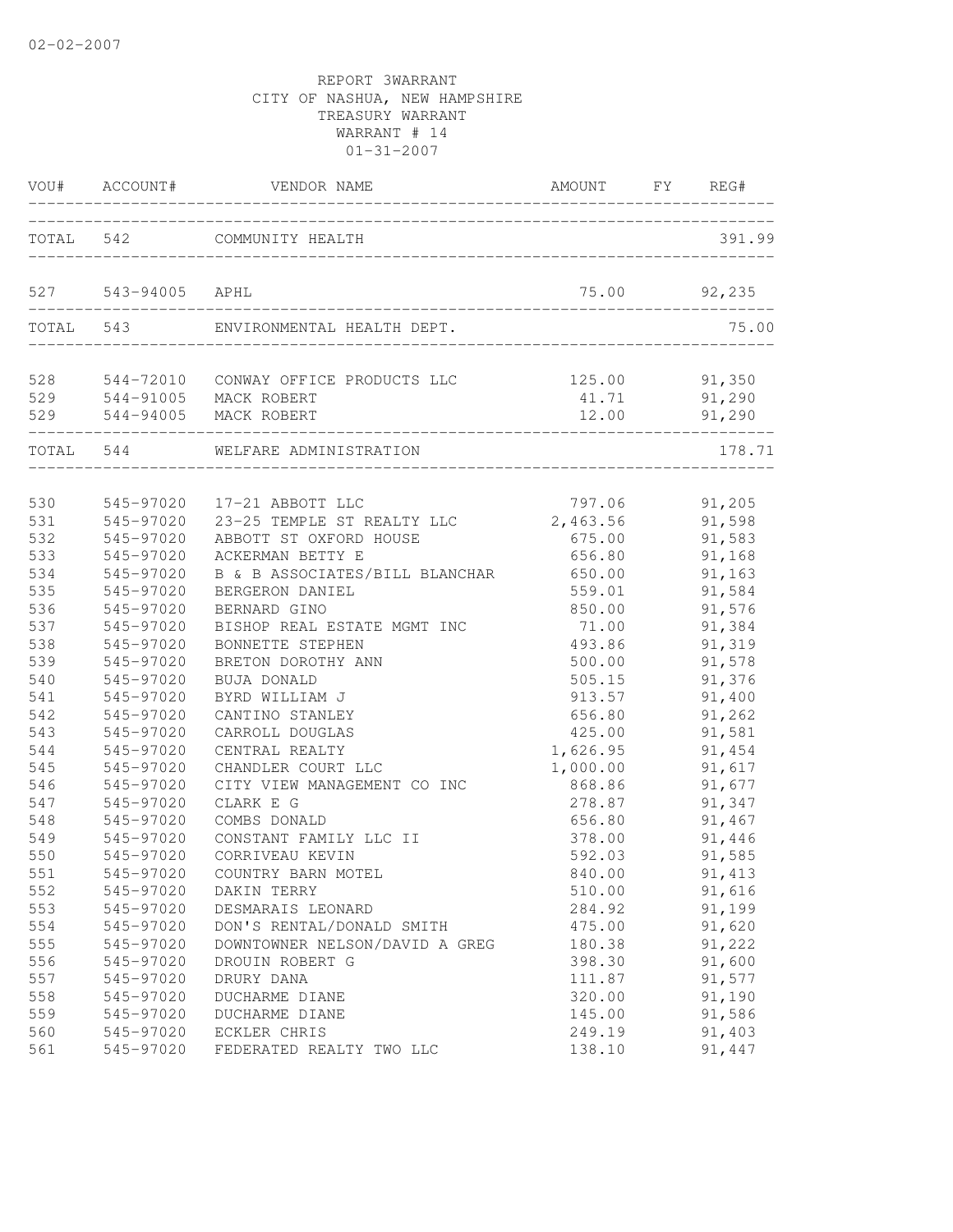02-02-2007

REPORT 3WARRANT
CITY OF NASHUA, NEW HAMPSHIRE
TREASURY WARRANT
WARRANT # 14
01-31-2007

| VOU# | ACCOUNT# | VENDOR NAME | AMOUNT | FY | REG# |
|---|---|---|---|---|---|
| TOTAL | 542 | COMMUNITY HEALTH | | | 391.99 |
| 527 | 543-94005 | APHL | 75.00 | | 92,235 |
| TOTAL | 543 | ENVIRONMENTAL HEALTH DEPT. | | | 75.00 |
| 528 | 544-72010 | CONWAY OFFICE PRODUCTS LLC | 125.00 | | 91,350 |
| 529 | 544-91005 | MACK ROBERT | 41.71 | | 91,290 |
| 529 | 544-94005 | MACK ROBERT | 12.00 | | 91,290 |
| TOTAL | 544 | WELFARE ADMINISTRATION | | | 178.71 |
| 530 | 545-97020 | 17-21 ABBOTT LLC | 797.06 | | 91,205 |
| 531 | 545-97020 | 23-25 TEMPLE ST REALTY LLC | 2,463.56 | | 91,598 |
| 532 | 545-97020 | ABBOTT ST OXFORD HOUSE | 675.00 | | 91,583 |
| 533 | 545-97020 | ACKERMAN BETTY E | 656.80 | | 91,168 |
| 534 | 545-97020 | B & B ASSOCIATES/BILL BLANCHAR | 650.00 | | 91,163 |
| 535 | 545-97020 | BERGERON DANIEL | 559.01 | | 91,584 |
| 536 | 545-97020 | BERNARD GINO | 850.00 | | 91,576 |
| 537 | 545-97020 | BISHOP REAL ESTATE MGMT INC | 71.00 | | 91,384 |
| 538 | 545-97020 | BONNETTE STEPHEN | 493.86 | | 91,319 |
| 539 | 545-97020 | BRETON DOROTHY ANN | 500.00 | | 91,578 |
| 540 | 545-97020 | BUJA DONALD | 505.15 | | 91,376 |
| 541 | 545-97020 | BYRD WILLIAM J | 913.57 | | 91,400 |
| 542 | 545-97020 | CANTINO STANLEY | 656.80 | | 91,262 |
| 543 | 545-97020 | CARROLL DOUGLAS | 425.00 | | 91,581 |
| 544 | 545-97020 | CENTRAL REALTY | 1,626.95 | | 91,454 |
| 545 | 545-97020 | CHANDLER COURT LLC | 1,000.00 | | 91,617 |
| 546 | 545-97020 | CITY VIEW MANAGEMENT CO INC | 868.86 | | 91,677 |
| 547 | 545-97020 | CLARK E G | 278.87 | | 91,347 |
| 548 | 545-97020 | COMBS DONALD | 656.80 | | 91,467 |
| 549 | 545-97020 | CONSTANT FAMILY LLC II | 378.00 | | 91,446 |
| 550 | 545-97020 | CORRIVEAU KEVIN | 592.03 | | 91,585 |
| 551 | 545-97020 | COUNTRY BARN MOTEL | 840.00 | | 91,413 |
| 552 | 545-97020 | DAKIN TERRY | 510.00 | | 91,616 |
| 553 | 545-97020 | DESMARAIS LEONARD | 284.92 | | 91,199 |
| 554 | 545-97020 | DON'S RENTAL/DONALD SMITH | 475.00 | | 91,620 |
| 555 | 545-97020 | DOWNTOWNER NELSON/DAVID A GREG | 180.38 | | 91,222 |
| 556 | 545-97020 | DROUIN ROBERT G | 398.30 | | 91,600 |
| 557 | 545-97020 | DRURY DANA | 111.87 | | 91,577 |
| 558 | 545-97020 | DUCHARME DIANE | 320.00 | | 91,190 |
| 559 | 545-97020 | DUCHARME DIANE | 145.00 | | 91,586 |
| 560 | 545-97020 | ECKLER CHRIS | 249.19 | | 91,403 |
| 561 | 545-97020 | FEDERATED REALTY TWO LLC | 138.10 | | 91,447 |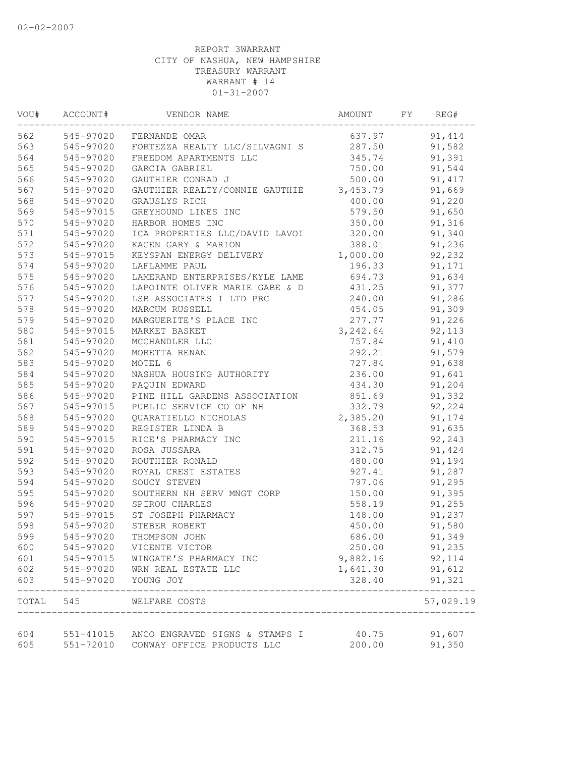02-02-2007

REPORT 3WARRANT
CITY OF NASHUA, NEW HAMPSHIRE
TREASURY WARRANT
WARRANT # 14
01-31-2007

| VOU# | ACCOUNT# | VENDOR NAME | AMOUNT | FY | REG# |
|---|---|---|---|---|---|
| 562 | 545-97020 | FERNANDE OMAR | 637.97 | | 91,414 |
| 563 | 545-97020 | FORTEZZA REALTY LLC/SILVAGNI S | 287.50 | | 91,582 |
| 564 | 545-97020 | FREEDOM APARTMENTS LLC | 345.74 | | 91,391 |
| 565 | 545-97020 | GARCIA GABRIEL | 750.00 | | 91,544 |
| 566 | 545-97020 | GAUTHIER CONRAD J | 500.00 | | 91,417 |
| 567 | 545-97020 | GAUTHIER REALTY/CONNIE GAUTHIE | 3,453.79 | | 91,669 |
| 568 | 545-97020 | GRAUSLYS RICH | 400.00 | | 91,220 |
| 569 | 545-97015 | GREYHOUND LINES INC | 579.50 | | 91,650 |
| 570 | 545-97020 | HARBOR HOMES INC | 350.00 | | 91,316 |
| 571 | 545-97020 | ICA PROPERTIES LLC/DAVID LAVOI | 320.00 | | 91,340 |
| 572 | 545-97020 | KAGEN GARY & MARION | 388.01 | | 91,236 |
| 573 | 545-97015 | KEYSPAN ENERGY DELIVERY | 1,000.00 | | 92,232 |
| 574 | 545-97020 | LAFLAMME PAUL | 196.33 | | 91,171 |
| 575 | 545-97020 | LAMERAND ENTERPRISES/KYLE LAME | 694.73 | | 91,634 |
| 576 | 545-97020 | LAPOINTE OLIVER MARIE GABE & D | 431.25 | | 91,377 |
| 577 | 545-97020 | LSB ASSOCIATES I LTD PRC | 240.00 | | 91,286 |
| 578 | 545-97020 | MARCUM RUSSELL | 454.05 | | 91,309 |
| 579 | 545-97020 | MARGUERITE'S PLACE INC | 277.77 | | 91,226 |
| 580 | 545-97015 | MARKET BASKET | 3,242.64 | | 92,113 |
| 581 | 545-97020 | MCCHANDLER LLC | 757.84 | | 91,410 |
| 582 | 545-97020 | MORETTA RENAN | 292.21 | | 91,579 |
| 583 | 545-97020 | MOTEL 6 | 727.84 | | 91,638 |
| 584 | 545-97020 | NASHUA HOUSING AUTHORITY | 236.00 | | 91,641 |
| 585 | 545-97020 | PAQUIN EDWARD | 434.30 | | 91,204 |
| 586 | 545-97020 | PINE HILL GARDENS ASSOCIATION | 851.69 | | 91,332 |
| 587 | 545-97015 | PUBLIC SERVICE CO OF NH | 332.79 | | 92,224 |
| 588 | 545-97020 | QUARATIELLO NICHOLAS | 2,385.20 | | 91,174 |
| 589 | 545-97020 | REGISTER LINDA B | 368.53 | | 91,635 |
| 590 | 545-97015 | RICE'S PHARMACY INC | 211.16 | | 92,243 |
| 591 | 545-97020 | ROSA JUSSARA | 312.75 | | 91,424 |
| 592 | 545-97020 | ROUTHIER RONALD | 480.00 | | 91,194 |
| 593 | 545-97020 | ROYAL CREST ESTATES | 927.41 | | 91,287 |
| 594 | 545-97020 | SOUCY STEVEN | 797.06 | | 91,295 |
| 595 | 545-97020 | SOUTHERN NH SERV MNGT CORP | 150.00 | | 91,395 |
| 596 | 545-97020 | SPIROU CHARLES | 558.19 | | 91,255 |
| 597 | 545-97015 | ST JOSEPH PHARMACY | 148.00 | | 91,237 |
| 598 | 545-97020 | STEBER ROBERT | 450.00 | | 91,580 |
| 599 | 545-97020 | THOMPSON JOHN | 686.00 | | 91,349 |
| 600 | 545-97020 | VICENTE VICTOR | 250.00 | | 91,235 |
| 601 | 545-97015 | WINGATE'S PHARMACY INC | 9,882.16 | | 92,114 |
| 602 | 545-97020 | WRN REAL ESTATE LLC | 1,641.30 | | 91,612 |
| 603 | 545-97020 | YOUNG JOY | 328.40 | | 91,321 |
| TOTAL | 545 | WELFARE COSTS | | | 57,029.19 |
| 604 | 551-41015 | ANCO ENGRAVED SIGNS & STAMPS I | 40.75 | | 91,607 |
| 605 | 551-72010 | CONWAY OFFICE PRODUCTS LLC | 200.00 | | 91,350 |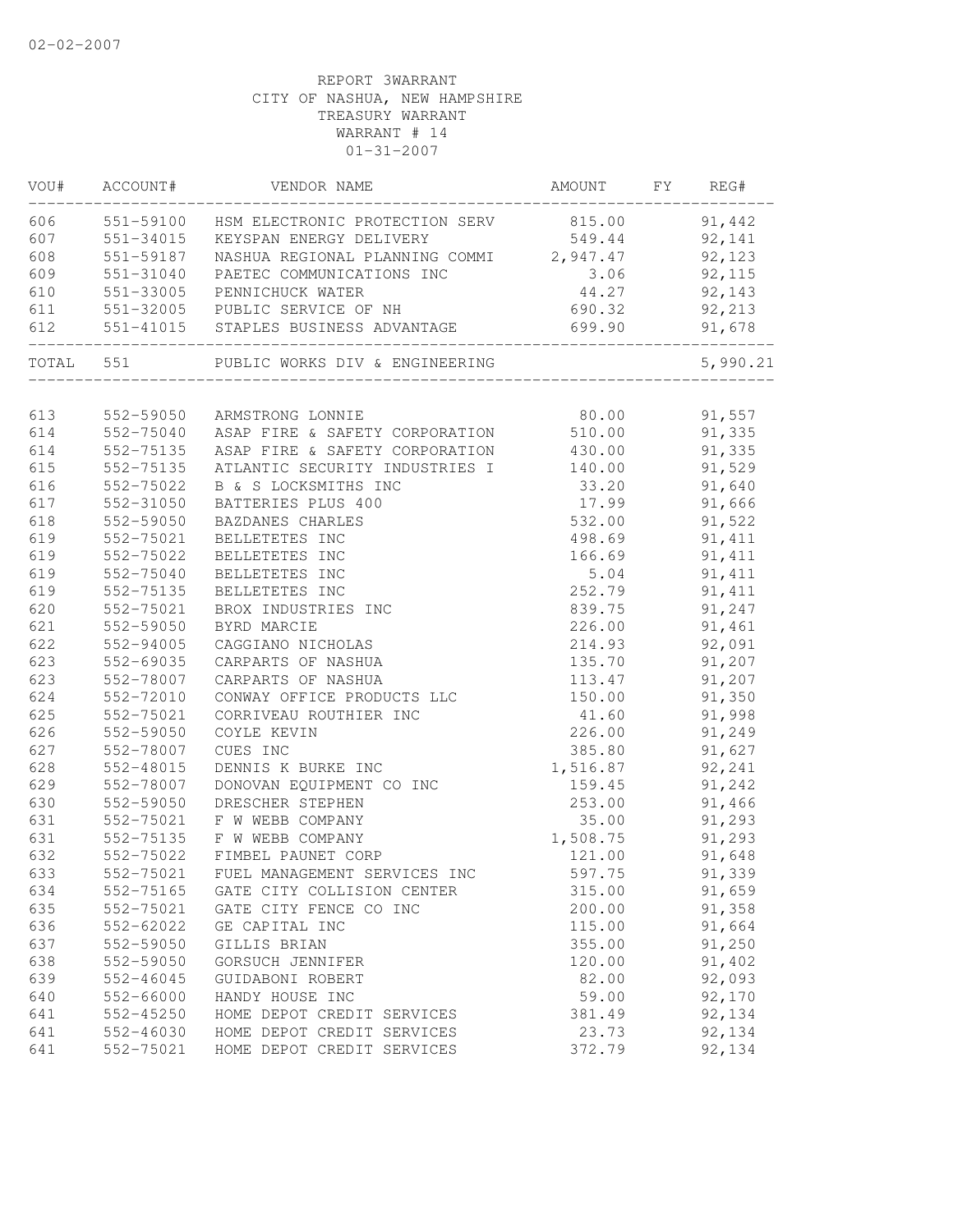02-02-2007

REPORT 3WARRANT
CITY OF NASHUA, NEW HAMPSHIRE
TREASURY WARRANT
WARRANT # 14
01-31-2007

| VOU# | ACCOUNT# | VENDOR NAME | AMOUNT | FY | REG# |
|---|---|---|---|---|---|
| 606 | 551-59100 | HSM ELECTRONIC PROTECTION SERV | 815.00 | | 91,442 |
| 607 | 551-34015 | KEYSPAN ENERGY DELIVERY | 549.44 | | 92,141 |
| 608 | 551-59187 | NASHUA REGIONAL PLANNING COMMI | 2,947.47 | | 92,123 |
| 609 | 551-31040 | PAETEC COMMUNICATIONS INC | 3.06 | | 92,115 |
| 610 | 551-33005 | PENNICHUCK WATER | 44.27 | | 92,143 |
| 611 | 551-32005 | PUBLIC SERVICE OF NH | 690.32 | | 92,213 |
| 612 | 551-41015 | STAPLES BUSINESS ADVANTAGE | 699.90 | | 91,678 |
| TOTAL | 551 | PUBLIC WORKS DIV & ENGINEERING | | | 5,990.21 |
| 613 | 552-59050 | ARMSTRONG LONNIE | 80.00 | | 91,557 |
| 614 | 552-75040 | ASAP FIRE & SAFETY CORPORATION | 510.00 | | 91,335 |
| 614 | 552-75135 | ASAP FIRE & SAFETY CORPORATION | 430.00 | | 91,335 |
| 615 | 552-75135 | ATLANTIC SECURITY INDUSTRIES I | 140.00 | | 91,529 |
| 616 | 552-75022 | B & S LOCKSMITHS INC | 33.20 | | 91,640 |
| 617 | 552-31050 | BATTERIES PLUS 400 | 17.99 | | 91,666 |
| 618 | 552-59050 | BAZDANES CHARLES | 532.00 | | 91,522 |
| 619 | 552-75021 | BELLETETES INC | 498.69 | | 91,411 |
| 619 | 552-75022 | BELLETETES INC | 166.69 | | 91,411 |
| 619 | 552-75040 | BELLETETES INC | 5.04 | | 91,411 |
| 619 | 552-75135 | BELLETETES INC | 252.79 | | 91,411 |
| 620 | 552-75021 | BROX INDUSTRIES INC | 839.75 | | 91,247 |
| 621 | 552-59050 | BYRD MARCIE | 226.00 | | 91,461 |
| 622 | 552-94005 | CAGGIANO NICHOLAS | 214.93 | | 92,091 |
| 623 | 552-69035 | CARPARTS OF NASHUA | 135.70 | | 91,207 |
| 623 | 552-78007 | CARPARTS OF NASHUA | 113.47 | | 91,207 |
| 624 | 552-72010 | CONWAY OFFICE PRODUCTS LLC | 150.00 | | 91,350 |
| 625 | 552-75021 | CORRIVEAU ROUTHIER INC | 41.60 | | 91,998 |
| 626 | 552-59050 | COYLE KEVIN | 226.00 | | 91,249 |
| 627 | 552-78007 | CUES INC | 385.80 | | 91,627 |
| 628 | 552-48015 | DENNIS K BURKE INC | 1,516.87 | | 92,241 |
| 629 | 552-78007 | DONOVAN EQUIPMENT CO INC | 159.45 | | 91,242 |
| 630 | 552-59050 | DRESCHER STEPHEN | 253.00 | | 91,466 |
| 631 | 552-75021 | F W WEBB COMPANY | 35.00 | | 91,293 |
| 631 | 552-75135 | F W WEBB COMPANY | 1,508.75 | | 91,293 |
| 632 | 552-75022 | FIMBEL PAUNET CORP | 121.00 | | 91,648 |
| 633 | 552-75021 | FUEL MANAGEMENT SERVICES INC | 597.75 | | 91,339 |
| 634 | 552-75165 | GATE CITY COLLISION CENTER | 315.00 | | 91,659 |
| 635 | 552-75021 | GATE CITY FENCE CO INC | 200.00 | | 91,358 |
| 636 | 552-62022 | GE CAPITAL INC | 115.00 | | 91,664 |
| 637 | 552-59050 | GILLIS BRIAN | 355.00 | | 91,250 |
| 638 | 552-59050 | GORSUCH JENNIFER | 120.00 | | 91,402 |
| 639 | 552-46045 | GUIDABONI ROBERT | 82.00 | | 92,093 |
| 640 | 552-66000 | HANDY HOUSE INC | 59.00 | | 92,170 |
| 641 | 552-45250 | HOME DEPOT CREDIT SERVICES | 381.49 | | 92,134 |
| 641 | 552-46030 | HOME DEPOT CREDIT SERVICES | 23.73 | | 92,134 |
| 641 | 552-75021 | HOME DEPOT CREDIT SERVICES | 372.79 | | 92,134 |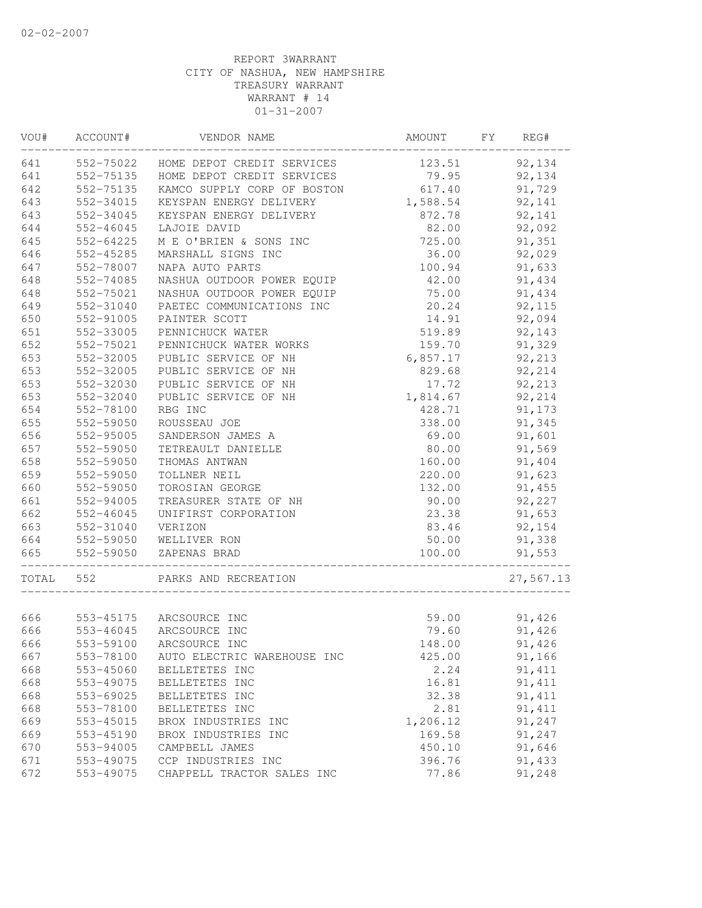REPORT 3WARRANT
CITY OF NASHUA, NEW HAMPSHIRE
TREASURY WARRANT
WARRANT # 14
01-31-2007

| VOU# | ACCOUNT# | VENDOR NAME | AMOUNT | FY | REG# |
|---|---|---|---|---|---|
| 641 | 552-75022 | HOME DEPOT CREDIT SERVICES | 123.51 | | 92,134 |
| 641 | 552-75135 | HOME DEPOT CREDIT SERVICES | 79.95 | | 92,134 |
| 642 | 552-75135 | KAMCO SUPPLY CORP OF BOSTON | 617.40 | | 91,729 |
| 643 | 552-34015 | KEYSPAN ENERGY DELIVERY | 1,588.54 | | 92,141 |
| 643 | 552-34045 | KEYSPAN ENERGY DELIVERY | 872.78 | | 92,141 |
| 644 | 552-46045 | LAJOIE DAVID | 82.00 | | 92,092 |
| 645 | 552-64225 | M E O'BRIEN & SONS INC | 725.00 | | 91,351 |
| 646 | 552-45285 | MARSHALL SIGNS INC | 36.00 | | 92,029 |
| 647 | 552-78007 | NAPA AUTO PARTS | 100.94 | | 91,633 |
| 648 | 552-74085 | NASHUA OUTDOOR POWER EQUIP | 42.00 | | 91,434 |
| 648 | 552-75021 | NASHUA OUTDOOR POWER EQUIP | 75.00 | | 91,434 |
| 649 | 552-31040 | PAETEC COMMUNICATIONS INC | 20.24 | | 92,115 |
| 650 | 552-91005 | PAINTER SCOTT | 14.91 | | 92,094 |
| 651 | 552-33005 | PENNICHUCK WATER | 519.89 | | 92,143 |
| 652 | 552-75021 | PENNICHUCK WATER WORKS | 159.70 | | 91,329 |
| 653 | 552-32005 | PUBLIC SERVICE OF NH | 6,857.17 | | 92,213 |
| 653 | 552-32005 | PUBLIC SERVICE OF NH | 829.68 | | 92,214 |
| 653 | 552-32030 | PUBLIC SERVICE OF NH | 17.72 | | 92,213 |
| 653 | 552-32040 | PUBLIC SERVICE OF NH | 1,814.67 | | 92,214 |
| 654 | 552-78100 | RBG INC | 428.71 | | 91,173 |
| 655 | 552-59050 | ROUSSEAU JOE | 338.00 | | 91,345 |
| 656 | 552-95005 | SANDERSON JAMES A | 69.00 | | 91,601 |
| 657 | 552-59050 | TETREAULT DANIELLE | 80.00 | | 91,569 |
| 658 | 552-59050 | THOMAS ANTWAN | 160.00 | | 91,404 |
| 659 | 552-59050 | TOLLNER NEIL | 220.00 | | 91,623 |
| 660 | 552-59050 | TOROSIAN GEORGE | 132.00 | | 91,455 |
| 661 | 552-94005 | TREASURER STATE OF NH | 90.00 | | 92,227 |
| 662 | 552-46045 | UNIFIRST CORPORATION | 23.38 | | 91,653 |
| 663 | 552-31040 | VERIZON | 83.46 | | 92,154 |
| 664 | 552-59050 | WELLIVER RON | 50.00 | | 91,338 |
| 665 | 552-59050 | ZAPENAS BRAD | 100.00 | | 91,553 |
| TOTAL | 552 | PARKS AND RECREATION | | | 27,567.13 |
| 666 | 553-45175 | ARCSOURCE INC | 59.00 | | 91,426 |
| 666 | 553-46045 | ARCSOURCE INC | 79.60 | | 91,426 |
| 666 | 553-59100 | ARCSOURCE INC | 148.00 | | 91,426 |
| 667 | 553-78100 | AUTO ELECTRIC WAREHOUSE INC | 425.00 | | 91,166 |
| 668 | 553-45060 | BELLETETES INC | 2.24 | | 91,411 |
| 668 | 553-49075 | BELLETETES INC | 16.81 | | 91,411 |
| 668 | 553-69025 | BELLETETES INC | 32.38 | | 91,411 |
| 668 | 553-78100 | BELLETETES INC | 2.81 | | 91,411 |
| 669 | 553-45015 | BROX INDUSTRIES INC | 1,206.12 | | 91,247 |
| 669 | 553-45190 | BROX INDUSTRIES INC | 169.58 | | 91,247 |
| 670 | 553-94005 | CAMPBELL JAMES | 450.10 | | 91,646 |
| 671 | 553-49075 | CCP INDUSTRIES INC | 396.76 | | 91,433 |
| 672 | 553-49075 | CHAPPELL TRACTOR SALES INC | 77.86 | | 91,248 |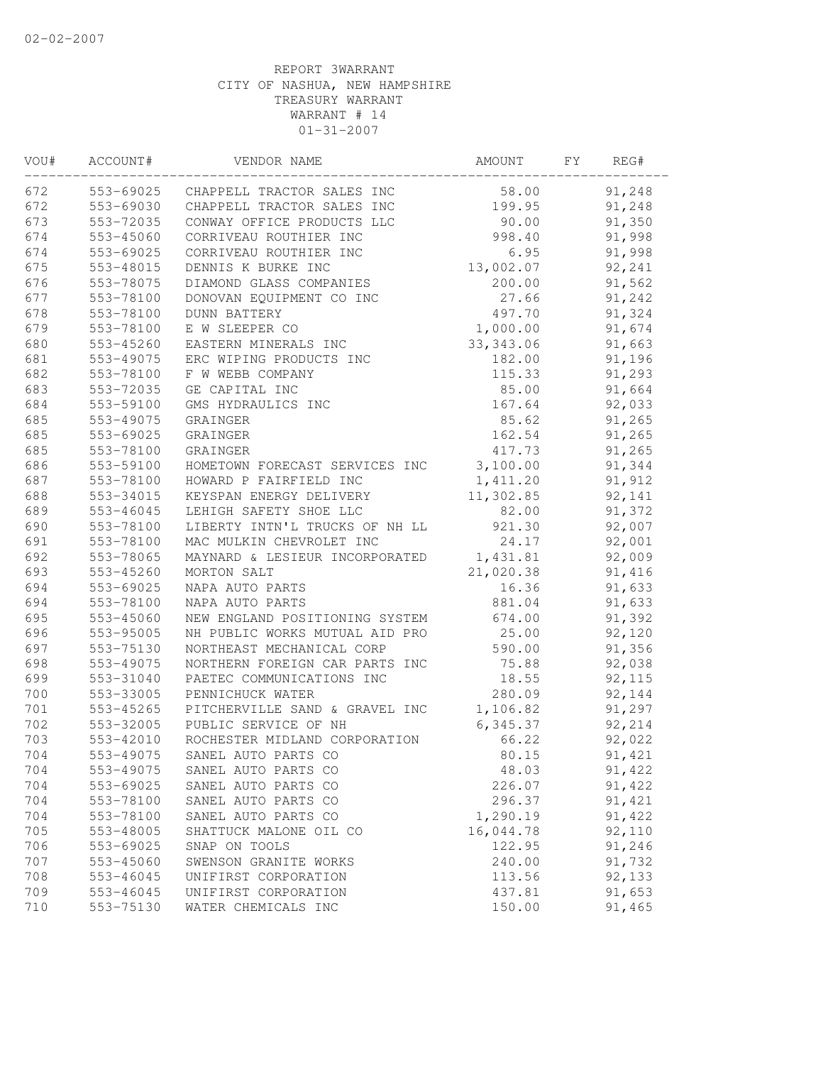02-02-2007

REPORT 3WARRANT
CITY OF NASHUA, NEW HAMPSHIRE
TREASURY WARRANT
WARRANT # 14
01-31-2007

| VOU# | ACCOUNT# | VENDOR NAME | AMOUNT | FY | REG# |
|---|---|---|---|---|---|
| 672 | 553-69025 | CHAPPELL TRACTOR SALES INC | 58.00 | | 91,248 |
| 672 | 553-69030 | CHAPPELL TRACTOR SALES INC | 199.95 | | 91,248 |
| 673 | 553-72035 | CONWAY OFFICE PRODUCTS LLC | 90.00 | | 91,350 |
| 674 | 553-45060 | CORRIVEAU ROUTHIER INC | 998.40 | | 91,998 |
| 674 | 553-69025 | CORRIVEAU ROUTHIER INC | 6.95 | | 91,998 |
| 675 | 553-48015 | DENNIS K BURKE INC | 13,002.07 | | 92,241 |
| 676 | 553-78075 | DIAMOND GLASS COMPANIES | 200.00 | | 91,562 |
| 677 | 553-78100 | DONOVAN EQUIPMENT CO INC | 27.66 | | 91,242 |
| 678 | 553-78100 | DUNN BATTERY | 497.70 | | 91,324 |
| 679 | 553-78100 | E W SLEEPER CO | 1,000.00 | | 91,674 |
| 680 | 553-45260 | EASTERN MINERALS INC | 33,343.06 | | 91,663 |
| 681 | 553-49075 | ERC WIPING PRODUCTS INC | 182.00 | | 91,196 |
| 682 | 553-78100 | F W WEBB COMPANY | 115.33 | | 91,293 |
| 683 | 553-72035 | GE CAPITAL INC | 85.00 | | 91,664 |
| 684 | 553-59100 | GMS HYDRAULICS INC | 167.64 | | 92,033 |
| 685 | 553-49075 | GRAINGER | 85.62 | | 91,265 |
| 685 | 553-69025 | GRAINGER | 162.54 | | 91,265 |
| 685 | 553-78100 | GRAINGER | 417.73 | | 91,265 |
| 686 | 553-59100 | HOMETOWN FORECAST SERVICES INC | 3,100.00 | | 91,344 |
| 687 | 553-78100 | HOWARD P FAIRFIELD INC | 1,411.20 | | 91,912 |
| 688 | 553-34015 | KEYSPAN ENERGY DELIVERY | 11,302.85 | | 92,141 |
| 689 | 553-46045 | LEHIGH SAFETY SHOE LLC | 82.00 | | 91,372 |
| 690 | 553-78100 | LIBERTY INTN'L TRUCKS OF NH LL | 921.30 | | 92,007 |
| 691 | 553-78100 | MAC MULKIN CHEVROLET INC | 24.17 | | 92,001 |
| 692 | 553-78065 | MAYNARD & LESIEUR INCORPORATED | 1,431.81 | | 92,009 |
| 693 | 553-45260 | MORTON SALT | 21,020.38 | | 91,416 |
| 694 | 553-69025 | NAPA AUTO PARTS | 16.36 | | 91,633 |
| 694 | 553-78100 | NAPA AUTO PARTS | 881.04 | | 91,633 |
| 695 | 553-45060 | NEW ENGLAND POSITIONING SYSTEM | 674.00 | | 91,392 |
| 696 | 553-95005 | NH PUBLIC WORKS MUTUAL AID PRO | 25.00 | | 92,120 |
| 697 | 553-75130 | NORTHEAST MECHANICAL CORP | 590.00 | | 91,356 |
| 698 | 553-49075 | NORTHERN FOREIGN CAR PARTS INC | 75.88 | | 92,038 |
| 699 | 553-31040 | PAETEC COMMUNICATIONS INC | 18.55 | | 92,115 |
| 700 | 553-33005 | PENNICHUCK WATER | 280.09 | | 92,144 |
| 701 | 553-45265 | PITCHERVILLE SAND & GRAVEL INC | 1,106.82 | | 91,297 |
| 702 | 553-32005 | PUBLIC SERVICE OF NH | 6,345.37 | | 92,214 |
| 703 | 553-42010 | ROCHESTER MIDLAND CORPORATION | 66.22 | | 92,022 |
| 704 | 553-49075 | SANEL AUTO PARTS CO | 80.15 | | 91,421 |
| 704 | 553-49075 | SANEL AUTO PARTS CO | 48.03 | | 91,422 |
| 704 | 553-69025 | SANEL AUTO PARTS CO | 226.07 | | 91,422 |
| 704 | 553-78100 | SANEL AUTO PARTS CO | 296.37 | | 91,421 |
| 704 | 553-78100 | SANEL AUTO PARTS CO | 1,290.19 | | 91,422 |
| 705 | 553-48005 | SHATTUCK MALONE OIL CO | 16,044.78 | | 92,110 |
| 706 | 553-69025 | SNAP ON TOOLS | 122.95 | | 91,246 |
| 707 | 553-45060 | SWENSON GRANITE WORKS | 240.00 | | 91,732 |
| 708 | 553-46045 | UNIFIRST CORPORATION | 113.56 | | 92,133 |
| 709 | 553-46045 | UNIFIRST CORPORATION | 437.81 | | 91,653 |
| 710 | 553-75130 | WATER CHEMICALS INC | 150.00 | | 91,465 |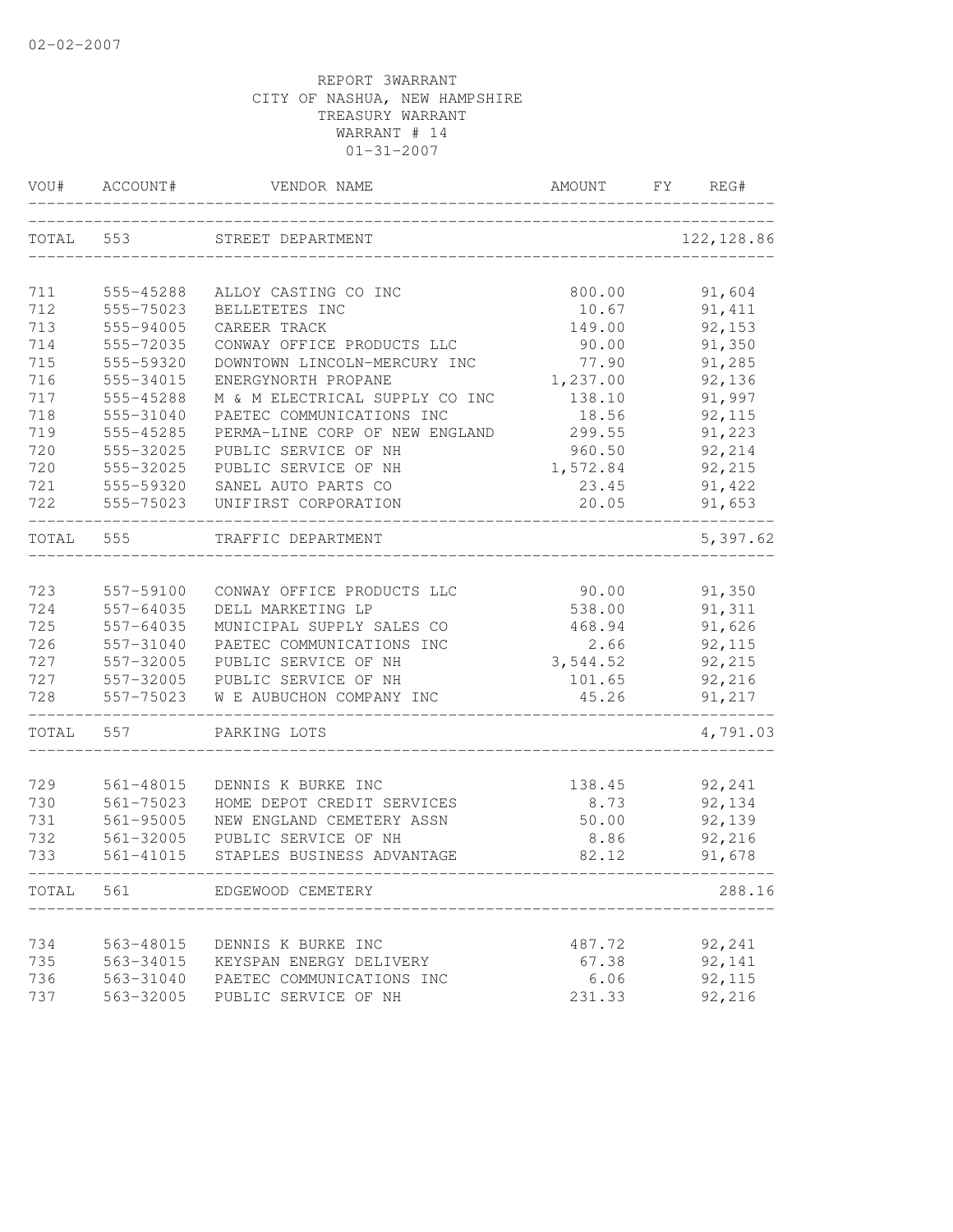02-02-2007

REPORT 3WARRANT
CITY OF NASHUA, NEW HAMPSHIRE
TREASURY WARRANT
WARRANT # 14
01-31-2007

| VOU# | ACCOUNT# | VENDOR NAME | AMOUNT | FY | REG# |
|---|---|---|---|---|---|
| TOTAL | 553 | STREET DEPARTMENT | | | 122,128.86 |
| 711 | 555-45288 | ALLOY CASTING CO INC | 800.00 | | 91,604 |
| 712 | 555-75023 | BELLETETES INC | 10.67 | | 91,411 |
| 713 | 555-94005 | CAREER TRACK | 149.00 | | 92,153 |
| 714 | 555-72035 | CONWAY OFFICE PRODUCTS LLC | 90.00 | | 91,350 |
| 715 | 555-59320 | DOWNTOWN LINCOLN-MERCURY INC | 77.90 | | 91,285 |
| 716 | 555-34015 | ENERGYNORTH PROPANE | 1,237.00 | | 92,136 |
| 717 | 555-45288 | M & M ELECTRICAL SUPPLY CO INC | 138.10 | | 91,997 |
| 718 | 555-31040 | PAETEC COMMUNICATIONS INC | 18.56 | | 92,115 |
| 719 | 555-45285 | PERMA-LINE CORP OF NEW ENGLAND | 299.55 | | 91,223 |
| 720 | 555-32025 | PUBLIC SERVICE OF NH | 960.50 | | 92,214 |
| 720 | 555-32025 | PUBLIC SERVICE OF NH | 1,572.84 | | 92,215 |
| 721 | 555-59320 | SANEL AUTO PARTS CO | 23.45 | | 91,422 |
| 722 | 555-75023 | UNIFIRST CORPORATION | 20.05 | | 91,653 |
| TOTAL | 555 | TRAFFIC DEPARTMENT | | | 5,397.62 |
| 723 | 557-59100 | CONWAY OFFICE PRODUCTS LLC | 90.00 | | 91,350 |
| 724 | 557-64035 | DELL MARKETING LP | 538.00 | | 91,311 |
| 725 | 557-64035 | MUNICIPAL SUPPLY SALES CO | 468.94 | | 91,626 |
| 726 | 557-31040 | PAETEC COMMUNICATIONS INC | 2.66 | | 92,115 |
| 727 | 557-32005 | PUBLIC SERVICE OF NH | 3,544.52 | | 92,215 |
| 727 | 557-32005 | PUBLIC SERVICE OF NH | 101.65 | | 92,216 |
| 728 | 557-75023 | W E AUBUCHON COMPANY INC | 45.26 | | 91,217 |
| TOTAL | 557 | PARKING LOTS | | | 4,791.03 |
| 729 | 561-48015 | DENNIS K BURKE INC | 138.45 | | 92,241 |
| 730 | 561-75023 | HOME DEPOT CREDIT SERVICES | 8.73 | | 92,134 |
| 731 | 561-95005 | NEW ENGLAND CEMETERY ASSN | 50.00 | | 92,139 |
| 732 | 561-32005 | PUBLIC SERVICE OF NH | 8.86 | | 92,216 |
| 733 | 561-41015 | STAPLES BUSINESS ADVANTAGE | 82.12 | | 91,678 |
| TOTAL | 561 | EDGEWOOD CEMETERY | | | 288.16 |
| 734 | 563-48015 | DENNIS K BURKE INC | 487.72 | | 92,241 |
| 735 | 563-34015 | KEYSPAN ENERGY DELIVERY | 67.38 | | 92,141 |
| 736 | 563-31040 | PAETEC COMMUNICATIONS INC | 6.06 | | 92,115 |
| 737 | 563-32005 | PUBLIC SERVICE OF NH | 231.33 | | 92,216 |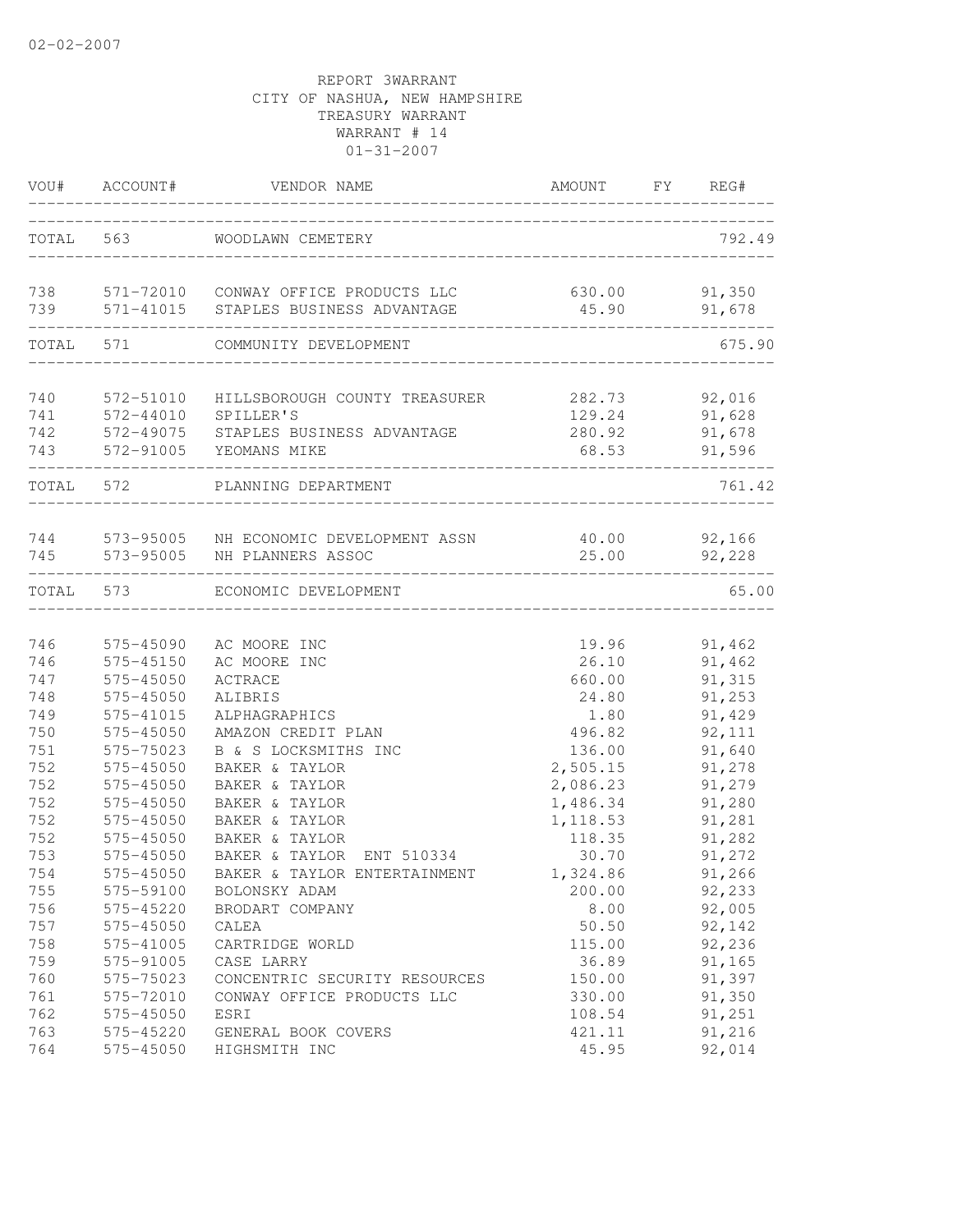REPORT 3WARRANT
CITY OF NASHUA, NEW HAMPSHIRE
TREASURY WARRANT
WARRANT # 14
01-31-2007

| VOU# | ACCOUNT# | VENDOR NAME | AMOUNT | FY | REG# |
|---|---|---|---|---|---|
| TOTAL | 563 | WOODLAWN CEMETERY | | | 792.49 |
| 738 | 571-72010 | CONWAY OFFICE PRODUCTS LLC | 630.00 | | 91,350 |
| 739 | 571-41015 | STAPLES BUSINESS ADVANTAGE | 45.90 | | 91,678 |
| TOTAL | 571 | COMMUNITY DEVELOPMENT | | | 675.90 |
| 740 | 572-51010 | HILLSBOROUGH COUNTY TREASURER | 282.73 | | 92,016 |
| 741 | 572-44010 | SPILLER'S | 129.24 | | 91,628 |
| 742 | 572-49075 | STAPLES BUSINESS ADVANTAGE | 280.92 | | 91,678 |
| 743 | 572-91005 | YEOMANS MIKE | 68.53 | | 91,596 |
| TOTAL | 572 | PLANNING DEPARTMENT | | | 761.42 |
| 744 | 573-95005 | NH ECONOMIC DEVELOPMENT ASSN | 40.00 | | 92,166 |
| 745 | 573-95005 | NH PLANNERS ASSOC | 25.00 | | 92,228 |
| TOTAL | 573 | ECONOMIC DEVELOPMENT | | | 65.00 |
| 746 | 575-45090 | AC MOORE INC | 19.96 | | 91,462 |
| 746 | 575-45150 | AC MOORE INC | 26.10 | | 91,462 |
| 747 | 575-45050 | ACTRACE | 660.00 | | 91,315 |
| 748 | 575-45050 | ALIBRIS | 24.80 | | 91,253 |
| 749 | 575-41015 | ALPHAGRAPHICS | 1.80 | | 91,429 |
| 750 | 575-45050 | AMAZON CREDIT PLAN | 496.82 | | 92,111 |
| 751 | 575-75023 | B & S LOCKSMITHS INC | 136.00 | | 91,640 |
| 752 | 575-45050 | BAKER & TAYLOR | 2,505.15 | | 91,278 |
| 752 | 575-45050 | BAKER & TAYLOR | 2,086.23 | | 91,279 |
| 752 | 575-45050 | BAKER & TAYLOR | 1,486.34 | | 91,280 |
| 752 | 575-45050 | BAKER & TAYLOR | 1,118.53 | | 91,281 |
| 752 | 575-45050 | BAKER & TAYLOR | 118.35 | | 91,282 |
| 753 | 575-45050 | BAKER & TAYLOR ENT 510334 | 30.70 | | 91,272 |
| 754 | 575-45050 | BAKER & TAYLOR ENTERTAINMENT | 1,324.86 | | 91,266 |
| 755 | 575-59100 | BOLONSKY ADAM | 200.00 | | 92,233 |
| 756 | 575-45220 | BRODART COMPANY | 8.00 | | 92,005 |
| 757 | 575-45050 | CALEA | 50.50 | | 92,142 |
| 758 | 575-41005 | CARTRIDGE WORLD | 115.00 | | 92,236 |
| 759 | 575-91005 | CASE LARRY | 36.89 | | 91,165 |
| 760 | 575-75023 | CONCENTRIC SECURITY RESOURCES | 150.00 | | 91,397 |
| 761 | 575-72010 | CONWAY OFFICE PRODUCTS LLC | 330.00 | | 91,350 |
| 762 | 575-45050 | ESRI | 108.54 | | 91,251 |
| 763 | 575-45220 | GENERAL BOOK COVERS | 421.11 | | 91,216 |
| 764 | 575-45050 | HIGHSMITH INC | 45.95 | | 92,014 |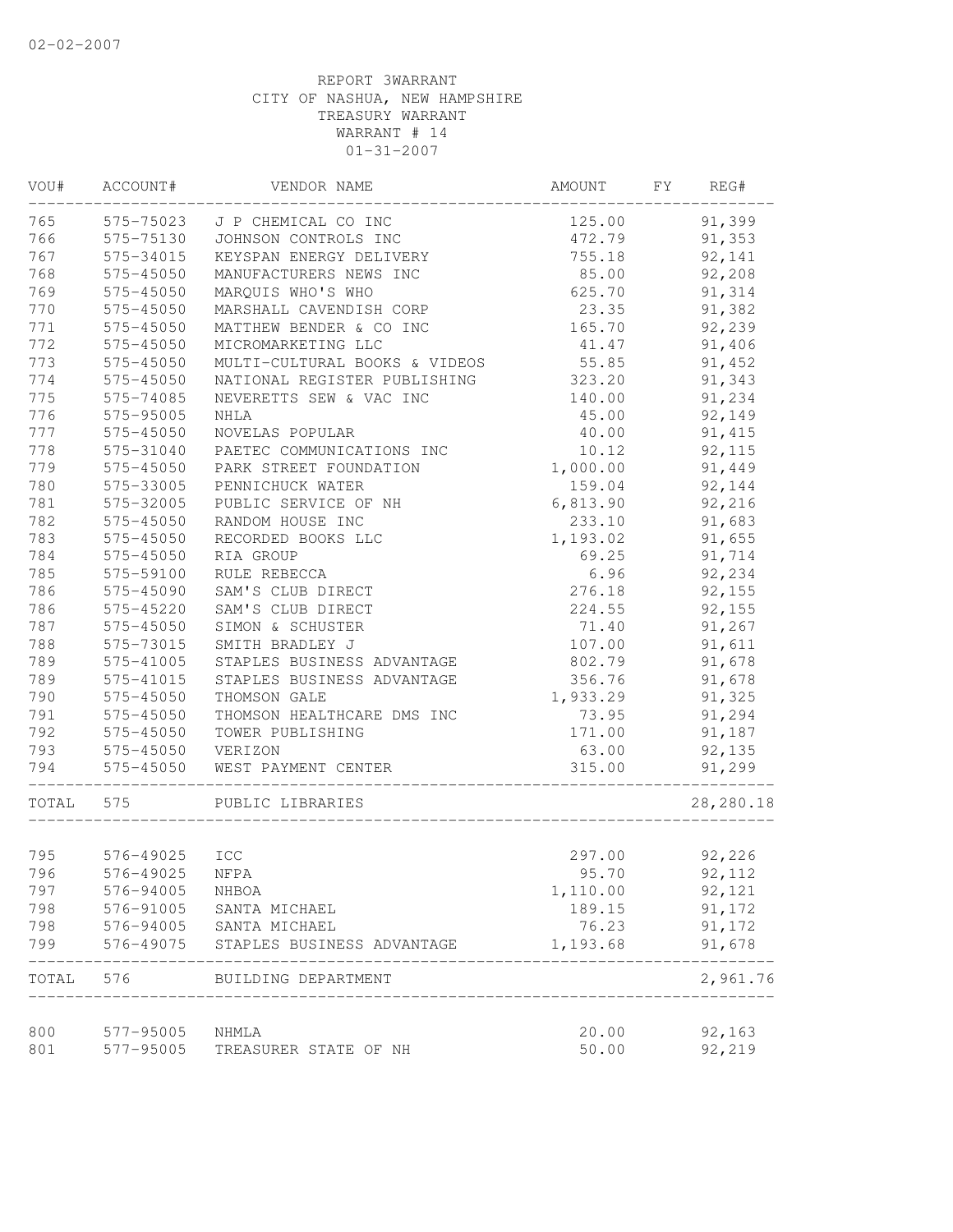02-02-2007

REPORT 3WARRANT
CITY OF NASHUA, NEW HAMPSHIRE
TREASURY WARRANT
WARRANT # 14
01-31-2007

| VOU# | ACCOUNT# | VENDOR NAME | AMOUNT | FY | REG# |
|---|---|---|---|---|---|
| 765 | 575-75023 | J P CHEMICAL CO INC | 125.00 | | 91,399 |
| 766 | 575-75130 | JOHNSON CONTROLS INC | 472.79 | | 91,353 |
| 767 | 575-34015 | KEYSPAN ENERGY DELIVERY | 755.18 | | 92,141 |
| 768 | 575-45050 | MANUFACTURERS NEWS INC | 85.00 | | 92,208 |
| 769 | 575-45050 | MARQUIS WHO'S WHO | 625.70 | | 91,314 |
| 770 | 575-45050 | MARSHALL CAVENDISH CORP | 23.35 | | 91,382 |
| 771 | 575-45050 | MATTHEW BENDER & CO INC | 165.70 | | 92,239 |
| 772 | 575-45050 | MICROMARKETING LLC | 41.47 | | 91,406 |
| 773 | 575-45050 | MULTI-CULTURAL BOOKS & VIDEOS | 55.85 | | 91,452 |
| 774 | 575-45050 | NATIONAL REGISTER PUBLISHING | 323.20 | | 91,343 |
| 775 | 575-74085 | NEVERETTS SEW & VAC INC | 140.00 | | 91,234 |
| 776 | 575-95005 | NHLA | 45.00 | | 92,149 |
| 777 | 575-45050 | NOVELAS POPULAR | 40.00 | | 91,415 |
| 778 | 575-31040 | PAETEC COMMUNICATIONS INC | 10.12 | | 92,115 |
| 779 | 575-45050 | PARK STREET FOUNDATION | 1,000.00 | | 91,449 |
| 780 | 575-33005 | PENNICHUCK WATER | 159.04 | | 92,144 |
| 781 | 575-32005 | PUBLIC SERVICE OF NH | 6,813.90 | | 92,216 |
| 782 | 575-45050 | RANDOM HOUSE INC | 233.10 | | 91,683 |
| 783 | 575-45050 | RECORDED BOOKS LLC | 1,193.02 | | 91,655 |
| 784 | 575-45050 | RIA GROUP | 69.25 | | 91,714 |
| 785 | 575-59100 | RULE REBECCA | 6.96 | | 92,234 |
| 786 | 575-45090 | SAM'S CLUB DIRECT | 276.18 | | 92,155 |
| 786 | 575-45220 | SAM'S CLUB DIRECT | 224.55 | | 92,155 |
| 787 | 575-45050 | SIMON & SCHUSTER | 71.40 | | 91,267 |
| 788 | 575-73015 | SMITH BRADLEY J | 107.00 | | 91,611 |
| 789 | 575-41005 | STAPLES BUSINESS ADVANTAGE | 802.79 | | 91,678 |
| 789 | 575-41015 | STAPLES BUSINESS ADVANTAGE | 356.76 | | 91,678 |
| 790 | 575-45050 | THOMSON GALE | 1,933.29 | | 91,325 |
| 791 | 575-45050 | THOMSON HEALTHCARE DMS INC | 73.95 | | 91,294 |
| 792 | 575-45050 | TOWER PUBLISHING | 171.00 | | 91,187 |
| 793 | 575-45050 | VERIZON | 63.00 | | 92,135 |
| 794 | 575-45050 | WEST PAYMENT CENTER | 315.00 | | 91,299 |
| TOTAL | 575 | PUBLIC LIBRARIES | | | 28,280.18 |
| 795 | 576-49025 | ICC | 297.00 | | 92,226 |
| 796 | 576-49025 | NFPA | 95.70 | | 92,112 |
| 797 | 576-94005 | NHBOA | 1,110.00 | | 92,121 |
| 798 | 576-91005 | SANTA MICHAEL | 189.15 | | 91,172 |
| 798 | 576-94005 | SANTA MICHAEL | 76.23 | | 91,172 |
| 799 | 576-49075 | STAPLES BUSINESS ADVANTAGE | 1,193.68 | | 91,678 |
| TOTAL | 576 | BUILDING DEPARTMENT | | | 2,961.76 |
| 800 | 577-95005 | NHMLA | 20.00 | | 92,163 |
| 801 | 577-95005 | TREASURER STATE OF NH | 50.00 | | 92,219 |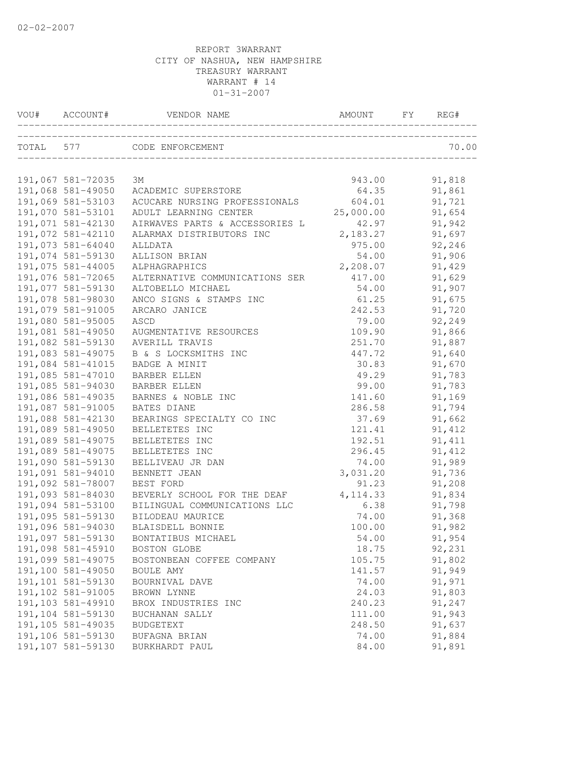REPORT 3WARRANT
CITY OF NASHUA, NEW HAMPSHIRE
TREASURY WARRANT
WARRANT # 14
01-31-2007

| VOU# | ACCOUNT# | VENDOR NAME | AMOUNT | FY | REG# |
|---|---|---|---|---|---|
| TOTAL | 577 | CODE ENFORCEMENT | | | 70.00 |
| 191,067 | 581-72035 | 3M | 943.00 | | 91,818 |
| 191,068 | 581-49050 | ACADEMIC SUPERSTORE | 64.35 | | 91,861 |
| 191,069 | 581-53103 | ACUCARE NURSING PROFESSIONALS | 604.01 | | 91,721 |
| 191,070 | 581-53101 | ADULT LEARNING CENTER | 25,000.00 | | 91,654 |
| 191,071 | 581-42130 | AIRWAVES PARTS & ACCESSORIES L | 42.97 | | 91,942 |
| 191,072 | 581-42110 | ALARMAX DISTRIBUTORS INC | 2,183.27 | | 91,697 |
| 191,073 | 581-64040 | ALLDATA | 975.00 | | 92,246 |
| 191,074 | 581-59130 | ALLISON BRIAN | 54.00 | | 91,906 |
| 191,075 | 581-44005 | ALPHAGRAPHICS | 2,208.07 | | 91,429 |
| 191,076 | 581-72065 | ALTERNATIVE COMMUNICATIONS SER | 417.00 | | 91,629 |
| 191,077 | 581-59130 | ALTOBELLO MICHAEL | 54.00 | | 91,907 |
| 191,078 | 581-98030 | ANCO SIGNS & STAMPS INC | 61.25 | | 91,675 |
| 191,079 | 581-91005 | ARCARO JANICE | 242.53 | | 91,720 |
| 191,080 | 581-95005 | ASCD | 79.00 | | 92,249 |
| 191,081 | 581-49050 | AUGMENTATIVE RESOURCES | 109.90 | | 91,866 |
| 191,082 | 581-59130 | AVERILL TRAVIS | 251.70 | | 91,887 |
| 191,083 | 581-49075 | B & S LOCKSMITHS INC | 447.72 | | 91,640 |
| 191,084 | 581-41015 | BADGE A MINIT | 30.83 | | 91,670 |
| 191,085 | 581-47010 | BARBER ELLEN | 49.29 | | 91,783 |
| 191,085 | 581-94030 | BARBER ELLEN | 99.00 | | 91,783 |
| 191,086 | 581-49035 | BARNES & NOBLE INC | 141.60 | | 91,169 |
| 191,087 | 581-91005 | BATES DIANE | 286.58 | | 91,794 |
| 191,088 | 581-42130 | BEARINGS SPECIALTY CO INC | 37.69 | | 91,662 |
| 191,089 | 581-49050 | BELLETETES INC | 121.41 | | 91,412 |
| 191,089 | 581-49075 | BELLETETES INC | 192.51 | | 91,411 |
| 191,089 | 581-49075 | BELLETETES INC | 296.45 | | 91,412 |
| 191,090 | 581-59130 | BELLIVEAU JR DAN | 74.00 | | 91,989 |
| 191,091 | 581-94010 | BENNETT JEAN | 3,031.20 | | 91,736 |
| 191,092 | 581-78007 | BEST FORD | 91.23 | | 91,208 |
| 191,093 | 581-84030 | BEVERLY SCHOOL FOR THE DEAF | 4,114.33 | | 91,834 |
| 191,094 | 581-53100 | BILINGUAL COMMUNICATIONS LLC | 6.38 | | 91,798 |
| 191,095 | 581-59130 | BILODEAU MAURICE | 74.00 | | 91,368 |
| 191,096 | 581-94030 | BLAISDELL BONNIE | 100.00 | | 91,982 |
| 191,097 | 581-59130 | BONTATIBUS MICHAEL | 54.00 | | 91,954 |
| 191,098 | 581-45910 | BOSTON GLOBE | 18.75 | | 92,231 |
| 191,099 | 581-49075 | BOSTONBEAN COFFEE COMPANY | 105.75 | | 91,802 |
| 191,100 | 581-49050 | BOULE AMY | 141.57 | | 91,949 |
| 191,101 | 581-59130 | BOURNIVAL DAVE | 74.00 | | 91,971 |
| 191,102 | 581-91005 | BROWN LYNNE | 24.03 | | 91,803 |
| 191,103 | 581-49910 | BROX INDUSTRIES INC | 240.23 | | 91,247 |
| 191,104 | 581-59130 | BUCHANAN SALLY | 111.00 | | 91,943 |
| 191,105 | 581-49035 | BUDGETEXT | 248.50 | | 91,637 |
| 191,106 | 581-59130 | BUFAGNA BRIAN | 74.00 | | 91,884 |
| 191,107 | 581-59130 | BURKHARDT PAUL | 84.00 | | 91,891 |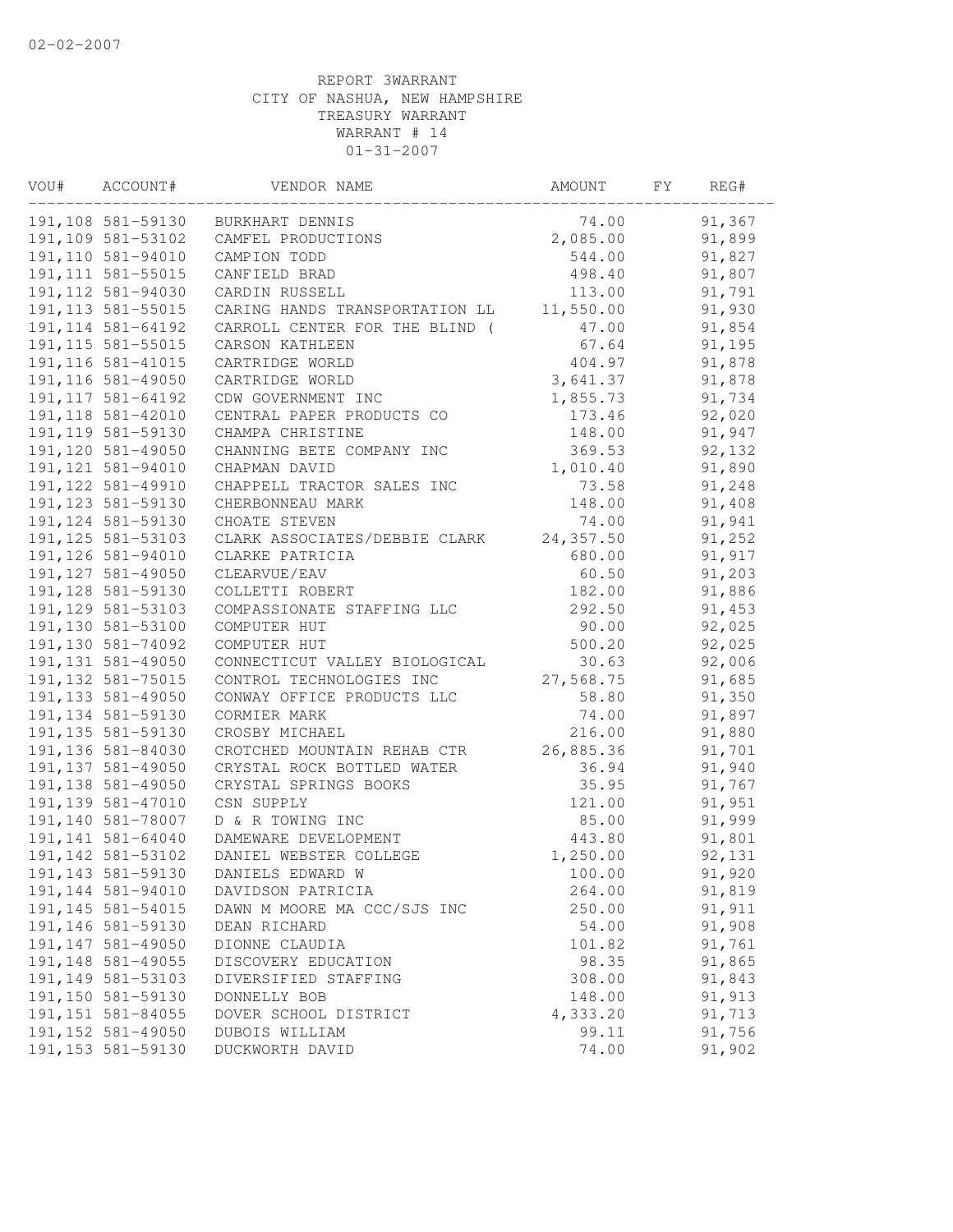02-02-2007

REPORT 3WARRANT
CITY OF NASHUA, NEW HAMPSHIRE
TREASURY WARRANT
WARRANT # 14
01-31-2007

| VOU# | ACCOUNT# | VENDOR NAME | AMOUNT | FY | REG# |
|---|---|---|---|---|---|
| 191,108 | 581-59130 | BURKHART DENNIS | 74.00 | | 91,367 |
| 191,109 | 581-53102 | CAMFEL PRODUCTIONS | 2,085.00 | | 91,899 |
| 191,110 | 581-94010 | CAMPION TODD | 544.00 | | 91,827 |
| 191,111 | 581-55015 | CANFIELD BRAD | 498.40 | | 91,807 |
| 191,112 | 581-94030 | CARDIN RUSSELL | 113.00 | | 91,791 |
| 191,113 | 581-55015 | CARING HANDS TRANSPORTATION LL | 11,550.00 | | 91,930 |
| 191,114 | 581-64192 | CARROLL CENTER FOR THE BLIND ( | 47.00 | | 91,854 |
| 191,115 | 581-55015 | CARSON KATHLEEN | 67.64 | | 91,195 |
| 191,116 | 581-41015 | CARTRIDGE WORLD | 404.97 | | 91,878 |
| 191,116 | 581-49050 | CARTRIDGE WORLD | 3,641.37 | | 91,878 |
| 191,117 | 581-64192 | CDW GOVERNMENT INC | 1,855.73 | | 91,734 |
| 191,118 | 581-42010 | CENTRAL PAPER PRODUCTS CO | 173.46 | | 92,020 |
| 191,119 | 581-59130 | CHAMPA CHRISTINE | 148.00 | | 91,947 |
| 191,120 | 581-49050 | CHANNING BETE COMPANY INC | 369.53 | | 92,132 |
| 191,121 | 581-94010 | CHAPMAN DAVID | 1,010.40 | | 91,890 |
| 191,122 | 581-49910 | CHAPPELL TRACTOR SALES INC | 73.58 | | 91,248 |
| 191,123 | 581-59130 | CHERBONNEAU MARK | 148.00 | | 91,408 |
| 191,124 | 581-59130 | CHOATE STEVEN | 74.00 | | 91,941 |
| 191,125 | 581-53103 | CLARK ASSOCIATES/DEBBIE CLARK | 24,357.50 | | 91,252 |
| 191,126 | 581-94010 | CLARKE PATRICIA | 680.00 | | 91,917 |
| 191,127 | 581-49050 | CLEARVUE/EAV | 60.50 | | 91,203 |
| 191,128 | 581-59130 | COLLETTI ROBERT | 182.00 | | 91,886 |
| 191,129 | 581-53103 | COMPASSIONATE STAFFING LLC | 292.50 | | 91,453 |
| 191,130 | 581-53100 | COMPUTER HUT | 90.00 | | 92,025 |
| 191,130 | 581-74092 | COMPUTER HUT | 500.20 | | 92,025 |
| 191,131 | 581-49050 | CONNECTICUT VALLEY BIOLOGICAL | 30.63 | | 92,006 |
| 191,132 | 581-75015 | CONTROL TECHNOLOGIES INC | 27,568.75 | | 91,685 |
| 191,133 | 581-49050 | CONWAY OFFICE PRODUCTS LLC | 58.80 | | 91,350 |
| 191,134 | 581-59130 | CORMIER MARK | 74.00 | | 91,897 |
| 191,135 | 581-59130 | CROSBY MICHAEL | 216.00 | | 91,880 |
| 191,136 | 581-84030 | CROTCHED MOUNTAIN REHAB CTR | 26,885.36 | | 91,701 |
| 191,137 | 581-49050 | CRYSTAL ROCK BOTTLED WATER | 36.94 | | 91,940 |
| 191,138 | 581-49050 | CRYSTAL SPRINGS BOOKS | 35.95 | | 91,767 |
| 191,139 | 581-47010 | CSN SUPPLY | 121.00 | | 91,951 |
| 191,140 | 581-78007 | D & R TOWING INC | 85.00 | | 91,999 |
| 191,141 | 581-64040 | DAMEWARE DEVELOPMENT | 443.80 | | 91,801 |
| 191,142 | 581-53102 | DANIEL WEBSTER COLLEGE | 1,250.00 | | 92,131 |
| 191,143 | 581-59130 | DANIELS EDWARD W | 100.00 | | 91,920 |
| 191,144 | 581-94010 | DAVIDSON PATRICIA | 264.00 | | 91,819 |
| 191,145 | 581-54015 | DAWN M MOORE MA CCC/SJS INC | 250.00 | | 91,911 |
| 191,146 | 581-59130 | DEAN RICHARD | 54.00 | | 91,908 |
| 191,147 | 581-49050 | DIONNE CLAUDIA | 101.82 | | 91,761 |
| 191,148 | 581-49055 | DISCOVERY EDUCATION | 98.35 | | 91,865 |
| 191,149 | 581-53103 | DIVERSIFIED STAFFING | 308.00 | | 91,843 |
| 191,150 | 581-59130 | DONNELLY BOB | 148.00 | | 91,913 |
| 191,151 | 581-84055 | DOVER SCHOOL DISTRICT | 4,333.20 | | 91,713 |
| 191,152 | 581-49050 | DUBOIS WILLIAM | 99.11 | | 91,756 |
| 191,153 | 581-59130 | DUCKWORTH DAVID | 74.00 | | 91,902 |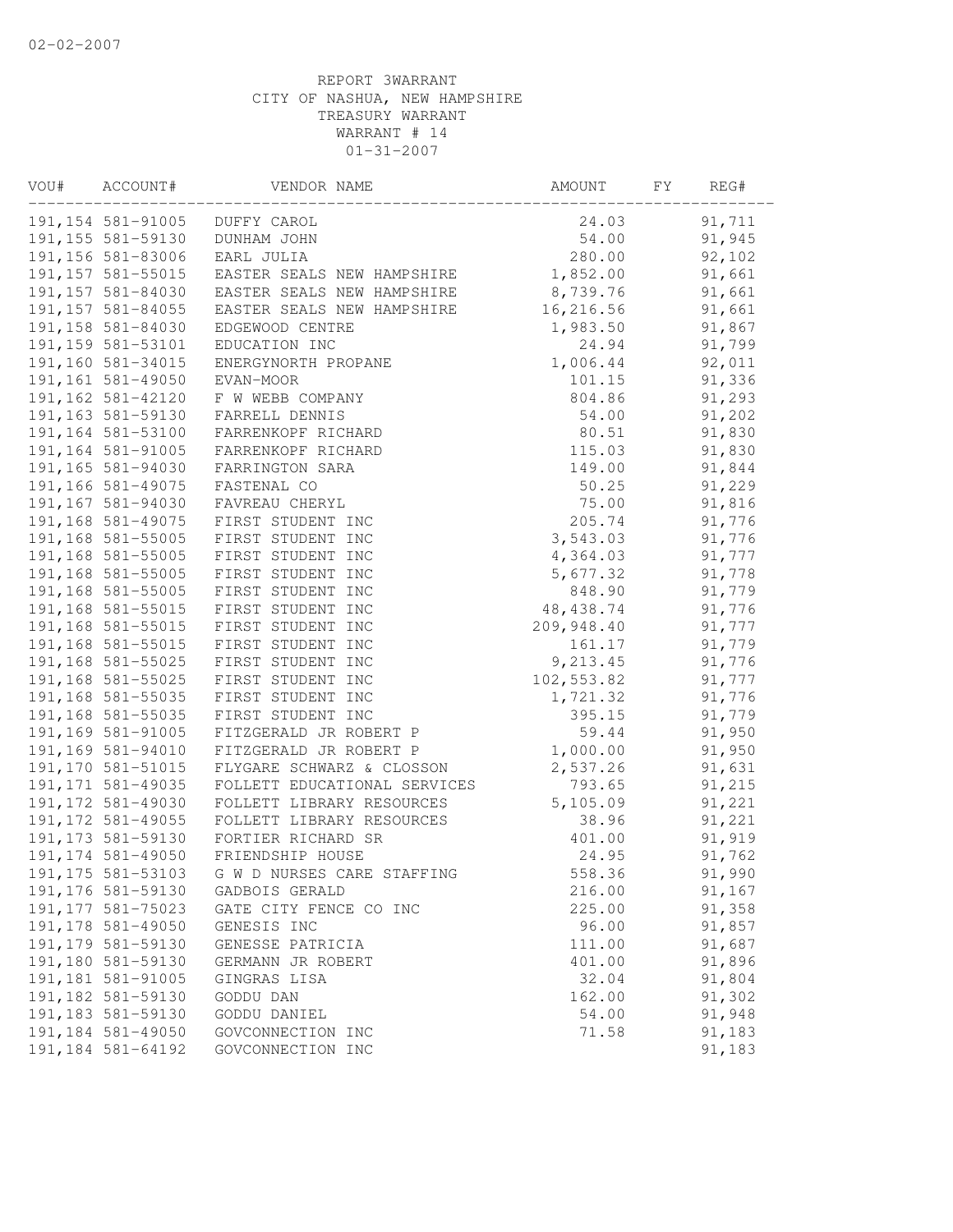02-02-2007

REPORT 3WARRANT
CITY OF NASHUA, NEW HAMPSHIRE
TREASURY WARRANT
WARRANT # 14
01-31-2007

| VOU# | ACCOUNT# | VENDOR NAME | AMOUNT | FY | REG# |
|---|---|---|---|---|---|
| 191,154 | 581-91005 | DUFFY CAROL | 24.03 | | 91,711 |
| 191,155 | 581-59130 | DUNHAM JOHN | 54.00 | | 91,945 |
| 191,156 | 581-83006 | EARL JULIA | 280.00 | | 92,102 |
| 191,157 | 581-55015 | EASTER SEALS NEW HAMPSHIRE | 1,852.00 | | 91,661 |
| 191,157 | 581-84030 | EASTER SEALS NEW HAMPSHIRE | 8,739.76 | | 91,661 |
| 191,157 | 581-84055 | EASTER SEALS NEW HAMPSHIRE | 16,216.56 | | 91,661 |
| 191,158 | 581-84030 | EDGEWOOD CENTRE | 1,983.50 | | 91,867 |
| 191,159 | 581-53101 | EDUCATION INC | 24.94 | | 91,799 |
| 191,160 | 581-34015 | ENERGYNORTH PROPANE | 1,006.44 | | 92,011 |
| 191,161 | 581-49050 | EVAN-MOOR | 101.15 | | 91,336 |
| 191,162 | 581-42120 | F W WEBB COMPANY | 804.86 | | 91,293 |
| 191,163 | 581-59130 | FARRELL DENNIS | 54.00 | | 91,202 |
| 191,164 | 581-53100 | FARRENKOPF RICHARD | 80.51 | | 91,830 |
| 191,164 | 581-91005 | FARRENKOPF RICHARD | 115.03 | | 91,830 |
| 191,165 | 581-94030 | FARRINGTON SARA | 149.00 | | 91,844 |
| 191,166 | 581-49075 | FASTENAL CO | 50.25 | | 91,229 |
| 191,167 | 581-94030 | FAVREAU CHERYL | 75.00 | | 91,816 |
| 191,168 | 581-49075 | FIRST STUDENT INC | 205.74 | | 91,776 |
| 191,168 | 581-55005 | FIRST STUDENT INC | 3,543.03 | | 91,776 |
| 191,168 | 581-55005 | FIRST STUDENT INC | 4,364.03 | | 91,777 |
| 191,168 | 581-55005 | FIRST STUDENT INC | 5,677.32 | | 91,778 |
| 191,168 | 581-55005 | FIRST STUDENT INC | 848.90 | | 91,779 |
| 191,168 | 581-55015 | FIRST STUDENT INC | 48,438.74 | | 91,776 |
| 191,168 | 581-55015 | FIRST STUDENT INC | 209,948.40 | | 91,777 |
| 191,168 | 581-55015 | FIRST STUDENT INC | 161.17 | | 91,779 |
| 191,168 | 581-55025 | FIRST STUDENT INC | 9,213.45 | | 91,776 |
| 191,168 | 581-55025 | FIRST STUDENT INC | 102,553.82 | | 91,777 |
| 191,168 | 581-55035 | FIRST STUDENT INC | 1,721.32 | | 91,776 |
| 191,168 | 581-55035 | FIRST STUDENT INC | 395.15 | | 91,779 |
| 191,169 | 581-91005 | FITZGERALD JR ROBERT P | 59.44 | | 91,950 |
| 191,169 | 581-94010 | FITZGERALD JR ROBERT P | 1,000.00 | | 91,950 |
| 191,170 | 581-51015 | FLYGARE SCHWARZ & CLOSSON | 2,537.26 | | 91,631 |
| 191,171 | 581-49035 | FOLLETT EDUCATIONAL SERVICES | 793.65 | | 91,215 |
| 191,172 | 581-49030 | FOLLETT LIBRARY RESOURCES | 5,105.09 | | 91,221 |
| 191,172 | 581-49055 | FOLLETT LIBRARY RESOURCES | 38.96 | | 91,221 |
| 191,173 | 581-59130 | FORTIER RICHARD SR | 401.00 | | 91,919 |
| 191,174 | 581-49050 | FRIENDSHIP HOUSE | 24.95 | | 91,762 |
| 191,175 | 581-53103 | G W D NURSES CARE STAFFING | 558.36 | | 91,990 |
| 191,176 | 581-59130 | GADBOIS GERALD | 216.00 | | 91,167 |
| 191,177 | 581-75023 | GATE CITY FENCE CO INC | 225.00 | | 91,358 |
| 191,178 | 581-49050 | GENESIS INC | 96.00 | | 91,857 |
| 191,179 | 581-59130 | GENESSE PATRICIA | 111.00 | | 91,687 |
| 191,180 | 581-59130 | GERMANN JR ROBERT | 401.00 | | 91,896 |
| 191,181 | 581-91005 | GINGRAS LISA | 32.04 | | 91,804 |
| 191,182 | 581-59130 | GODDU DAN | 162.00 | | 91,302 |
| 191,183 | 581-59130 | GODDU DANIEL | 54.00 | | 91,948 |
| 191,184 | 581-49050 | GOVCONNECTION INC | 71.58 | | 91,183 |
| 191,184 | 581-64192 | GOVCONNECTION INC | | | 91,183 |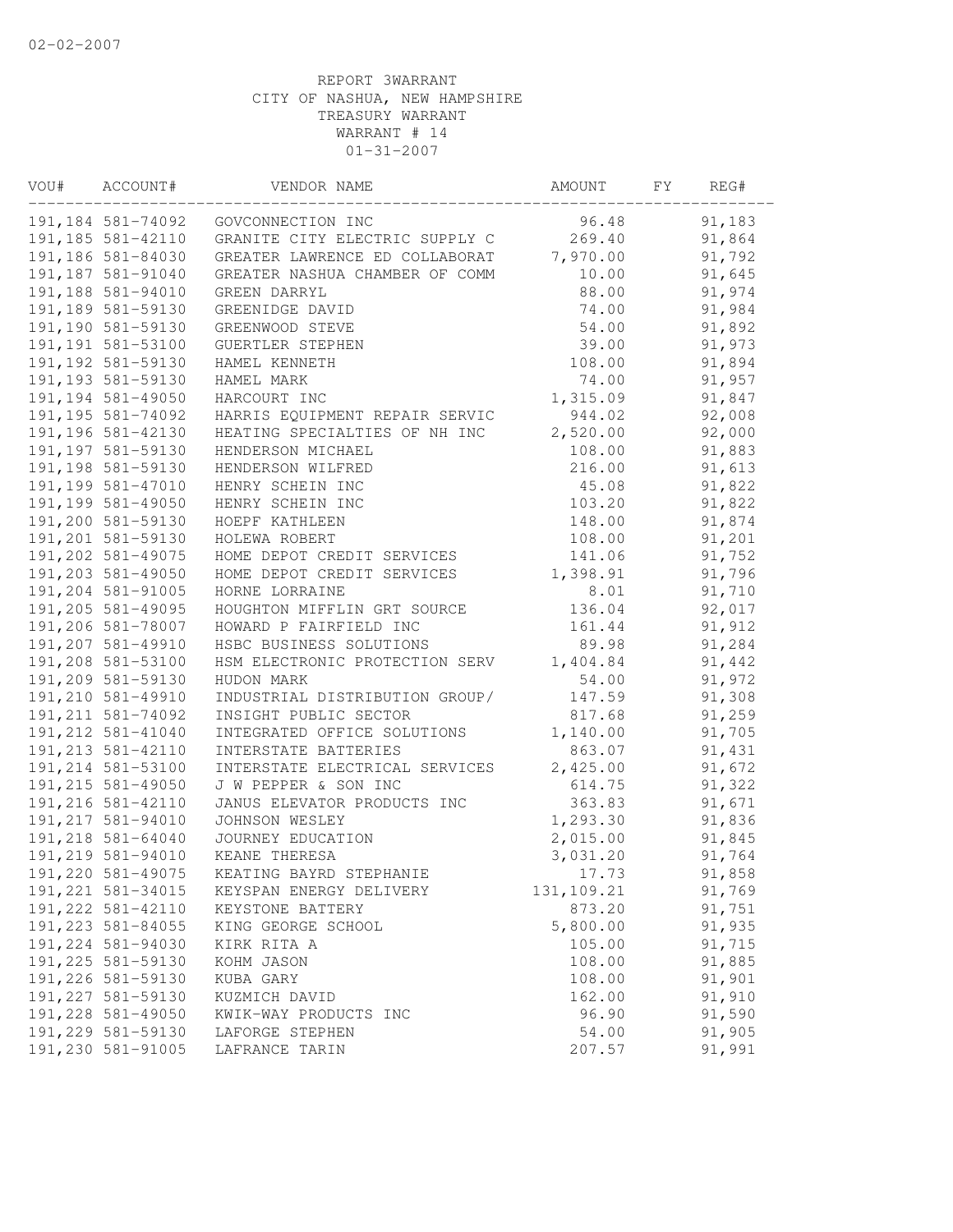02-02-2007

REPORT 3WARRANT
CITY OF NASHUA, NEW HAMPSHIRE
TREASURY WARRANT
WARRANT # 14
01-31-2007

| VOU# | ACCOUNT# | VENDOR NAME | AMOUNT | FY | REG# |
|---|---|---|---|---|---|
| 191,184 | 581-74092 | GOVCONNECTION INC | 96.48 | | 91,183 |
| 191,185 | 581-42110 | GRANITE CITY ELECTRIC SUPPLY C | 269.40 | | 91,864 |
| 191,186 | 581-84030 | GREATER LAWRENCE ED COLLABORAT | 7,970.00 | | 91,792 |
| 191,187 | 581-91040 | GREATER NASHUA CHAMBER OF COMM | 10.00 | | 91,645 |
| 191,188 | 581-94010 | GREEN DARRYL | 88.00 | | 91,974 |
| 191,189 | 581-59130 | GREENIDGE DAVID | 74.00 | | 91,984 |
| 191,190 | 581-59130 | GREENWOOD STEVE | 54.00 | | 91,892 |
| 191,191 | 581-53100 | GUERTLER STEPHEN | 39.00 | | 91,973 |
| 191,192 | 581-59130 | HAMEL KENNETH | 108.00 | | 91,894 |
| 191,193 | 581-59130 | HAMEL MARK | 74.00 | | 91,957 |
| 191,194 | 581-49050 | HARCOURT INC | 1,315.09 | | 91,847 |
| 191,195 | 581-74092 | HARRIS EQUIPMENT REPAIR SERVIC | 944.02 | | 92,008 |
| 191,196 | 581-42130 | HEATING SPECIALTIES OF NH INC | 2,520.00 | | 92,000 |
| 191,197 | 581-59130 | HENDERSON MICHAEL | 108.00 | | 91,883 |
| 191,198 | 581-59130 | HENDERSON WILFRED | 216.00 | | 91,613 |
| 191,199 | 581-47010 | HENRY SCHEIN INC | 45.08 | | 91,822 |
| 191,199 | 581-49050 | HENRY SCHEIN INC | 103.20 | | 91,822 |
| 191,200 | 581-59130 | HOEPF KATHLEEN | 148.00 | | 91,874 |
| 191,201 | 581-59130 | HOLEWA ROBERT | 108.00 | | 91,201 |
| 191,202 | 581-49075 | HOME DEPOT CREDIT SERVICES | 141.06 | | 91,752 |
| 191,203 | 581-49050 | HOME DEPOT CREDIT SERVICES | 1,398.91 | | 91,796 |
| 191,204 | 581-91005 | HORNE LORRAINE | 8.01 | | 91,710 |
| 191,205 | 581-49095 | HOUGHTON MIFFLIN GRT SOURCE | 136.04 | | 92,017 |
| 191,206 | 581-78007 | HOWARD P FAIRFIELD INC | 161.44 | | 91,912 |
| 191,207 | 581-49910 | HSBC BUSINESS SOLUTIONS | 89.98 | | 91,284 |
| 191,208 | 581-53100 | HSM ELECTRONIC PROTECTION SERV | 1,404.84 | | 91,442 |
| 191,209 | 581-59130 | HUDON MARK | 54.00 | | 91,972 |
| 191,210 | 581-49910 | INDUSTRIAL DISTRIBUTION GROUP/ | 147.59 | | 91,308 |
| 191,211 | 581-74092 | INSIGHT PUBLIC SECTOR | 817.68 | | 91,259 |
| 191,212 | 581-41040 | INTEGRATED OFFICE SOLUTIONS | 1,140.00 | | 91,705 |
| 191,213 | 581-42110 | INTERSTATE BATTERIES | 863.07 | | 91,431 |
| 191,214 | 581-53100 | INTERSTATE ELECTRICAL SERVICES | 2,425.00 | | 91,672 |
| 191,215 | 581-49050 | J W PEPPER & SON INC | 614.75 | | 91,322 |
| 191,216 | 581-42110 | JANUS ELEVATOR PRODUCTS INC | 363.83 | | 91,671 |
| 191,217 | 581-94010 | JOHNSON WESLEY | 1,293.30 | | 91,836 |
| 191,218 | 581-64040 | JOURNEY EDUCATION | 2,015.00 | | 91,845 |
| 191,219 | 581-94010 | KEANE THERESA | 3,031.20 | | 91,764 |
| 191,220 | 581-49075 | KEATING BAYRD STEPHANIE | 17.73 | | 91,858 |
| 191,221 | 581-34015 | KEYSPAN ENERGY DELIVERY | 131,109.21 | | 91,769 |
| 191,222 | 581-42110 | KEYSTONE BATTERY | 873.20 | | 91,751 |
| 191,223 | 581-84055 | KING GEORGE SCHOOL | 5,800.00 | | 91,935 |
| 191,224 | 581-94030 | KIRK RITA A | 105.00 | | 91,715 |
| 191,225 | 581-59130 | KOHM JASON | 108.00 | | 91,885 |
| 191,226 | 581-59130 | KUBA GARY | 108.00 | | 91,901 |
| 191,227 | 581-59130 | KUZMICH DAVID | 162.00 | | 91,910 |
| 191,228 | 581-49050 | KWIK-WAY PRODUCTS INC | 96.90 | | 91,590 |
| 191,229 | 581-59130 | LAFORGE STEPHEN | 54.00 | | 91,905 |
| 191,230 | 581-91005 | LAFRANCE TARIN | 207.57 | | 91,991 |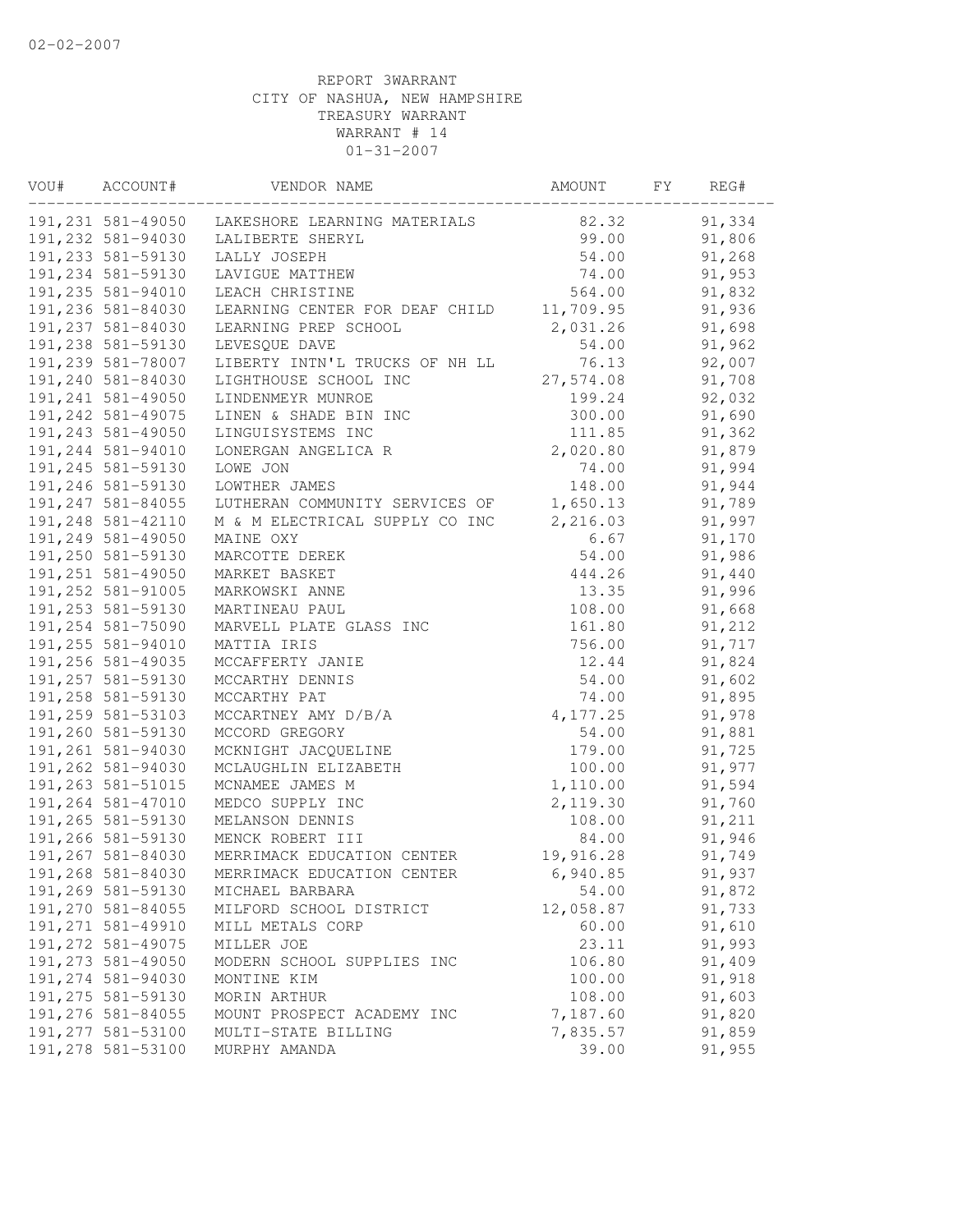02-02-2007

REPORT 3WARRANT
CITY OF NASHUA, NEW HAMPSHIRE
TREASURY WARRANT
WARRANT # 14
01-31-2007

| VOU# | ACCOUNT# | VENDOR NAME | AMOUNT | FY | REG# |
|---|---|---|---|---|---|
| 191,231 | 581-49050 | LAKESHORE LEARNING MATERIALS | 82.32 | | 91,334 |
| 191,232 | 581-94030 | LALIBERTE SHERYL | 99.00 | | 91,806 |
| 191,233 | 581-59130 | LALLY JOSEPH | 54.00 | | 91,268 |
| 191,234 | 581-59130 | LAVIGUE MATTHEW | 74.00 | | 91,953 |
| 191,235 | 581-94010 | LEACH CHRISTINE | 564.00 | | 91,832 |
| 191,236 | 581-84030 | LEARNING CENTER FOR DEAF CHILD | 11,709.95 | | 91,936 |
| 191,237 | 581-84030 | LEARNING PREP SCHOOL | 2,031.26 | | 91,698 |
| 191,238 | 581-59130 | LEVESQUE DAVE | 54.00 | | 91,962 |
| 191,239 | 581-78007 | LIBERTY INTN'L TRUCKS OF NH LL | 76.13 | | 92,007 |
| 191,240 | 581-84030 | LIGHTHOUSE SCHOOL INC | 27,574.08 | | 91,708 |
| 191,241 | 581-49050 | LINDENMEYR MUNROE | 199.24 | | 92,032 |
| 191,242 | 581-49075 | LINEN & SHADE BIN INC | 300.00 | | 91,690 |
| 191,243 | 581-49050 | LINGUISYSTEMS INC | 111.85 | | 91,362 |
| 191,244 | 581-94010 | LONERGAN ANGELICA R | 2,020.80 | | 91,879 |
| 191,245 | 581-59130 | LOWE JON | 74.00 | | 91,994 |
| 191,246 | 581-59130 | LOWTHER JAMES | 148.00 | | 91,944 |
| 191,247 | 581-84055 | LUTHERAN COMMUNITY SERVICES OF | 1,650.13 | | 91,789 |
| 191,248 | 581-42110 | M & M ELECTRICAL SUPPLY CO INC | 2,216.03 | | 91,997 |
| 191,249 | 581-49050 | MAINE OXY | 6.67 | | 91,170 |
| 191,250 | 581-59130 | MARCOTTE DEREK | 54.00 | | 91,986 |
| 191,251 | 581-49050 | MARKET BASKET | 444.26 | | 91,440 |
| 191,252 | 581-91005 | MARKOWSKI ANNE | 13.35 | | 91,996 |
| 191,253 | 581-59130 | MARTINEAU PAUL | 108.00 | | 91,668 |
| 191,254 | 581-75090 | MARVELL PLATE GLASS INC | 161.80 | | 91,212 |
| 191,255 | 581-94010 | MATTIA IRIS | 756.00 | | 91,717 |
| 191,256 | 581-49035 | MCCAFFERTY JANIE | 12.44 | | 91,824 |
| 191,257 | 581-59130 | MCCARTHY DENNIS | 54.00 | | 91,602 |
| 191,258 | 581-59130 | MCCARTHY PAT | 74.00 | | 91,895 |
| 191,259 | 581-53103 | MCCARTNEY AMY D/B/A | 4,177.25 | | 91,978 |
| 191,260 | 581-59130 | MCCORD GREGORY | 54.00 | | 91,881 |
| 191,261 | 581-94030 | MCKNIGHT JACQUELINE | 179.00 | | 91,725 |
| 191,262 | 581-94030 | MCLAUGHLIN ELIZABETH | 100.00 | | 91,977 |
| 191,263 | 581-51015 | MCNAMEE JAMES M | 1,110.00 | | 91,594 |
| 191,264 | 581-47010 | MEDCO SUPPLY INC | 2,119.30 | | 91,760 |
| 191,265 | 581-59130 | MELANSON DENNIS | 108.00 | | 91,211 |
| 191,266 | 581-59130 | MENCK ROBERT III | 84.00 | | 91,946 |
| 191,267 | 581-84030 | MERRIMACK EDUCATION CENTER | 19,916.28 | | 91,749 |
| 191,268 | 581-84030 | MERRIMACK EDUCATION CENTER | 6,940.85 | | 91,937 |
| 191,269 | 581-59130 | MICHAEL BARBARA | 54.00 | | 91,872 |
| 191,270 | 581-84055 | MILFORD SCHOOL DISTRICT | 12,058.87 | | 91,733 |
| 191,271 | 581-49910 | MILL METALS CORP | 60.00 | | 91,610 |
| 191,272 | 581-49075 | MILLER JOE | 23.11 | | 91,993 |
| 191,273 | 581-49050 | MODERN SCHOOL SUPPLIES INC | 106.80 | | 91,409 |
| 191,274 | 581-94030 | MONTINE KIM | 100.00 | | 91,918 |
| 191,275 | 581-59130 | MORIN ARTHUR | 108.00 | | 91,603 |
| 191,276 | 581-84055 | MOUNT PROSPECT ACADEMY INC | 7,187.60 | | 91,820 |
| 191,277 | 581-53100 | MULTI-STATE BILLING | 7,835.57 | | 91,859 |
| 191,278 | 581-53100 | MURPHY AMANDA | 39.00 | | 91,955 |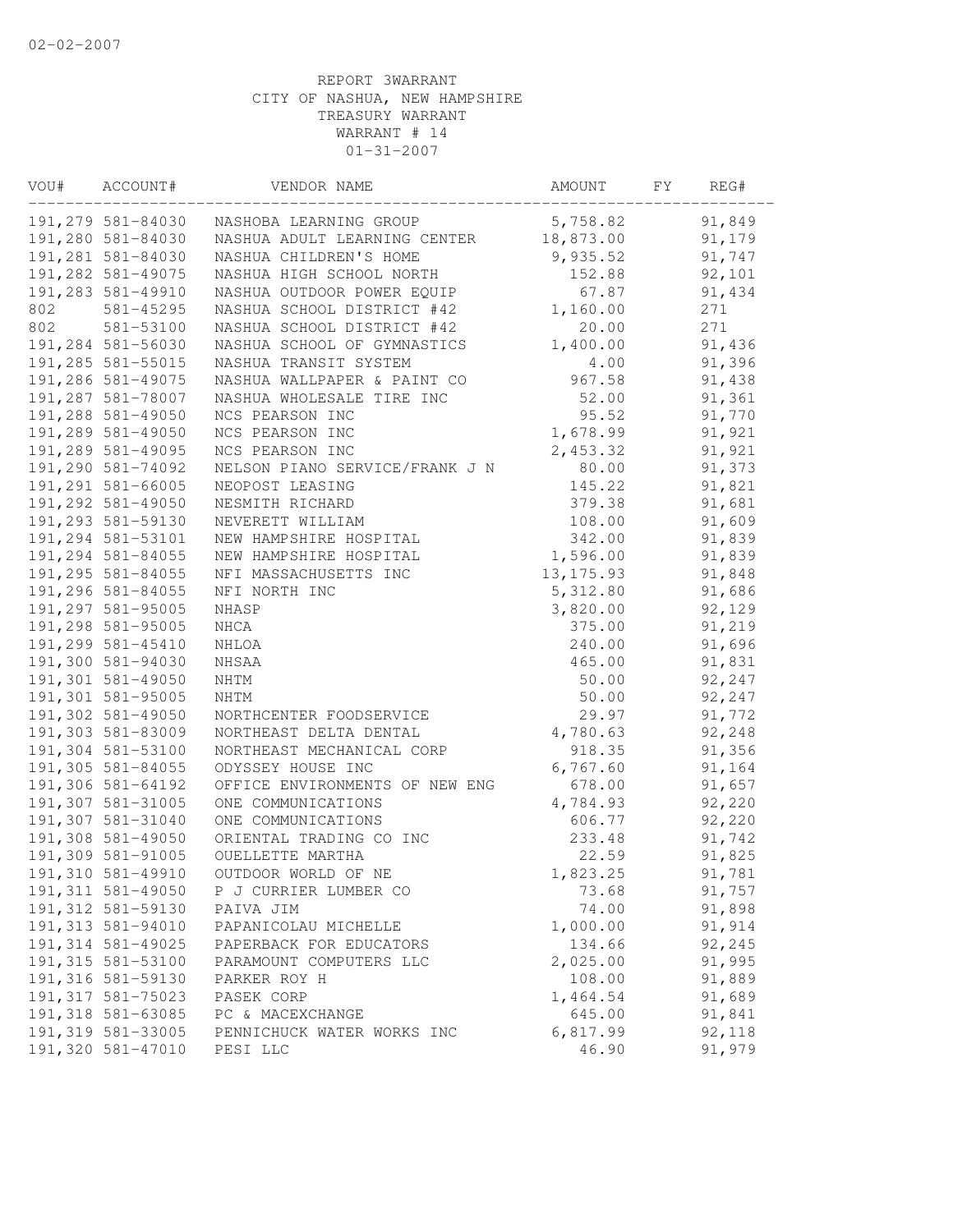02-02-2007

REPORT 3WARRANT
CITY OF NASHUA, NEW HAMPSHIRE
TREASURY WARRANT
WARRANT # 14
01-31-2007

| VOU# | ACCOUNT# | VENDOR NAME | AMOUNT | FY | REG# |
|---|---|---|---|---|---|
| 191,279 | 581-84030 | NASHOBA LEARNING GROUP | 5,758.82 | | 91,849 |
| 191,280 | 581-84030 | NASHUA ADULT LEARNING CENTER | 18,873.00 | | 91,179 |
| 191,281 | 581-84030 | NASHUA CHILDREN'S HOME | 9,935.52 | | 91,747 |
| 191,282 | 581-49075 | NASHUA HIGH SCHOOL NORTH | 152.88 | | 92,101 |
| 191,283 | 581-49910 | NASHUA OUTDOOR POWER EQUIP | 67.87 | | 91,434 |
| 802 | 581-45295 | NASHUA SCHOOL DISTRICT #42 | 1,160.00 | | 271 |
| 802 | 581-53100 | NASHUA SCHOOL DISTRICT #42 | 20.00 | | 271 |
| 191,284 | 581-56030 | NASHUA SCHOOL OF GYMNASTICS | 1,400.00 | | 91,436 |
| 191,285 | 581-55015 | NASHUA TRANSIT SYSTEM | 4.00 | | 91,396 |
| 191,286 | 581-49075 | NASHUA WALLPAPER & PAINT CO | 967.58 | | 91,438 |
| 191,287 | 581-78007 | NASHUA WHOLESALE TIRE INC | 52.00 | | 91,361 |
| 191,288 | 581-49050 | NCS PEARSON INC | 95.52 | | 91,770 |
| 191,289 | 581-49050 | NCS PEARSON INC | 1,678.99 | | 91,921 |
| 191,289 | 581-49095 | NCS PEARSON INC | 2,453.32 | | 91,921 |
| 191,290 | 581-74092 | NELSON PIANO SERVICE/FRANK J N | 80.00 | | 91,373 |
| 191,291 | 581-66005 | NEOPOST LEASING | 145.22 | | 91,821 |
| 191,292 | 581-49050 | NESMITH RICHARD | 379.38 | | 91,681 |
| 191,293 | 581-59130 | NEVERETT WILLIAM | 108.00 | | 91,609 |
| 191,294 | 581-53101 | NEW HAMPSHIRE HOSPITAL | 342.00 | | 91,839 |
| 191,294 | 581-84055 | NEW HAMPSHIRE HOSPITAL | 1,596.00 | | 91,839 |
| 191,295 | 581-84055 | NFI MASSACHUSETTS INC | 13,175.93 | | 91,848 |
| 191,296 | 581-84055 | NFI NORTH INC | 5,312.80 | | 91,686 |
| 191,297 | 581-95005 | NHASP | 3,820.00 | | 92,129 |
| 191,298 | 581-95005 | NHCA | 375.00 | | 91,219 |
| 191,299 | 581-45410 | NHLOA | 240.00 | | 91,696 |
| 191,300 | 581-94030 | NHSAA | 465.00 | | 91,831 |
| 191,301 | 581-49050 | NHTM | 50.00 | | 92,247 |
| 191,301 | 581-95005 | NHTM | 50.00 | | 92,247 |
| 191,302 | 581-49050 | NORTHCENTER FOODSERVICE | 29.97 | | 91,772 |
| 191,303 | 581-83009 | NORTHEAST DELTA DENTAL | 4,780.63 | | 92,248 |
| 191,304 | 581-53100 | NORTHEAST MECHANICAL CORP | 918.35 | | 91,356 |
| 191,305 | 581-84055 | ODYSSEY HOUSE INC | 6,767.60 | | 91,164 |
| 191,306 | 581-64192 | OFFICE ENVIRONMENTS OF NEW ENG | 678.00 | | 91,657 |
| 191,307 | 581-31005 | ONE COMMUNICATIONS | 4,784.93 | | 92,220 |
| 191,307 | 581-31040 | ONE COMMUNICATIONS | 606.77 | | 92,220 |
| 191,308 | 581-49050 | ORIENTAL TRADING CO INC | 233.48 | | 91,742 |
| 191,309 | 581-91005 | OUELLETTE MARTHA | 22.59 | | 91,825 |
| 191,310 | 581-49910 | OUTDOOR WORLD OF NE | 1,823.25 | | 91,781 |
| 191,311 | 581-49050 | P J CURRIER LUMBER CO | 73.68 | | 91,757 |
| 191,312 | 581-59130 | PAIVA JIM | 74.00 | | 91,898 |
| 191,313 | 581-94010 | PAPANICOLAU MICHELLE | 1,000.00 | | 91,914 |
| 191,314 | 581-49025 | PAPERBACK FOR EDUCATORS | 134.66 | | 92,245 |
| 191,315 | 581-53100 | PARAMOUNT COMPUTERS LLC | 2,025.00 | | 91,995 |
| 191,316 | 581-59130 | PARKER ROY H | 108.00 | | 91,889 |
| 191,317 | 581-75023 | PASEK CORP | 1,464.54 | | 91,689 |
| 191,318 | 581-63085 | PC & MACEXCHANGE | 645.00 | | 91,841 |
| 191,319 | 581-33005 | PENNICHUCK WATER WORKS INC | 6,817.99 | | 92,118 |
| 191,320 | 581-47010 | PESI LLC | 46.90 | | 91,979 |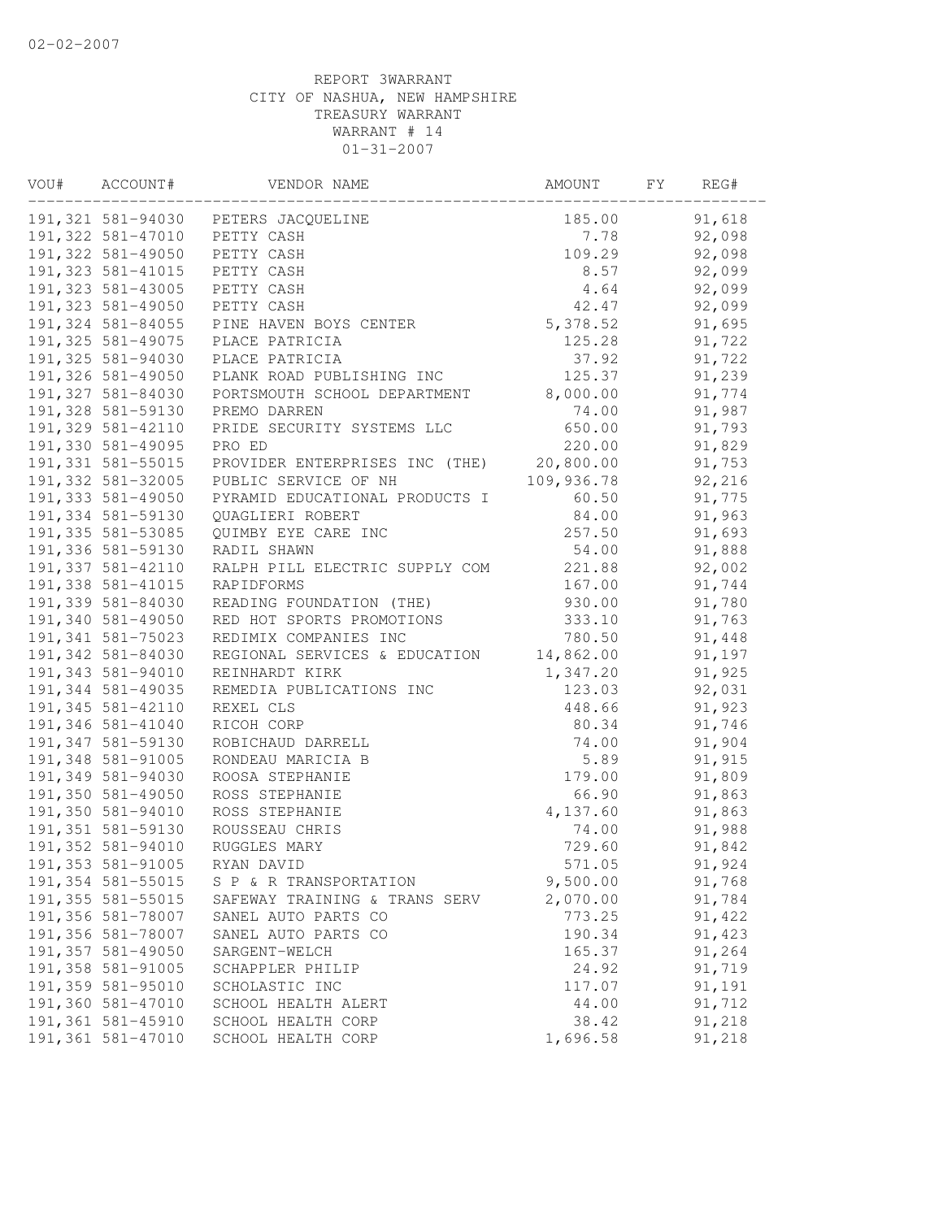02-02-2007

REPORT 3WARRANT
CITY OF NASHUA, NEW HAMPSHIRE
TREASURY WARRANT
WARRANT # 14
01-31-2007

| VOU# | ACCOUNT# | VENDOR NAME | AMOUNT | FY | REG# |
|---|---|---|---|---|---|
| 191,321 | 581-94030 | PETERS JACQUELINE | 185.00 | | 91,618 |
| 191,322 | 581-47010 | PETTY CASH | 7.78 | | 92,098 |
| 191,322 | 581-49050 | PETTY CASH | 109.29 | | 92,098 |
| 191,323 | 581-41015 | PETTY CASH | 8.57 | | 92,099 |
| 191,323 | 581-43005 | PETTY CASH | 4.64 | | 92,099 |
| 191,323 | 581-49050 | PETTY CASH | 42.47 | | 92,099 |
| 191,324 | 581-84055 | PINE HAVEN BOYS CENTER | 5,378.52 | | 91,695 |
| 191,325 | 581-49075 | PLACE PATRICIA | 125.28 | | 91,722 |
| 191,325 | 581-94030 | PLACE PATRICIA | 37.92 | | 91,722 |
| 191,326 | 581-49050 | PLANK ROAD PUBLISHING INC | 125.37 | | 91,239 |
| 191,327 | 581-84030 | PORTSMOUTH SCHOOL DEPARTMENT | 8,000.00 | | 91,774 |
| 191,328 | 581-59130 | PREMO DARREN | 74.00 | | 91,987 |
| 191,329 | 581-42110 | PRIDE SECURITY SYSTEMS LLC | 650.00 | | 91,793 |
| 191,330 | 581-49095 | PRO ED | 220.00 | | 91,829 |
| 191,331 | 581-55015 | PROVIDER ENTERPRISES INC (THE) | 20,800.00 | | 91,753 |
| 191,332 | 581-32005 | PUBLIC SERVICE OF NH | 109,936.78 | | 92,216 |
| 191,333 | 581-49050 | PYRAMID EDUCATIONAL PRODUCTS I | 60.50 | | 91,775 |
| 191,334 | 581-59130 | QUAGLIERI ROBERT | 84.00 | | 91,963 |
| 191,335 | 581-53085 | QUIMBY EYE CARE INC | 257.50 | | 91,693 |
| 191,336 | 581-59130 | RADIL SHAWN | 54.00 | | 91,888 |
| 191,337 | 581-42110 | RALPH PILL ELECTRIC SUPPLY COM | 221.88 | | 92,002 |
| 191,338 | 581-41015 | RAPIDFORMS | 167.00 | | 91,744 |
| 191,339 | 581-84030 | READING FOUNDATION (THE) | 930.00 | | 91,780 |
| 191,340 | 581-49050 | RED HOT SPORTS PROMOTIONS | 333.10 | | 91,763 |
| 191,341 | 581-75023 | REDIMIX COMPANIES INC | 780.50 | | 91,448 |
| 191,342 | 581-84030 | REGIONAL SERVICES & EDUCATION | 14,862.00 | | 91,197 |
| 191,343 | 581-94010 | REINHARDT KIRK | 1,347.20 | | 91,925 |
| 191,344 | 581-49035 | REMEDIA PUBLICATIONS INC | 123.03 | | 92,031 |
| 191,345 | 581-42110 | REXEL CLS | 448.66 | | 91,923 |
| 191,346 | 581-41040 | RICOH CORP | 80.34 | | 91,746 |
| 191,347 | 581-59130 | ROBICHAUD DARRELL | 74.00 | | 91,904 |
| 191,348 | 581-91005 | RONDEAU MARICIA B | 5.89 | | 91,915 |
| 191,349 | 581-94030 | ROOSA STEPHANIE | 179.00 | | 91,809 |
| 191,350 | 581-49050 | ROSS STEPHANIE | 66.90 | | 91,863 |
| 191,350 | 581-94010 | ROSS STEPHANIE | 4,137.60 | | 91,863 |
| 191,351 | 581-59130 | ROUSSEAU CHRIS | 74.00 | | 91,988 |
| 191,352 | 581-94010 | RUGGLES MARY | 729.60 | | 91,842 |
| 191,353 | 581-91005 | RYAN DAVID | 571.05 | | 91,924 |
| 191,354 | 581-55015 | S P & R TRANSPORTATION | 9,500.00 | | 91,768 |
| 191,355 | 581-55015 | SAFEWAY TRAINING & TRANS SERV | 2,070.00 | | 91,784 |
| 191,356 | 581-78007 | SANEL AUTO PARTS CO | 773.25 | | 91,422 |
| 191,356 | 581-78007 | SANEL AUTO PARTS CO | 190.34 | | 91,423 |
| 191,357 | 581-49050 | SARGENT-WELCH | 165.37 | | 91,264 |
| 191,358 | 581-91005 | SCHAPPLER PHILIP | 24.92 | | 91,719 |
| 191,359 | 581-95010 | SCHOLASTIC INC | 117.07 | | 91,191 |
| 191,360 | 581-47010 | SCHOOL HEALTH ALERT | 44.00 | | 91,712 |
| 191,361 | 581-45910 | SCHOOL HEALTH CORP | 38.42 | | 91,218 |
| 191,361 | 581-47010 | SCHOOL HEALTH CORP | 1,696.58 | | 91,218 |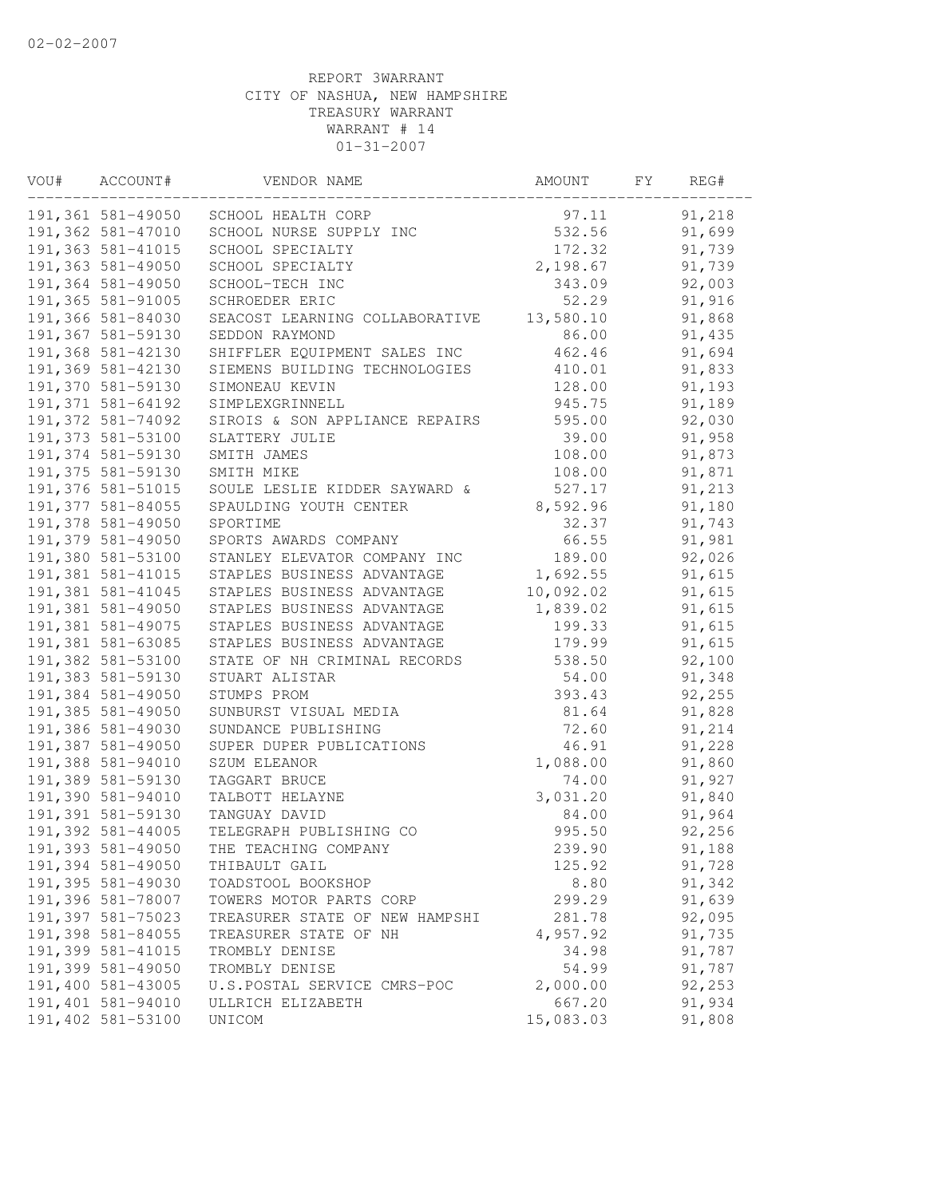02-02-2007

REPORT 3WARRANT
CITY OF NASHUA, NEW HAMPSHIRE
TREASURY WARRANT
WARRANT # 14
01-31-2007

| VOU# | ACCOUNT# | VENDOR NAME | AMOUNT | FY | REG# |
|---|---|---|---|---|---|
| 191,361 | 581-49050 | SCHOOL HEALTH CORP | 97.11 | | 91,218 |
| 191,362 | 581-47010 | SCHOOL NURSE SUPPLY INC | 532.56 | | 91,699 |
| 191,363 | 581-41015 | SCHOOL SPECIALTY | 172.32 | | 91,739 |
| 191,363 | 581-49050 | SCHOOL SPECIALTY | 2,198.67 | | 91,739 |
| 191,364 | 581-49050 | SCHOOL-TECH INC | 343.09 | | 92,003 |
| 191,365 | 581-91005 | SCHROEDER ERIC | 52.29 | | 91,916 |
| 191,366 | 581-84030 | SEACOST LEARNING COLLABORATIVE | 13,580.10 | | 91,868 |
| 191,367 | 581-59130 | SEDDON RAYMOND | 86.00 | | 91,435 |
| 191,368 | 581-42130 | SHIFFLER EQUIPMENT SALES INC | 462.46 | | 91,694 |
| 191,369 | 581-42130 | SIEMENS BUILDING TECHNOLOGIES | 410.01 | | 91,833 |
| 191,370 | 581-59130 | SIMONEAU KEVIN | 128.00 | | 91,193 |
| 191,371 | 581-64192 | SIMPLEXGRINNELL | 945.75 | | 91,189 |
| 191,372 | 581-74092 | SIROIS & SON APPLIANCE REPAIRS | 595.00 | | 92,030 |
| 191,373 | 581-53100 | SLATTERY JULIE | 39.00 | | 91,958 |
| 191,374 | 581-59130 | SMITH JAMES | 108.00 | | 91,873 |
| 191,375 | 581-59130 | SMITH MIKE | 108.00 | | 91,871 |
| 191,376 | 581-51015 | SOULE LESLIE KIDDER SAYWARD & | 527.17 | | 91,213 |
| 191,377 | 581-84055 | SPAULDING YOUTH CENTER | 8,592.96 | | 91,180 |
| 191,378 | 581-49050 | SPORTIME | 32.37 | | 91,743 |
| 191,379 | 581-49050 | SPORTS AWARDS COMPANY | 66.55 | | 91,981 |
| 191,380 | 581-53100 | STANLEY ELEVATOR COMPANY INC | 189.00 | | 92,026 |
| 191,381 | 581-41015 | STAPLES BUSINESS ADVANTAGE | 1,692.55 | | 91,615 |
| 191,381 | 581-41045 | STAPLES BUSINESS ADVANTAGE | 10,092.02 | | 91,615 |
| 191,381 | 581-49050 | STAPLES BUSINESS ADVANTAGE | 1,839.02 | | 91,615 |
| 191,381 | 581-49075 | STAPLES BUSINESS ADVANTAGE | 199.33 | | 91,615 |
| 191,381 | 581-63085 | STAPLES BUSINESS ADVANTAGE | 179.99 | | 91,615 |
| 191,382 | 581-53100 | STATE OF NH CRIMINAL RECORDS | 538.50 | | 92,100 |
| 191,383 | 581-59130 | STUART ALISTAR | 54.00 | | 91,348 |
| 191,384 | 581-49050 | STUMPS PROM | 393.43 | | 92,255 |
| 191,385 | 581-49050 | SUNBURST VISUAL MEDIA | 81.64 | | 91,828 |
| 191,386 | 581-49030 | SUNDANCE PUBLISHING | 72.60 | | 91,214 |
| 191,387 | 581-49050 | SUPER DUPER PUBLICATIONS | 46.91 | | 91,228 |
| 191,388 | 581-94010 | SZUM ELEANOR | 1,088.00 | | 91,860 |
| 191,389 | 581-59130 | TAGGART BRUCE | 74.00 | | 91,927 |
| 191,390 | 581-94010 | TALBOTT HELAYNE | 3,031.20 | | 91,840 |
| 191,391 | 581-59130 | TANGUAY DAVID | 84.00 | | 91,964 |
| 191,392 | 581-44005 | TELEGRAPH PUBLISHING CO | 995.50 | | 92,256 |
| 191,393 | 581-49050 | THE TEACHING COMPANY | 239.90 | | 91,188 |
| 191,394 | 581-49050 | THIBAULT GAIL | 125.92 | | 91,728 |
| 191,395 | 581-49030 | TOADSTOOL BOOKSHOP | 8.80 | | 91,342 |
| 191,396 | 581-78007 | TOWERS MOTOR PARTS CORP | 299.29 | | 91,639 |
| 191,397 | 581-75023 | TREASURER STATE OF NEW HAMPSHI | 281.78 | | 92,095 |
| 191,398 | 581-84055 | TREASURER STATE OF NH | 4,957.92 | | 91,735 |
| 191,399 | 581-41015 | TROMBLY DENISE | 34.98 | | 91,787 |
| 191,399 | 581-49050 | TROMBLY DENISE | 54.99 | | 91,787 |
| 191,400 | 581-43005 | U.S.POSTAL SERVICE CMRS-POC | 2,000.00 | | 92,253 |
| 191,401 | 581-94010 | ULLRICH ELIZABETH | 667.20 | | 91,934 |
| 191,402 | 581-53100 | UNICOM | 15,083.03 | | 91,808 |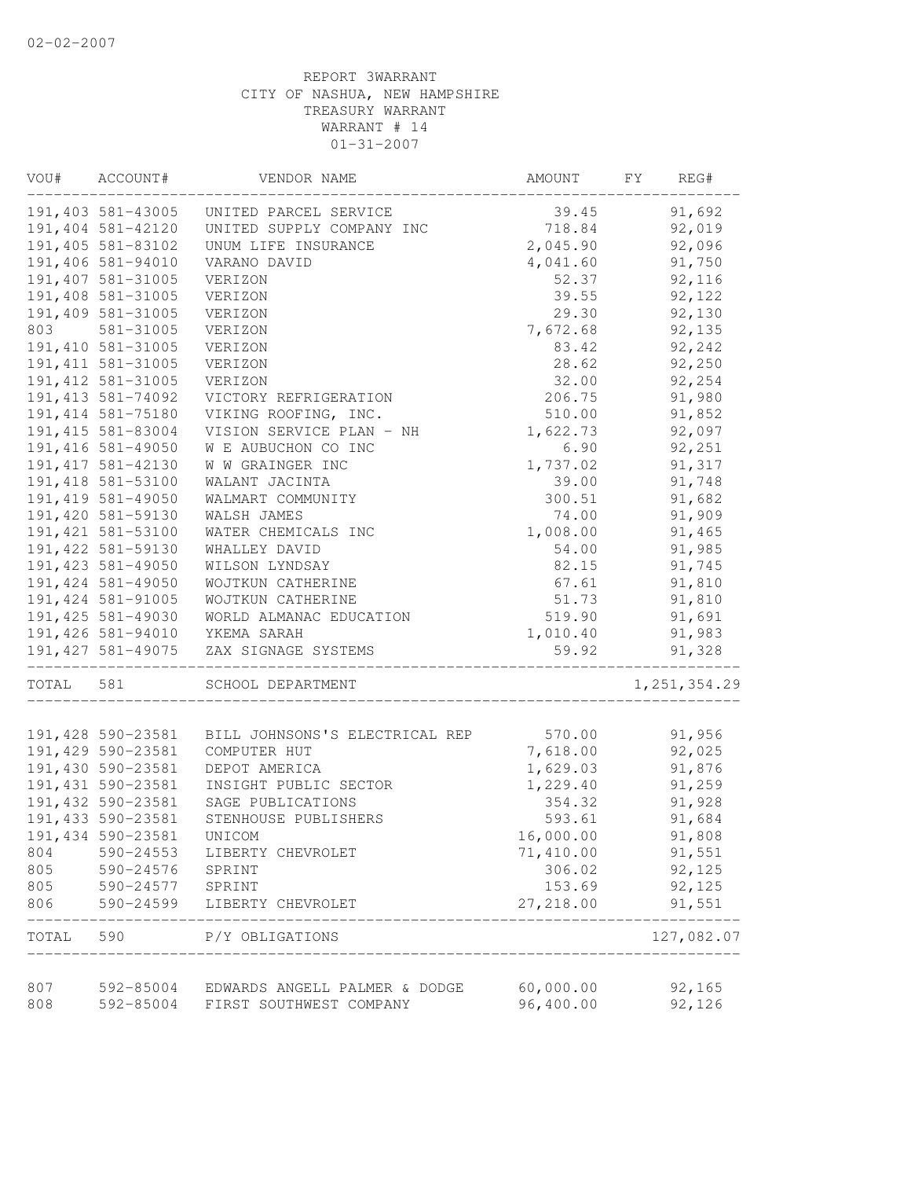02-02-2007

REPORT 3WARRANT
CITY OF NASHUA, NEW HAMPSHIRE
TREASURY WARRANT
WARRANT # 14
01-31-2007

| VOU# | ACCOUNT# | VENDOR NAME | AMOUNT | FY | REG# |
|---|---|---|---|---|---|
| 191,403 | 581-43005 | UNITED PARCEL SERVICE | 39.45 | | 91,692 |
| 191,404 | 581-42120 | UNITED SUPPLY COMPANY INC | 718.84 | | 92,019 |
| 191,405 | 581-83102 | UNUM LIFE INSURANCE | 2,045.90 | | 92,096 |
| 191,406 | 581-94010 | VARANO DAVID | 4,041.60 | | 91,750 |
| 191,407 | 581-31005 | VERIZON | 52.37 | | 92,116 |
| 191,408 | 581-31005 | VERIZON | 39.55 | | 92,122 |
| 191,409 | 581-31005 | VERIZON | 29.30 | | 92,130 |
| 803 | 581-31005 | VERIZON | 7,672.68 | | 92,135 |
| 191,410 | 581-31005 | VERIZON | 83.42 | | 92,242 |
| 191,411 | 581-31005 | VERIZON | 28.62 | | 92,250 |
| 191,412 | 581-31005 | VERIZON | 32.00 | | 92,254 |
| 191,413 | 581-74092 | VICTORY REFRIGERATION | 206.75 | | 91,980 |
| 191,414 | 581-75180 | VIKING ROOFING, INC. | 510.00 | | 91,852 |
| 191,415 | 581-83004 | VISION SERVICE PLAN - NH | 1,622.73 | | 92,097 |
| 191,416 | 581-49050 | W E AUBUCHON CO INC | 6.90 | | 92,251 |
| 191,417 | 581-42130 | W W GRAINGER INC | 1,737.02 | | 91,317 |
| 191,418 | 581-53100 | WALANT JACINTA | 39.00 | | 91,748 |
| 191,419 | 581-49050 | WALMART COMMUNITY | 300.51 | | 91,682 |
| 191,420 | 581-59130 | WALSH JAMES | 74.00 | | 91,909 |
| 191,421 | 581-53100 | WATER CHEMICALS INC | 1,008.00 | | 91,465 |
| 191,422 | 581-59130 | WHALLEY DAVID | 54.00 | | 91,985 |
| 191,423 | 581-49050 | WILSON LYNDSAY | 82.15 | | 91,745 |
| 191,424 | 581-49050 | WOJTKUN CATHERINE | 67.61 | | 91,810 |
| 191,424 | 581-91005 | WOJTKUN CATHERINE | 51.73 | | 91,810 |
| 191,425 | 581-49030 | WORLD ALMANAC EDUCATION | 519.90 | | 91,691 |
| 191,426 | 581-94010 | YKEMA SARAH | 1,010.40 | | 91,983 |
| 191,427 | 581-49075 | ZAX SIGNAGE SYSTEMS | 59.92 | | 91,328 |
| TOTAL | 581 | SCHOOL DEPARTMENT | | | 1,251,354.29 |
| 191,428 | 590-23581 | BILL JOHNSONS'S ELECTRICAL REP | 570.00 | | 91,956 |
| 191,429 | 590-23581 | COMPUTER HUT | 7,618.00 | | 92,025 |
| 191,430 | 590-23581 | DEPOT AMERICA | 1,629.03 | | 91,876 |
| 191,431 | 590-23581 | INSIGHT PUBLIC SECTOR | 1,229.40 | | 91,259 |
| 191,432 | 590-23581 | SAGE PUBLICATIONS | 354.32 | | 91,928 |
| 191,433 | 590-23581 | STENHOUSE PUBLISHERS | 593.61 | | 91,684 |
| 191,434 | 590-23581 | UNICOM | 16,000.00 | | 91,808 |
| 804 | 590-24553 | LIBERTY CHEVROLET | 71,410.00 | | 91,551 |
| 805 | 590-24576 | SPRINT | 306.02 | | 92,125 |
| 805 | 590-24577 | SPRINT | 153.69 | | 92,125 |
| 806 | 590-24599 | LIBERTY CHEVROLET | 27,218.00 | | 91,551 |
| TOTAL | 590 | P/Y OBLIGATIONS | | | 127,082.07 |
| 807 | 592-85004 | EDWARDS ANGELL PALMER & DODGE | 60,000.00 | | 92,165 |
| 808 | 592-85004 | FIRST SOUTHWEST COMPANY | 96,400.00 | | 92,126 |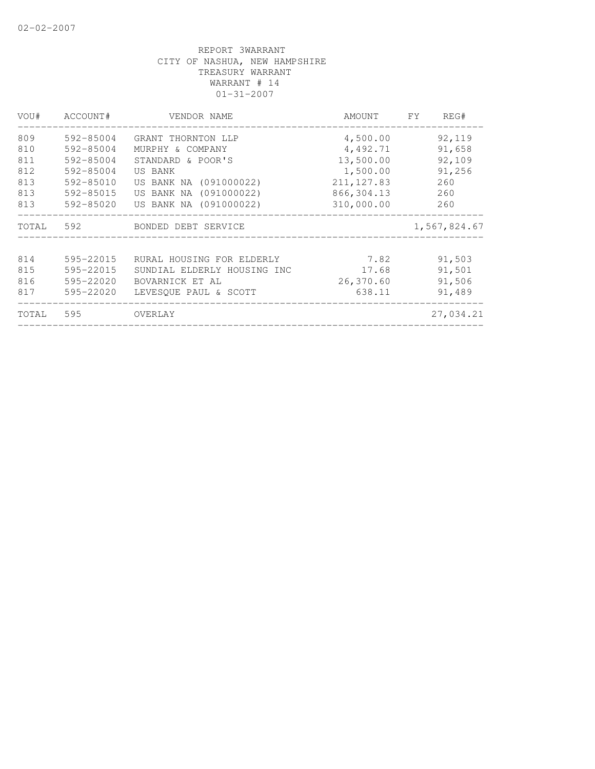REPORT 3WARRANT
CITY OF NASHUA, NEW HAMPSHIRE
TREASURY WARRANT
WARRANT # 14
01-31-2007

| VOU# | ACCOUNT# | VENDOR NAME | AMOUNT | FY | REG# |
|---|---|---|---|---|---|
| 809 | 592-85004 | GRANT THORNTON LLP | 4,500.00 | | 92,119 |
| 810 | 592-85004 | MURPHY & COMPANY | 4,492.71 | | 91,658 |
| 811 | 592-85004 | STANDARD & POOR'S | 13,500.00 | | 92,109 |
| 812 | 592-85004 | US BANK | 1,500.00 | | 91,256 |
| 813 | 592-85010 | US BANK NA (091000022) | 211,127.83 | | 260 |
| 813 | 592-85015 | US BANK NA (091000022) | 866,304.13 | | 260 |
| 813 | 592-85020 | US BANK NA (091000022) | 310,000.00 | | 260 |
| TOTAL | 592 | BONDED DEBT SERVICE | | | 1,567,824.67 |
| 814 | 595-22015 | RURAL HOUSING FOR ELDERLY | 7.82 | | 91,503 |
| 815 | 595-22015 | SUNDIAL ELDERLY HOUSING INC | 17.68 | | 91,501 |
| 816 | 595-22020 | BOVARNICK ET AL | 26,370.60 | | 91,506 |
| 817 | 595-22020 | LEVESQUE PAUL & SCOTT | 638.11 | | 91,489 |
| TOTAL | 595 | OVERLAY | | | 27,034.21 |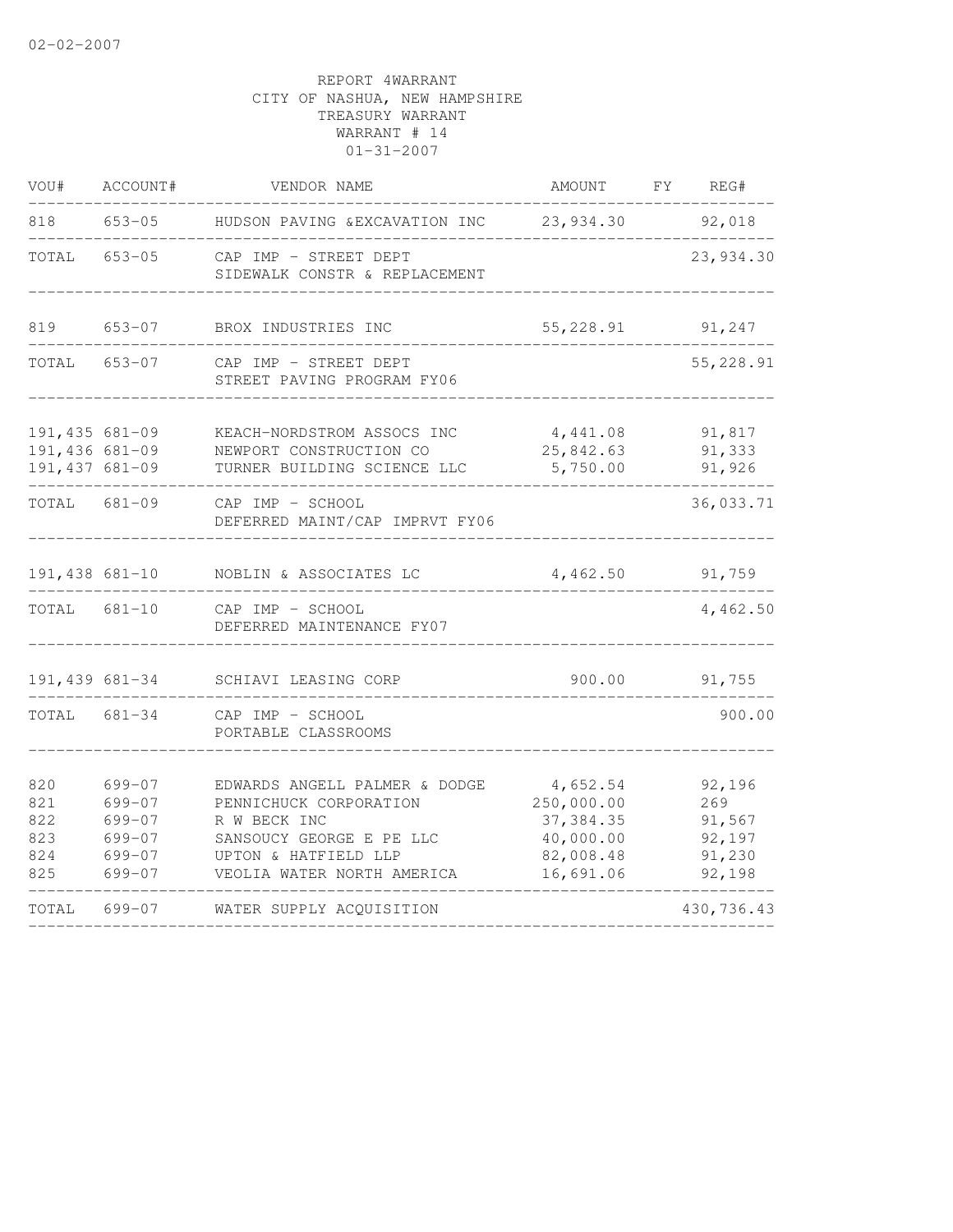02-02-2007

REPORT 4WARRANT
CITY OF NASHUA, NEW HAMPSHIRE
TREASURY WARRANT
WARRANT # 14
01-31-2007

| VOU# | ACCOUNT# | VENDOR NAME | AMOUNT | FY | REG# |
|---|---|---|---|---|---|
| 818 | 653-05 | HUDSON PAVING &EXCAVATION INC | 23,934.30 | | 92,018 |
| TOTAL | 653-05 | CAP IMP - STREET DEPT<br>SIDEWALK CONSTR & REPLACEMENT | | | 23,934.30 |
| 819 | 653-07 | BROX INDUSTRIES INC | 55,228.91 | | 91,247 |
| TOTAL | 653-07 | CAP IMP - STREET DEPT<br>STREET PAVING PROGRAM FY06 | | | 55,228.91 |
| 191,435 | 681-09 | KEACH-NORDSTROM ASSOCS INC | 4,441.08 | | 91,817 |
| 191,436 | 681-09 | NEWPORT CONSTRUCTION CO | 25,842.63 | | 91,333 |
| 191,437 | 681-09 | TURNER BUILDING SCIENCE LLC | 5,750.00 | | 91,926 |
| TOTAL | 681-09 | CAP IMP - SCHOOL<br>DEFERRED MAINT/CAP IMPRVT FY06 | | | 36,033.71 |
| 191,438 | 681-10 | NOBLIN & ASSOCIATES LC | 4,462.50 | | 91,759 |
| TOTAL | 681-10 | CAP IMP - SCHOOL<br>DEFERRED MAINTENANCE FY07 | | | 4,462.50 |
| 191,439 | 681-34 | SCHIAVI LEASING CORP | 900.00 | | 91,755 |
| TOTAL | 681-34 | CAP IMP - SCHOOL<br>PORTABLE CLASSROOMS | | | 900.00 |
| 820 | 699-07 | EDWARDS ANGELL PALMER & DODGE | 4,652.54 | | 92,196 |
| 821 | 699-07 | PENNICHUCK CORPORATION | 250,000.00 | | 269 |
| 822 | 699-07 | R W BECK INC | 37,384.35 | | 91,567 |
| 823 | 699-07 | SANSOUCY GEORGE E PE LLC | 40,000.00 | | 92,197 |
| 824 | 699-07 | UPTON & HATFIELD LLP | 82,008.48 | | 91,230 |
| 825 | 699-07 | VEOLIA WATER NORTH AMERICA | 16,691.06 | | 92,198 |
| TOTAL | 699-07 | WATER SUPPLY ACQUISITION | | | 430,736.43 |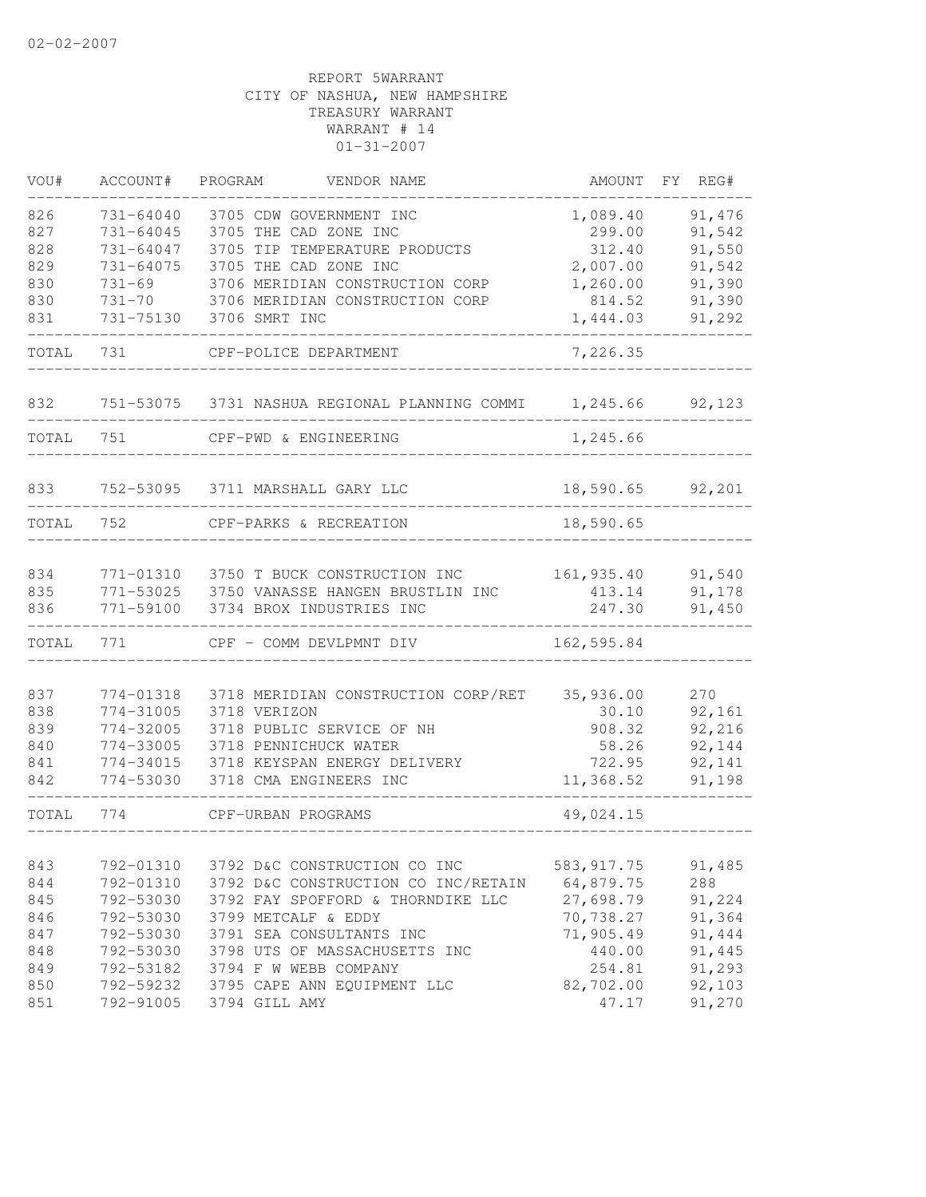02-02-2007

REPORT 5WARRANT
CITY OF NASHUA, NEW HAMPSHIRE
TREASURY WARRANT
WARRANT # 14
01-31-2007

| VOU# | ACCOUNT# | PROGRAM | VENDOR NAME | AMOUNT | FY | REG# |
|---|---|---|---|---|---|---|
| 826 | 731-64040 | 3705 | CDW GOVERNMENT INC | 1,089.40 | | 91,476 |
| 827 | 731-64045 | 3705 | THE CAD ZONE INC | 299.00 | | 91,542 |
| 828 | 731-64047 | 3705 | TIP TEMPERATURE PRODUCTS | 312.40 | | 91,550 |
| 829 | 731-64075 | 3705 | THE CAD ZONE INC | 2,007.00 | | 91,542 |
| 830 | 731-69 | 3706 | MERIDIAN CONSTRUCTION CORP | 1,260.00 | | 91,390 |
| 830 | 731-70 | 3706 | MERIDIAN CONSTRUCTION CORP | 814.52 | | 91,390 |
| 831 | 731-75130 | 3706 | SMRT INC | 1,444.03 | | 91,292 |
| TOTAL | 731 | | CPF-POLICE DEPARTMENT | 7,226.35 | | |
| 832 | 751-53075 | 3731 | NASHUA REGIONAL PLANNING COMMI | 1,245.66 | | 92,123 |
| TOTAL | 751 | | CPF-PWD & ENGINEERING | 1,245.66 | | |
| 833 | 752-53095 | 3711 | MARSHALL GARY LLC | 18,590.65 | | 92,201 |
| TOTAL | 752 | | CPF-PARKS & RECREATION | 18,590.65 | | |
| 834 | 771-01310 | 3750 | T BUCK CONSTRUCTION INC | 161,935.40 | | 91,540 |
| 835 | 771-53025 | 3750 | VANASSE HANGEN BRUSTLIN INC | 413.14 | | 91,178 |
| 836 | 771-59100 | 3734 | BROX INDUSTRIES INC | 247.30 | | 91,450 |
| TOTAL | 771 | | CPF - COMM DEVLPMNT DIV | 162,595.84 | | |
| 837 | 774-01318 | 3718 | MERIDIAN CONSTRUCTION CORP/RET | 35,936.00 | | 270 |
| 838 | 774-31005 | 3718 | VERIZON | 30.10 | | 92,161 |
| 839 | 774-32005 | 3718 | PUBLIC SERVICE OF NH | 908.32 | | 92,216 |
| 840 | 774-33005 | 3718 | PENNICHUCK WATER | 58.26 | | 92,144 |
| 841 | 774-34015 | 3718 | KEYSPAN ENERGY DELIVERY | 722.95 | | 92,141 |
| 842 | 774-53030 | 3718 | CMA ENGINEERS INC | 11,368.52 | | 91,198 |
| TOTAL | 774 | | CPF-URBAN PROGRAMS | 49,024.15 | | |
| 843 | 792-01310 | 3792 | D&C CONSTRUCTION CO INC | 583,917.75 | | 91,485 |
| 844 | 792-01310 | 3792 | D&C CONSTRUCTION CO INC/RETAIN | 64,879.75 | | 288 |
| 845 | 792-53030 | 3792 | FAY SPOFFORD & THORNDIKE LLC | 27,698.79 | | 91,224 |
| 846 | 792-53030 | 3799 | METCALF & EDDY | 70,738.27 | | 91,364 |
| 847 | 792-53030 | 3791 | SEA CONSULTANTS INC | 71,905.49 | | 91,444 |
| 848 | 792-53030 | 3798 | UTS OF MASSACHUSETTS INC | 440.00 | | 91,445 |
| 849 | 792-53182 | 3794 | F W WEBB COMPANY | 254.81 | | 91,293 |
| 850 | 792-59232 | 3795 | CAPE ANN EQUIPMENT LLC | 82,702.00 | | 92,103 |
| 851 | 792-91005 | 3794 | GILL AMY | 47.17 | | 91,270 |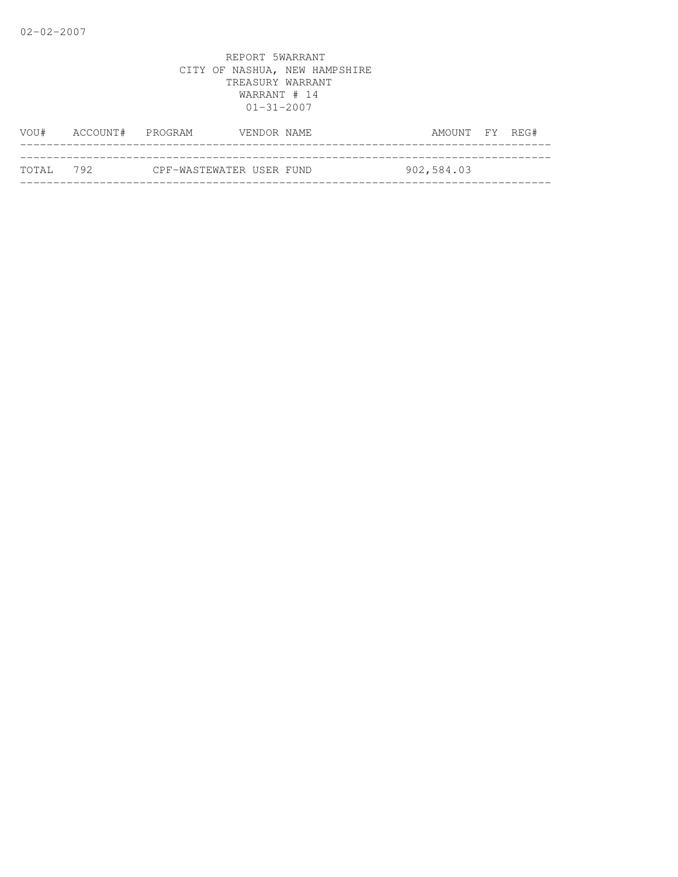REPORT 5WARRANT
CITY OF NASHUA, NEW HAMPSHIRE
TREASURY WARRANT
WARRANT # 14
01-31-2007

| VOU# | ACCOUNT# | PROGRAM | VENDOR NAME | AMOUNT | FY | REG# |
|---|---|---|---|---|---|---|
| TOTAL | 792 | CPF-WASTEWATER USER FUND | | 902,584.03 | | |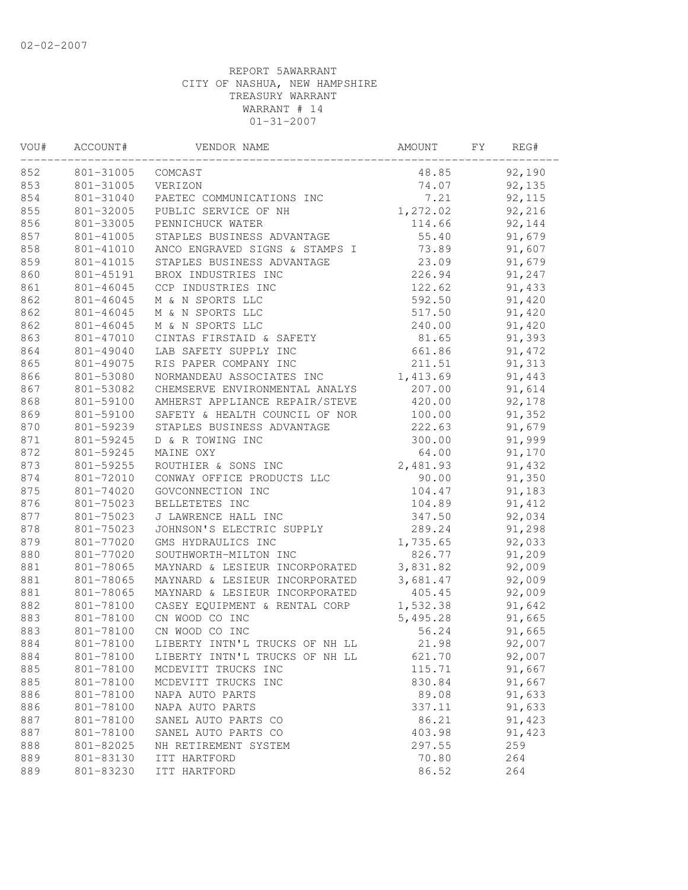02-02-2007

REPORT 5AWARRANT
CITY OF NASHUA, NEW HAMPSHIRE
TREASURY WARRANT
WARRANT # 14
01-31-2007

| VOU# | ACCOUNT# | VENDOR NAME | AMOUNT | FY | REG# |
|---|---|---|---|---|---|
| 852 | 801-31005 | COMCAST | 48.85 | | 92,190 |
| 853 | 801-31005 | VERIZON | 74.07 | | 92,135 |
| 854 | 801-31040 | PAETEC COMMUNICATIONS INC | 7.21 | | 92,115 |
| 855 | 801-32005 | PUBLIC SERVICE OF NH | 1,272.02 | | 92,216 |
| 856 | 801-33005 | PENNICHUCK WATER | 114.66 | | 92,144 |
| 857 | 801-41005 | STAPLES BUSINESS ADVANTAGE | 55.40 | | 91,679 |
| 858 | 801-41010 | ANCO ENGRAVED SIGNS & STAMPS I | 73.89 | | 91,607 |
| 859 | 801-41015 | STAPLES BUSINESS ADVANTAGE | 23.09 | | 91,679 |
| 860 | 801-45191 | BROX INDUSTRIES INC | 226.94 | | 91,247 |
| 861 | 801-46045 | CCP INDUSTRIES INC | 122.62 | | 91,433 |
| 862 | 801-46045 | M & N SPORTS LLC | 592.50 | | 91,420 |
| 862 | 801-46045 | M & N SPORTS LLC | 517.50 | | 91,420 |
| 862 | 801-46045 | M & N SPORTS LLC | 240.00 | | 91,420 |
| 863 | 801-47010 | CINTAS FIRSTAID & SAFETY | 81.65 | | 91,393 |
| 864 | 801-49040 | LAB SAFETY SUPPLY INC | 661.86 | | 91,472 |
| 865 | 801-49075 | RIS PAPER COMPANY INC | 211.51 | | 91,313 |
| 866 | 801-53080 | NORMANDEAU ASSOCIATES INC | 1,413.69 | | 91,443 |
| 867 | 801-53082 | CHEMSERVE ENVIRONMENTAL ANALYS | 207.00 | | 91,614 |
| 868 | 801-59100 | AMHERST APPLIANCE REPAIR/STEVE | 420.00 | | 92,178 |
| 869 | 801-59100 | SAFETY & HEALTH COUNCIL OF NOR | 100.00 | | 91,352 |
| 870 | 801-59239 | STAPLES BUSINESS ADVANTAGE | 222.63 | | 91,679 |
| 871 | 801-59245 | D & R TOWING INC | 300.00 | | 91,999 |
| 872 | 801-59245 | MAINE OXY | 64.00 | | 91,170 |
| 873 | 801-59255 | ROUTHIER & SONS INC | 2,481.93 | | 91,432 |
| 874 | 801-72010 | CONWAY OFFICE PRODUCTS LLC | 90.00 | | 91,350 |
| 875 | 801-74020 | GOVCONNECTION INC | 104.47 | | 91,183 |
| 876 | 801-75023 | BELLETETES INC | 104.89 | | 91,412 |
| 877 | 801-75023 | J LAWRENCE HALL INC | 347.50 | | 92,034 |
| 878 | 801-75023 | JOHNSON'S ELECTRIC SUPPLY | 289.24 | | 91,298 |
| 879 | 801-77020 | GMS HYDRAULICS INC | 1,735.65 | | 92,033 |
| 880 | 801-77020 | SOUTHWORTH-MILTON INC | 826.77 | | 91,209 |
| 881 | 801-78065 | MAYNARD & LESIEUR INCORPORATED | 3,831.82 | | 92,009 |
| 881 | 801-78065 | MAYNARD & LESIEUR INCORPORATED | 3,681.47 | | 92,009 |
| 881 | 801-78065 | MAYNARD & LESIEUR INCORPORATED | 405.45 | | 92,009 |
| 882 | 801-78100 | CASEY EQUIPMENT & RENTAL CORP | 1,532.38 | | 91,642 |
| 883 | 801-78100 | CN WOOD CO INC | 5,495.28 | | 91,665 |
| 883 | 801-78100 | CN WOOD CO INC | 56.24 | | 91,665 |
| 884 | 801-78100 | LIBERTY INTN'L TRUCKS OF NH LL | 21.98 | | 92,007 |
| 884 | 801-78100 | LIBERTY INTN'L TRUCKS OF NH LL | 621.70 | | 92,007 |
| 885 | 801-78100 | MCDEVITT TRUCKS INC | 115.71 | | 91,667 |
| 885 | 801-78100 | MCDEVITT TRUCKS INC | 830.84 | | 91,667 |
| 886 | 801-78100 | NAPA AUTO PARTS | 89.08 | | 91,633 |
| 886 | 801-78100 | NAPA AUTO PARTS | 337.11 | | 91,633 |
| 887 | 801-78100 | SANEL AUTO PARTS CO | 86.21 | | 91,423 |
| 887 | 801-78100 | SANEL AUTO PARTS CO | 403.98 | | 91,423 |
| 888 | 801-82025 | NH RETIREMENT SYSTEM | 297.55 | | 259 |
| 889 | 801-83130 | ITT HARTFORD | 70.80 | | 264 |
| 889 | 801-83230 | ITT HARTFORD | 86.52 | | 264 |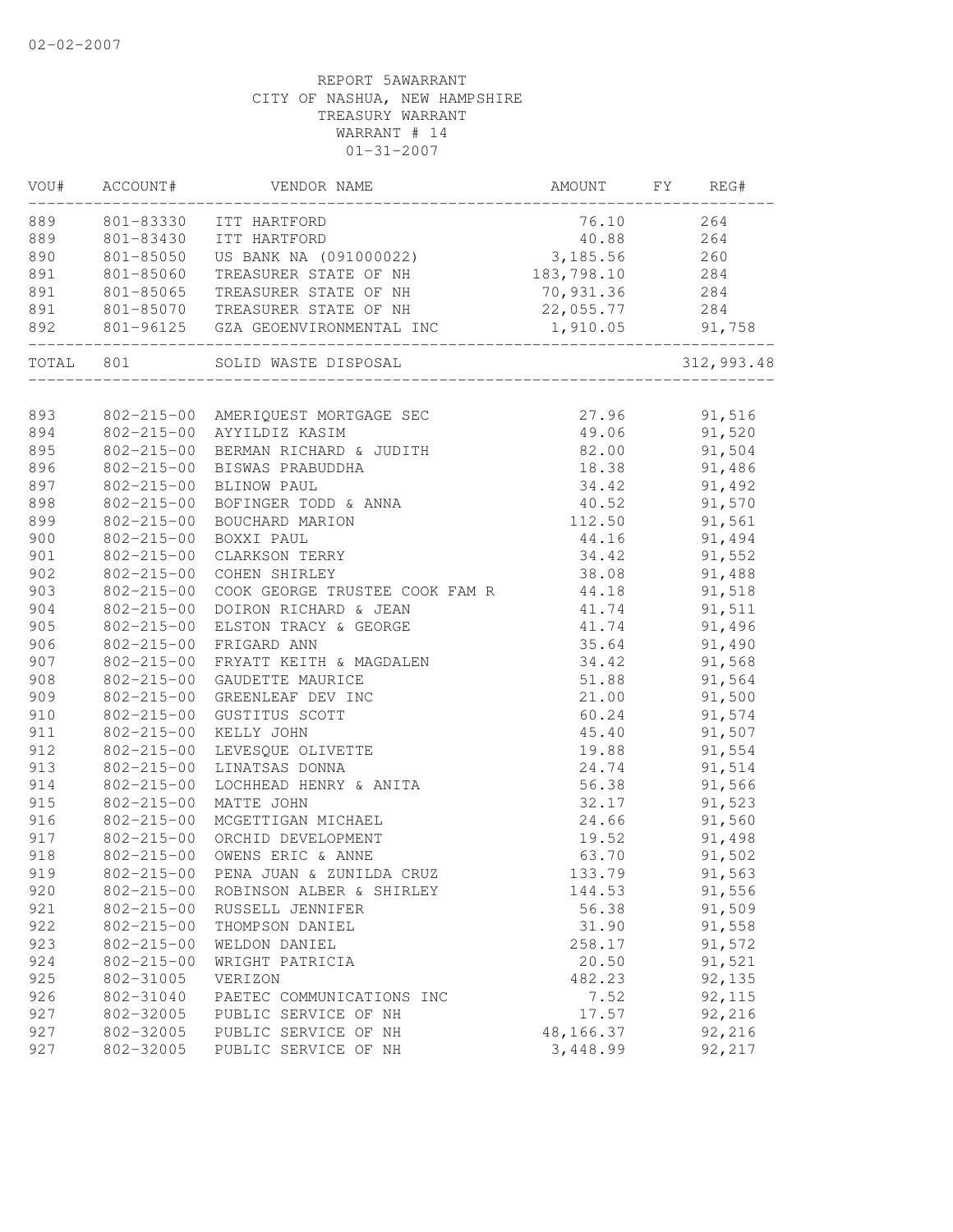02-02-2007

REPORT 5AWARRANT
CITY OF NASHUA, NEW HAMPSHIRE
TREASURY WARRANT
WARRANT # 14
01-31-2007

| VOU# | ACCOUNT# | VENDOR NAME | AMOUNT | FY | REG# |
|---|---|---|---|---|---|
| 889 | 801-83330 | ITT HARTFORD | 76.10 | | 264 |
| 889 | 801-83430 | ITT HARTFORD | 40.88 | | 264 |
| 890 | 801-85050 | US BANK NA (091000022) | 3,185.56 | | 260 |
| 891 | 801-85060 | TREASURER STATE OF NH | 183,798.10 | | 284 |
| 891 | 801-85065 | TREASURER STATE OF NH | 70,931.36 | | 284 |
| 891 | 801-85070 | TREASURER STATE OF NH | 22,055.77 | | 284 |
| 892 | 801-96125 | GZA GEOENVIRONMENTAL INC | 1,910.05 | | 91,758 |
| TOTAL | 801 | SOLID WASTE DISPOSAL | | | 312,993.48 |
| 893 | 802-215-00 | AMERIQUEST MORTGAGE SEC | 27.96 | | 91,516 |
| 894 | 802-215-00 | AYYILDIZ KASIM | 49.06 | | 91,520 |
| 895 | 802-215-00 | BERMAN RICHARD & JUDITH | 82.00 | | 91,504 |
| 896 | 802-215-00 | BISWAS PRABUDDHA | 18.38 | | 91,486 |
| 897 | 802-215-00 | BLINOW PAUL | 34.42 | | 91,492 |
| 898 | 802-215-00 | BOFINGER TODD & ANNA | 40.52 | | 91,570 |
| 899 | 802-215-00 | BOUCHARD MARION | 112.50 | | 91,561 |
| 900 | 802-215-00 | BOXXI PAUL | 44.16 | | 91,494 |
| 901 | 802-215-00 | CLARKSON TERRY | 34.42 | | 91,552 |
| 902 | 802-215-00 | COHEN SHIRLEY | 38.08 | | 91,488 |
| 903 | 802-215-00 | COOK GEORGE TRUSTEE COOK FAM R | 44.18 | | 91,518 |
| 904 | 802-215-00 | DOIRON RICHARD & JEAN | 41.74 | | 91,511 |
| 905 | 802-215-00 | ELSTON TRACY & GEORGE | 41.74 | | 91,496 |
| 906 | 802-215-00 | FRIGARD ANN | 35.64 | | 91,490 |
| 907 | 802-215-00 | FRYATT KEITH & MAGDALEN | 34.42 | | 91,568 |
| 908 | 802-215-00 | GAUDETTE MAURICE | 51.88 | | 91,564 |
| 909 | 802-215-00 | GREENLEAF DEV INC | 21.00 | | 91,500 |
| 910 | 802-215-00 | GUSTITUS SCOTT | 60.24 | | 91,574 |
| 911 | 802-215-00 | KELLY JOHN | 45.40 | | 91,507 |
| 912 | 802-215-00 | LEVESQUE OLIVETTE | 19.88 | | 91,554 |
| 913 | 802-215-00 | LINATSAS DONNA | 24.74 | | 91,514 |
| 914 | 802-215-00 | LOCHHEAD HENRY & ANITA | 56.38 | | 91,566 |
| 915 | 802-215-00 | MATTE JOHN | 32.17 | | 91,523 |
| 916 | 802-215-00 | MCGETTIGAN MICHAEL | 24.66 | | 91,560 |
| 917 | 802-215-00 | ORCHID DEVELOPMENT | 19.52 | | 91,498 |
| 918 | 802-215-00 | OWENS ERIC & ANNE | 63.70 | | 91,502 |
| 919 | 802-215-00 | PENA JUAN & ZUNILDA CRUZ | 133.79 | | 91,563 |
| 920 | 802-215-00 | ROBINSON ALBER & SHIRLEY | 144.53 | | 91,556 |
| 921 | 802-215-00 | RUSSELL JENNIFER | 56.38 | | 91,509 |
| 922 | 802-215-00 | THOMPSON DANIEL | 31.90 | | 91,558 |
| 923 | 802-215-00 | WELDON DANIEL | 258.17 | | 91,572 |
| 924 | 802-215-00 | WRIGHT PATRICIA | 20.50 | | 91,521 |
| 925 | 802-31005 | VERIZON | 482.23 | | 92,135 |
| 926 | 802-31040 | PAETEC COMMUNICATIONS INC | 7.52 | | 92,115 |
| 927 | 802-32005 | PUBLIC SERVICE OF NH | 17.57 | | 92,216 |
| 927 | 802-32005 | PUBLIC SERVICE OF NH | 48,166.37 | | 92,216 |
| 927 | 802-32005 | PUBLIC SERVICE OF NH | 3,448.99 | | 92,217 |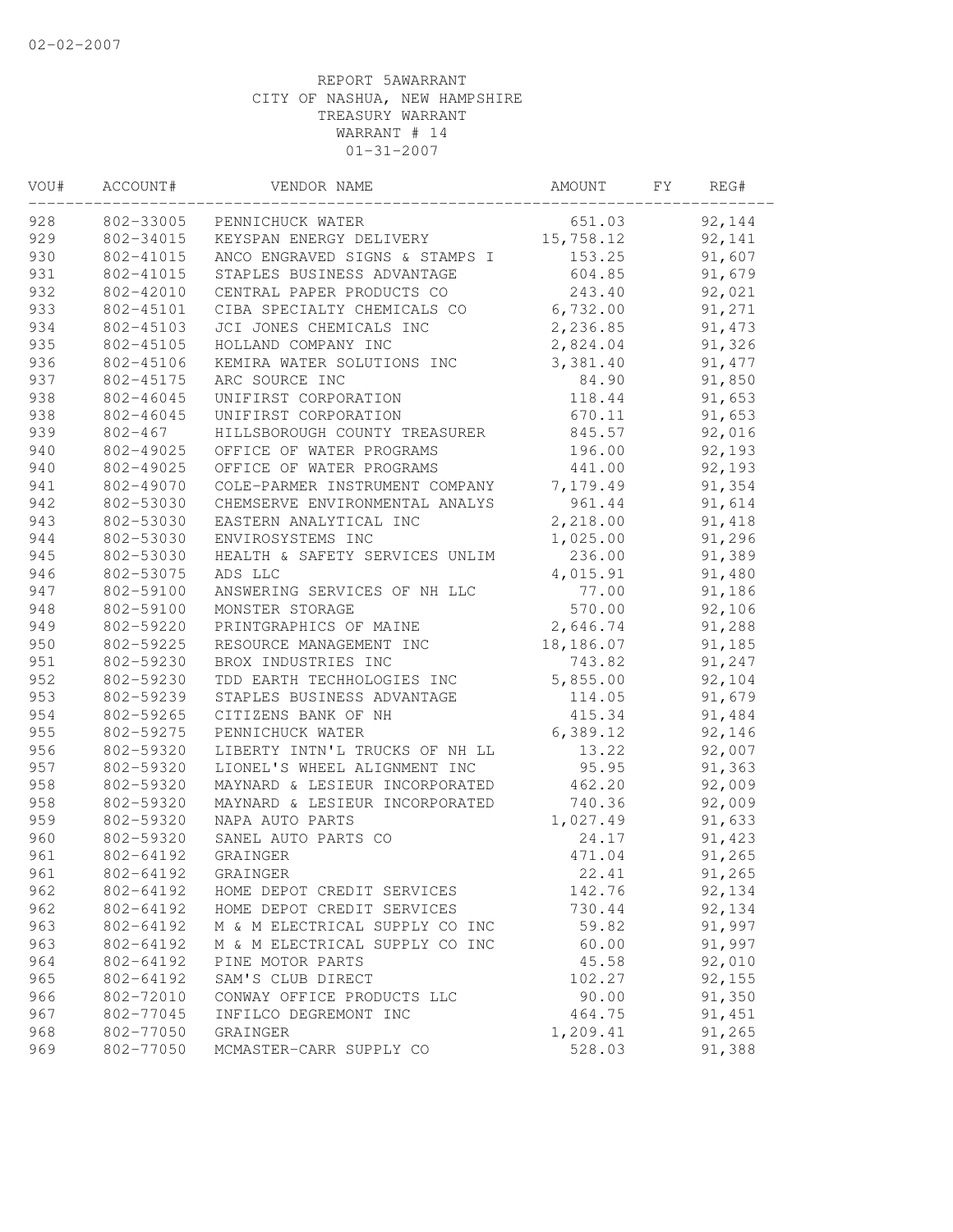02-02-2007

REPORT 5AWARRANT
CITY OF NASHUA, NEW HAMPSHIRE
TREASURY WARRANT
WARRANT # 14
01-31-2007

| VOU# | ACCOUNT# | VENDOR NAME | AMOUNT | FY | REG# |
|---|---|---|---|---|---|
| 928 | 802-33005 | PENNICHUCK WATER | 651.03 | | 92,144 |
| 929 | 802-34015 | KEYSPAN ENERGY DELIVERY | 15,758.12 | | 92,141 |
| 930 | 802-41015 | ANCO ENGRAVED SIGNS & STAMPS I | 153.25 | | 91,607 |
| 931 | 802-41015 | STAPLES BUSINESS ADVANTAGE | 604.85 | | 91,679 |
| 932 | 802-42010 | CENTRAL PAPER PRODUCTS CO | 243.40 | | 92,021 |
| 933 | 802-45101 | CIBA SPECIALTY CHEMICALS CO | 6,732.00 | | 91,271 |
| 934 | 802-45103 | JCI JONES CHEMICALS INC | 2,236.85 | | 91,473 |
| 935 | 802-45105 | HOLLAND COMPANY INC | 2,824.04 | | 91,326 |
| 936 | 802-45106 | KEMIRA WATER SOLUTIONS INC | 3,381.40 | | 91,477 |
| 937 | 802-45175 | ARC SOURCE INC | 84.90 | | 91,850 |
| 938 | 802-46045 | UNIFIRST CORPORATION | 118.44 | | 91,653 |
| 938 | 802-46045 | UNIFIRST CORPORATION | 670.11 | | 91,653 |
| 939 | 802-467 | HILLSBOROUGH COUNTY TREASURER | 845.57 | | 92,016 |
| 940 | 802-49025 | OFFICE OF WATER PROGRAMS | 196.00 | | 92,193 |
| 940 | 802-49025 | OFFICE OF WATER PROGRAMS | 441.00 | | 92,193 |
| 941 | 802-49070 | COLE-PARMER INSTRUMENT COMPANY | 7,179.49 | | 91,354 |
| 942 | 802-53030 | CHEMSERVE ENVIRONMENTAL ANALYS | 961.44 | | 91,614 |
| 943 | 802-53030 | EASTERN ANALYTICAL INC | 2,218.00 | | 91,418 |
| 944 | 802-53030 | ENVIROSYSTEMS INC | 1,025.00 | | 91,296 |
| 945 | 802-53030 | HEALTH & SAFETY SERVICES UNLIM | 236.00 | | 91,389 |
| 946 | 802-53075 | ADS LLC | 4,015.91 | | 91,480 |
| 947 | 802-59100 | ANSWERING SERVICES OF NH LLC | 77.00 | | 91,186 |
| 948 | 802-59100 | MONSTER STORAGE | 570.00 | | 92,106 |
| 949 | 802-59220 | PRINTGRAPHICS OF MAINE | 2,646.74 | | 91,288 |
| 950 | 802-59225 | RESOURCE MANAGEMENT INC | 18,186.07 | | 91,185 |
| 951 | 802-59230 | BROX INDUSTRIES INC | 743.82 | | 91,247 |
| 952 | 802-59230 | TDD EARTH TECHHOLOGIES INC | 5,855.00 | | 92,104 |
| 953 | 802-59239 | STAPLES BUSINESS ADVANTAGE | 114.05 | | 91,679 |
| 954 | 802-59265 | CITIZENS BANK OF NH | 415.34 | | 91,484 |
| 955 | 802-59275 | PENNICHUCK WATER | 6,389.12 | | 92,146 |
| 956 | 802-59320 | LIBERTY INTN'L TRUCKS OF NH LL | 13.22 | | 92,007 |
| 957 | 802-59320 | LIONEL'S WHEEL ALIGNMENT INC | 95.95 | | 91,363 |
| 958 | 802-59320 | MAYNARD & LESIEUR INCORPORATED | 462.20 | | 92,009 |
| 958 | 802-59320 | MAYNARD & LESIEUR INCORPORATED | 740.36 | | 92,009 |
| 959 | 802-59320 | NAPA AUTO PARTS | 1,027.49 | | 91,633 |
| 960 | 802-59320 | SANEL AUTO PARTS CO | 24.17 | | 91,423 |
| 961 | 802-64192 | GRAINGER | 471.04 | | 91,265 |
| 961 | 802-64192 | GRAINGER | 22.41 | | 91,265 |
| 962 | 802-64192 | HOME DEPOT CREDIT SERVICES | 142.76 | | 92,134 |
| 962 | 802-64192 | HOME DEPOT CREDIT SERVICES | 730.44 | | 92,134 |
| 963 | 802-64192 | M & M ELECTRICAL SUPPLY CO INC | 59.82 | | 91,997 |
| 963 | 802-64192 | M & M ELECTRICAL SUPPLY CO INC | 60.00 | | 91,997 |
| 964 | 802-64192 | PINE MOTOR PARTS | 45.58 | | 92,010 |
| 965 | 802-64192 | SAM'S CLUB DIRECT | 102.27 | | 92,155 |
| 966 | 802-72010 | CONWAY OFFICE PRODUCTS LLC | 90.00 | | 91,350 |
| 967 | 802-77045 | INFILCO DEGREMONT INC | 464.75 | | 91,451 |
| 968 | 802-77050 | GRAINGER | 1,209.41 | | 91,265 |
| 969 | 802-77050 | MCMASTER-CARR SUPPLY CO | 528.03 | | 91,388 |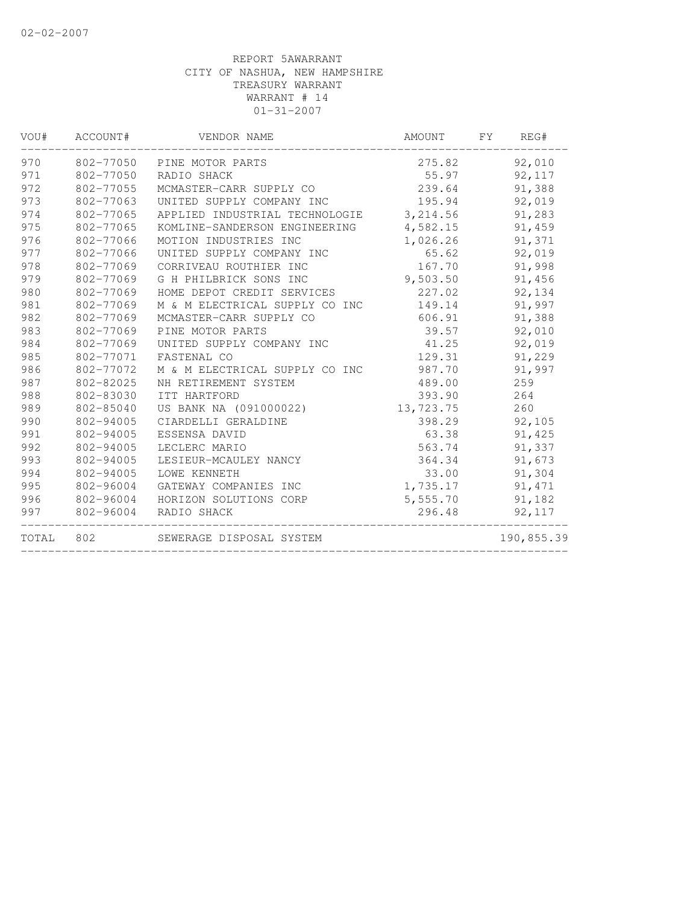02-02-2007

REPORT 5AWARRANT
CITY OF NASHUA, NEW HAMPSHIRE
TREASURY WARRANT
WARRANT # 14
01-31-2007

| VOU# | ACCOUNT# | VENDOR NAME | AMOUNT | FY | REG# |
|---|---|---|---|---|---|
| 970 | 802-77050 | PINE MOTOR PARTS | 275.82 | | 92,010 |
| 971 | 802-77050 | RADIO SHACK | 55.97 | | 92,117 |
| 972 | 802-77055 | MCMASTER-CARR SUPPLY CO | 239.64 | | 91,388 |
| 973 | 802-77063 | UNITED SUPPLY COMPANY INC | 195.94 | | 92,019 |
| 974 | 802-77065 | APPLIED INDUSTRIAL TECHNOLOGIE | 3,214.56 | | 91,283 |
| 975 | 802-77065 | KOMLINE-SANDERSON ENGINEERING | 4,582.15 | | 91,459 |
| 976 | 802-77066 | MOTION INDUSTRIES INC | 1,026.26 | | 91,371 |
| 977 | 802-77066 | UNITED SUPPLY COMPANY INC | 65.62 | | 92,019 |
| 978 | 802-77069 | CORRIVEAU ROUTHIER INC | 167.70 | | 91,998 |
| 979 | 802-77069 | G H PHILBRICK SONS INC | 9,503.50 | | 91,456 |
| 980 | 802-77069 | HOME DEPOT CREDIT SERVICES | 227.02 | | 92,134 |
| 981 | 802-77069 | M & M ELECTRICAL SUPPLY CO INC | 149.14 | | 91,997 |
| 982 | 802-77069 | MCMASTER-CARR SUPPLY CO | 606.91 | | 91,388 |
| 983 | 802-77069 | PINE MOTOR PARTS | 39.57 | | 92,010 |
| 984 | 802-77069 | UNITED SUPPLY COMPANY INC | 41.25 | | 92,019 |
| 985 | 802-77071 | FASTENAL CO | 129.31 | | 91,229 |
| 986 | 802-77072 | M & M ELECTRICAL SUPPLY CO INC | 987.70 | | 91,997 |
| 987 | 802-82025 | NH RETIREMENT SYSTEM | 489.00 | | 259 |
| 988 | 802-83030 | ITT HARTFORD | 393.90 | | 264 |
| 989 | 802-85040 | US BANK NA (091000022) | 13,723.75 | | 260 |
| 990 | 802-94005 | CIARDELLI GERALDINE | 398.29 | | 92,105 |
| 991 | 802-94005 | ESSENSA DAVID | 63.38 | | 91,425 |
| 992 | 802-94005 | LECLERC MARIO | 563.74 | | 91,337 |
| 993 | 802-94005 | LESIEUR-MCAULEY NANCY | 364.34 | | 91,673 |
| 994 | 802-94005 | LOWE KENNETH | 33.00 | | 91,304 |
| 995 | 802-96004 | GATEWAY COMPANIES INC | 1,735.17 | | 91,471 |
| 996 | 802-96004 | HORIZON SOLUTIONS CORP | 5,555.70 | | 91,182 |
| 997 | 802-96004 | RADIO SHACK | 296.48 | | 92,117 |
| TOTAL | 802 | SEWERAGE DISPOSAL SYSTEM | | | 190,855.39 |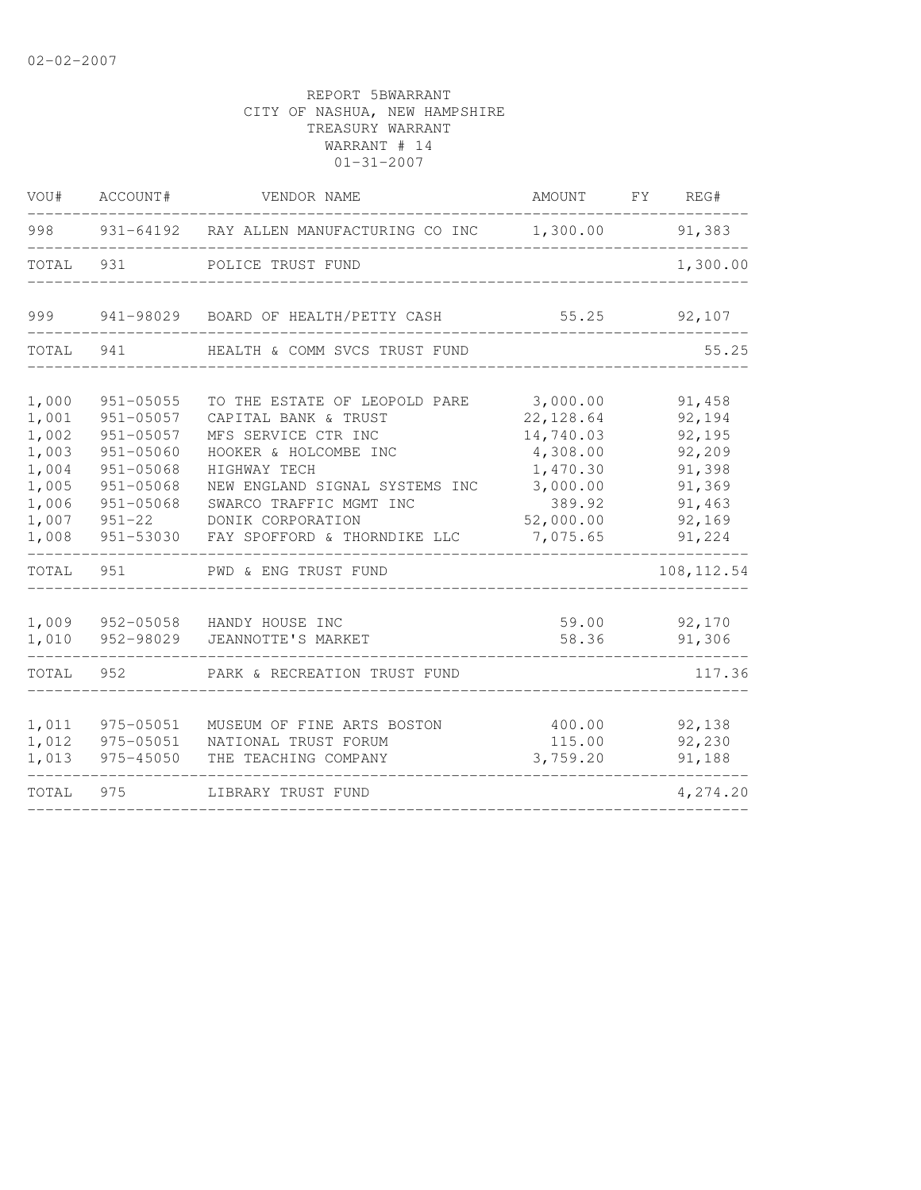REPORT 5BWARRANT
CITY OF NASHUA, NEW HAMPSHIRE
TREASURY WARRANT
WARRANT # 14
01-31-2007

| VOU# | ACCOUNT# | VENDOR NAME | AMOUNT | FY | REG# |
|---|---|---|---|---|---|
| 998 | 931-64192 | RAY ALLEN MANUFACTURING CO INC | 1,300.00 | | 91,383 |
| TOTAL | 931 | POLICE TRUST FUND | | | 1,300.00 |
| 999 | 941-98029 | BOARD OF HEALTH/PETTY CASH | 55.25 | | 92,107 |
| TOTAL | 941 | HEALTH & COMM SVCS TRUST FUND | | | 55.25 |
| 1,000 | 951-05055 | TO THE ESTATE OF LEOPOLD PARE | 3,000.00 | | 91,458 |
| 1,001 | 951-05057 | CAPITAL BANK & TRUST | 22,128.64 | | 92,194 |
| 1,002 | 951-05057 | MFS SERVICE CTR INC | 14,740.03 | | 92,195 |
| 1,003 | 951-05060 | HOOKER & HOLCOMBE INC | 4,308.00 | | 92,209 |
| 1,004 | 951-05068 | HIGHWAY TECH | 1,470.30 | | 91,398 |
| 1,005 | 951-05068 | NEW ENGLAND SIGNAL SYSTEMS INC | 3,000.00 | | 91,369 |
| 1,006 | 951-05068 | SWARCO TRAFFIC MGMT INC | 389.92 | | 91,463 |
| 1,007 | 951-22 | DONIK CORPORATION | 52,000.00 | | 92,169 |
| 1,008 | 951-53030 | FAY SPOFFORD & THORNDIKE LLC | 7,075.65 | | 91,224 |
| TOTAL | 951 | PWD & ENG TRUST FUND | | | 108,112.54 |
| 1,009 | 952-05058 | HANDY HOUSE INC | 59.00 | | 92,170 |
| 1,010 | 952-98029 | JEANNOTTE'S MARKET | 58.36 | | 91,306 |
| TOTAL | 952 | PARK & RECREATION TRUST FUND | | | 117.36 |
| 1,011 | 975-05051 | MUSEUM OF FINE ARTS BOSTON | 400.00 | | 92,138 |
| 1,012 | 975-05051 | NATIONAL TRUST FORUM | 115.00 | | 92,230 |
| 1,013 | 975-45050 | THE TEACHING COMPANY | 3,759.20 | | 91,188 |
| TOTAL | 975 | LIBRARY TRUST FUND | | | 4,274.20 |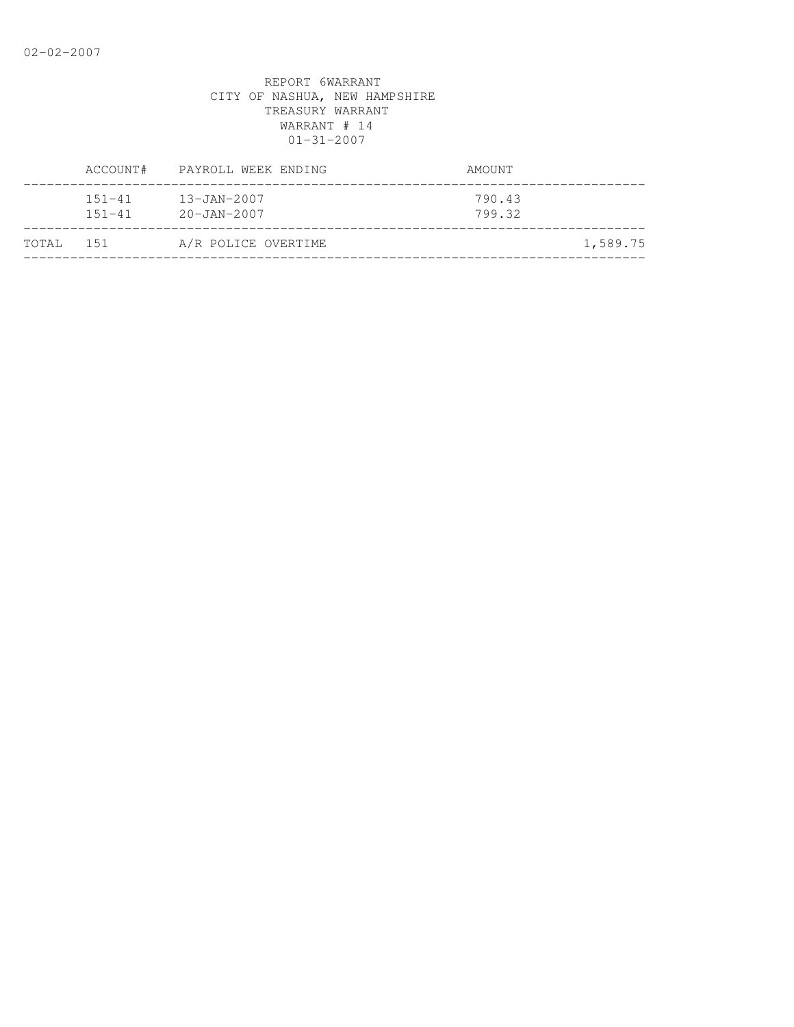REPORT 6WARRANT
CITY OF NASHUA, NEW HAMPSHIRE
TREASURY WARRANT
WARRANT # 14
01-31-2007

| | ACCOUNT# | PAYROLL WEEK ENDING | AMOUNT | |
|---|---|---|---|---|
| | 151-41 | 13-JAN-2007 | 790.43 | |
| | 151-41 | 20-JAN-2007 | 799.32 | |
| TOTAL | 151 | A/R POLICE OVERTIME | | 1,589.75 |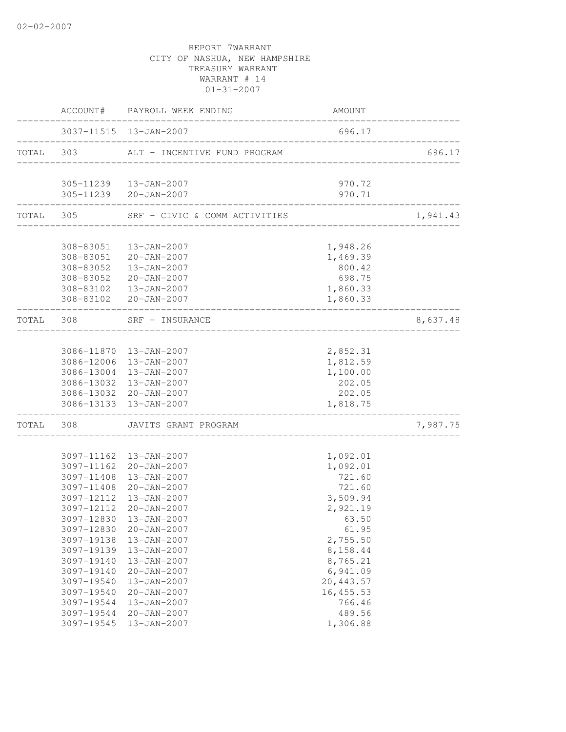REPORT 7WARRANT
CITY OF NASHUA, NEW HAMPSHIRE
TREASURY WARRANT
WARRANT # 14
01-31-2007

| | ACCOUNT# | PAYROLL WEEK ENDING | AMOUNT | |
|---|---|---|---|---|
| | 3037-11515 | 13-JAN-2007 | 696.17 | |
| TOTAL | 303 | ALT - INCENTIVE FUND PROGRAM | | 696.17 |
| | 305-11239 | 13-JAN-2007 | 970.72 | |
| | 305-11239 | 20-JAN-2007 | 970.71 | |
| TOTAL | 305 | SRF - CIVIC & COMM ACTIVITIES | | 1,941.43 |
| | 308-83051 | 13-JAN-2007 | 1,948.26 | |
| | 308-83051 | 20-JAN-2007 | 1,469.39 | |
| | 308-83052 | 13-JAN-2007 | 800.42 | |
| | 308-83052 | 20-JAN-2007 | 698.75 | |
| | 308-83102 | 13-JAN-2007 | 1,860.33 | |
| | 308-83102 | 20-JAN-2007 | 1,860.33 | |
| TOTAL | 308 | SRF - INSURANCE | | 8,637.48 |
| | 3086-11870 | 13-JAN-2007 | 2,852.31 | |
| | 3086-12006 | 13-JAN-2007 | 1,812.59 | |
| | 3086-13004 | 13-JAN-2007 | 1,100.00 | |
| | 3086-13032 | 13-JAN-2007 | 202.05 | |
| | 3086-13032 | 20-JAN-2007 | 202.05 | |
| | 3086-13133 | 13-JAN-2007 | 1,818.75 | |
| TOTAL | 308 | JAVITS GRANT PROGRAM | | 7,987.75 |
| | 3097-11162 | 13-JAN-2007 | 1,092.01 | |
| | 3097-11162 | 20-JAN-2007 | 1,092.01 | |
| | 3097-11408 | 13-JAN-2007 | 721.60 | |
| | 3097-11408 | 20-JAN-2007 | 721.60 | |
| | 3097-12112 | 13-JAN-2007 | 3,509.94 | |
| | 3097-12112 | 20-JAN-2007 | 2,921.19 | |
| | 3097-12830 | 13-JAN-2007 | 63.50 | |
| | 3097-12830 | 20-JAN-2007 | 61.95 | |
| | 3097-19138 | 13-JAN-2007 | 2,755.50 | |
| | 3097-19139 | 13-JAN-2007 | 8,158.44 | |
| | 3097-19140 | 13-JAN-2007 | 8,765.21 | |
| | 3097-19140 | 20-JAN-2007 | 6,941.09 | |
| | 3097-19540 | 13-JAN-2007 | 20,443.57 | |
| | 3097-19540 | 20-JAN-2007 | 16,455.53 | |
| | 3097-19544 | 13-JAN-2007 | 766.46 | |
| | 3097-19544 | 20-JAN-2007 | 489.56 | |
| | 3097-19545 | 13-JAN-2007 | 1,306.88 | |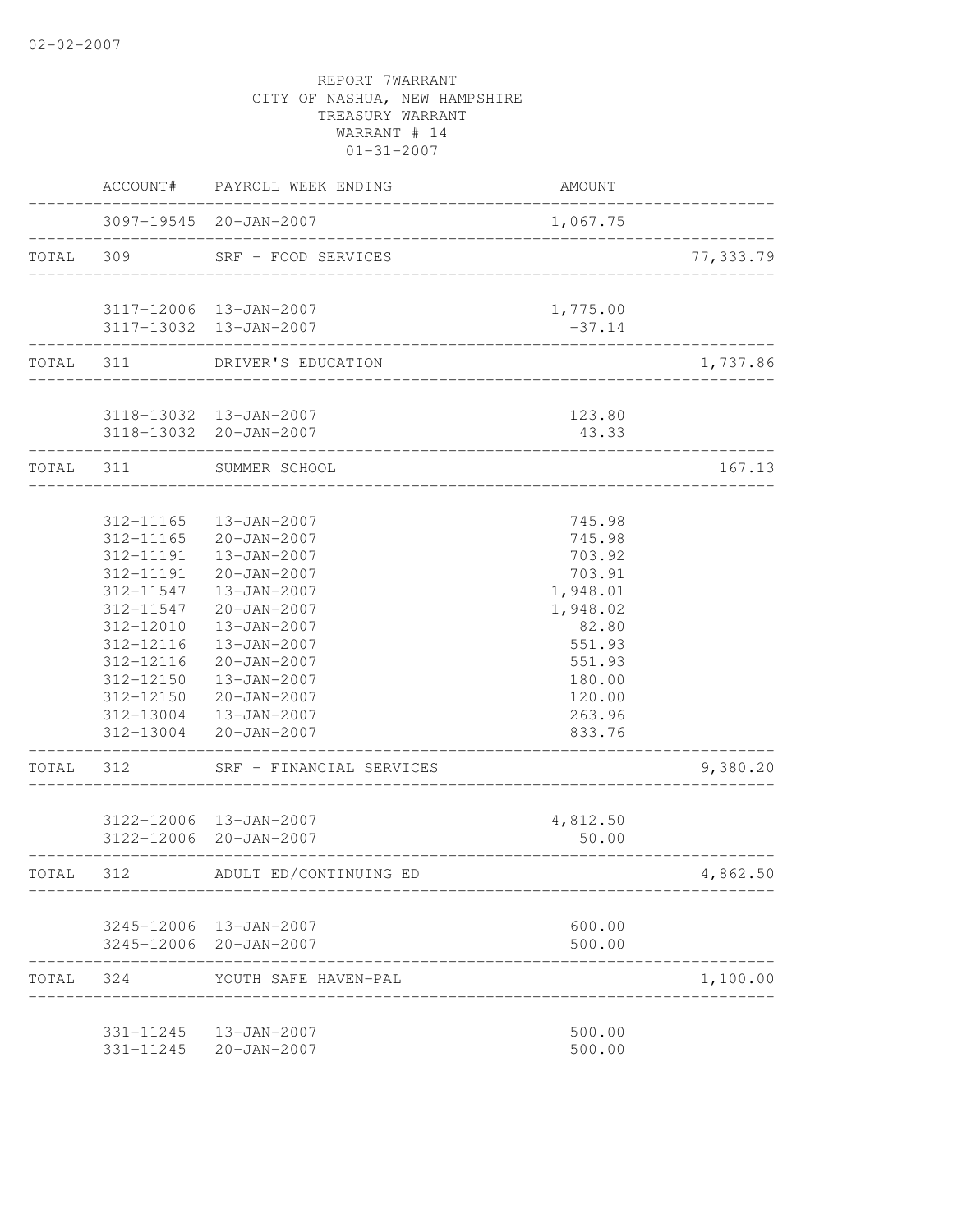02-02-2007

REPORT 7WARRANT
CITY OF NASHUA, NEW HAMPSHIRE
TREASURY WARRANT
WARRANT # 14
01-31-2007

| | ACCOUNT# | PAYROLL WEEK ENDING | AMOUNT | |
|---|---|---|---|---|
| | 3097-19545 | 20-JAN-2007 | 1,067.75 | |
| TOTAL | 309 | SRF - FOOD SERVICES | | 77,333.79 |
| | 3117-12006 | 13-JAN-2007 | 1,775.00 | |
| | 3117-13032 | 13-JAN-2007 | -37.14 | |
| TOTAL | 311 | DRIVER'S EDUCATION | | 1,737.86 |
| | 3118-13032 | 13-JAN-2007 | 123.80 | |
| | 3118-13032 | 20-JAN-2007 | 43.33 | |
| TOTAL | 311 | SUMMER SCHOOL | | 167.13 |
| | 312-11165 | 13-JAN-2007 | 745.98 | |
| | 312-11165 | 20-JAN-2007 | 745.98 | |
| | 312-11191 | 13-JAN-2007 | 703.92 | |
| | 312-11191 | 20-JAN-2007 | 703.91 | |
| | 312-11547 | 13-JAN-2007 | 1,948.01 | |
| | 312-11547 | 20-JAN-2007 | 1,948.02 | |
| | 312-12010 | 13-JAN-2007 | 82.80 | |
| | 312-12116 | 13-JAN-2007 | 551.93 | |
| | 312-12116 | 20-JAN-2007 | 551.93 | |
| | 312-12150 | 13-JAN-2007 | 180.00 | |
| | 312-12150 | 20-JAN-2007 | 120.00 | |
| | 312-13004 | 13-JAN-2007 | 263.96 | |
| | 312-13004 | 20-JAN-2007 | 833.76 | |
| TOTAL | 312 | SRF - FINANCIAL SERVICES | | 9,380.20 |
| | 3122-12006 | 13-JAN-2007 | 4,812.50 | |
| | 3122-12006 | 20-JAN-2007 | 50.00 | |
| TOTAL | 312 | ADULT ED/CONTINUING ED | | 4,862.50 |
| | 3245-12006 | 13-JAN-2007 | 600.00 | |
| | 3245-12006 | 20-JAN-2007 | 500.00 | |
| TOTAL | 324 | YOUTH SAFE HAVEN-PAL | | 1,100.00 |
| | 331-11245 | 13-JAN-2007 | 500.00 | |
| | 331-11245 | 20-JAN-2007 | 500.00 | |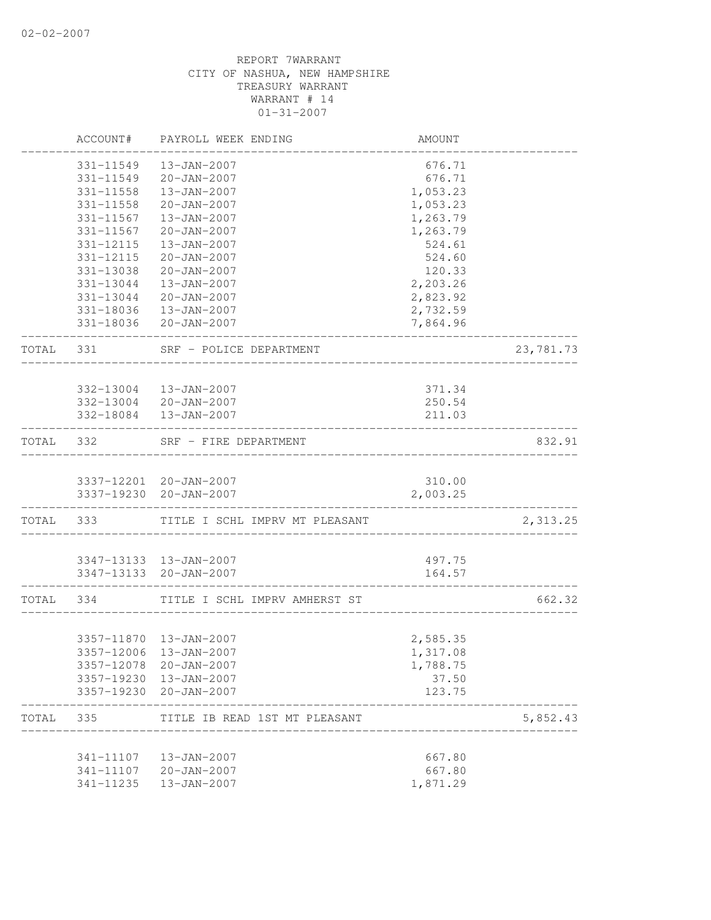REPORT 7WARRANT
CITY OF NASHUA, NEW HAMPSHIRE
TREASURY WARRANT
WARRANT # 14
01-31-2007

| | ACCOUNT# | PAYROLL WEEK ENDING | AMOUNT | |
|---|---|---|---|---|
| | 331-11549 | 13-JAN-2007 | 676.71 | |
| | 331-11549 | 20-JAN-2007 | 676.71 | |
| | 331-11558 | 13-JAN-2007 | 1,053.23 | |
| | 331-11558 | 20-JAN-2007 | 1,053.23 | |
| | 331-11567 | 13-JAN-2007 | 1,263.79 | |
| | 331-11567 | 20-JAN-2007 | 1,263.79 | |
| | 331-12115 | 13-JAN-2007 | 524.61 | |
| | 331-12115 | 20-JAN-2007 | 524.60 | |
| | 331-13038 | 20-JAN-2007 | 120.33 | |
| | 331-13044 | 13-JAN-2007 | 2,203.26 | |
| | 331-13044 | 20-JAN-2007 | 2,823.92 | |
| | 331-18036 | 13-JAN-2007 | 2,732.59 | |
| | 331-18036 | 20-JAN-2007 | 7,864.96 | |
| TOTAL | 331 | SRF - POLICE DEPARTMENT | | 23,781.73 |
| | 332-13004 | 13-JAN-2007 | 371.34 | |
| | 332-13004 | 20-JAN-2007 | 250.54 | |
| | 332-18084 | 13-JAN-2007 | 211.03 | |
| TOTAL | 332 | SRF - FIRE DEPARTMENT | | 832.91 |
| | 3337-12201 | 20-JAN-2007 | 310.00 | |
| | 3337-19230 | 20-JAN-2007 | 2,003.25 | |
| TOTAL | 333 | TITLE I SCHL IMPRV MT PLEASANT | | 2,313.25 |
| | 3347-13133 | 13-JAN-2007 | 497.75 | |
| | 3347-13133 | 20-JAN-2007 | 164.57 | |
| TOTAL | 334 | TITLE I SCHL IMPRV AMHERST ST | | 662.32 |
| | 3357-11870 | 13-JAN-2007 | 2,585.35 | |
| | 3357-12006 | 13-JAN-2007 | 1,317.08 | |
| | 3357-12078 | 20-JAN-2007 | 1,788.75 | |
| | 3357-19230 | 13-JAN-2007 | 37.50 | |
| | 3357-19230 | 20-JAN-2007 | 123.75 | |
| TOTAL | 335 | TITLE IB READ 1ST MT PLEASANT | | 5,852.43 |
| | 341-11107 | 13-JAN-2007 | 667.80 | |
| | 341-11107 | 20-JAN-2007 | 667.80 | |
| | 341-11235 | 13-JAN-2007 | 1,871.29 | |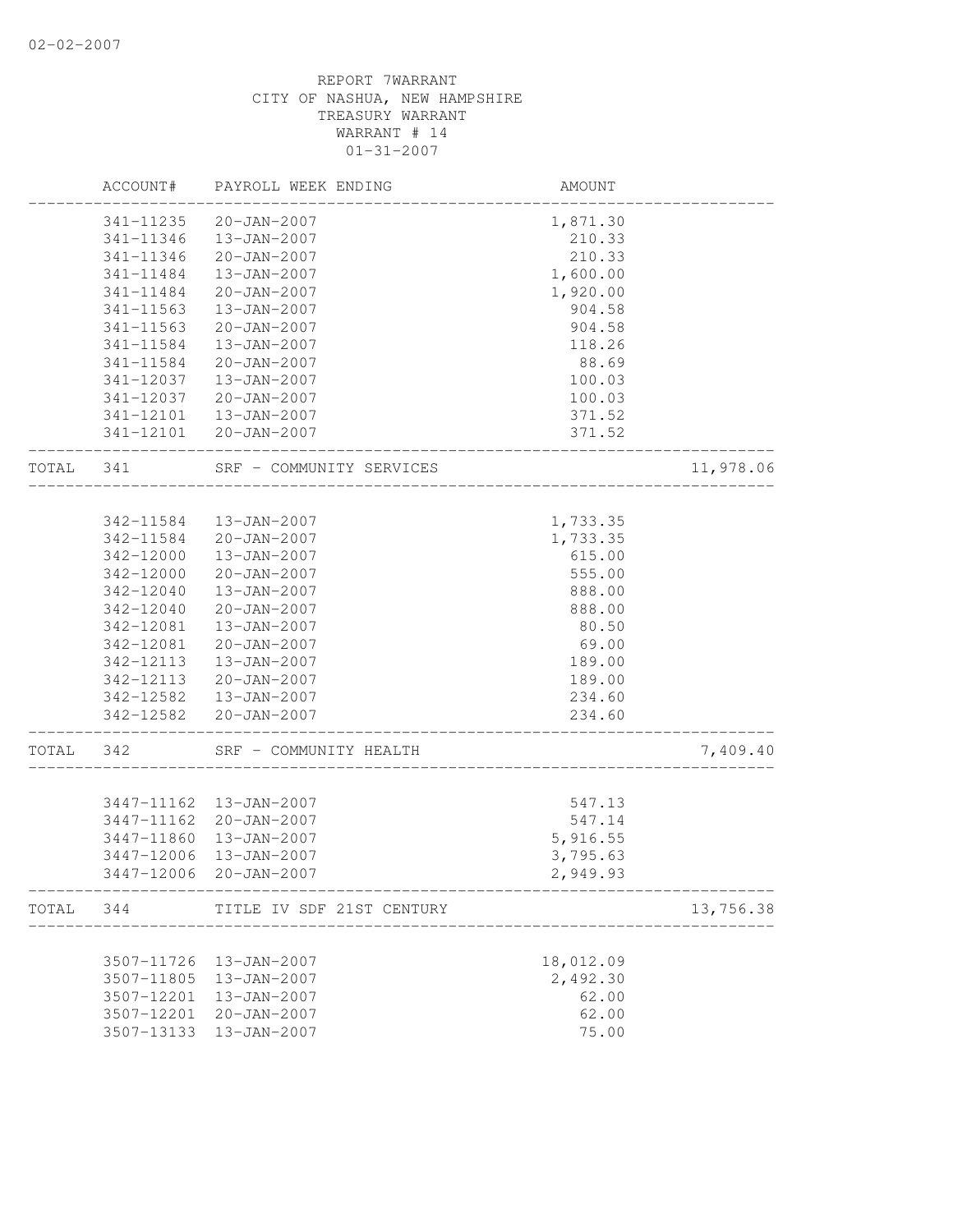REPORT 7WARRANT
CITY OF NASHUA, NEW HAMPSHIRE
TREASURY WARRANT
WARRANT # 14
01-31-2007

| | ACCOUNT# | PAYROLL WEEK ENDING | AMOUNT | |
|---|---|---|---|---|
| | 341-11235 | 20-JAN-2007 | 1,871.30 | |
| | 341-11346 | 13-JAN-2007 | 210.33 | |
| | 341-11346 | 20-JAN-2007 | 210.33 | |
| | 341-11484 | 13-JAN-2007 | 1,600.00 | |
| | 341-11484 | 20-JAN-2007 | 1,920.00 | |
| | 341-11563 | 13-JAN-2007 | 904.58 | |
| | 341-11563 | 20-JAN-2007 | 904.58 | |
| | 341-11584 | 13-JAN-2007 | 118.26 | |
| | 341-11584 | 20-JAN-2007 | 88.69 | |
| | 341-12037 | 13-JAN-2007 | 100.03 | |
| | 341-12037 | 20-JAN-2007 | 100.03 | |
| | 341-12101 | 13-JAN-2007 | 371.52 | |
| | 341-12101 | 20-JAN-2007 | 371.52 | |
| TOTAL | 341 | SRF - COMMUNITY SERVICES | | 11,978.06 |
| | 342-11584 | 13-JAN-2007 | 1,733.35 | |
| | 342-11584 | 20-JAN-2007 | 1,733.35 | |
| | 342-12000 | 13-JAN-2007 | 615.00 | |
| | 342-12000 | 20-JAN-2007 | 555.00 | |
| | 342-12040 | 13-JAN-2007 | 888.00 | |
| | 342-12040 | 20-JAN-2007 | 888.00 | |
| | 342-12081 | 13-JAN-2007 | 80.50 | |
| | 342-12081 | 20-JAN-2007 | 69.00 | |
| | 342-12113 | 13-JAN-2007 | 189.00 | |
| | 342-12113 | 20-JAN-2007 | 189.00 | |
| | 342-12582 | 13-JAN-2007 | 234.60 | |
| | 342-12582 | 20-JAN-2007 | 234.60 | |
| TOTAL | 342 | SRF - COMMUNITY HEALTH | | 7,409.40 |
| | 3447-11162 | 13-JAN-2007 | 547.13 | |
| | 3447-11162 | 20-JAN-2007 | 547.14 | |
| | 3447-11860 | 13-JAN-2007 | 5,916.55 | |
| | 3447-12006 | 13-JAN-2007 | 3,795.63 | |
| | 3447-12006 | 20-JAN-2007 | 2,949.93 | |
| TOTAL | 344 | TITLE IV SDF 21ST CENTURY | | 13,756.38 |
| | 3507-11726 | 13-JAN-2007 | 18,012.09 | |
| | 3507-11805 | 13-JAN-2007 | 2,492.30 | |
| | 3507-12201 | 13-JAN-2007 | 62.00 | |
| | 3507-12201 | 20-JAN-2007 | 62.00 | |
| | 3507-13133 | 13-JAN-2007 | 75.00 | |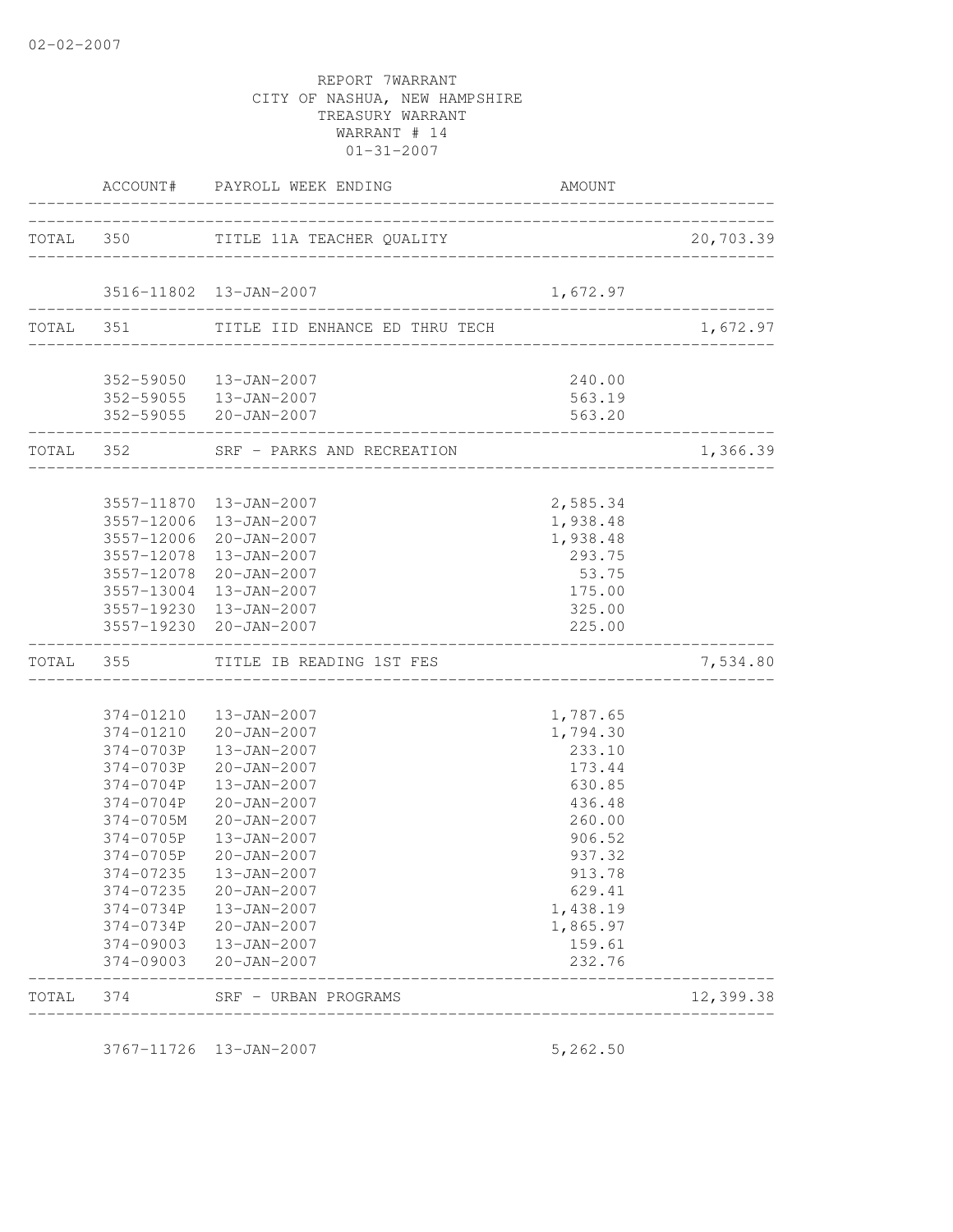02-02-2007

REPORT 7WARRANT
CITY OF NASHUA, NEW HAMPSHIRE
TREASURY WARRANT
WARRANT # 14
01-31-2007

| | ACCOUNT# | PAYROLL WEEK ENDING | AMOUNT | |
|---|---|---|---|---|
| TOTAL | 350 | TITLE 11A TEACHER QUALITY | | 20,703.39 |
| | 3516-11802 | 13-JAN-2007 | 1,672.97 | |
| TOTAL | 351 | TITLE IID ENHANCE ED THRU TECH | | 1,672.97 |
| | 352-59050 | 13-JAN-2007 | 240.00 | |
| | 352-59055 | 13-JAN-2007 | 563.19 | |
| | 352-59055 | 20-JAN-2007 | 563.20 | |
| TOTAL | 352 | SRF - PARKS AND RECREATION | | 1,366.39 |
| | 3557-11870 | 13-JAN-2007 | 2,585.34 | |
| | 3557-12006 | 13-JAN-2007 | 1,938.48 | |
| | 3557-12006 | 20-JAN-2007 | 1,938.48 | |
| | 3557-12078 | 13-JAN-2007 | 293.75 | |
| | 3557-12078 | 20-JAN-2007 | 53.75 | |
| | 3557-13004 | 13-JAN-2007 | 175.00 | |
| | 3557-19230 | 13-JAN-2007 | 325.00 | |
| | 3557-19230 | 20-JAN-2007 | 225.00 | |
| TOTAL | 355 | TITLE IB READING 1ST FES | | 7,534.80 |
| | 374-01210 | 13-JAN-2007 | 1,787.65 | |
| | 374-01210 | 20-JAN-2007 | 1,794.30 | |
| | 374-0703P | 13-JAN-2007 | 233.10 | |
| | 374-0703P | 20-JAN-2007 | 173.44 | |
| | 374-0704P | 13-JAN-2007 | 630.85 | |
| | 374-0704P | 20-JAN-2007 | 436.48 | |
| | 374-0705M | 20-JAN-2007 | 260.00 | |
| | 374-0705P | 13-JAN-2007 | 906.52 | |
| | 374-0705P | 20-JAN-2007 | 937.32 | |
| | 374-07235 | 13-JAN-2007 | 913.78 | |
| | 374-07235 | 20-JAN-2007 | 629.41 | |
| | 374-0734P | 13-JAN-2007 | 1,438.19 | |
| | 374-0734P | 20-JAN-2007 | 1,865.97 | |
| | 374-09003 | 13-JAN-2007 | 159.61 | |
| | 374-09003 | 20-JAN-2007 | 232.76 | |
| TOTAL | 374 | SRF - URBAN PROGRAMS | | 12,399.38 |
| | 3767-11726 | 13-JAN-2007 | 5,262.50 | |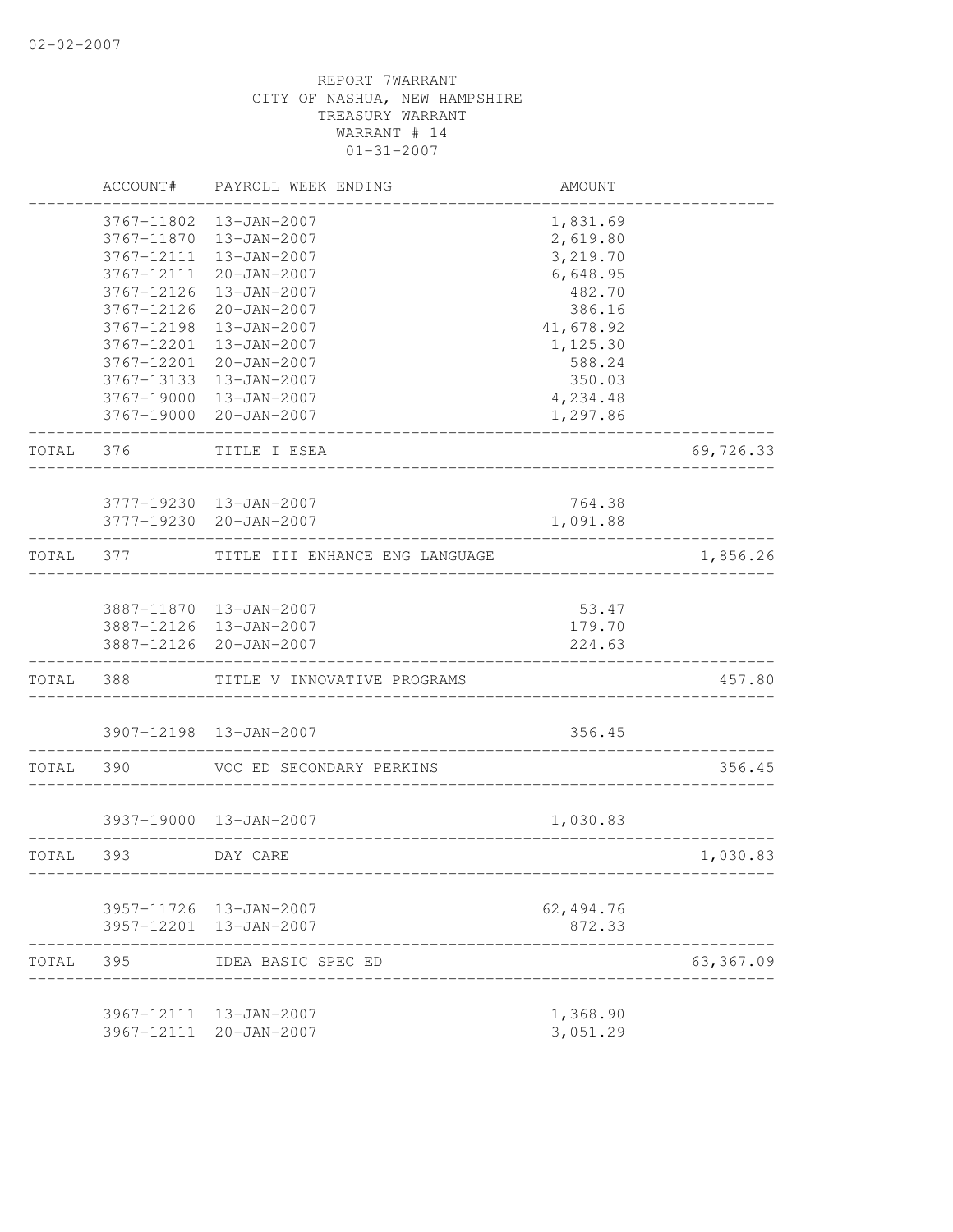02-02-2007

REPORT 7WARRANT
CITY OF NASHUA, NEW HAMPSHIRE
TREASURY WARRANT
WARRANT # 14
01-31-2007

| | ACCOUNT# | PAYROLL WEEK ENDING | AMOUNT | |
|---|---|---|---|---|
| | 3767-11802 | 13-JAN-2007 | 1,831.69 | |
| | 3767-11870 | 13-JAN-2007 | 2,619.80 | |
| | 3767-12111 | 13-JAN-2007 | 3,219.70 | |
| | 3767-12111 | 20-JAN-2007 | 6,648.95 | |
| | 3767-12126 | 13-JAN-2007 | 482.70 | |
| | 3767-12126 | 20-JAN-2007 | 386.16 | |
| | 3767-12198 | 13-JAN-2007 | 41,678.92 | |
| | 3767-12201 | 13-JAN-2007 | 1,125.30 | |
| | 3767-12201 | 20-JAN-2007 | 588.24 | |
| | 3767-13133 | 13-JAN-2007 | 350.03 | |
| | 3767-19000 | 13-JAN-2007 | 4,234.48 | |
| | 3767-19000 | 20-JAN-2007 | 1,297.86 | |
| TOTAL | 376 | TITLE I ESEA | | 69,726.33 |
| | 3777-19230 | 13-JAN-2007 | 764.38 | |
| | 3777-19230 | 20-JAN-2007 | 1,091.88 | |
| TOTAL | 377 | TITLE III ENHANCE ENG LANGUAGE | | 1,856.26 |
| | 3887-11870 | 13-JAN-2007 | 53.47 | |
| | 3887-12126 | 13-JAN-2007 | 179.70 | |
| | 3887-12126 | 20-JAN-2007 | 224.63 | |
| TOTAL | 388 | TITLE V INNOVATIVE PROGRAMS | | 457.80 |
| | 3907-12198 | 13-JAN-2007 | 356.45 | |
| TOTAL | 390 | VOC ED SECONDARY PERKINS | | 356.45 |
| | 3937-19000 | 13-JAN-2007 | 1,030.83 | |
| TOTAL | 393 | DAY CARE | | 1,030.83 |
| | 3957-11726 | 13-JAN-2007 | 62,494.76 | |
| | 3957-12201 | 13-JAN-2007 | 872.33 | |
| TOTAL | 395 | IDEA BASIC SPEC ED | | 63,367.09 |
| | 3967-12111 | 13-JAN-2007 | 1,368.90 | |
| | 3967-12111 | 20-JAN-2007 | 3,051.29 | |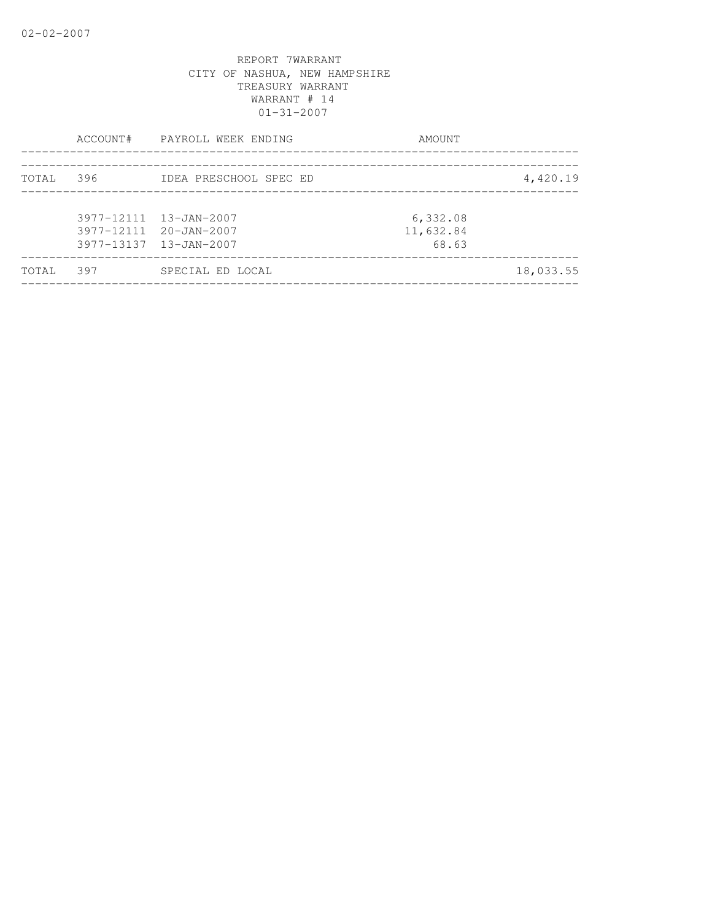REPORT 7WARRANT
CITY OF NASHUA, NEW HAMPSHIRE
TREASURY WARRANT
WARRANT # 14
01-31-2007

| | ACCOUNT# | PAYROLL WEEK ENDING | AMOUNT | |
|---|---|---|---|---|
| TOTAL | 396 | IDEA PRESCHOOL SPEC ED | | 4,420.19 |
| | 3977-12111 | 13-JAN-2007 | 6,332.08 | |
| | 3977-12111 | 20-JAN-2007 | 11,632.84 | |
| | 3977-13137 | 13-JAN-2007 | 68.63 | |
| TOTAL | 397 | SPECIAL ED LOCAL | | 18,033.55 |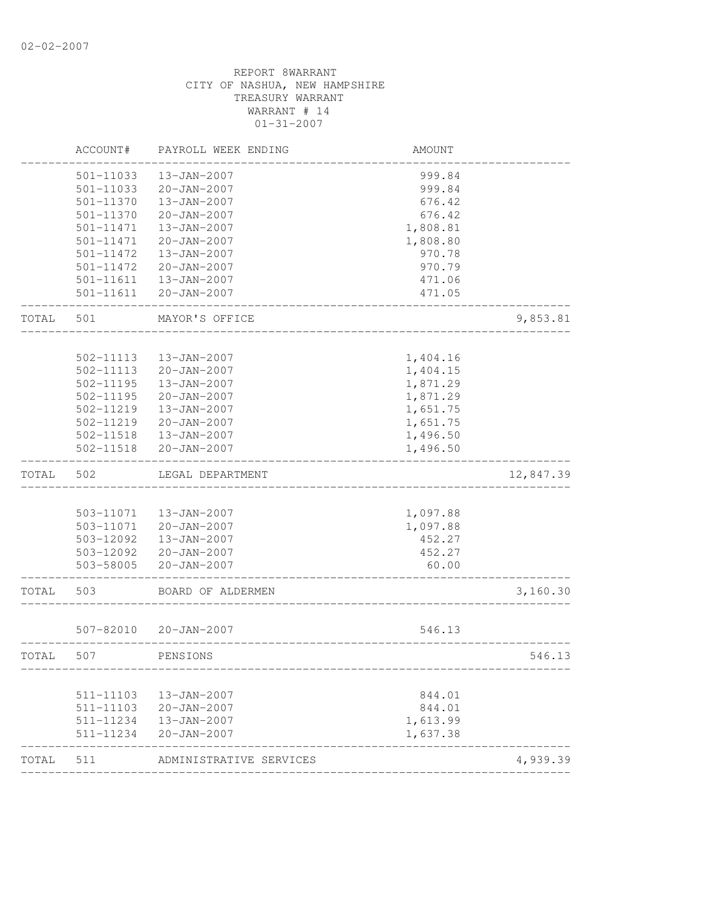02-02-2007

REPORT 8WARRANT
CITY OF NASHUA, NEW HAMPSHIRE
TREASURY WARRANT
WARRANT # 14
01-31-2007

| | ACCOUNT# | PAYROLL WEEK ENDING | AMOUNT | |
|---|---|---|---|---|
| | 501-11033 | 13-JAN-2007 | 999.84 | |
| | 501-11033 | 20-JAN-2007 | 999.84 | |
| | 501-11370 | 13-JAN-2007 | 676.42 | |
| | 501-11370 | 20-JAN-2007 | 676.42 | |
| | 501-11471 | 13-JAN-2007 | 1,808.81 | |
| | 501-11471 | 20-JAN-2007 | 1,808.80 | |
| | 501-11472 | 13-JAN-2007 | 970.78 | |
| | 501-11472 | 20-JAN-2007 | 970.79 | |
| | 501-11611 | 13-JAN-2007 | 471.06 | |
| | 501-11611 | 20-JAN-2007 | 471.05 | |
| TOTAL | 501 | MAYOR'S OFFICE | | 9,853.81 |
| | 502-11113 | 13-JAN-2007 | 1,404.16 | |
| | 502-11113 | 20-JAN-2007 | 1,404.15 | |
| | 502-11195 | 13-JAN-2007 | 1,871.29 | |
| | 502-11195 | 20-JAN-2007 | 1,871.29 | |
| | 502-11219 | 13-JAN-2007 | 1,651.75 | |
| | 502-11219 | 20-JAN-2007 | 1,651.75 | |
| | 502-11518 | 13-JAN-2007 | 1,496.50 | |
| | 502-11518 | 20-JAN-2007 | 1,496.50 | |
| TOTAL | 502 | LEGAL DEPARTMENT | | 12,847.39 |
| | 503-11071 | 13-JAN-2007 | 1,097.88 | |
| | 503-11071 | 20-JAN-2007 | 1,097.88 | |
| | 503-12092 | 13-JAN-2007 | 452.27 | |
| | 503-12092 | 20-JAN-2007 | 452.27 | |
| | 503-58005 | 20-JAN-2007 | 60.00 | |
| TOTAL | 503 | BOARD OF ALDERMEN | | 3,160.30 |
| | 507-82010 | 20-JAN-2007 | 546.13 | |
| TOTAL | 507 | PENSIONS | | 546.13 |
| | 511-11103 | 13-JAN-2007 | 844.01 | |
| | 511-11103 | 20-JAN-2007 | 844.01 | |
| | 511-11234 | 13-JAN-2007 | 1,613.99 | |
| | 511-11234 | 20-JAN-2007 | 1,637.38 | |
| TOTAL | 511 | ADMINISTRATIVE SERVICES | | 4,939.39 |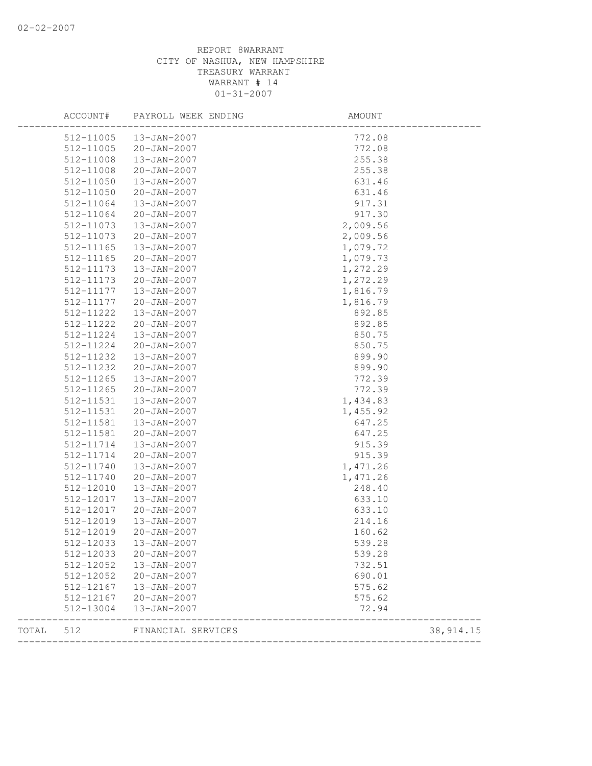REPORT 8WARRANT
CITY OF NASHUA, NEW HAMPSHIRE
TREASURY WARRANT
WARRANT # 14
01-31-2007

| ACCOUNT# | PAYROLL WEEK ENDING | AMOUNT | |
|---|---|---|---|
| 512-11005 | 13-JAN-2007 | 772.08 | |
| 512-11005 | 20-JAN-2007 | 772.08 | |
| 512-11008 | 13-JAN-2007 | 255.38 | |
| 512-11008 | 20-JAN-2007 | 255.38 | |
| 512-11050 | 13-JAN-2007 | 631.46 | |
| 512-11050 | 20-JAN-2007 | 631.46 | |
| 512-11064 | 13-JAN-2007 | 917.31 | |
| 512-11064 | 20-JAN-2007 | 917.30 | |
| 512-11073 | 13-JAN-2007 | 2,009.56 | |
| 512-11073 | 20-JAN-2007 | 2,009.56 | |
| 512-11165 | 13-JAN-2007 | 1,079.72 | |
| 512-11165 | 20-JAN-2007 | 1,079.73 | |
| 512-11173 | 13-JAN-2007 | 1,272.29 | |
| 512-11173 | 20-JAN-2007 | 1,272.29 | |
| 512-11177 | 13-JAN-2007 | 1,816.79 | |
| 512-11177 | 20-JAN-2007 | 1,816.79 | |
| 512-11222 | 13-JAN-2007 | 892.85 | |
| 512-11222 | 20-JAN-2007 | 892.85 | |
| 512-11224 | 13-JAN-2007 | 850.75 | |
| 512-11224 | 20-JAN-2007 | 850.75 | |
| 512-11232 | 13-JAN-2007 | 899.90 | |
| 512-11232 | 20-JAN-2007 | 899.90 | |
| 512-11265 | 13-JAN-2007 | 772.39 | |
| 512-11265 | 20-JAN-2007 | 772.39 | |
| 512-11531 | 13-JAN-2007 | 1,434.83 | |
| 512-11531 | 20-JAN-2007 | 1,455.92 | |
| 512-11581 | 13-JAN-2007 | 647.25 | |
| 512-11581 | 20-JAN-2007 | 647.25 | |
| 512-11714 | 13-JAN-2007 | 915.39 | |
| 512-11714 | 20-JAN-2007 | 915.39 | |
| 512-11740 | 13-JAN-2007 | 1,471.26 | |
| 512-11740 | 20-JAN-2007 | 1,471.26 | |
| 512-12010 | 13-JAN-2007 | 248.40 | |
| 512-12017 | 13-JAN-2007 | 633.10 | |
| 512-12017 | 20-JAN-2007 | 633.10 | |
| 512-12019 | 13-JAN-2007 | 214.16 | |
| 512-12019 | 20-JAN-2007 | 160.62 | |
| 512-12033 | 13-JAN-2007 | 539.28 | |
| 512-12033 | 20-JAN-2007 | 539.28 | |
| 512-12052 | 13-JAN-2007 | 732.51 | |
| 512-12052 | 20-JAN-2007 | 690.01 | |
| 512-12167 | 13-JAN-2007 | 575.62 | |
| 512-12167 | 20-JAN-2007 | 575.62 | |
| 512-13004 | 13-JAN-2007 | 72.94 | |
| TOTAL 512 | FINANCIAL SERVICES | | 38,914.15 |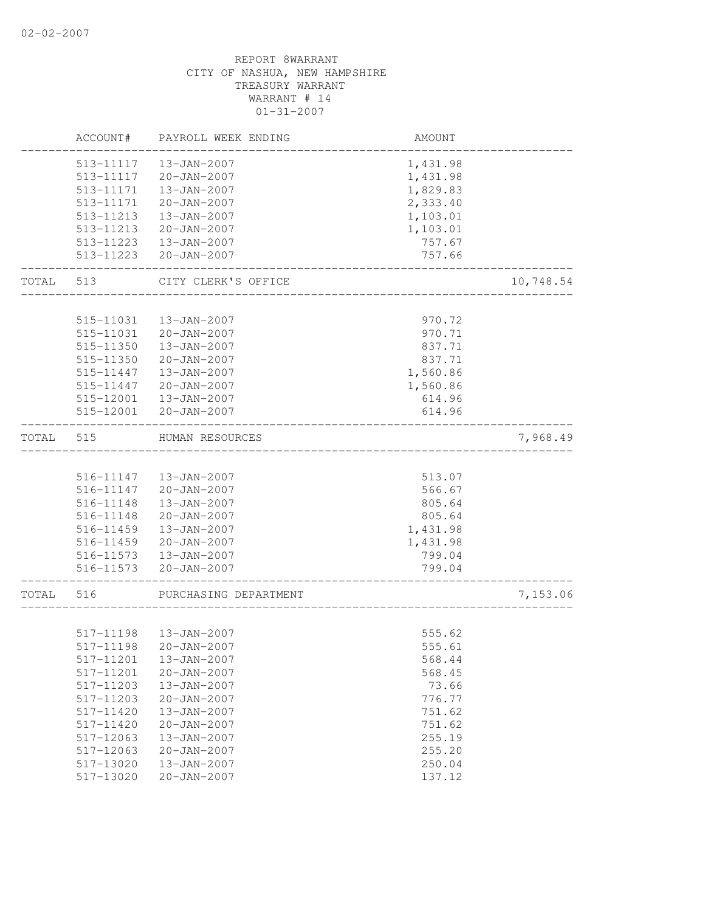02-02-2007

REPORT 8WARRANT
CITY OF NASHUA, NEW HAMPSHIRE
TREASURY WARRANT
WARRANT # 14
01-31-2007

| | ACCOUNT# | PAYROLL WEEK ENDING | AMOUNT | |
|---|---|---|---|---|
| | 513-11117 | 13-JAN-2007 | 1,431.98 | |
| | 513-11117 | 20-JAN-2007 | 1,431.98 | |
| | 513-11171 | 13-JAN-2007 | 1,829.83 | |
| | 513-11171 | 20-JAN-2007 | 2,333.40 | |
| | 513-11213 | 13-JAN-2007 | 1,103.01 | |
| | 513-11213 | 20-JAN-2007 | 1,103.01 | |
| | 513-11223 | 13-JAN-2007 | 757.67 | |
| | 513-11223 | 20-JAN-2007 | 757.66 | |
| TOTAL | 513 | CITY CLERK'S OFFICE | | 10,748.54 |
| | 515-11031 | 13-JAN-2007 | 970.72 | |
| | 515-11031 | 20-JAN-2007 | 970.71 | |
| | 515-11350 | 13-JAN-2007 | 837.71 | |
| | 515-11350 | 20-JAN-2007 | 837.71 | |
| | 515-11447 | 13-JAN-2007 | 1,560.86 | |
| | 515-11447 | 20-JAN-2007 | 1,560.86 | |
| | 515-12001 | 13-JAN-2007 | 614.96 | |
| | 515-12001 | 20-JAN-2007 | 614.96 | |
| TOTAL | 515 | HUMAN RESOURCES | | 7,968.49 |
| | 516-11147 | 13-JAN-2007 | 513.07 | |
| | 516-11147 | 20-JAN-2007 | 566.67 | |
| | 516-11148 | 13-JAN-2007 | 805.64 | |
| | 516-11148 | 20-JAN-2007 | 805.64 | |
| | 516-11459 | 13-JAN-2007 | 1,431.98 | |
| | 516-11459 | 20-JAN-2007 | 1,431.98 | |
| | 516-11573 | 13-JAN-2007 | 799.04 | |
| | 516-11573 | 20-JAN-2007 | 799.04 | |
| TOTAL | 516 | PURCHASING DEPARTMENT | | 7,153.06 |
| | 517-11198 | 13-JAN-2007 | 555.62 | |
| | 517-11198 | 20-JAN-2007 | 555.61 | |
| | 517-11201 | 13-JAN-2007 | 568.44 | |
| | 517-11201 | 20-JAN-2007 | 568.45 | |
| | 517-11203 | 13-JAN-2007 | 73.66 | |
| | 517-11203 | 20-JAN-2007 | 776.77 | |
| | 517-11420 | 13-JAN-2007 | 751.62 | |
| | 517-11420 | 20-JAN-2007 | 751.62 | |
| | 517-12063 | 13-JAN-2007 | 255.19 | |
| | 517-12063 | 20-JAN-2007 | 255.20 | |
| | 517-13020 | 13-JAN-2007 | 250.04 | |
| | 517-13020 | 20-JAN-2007 | 137.12 | |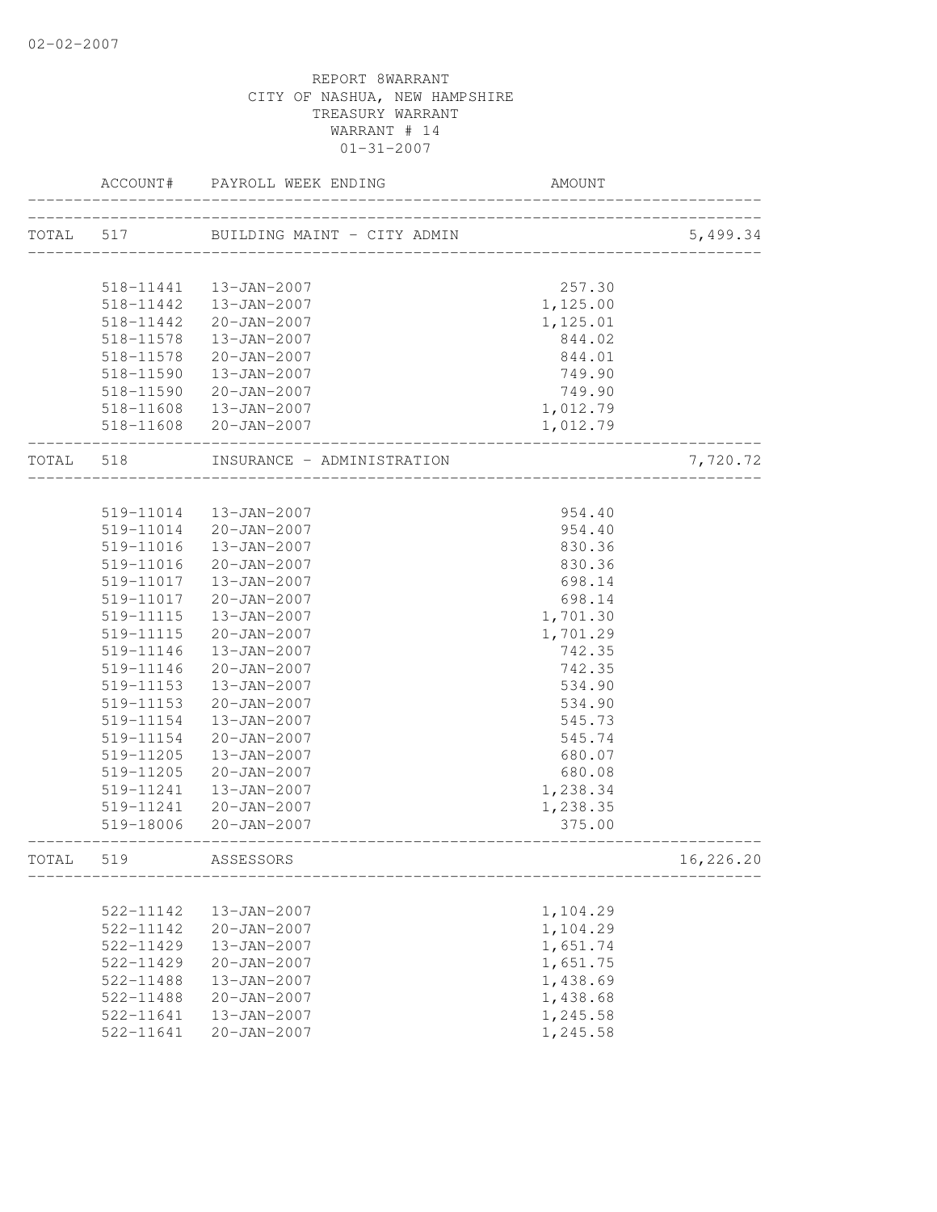02-02-2007

REPORT 8WARRANT
CITY OF NASHUA, NEW HAMPSHIRE
TREASURY WARRANT
WARRANT # 14
01-31-2007

| | ACCOUNT# | PAYROLL WEEK ENDING | AMOUNT | |
|---|---|---|---|---|
| TOTAL | 517 | BUILDING MAINT - CITY ADMIN | | 5,499.34 |
| | 518-11441 | 13-JAN-2007 | 257.30 | |
| | 518-11442 | 13-JAN-2007 | 1,125.00 | |
| | 518-11442 | 20-JAN-2007 | 1,125.01 | |
| | 518-11578 | 13-JAN-2007 | 844.02 | |
| | 518-11578 | 20-JAN-2007 | 844.01 | |
| | 518-11590 | 13-JAN-2007 | 749.90 | |
| | 518-11590 | 20-JAN-2007 | 749.90 | |
| | 518-11608 | 13-JAN-2007 | 1,012.79 | |
| | 518-11608 | 20-JAN-2007 | 1,012.79 | |
| TOTAL | 518 | INSURANCE - ADMINISTRATION | | 7,720.72 |
| | 519-11014 | 13-JAN-2007 | 954.40 | |
| | 519-11014 | 20-JAN-2007 | 954.40 | |
| | 519-11016 | 13-JAN-2007 | 830.36 | |
| | 519-11016 | 20-JAN-2007 | 830.36 | |
| | 519-11017 | 13-JAN-2007 | 698.14 | |
| | 519-11017 | 20-JAN-2007 | 698.14 | |
| | 519-11115 | 13-JAN-2007 | 1,701.30 | |
| | 519-11115 | 20-JAN-2007 | 1,701.29 | |
| | 519-11146 | 13-JAN-2007 | 742.35 | |
| | 519-11146 | 20-JAN-2007 | 742.35 | |
| | 519-11153 | 13-JAN-2007 | 534.90 | |
| | 519-11153 | 20-JAN-2007 | 534.90 | |
| | 519-11154 | 13-JAN-2007 | 545.73 | |
| | 519-11154 | 20-JAN-2007 | 545.74 | |
| | 519-11205 | 13-JAN-2007 | 680.07 | |
| | 519-11205 | 20-JAN-2007 | 680.08 | |
| | 519-11241 | 13-JAN-2007 | 1,238.34 | |
| | 519-11241 | 20-JAN-2007 | 1,238.35 | |
| | 519-18006 | 20-JAN-2007 | 375.00 | |
| TOTAL | 519 | ASSESSORS | | 16,226.20 |
| | 522-11142 | 13-JAN-2007 | 1,104.29 | |
| | 522-11142 | 20-JAN-2007 | 1,104.29 | |
| | 522-11429 | 13-JAN-2007 | 1,651.74 | |
| | 522-11429 | 20-JAN-2007 | 1,651.75 | |
| | 522-11488 | 13-JAN-2007 | 1,438.69 | |
| | 522-11488 | 20-JAN-2007 | 1,438.68 | |
| | 522-11641 | 13-JAN-2007 | 1,245.58 | |
| | 522-11641 | 20-JAN-2007 | 1,245.58 | |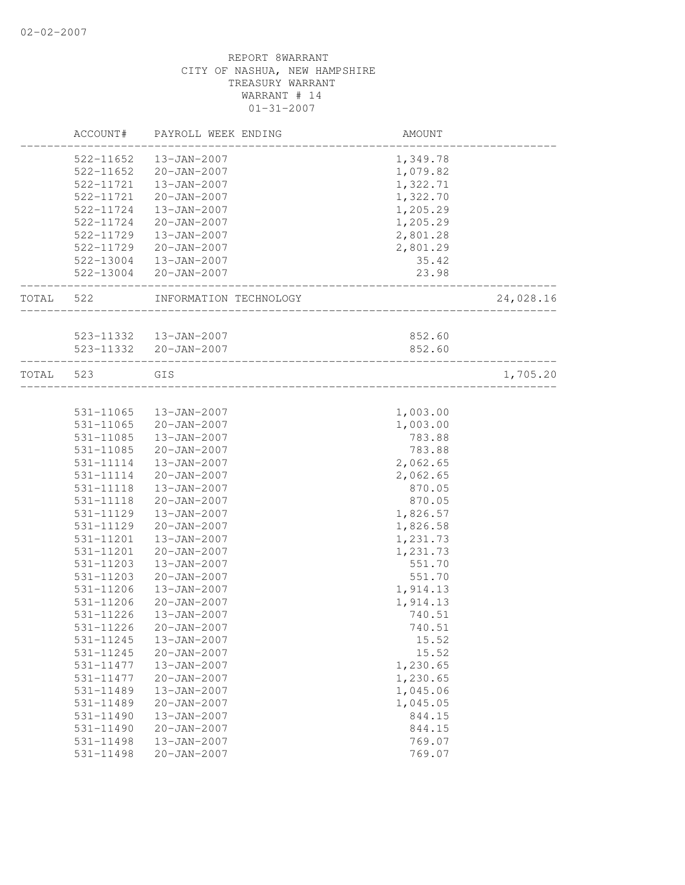REPORT 8WARRANT
CITY OF NASHUA, NEW HAMPSHIRE
TREASURY WARRANT
WARRANT # 14
01-31-2007

| | ACCOUNT# | PAYROLL WEEK ENDING | AMOUNT | |
|---|---|---|---|---|
| | 522-11652 | 13-JAN-2007 | 1,349.78 | |
| | 522-11652 | 20-JAN-2007 | 1,079.82 | |
| | 522-11721 | 13-JAN-2007 | 1,322.71 | |
| | 522-11721 | 20-JAN-2007 | 1,322.70 | |
| | 522-11724 | 13-JAN-2007 | 1,205.29 | |
| | 522-11724 | 20-JAN-2007 | 1,205.29 | |
| | 522-11729 | 13-JAN-2007 | 2,801.28 | |
| | 522-11729 | 20-JAN-2007 | 2,801.29 | |
| | 522-13004 | 13-JAN-2007 | 35.42 | |
| | 522-13004 | 20-JAN-2007 | 23.98 | |
| TOTAL | 522 | INFORMATION TECHNOLOGY | | 24,028.16 |
| | 523-11332 | 13-JAN-2007 | 852.60 | |
| | 523-11332 | 20-JAN-2007 | 852.60 | |
| TOTAL | 523 | GIS | | 1,705.20 |
| | 531-11065 | 13-JAN-2007 | 1,003.00 | |
| | 531-11065 | 20-JAN-2007 | 1,003.00 | |
| | 531-11085 | 13-JAN-2007 | 783.88 | |
| | 531-11085 | 20-JAN-2007 | 783.88 | |
| | 531-11114 | 13-JAN-2007 | 2,062.65 | |
| | 531-11114 | 20-JAN-2007 | 2,062.65 | |
| | 531-11118 | 13-JAN-2007 | 870.05 | |
| | 531-11118 | 20-JAN-2007 | 870.05 | |
| | 531-11129 | 13-JAN-2007 | 1,826.57 | |
| | 531-11129 | 20-JAN-2007 | 1,826.58 | |
| | 531-11201 | 13-JAN-2007 | 1,231.73 | |
| | 531-11201 | 20-JAN-2007 | 1,231.73 | |
| | 531-11203 | 13-JAN-2007 | 551.70 | |
| | 531-11203 | 20-JAN-2007 | 551.70 | |
| | 531-11206 | 13-JAN-2007 | 1,914.13 | |
| | 531-11206 | 20-JAN-2007 | 1,914.13 | |
| | 531-11226 | 13-JAN-2007 | 740.51 | |
| | 531-11226 | 20-JAN-2007 | 740.51 | |
| | 531-11245 | 13-JAN-2007 | 15.52 | |
| | 531-11245 | 20-JAN-2007 | 15.52 | |
| | 531-11477 | 13-JAN-2007 | 1,230.65 | |
| | 531-11477 | 20-JAN-2007 | 1,230.65 | |
| | 531-11489 | 13-JAN-2007 | 1,045.06 | |
| | 531-11489 | 20-JAN-2007 | 1,045.05 | |
| | 531-11490 | 13-JAN-2007 | 844.15 | |
| | 531-11490 | 20-JAN-2007 | 844.15 | |
| | 531-11498 | 13-JAN-2007 | 769.07 | |
| | 531-11498 | 20-JAN-2007 | 769.07 | |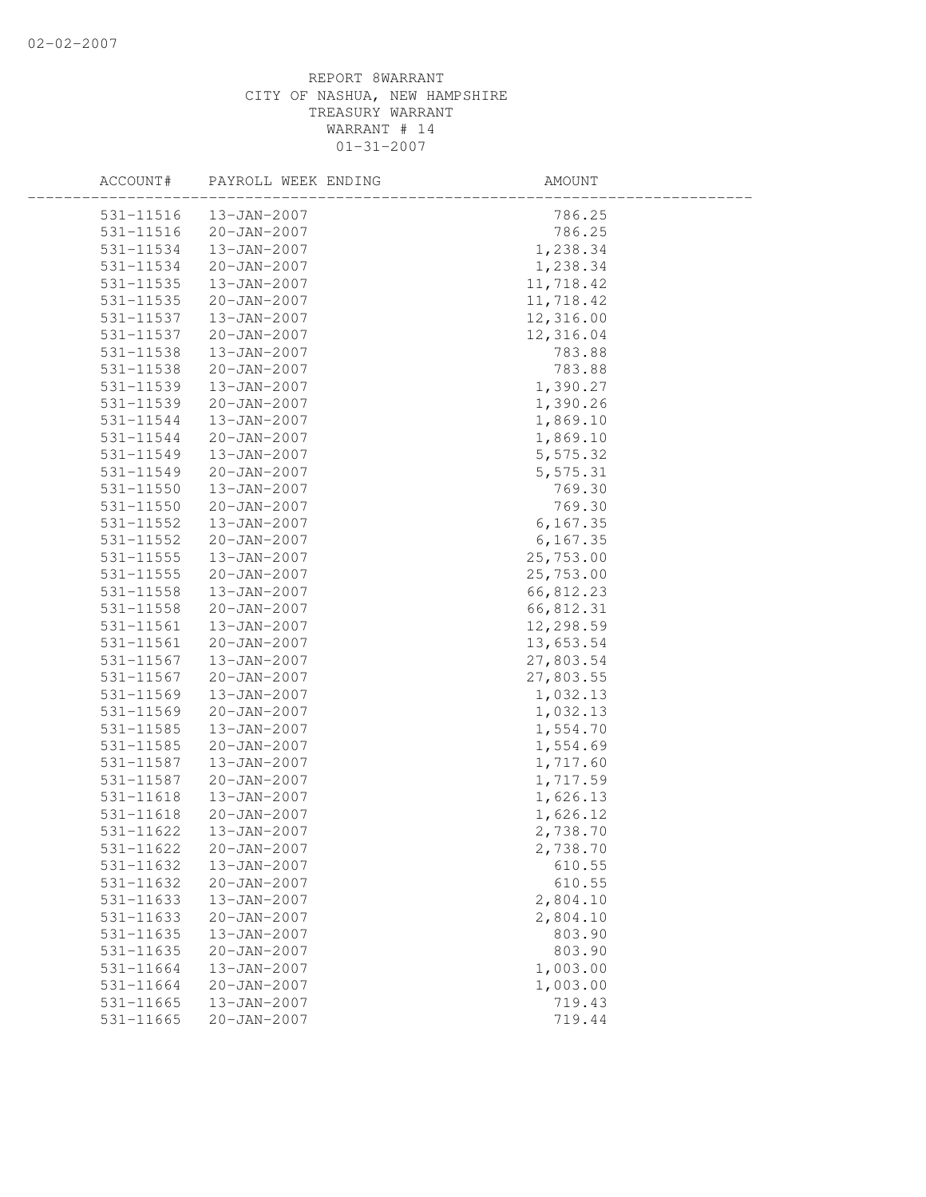REPORT 8WARRANT
CITY OF NASHUA, NEW HAMPSHIRE
TREASURY WARRANT
WARRANT # 14
01-31-2007

| ACCOUNT# | PAYROLL WEEK ENDING | AMOUNT |
|---|---|---|
| 531-11516 | 13-JAN-2007 | 786.25 |
| 531-11516 | 20-JAN-2007 | 786.25 |
| 531-11534 | 13-JAN-2007 | 1,238.34 |
| 531-11534 | 20-JAN-2007 | 1,238.34 |
| 531-11535 | 13-JAN-2007 | 11,718.42 |
| 531-11535 | 20-JAN-2007 | 11,718.42 |
| 531-11537 | 13-JAN-2007 | 12,316.00 |
| 531-11537 | 20-JAN-2007 | 12,316.04 |
| 531-11538 | 13-JAN-2007 | 783.88 |
| 531-11538 | 20-JAN-2007 | 783.88 |
| 531-11539 | 13-JAN-2007 | 1,390.27 |
| 531-11539 | 20-JAN-2007 | 1,390.26 |
| 531-11544 | 13-JAN-2007 | 1,869.10 |
| 531-11544 | 20-JAN-2007 | 1,869.10 |
| 531-11549 | 13-JAN-2007 | 5,575.32 |
| 531-11549 | 20-JAN-2007 | 5,575.31 |
| 531-11550 | 13-JAN-2007 | 769.30 |
| 531-11550 | 20-JAN-2007 | 769.30 |
| 531-11552 | 13-JAN-2007 | 6,167.35 |
| 531-11552 | 20-JAN-2007 | 6,167.35 |
| 531-11555 | 13-JAN-2007 | 25,753.00 |
| 531-11555 | 20-JAN-2007 | 25,753.00 |
| 531-11558 | 13-JAN-2007 | 66,812.23 |
| 531-11558 | 20-JAN-2007 | 66,812.31 |
| 531-11561 | 13-JAN-2007 | 12,298.59 |
| 531-11561 | 20-JAN-2007 | 13,653.54 |
| 531-11567 | 13-JAN-2007 | 27,803.54 |
| 531-11567 | 20-JAN-2007 | 27,803.55 |
| 531-11569 | 13-JAN-2007 | 1,032.13 |
| 531-11569 | 20-JAN-2007 | 1,032.13 |
| 531-11585 | 13-JAN-2007 | 1,554.70 |
| 531-11585 | 20-JAN-2007 | 1,554.69 |
| 531-11587 | 13-JAN-2007 | 1,717.60 |
| 531-11587 | 20-JAN-2007 | 1,717.59 |
| 531-11618 | 13-JAN-2007 | 1,626.13 |
| 531-11618 | 20-JAN-2007 | 1,626.12 |
| 531-11622 | 13-JAN-2007 | 2,738.70 |
| 531-11622 | 20-JAN-2007 | 2,738.70 |
| 531-11632 | 13-JAN-2007 | 610.55 |
| 531-11632 | 20-JAN-2007 | 610.55 |
| 531-11633 | 13-JAN-2007 | 2,804.10 |
| 531-11633 | 20-JAN-2007 | 2,804.10 |
| 531-11635 | 13-JAN-2007 | 803.90 |
| 531-11635 | 20-JAN-2007 | 803.90 |
| 531-11664 | 13-JAN-2007 | 1,003.00 |
| 531-11664 | 20-JAN-2007 | 1,003.00 |
| 531-11665 | 13-JAN-2007 | 719.43 |
| 531-11665 | 20-JAN-2007 | 719.44 |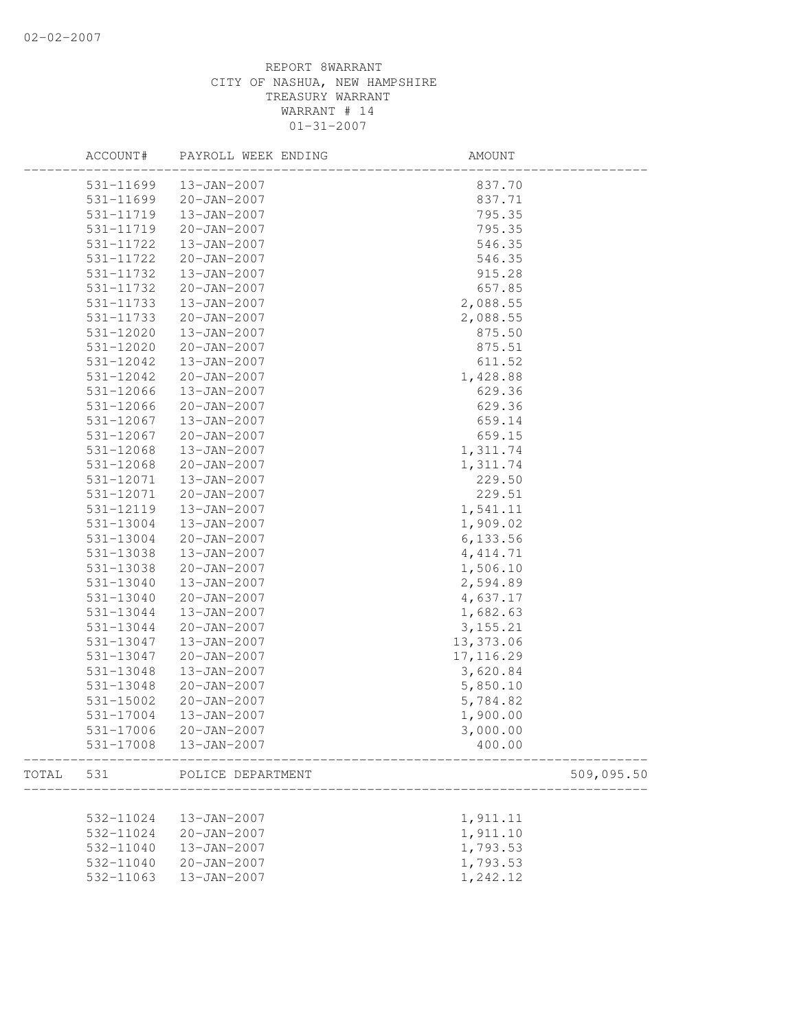REPORT 8WARRANT
CITY OF NASHUA, NEW HAMPSHIRE
TREASURY WARRANT
WARRANT # 14
01-31-2007

| ACCOUNT# | PAYROLL WEEK ENDING | AMOUNT | |
|---|---|---|---|
| 531-11699 | 13-JAN-2007 | 837.70 | |
| 531-11699 | 20-JAN-2007 | 837.71 | |
| 531-11719 | 13-JAN-2007 | 795.35 | |
| 531-11719 | 20-JAN-2007 | 795.35 | |
| 531-11722 | 13-JAN-2007 | 546.35 | |
| 531-11722 | 20-JAN-2007 | 546.35 | |
| 531-11732 | 13-JAN-2007 | 915.28 | |
| 531-11732 | 20-JAN-2007 | 657.85 | |
| 531-11733 | 13-JAN-2007 | 2,088.55 | |
| 531-11733 | 20-JAN-2007 | 2,088.55 | |
| 531-12020 | 13-JAN-2007 | 875.50 | |
| 531-12020 | 20-JAN-2007 | 875.51 | |
| 531-12042 | 13-JAN-2007 | 611.52 | |
| 531-12042 | 20-JAN-2007 | 1,428.88 | |
| 531-12066 | 13-JAN-2007 | 629.36 | |
| 531-12066 | 20-JAN-2007 | 629.36 | |
| 531-12067 | 13-JAN-2007 | 659.14 | |
| 531-12067 | 20-JAN-2007 | 659.15 | |
| 531-12068 | 13-JAN-2007 | 1,311.74 | |
| 531-12068 | 20-JAN-2007 | 1,311.74 | |
| 531-12071 | 13-JAN-2007 | 229.50 | |
| 531-12071 | 20-JAN-2007 | 229.51 | |
| 531-12119 | 13-JAN-2007 | 1,541.11 | |
| 531-13004 | 13-JAN-2007 | 1,909.02 | |
| 531-13004 | 20-JAN-2007 | 6,133.56 | |
| 531-13038 | 13-JAN-2007 | 4,414.71 | |
| 531-13038 | 20-JAN-2007 | 1,506.10 | |
| 531-13040 | 13-JAN-2007 | 2,594.89 | |
| 531-13040 | 20-JAN-2007 | 4,637.17 | |
| 531-13044 | 13-JAN-2007 | 1,682.63 | |
| 531-13044 | 20-JAN-2007 | 3,155.21 | |
| 531-13047 | 13-JAN-2007 | 13,373.06 | |
| 531-13047 | 20-JAN-2007 | 17,116.29 | |
| 531-13048 | 13-JAN-2007 | 3,620.84 | |
| 531-13048 | 20-JAN-2007 | 5,850.10 | |
| 531-15002 | 20-JAN-2007 | 5,784.82 | |
| 531-17004 | 13-JAN-2007 | 1,900.00 | |
| 531-17006 | 20-JAN-2007 | 3,000.00 | |
| 531-17008 | 13-JAN-2007 | 400.00 | |
| TOTAL 531 | POLICE DEPARTMENT | | 509,095.50 |
| 532-11024 | 13-JAN-2007 | 1,911.11 | |
| 532-11024 | 20-JAN-2007 | 1,911.10 | |
| 532-11040 | 13-JAN-2007 | 1,793.53 | |
| 532-11040 | 20-JAN-2007 | 1,793.53 | |
| 532-11063 | 13-JAN-2007 | 1,242.12 | |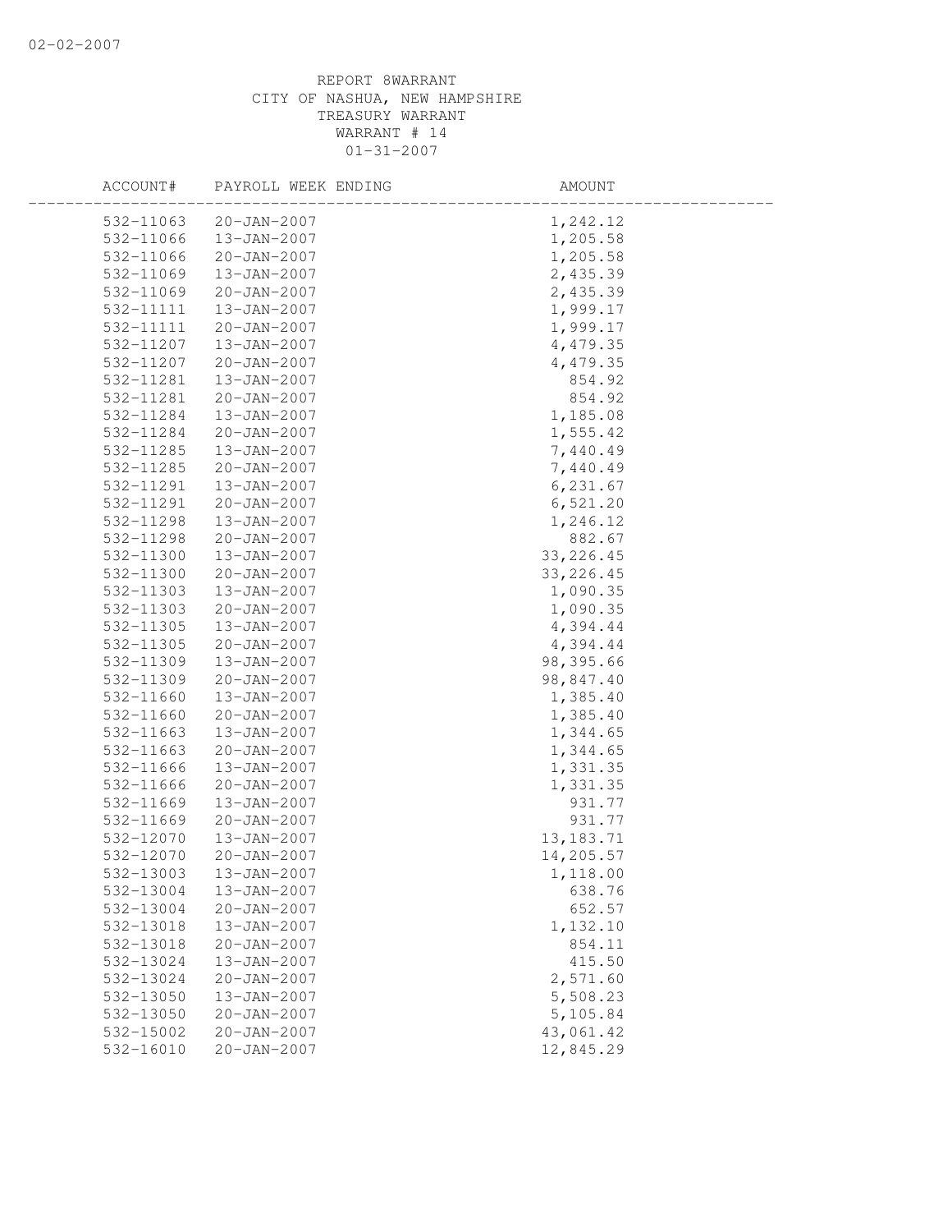REPORT 8WARRANT
CITY OF NASHUA, NEW HAMPSHIRE
TREASURY WARRANT
WARRANT # 14
01-31-2007

| ACCOUNT# | PAYROLL WEEK ENDING | AMOUNT |
|---|---|---|
| 532-11063 | 20-JAN-2007 | 1,242.12 |
| 532-11066 | 13-JAN-2007 | 1,205.58 |
| 532-11066 | 20-JAN-2007 | 1,205.58 |
| 532-11069 | 13-JAN-2007 | 2,435.39 |
| 532-11069 | 20-JAN-2007 | 2,435.39 |
| 532-11111 | 13-JAN-2007 | 1,999.17 |
| 532-11111 | 20-JAN-2007 | 1,999.17 |
| 532-11207 | 13-JAN-2007 | 4,479.35 |
| 532-11207 | 20-JAN-2007 | 4,479.35 |
| 532-11281 | 13-JAN-2007 | 854.92 |
| 532-11281 | 20-JAN-2007 | 854.92 |
| 532-11284 | 13-JAN-2007 | 1,185.08 |
| 532-11284 | 20-JAN-2007 | 1,555.42 |
| 532-11285 | 13-JAN-2007 | 7,440.49 |
| 532-11285 | 20-JAN-2007 | 7,440.49 |
| 532-11291 | 13-JAN-2007 | 6,231.67 |
| 532-11291 | 20-JAN-2007 | 6,521.20 |
| 532-11298 | 13-JAN-2007 | 1,246.12 |
| 532-11298 | 20-JAN-2007 | 882.67 |
| 532-11300 | 13-JAN-2007 | 33,226.45 |
| 532-11300 | 20-JAN-2007 | 33,226.45 |
| 532-11303 | 13-JAN-2007 | 1,090.35 |
| 532-11303 | 20-JAN-2007 | 1,090.35 |
| 532-11305 | 13-JAN-2007 | 4,394.44 |
| 532-11305 | 20-JAN-2007 | 4,394.44 |
| 532-11309 | 13-JAN-2007 | 98,395.66 |
| 532-11309 | 20-JAN-2007 | 98,847.40 |
| 532-11660 | 13-JAN-2007 | 1,385.40 |
| 532-11660 | 20-JAN-2007 | 1,385.40 |
| 532-11663 | 13-JAN-2007 | 1,344.65 |
| 532-11663 | 20-JAN-2007 | 1,344.65 |
| 532-11666 | 13-JAN-2007 | 1,331.35 |
| 532-11666 | 20-JAN-2007 | 1,331.35 |
| 532-11669 | 13-JAN-2007 | 931.77 |
| 532-11669 | 20-JAN-2007 | 931.77 |
| 532-12070 | 13-JAN-2007 | 13,183.71 |
| 532-12070 | 20-JAN-2007 | 14,205.57 |
| 532-13003 | 13-JAN-2007 | 1,118.00 |
| 532-13004 | 13-JAN-2007 | 638.76 |
| 532-13004 | 20-JAN-2007 | 652.57 |
| 532-13018 | 13-JAN-2007 | 1,132.10 |
| 532-13018 | 20-JAN-2007 | 854.11 |
| 532-13024 | 13-JAN-2007 | 415.50 |
| 532-13024 | 20-JAN-2007 | 2,571.60 |
| 532-13050 | 13-JAN-2007 | 5,508.23 |
| 532-13050 | 20-JAN-2007 | 5,105.84 |
| 532-15002 | 20-JAN-2007 | 43,061.42 |
| 532-16010 | 20-JAN-2007 | 12,845.29 |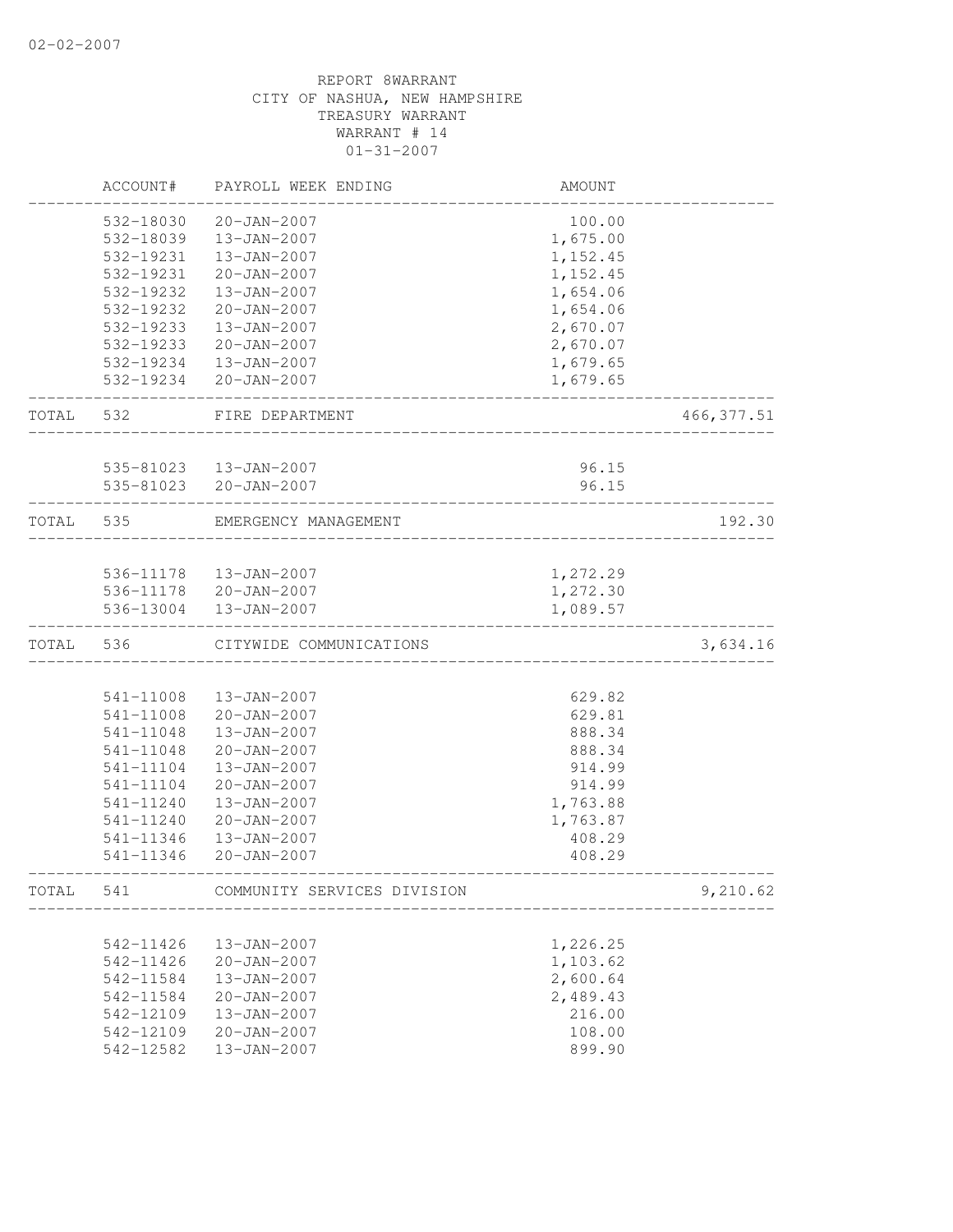REPORT 8WARRANT
CITY OF NASHUA, NEW HAMPSHIRE
TREASURY WARRANT
WARRANT # 14
01-31-2007

| | ACCOUNT# | PAYROLL WEEK ENDING | AMOUNT | |
|---|---|---|---|---|
| | 532-18030 | 20-JAN-2007 | 100.00 | |
| | 532-18039 | 13-JAN-2007 | 1,675.00 | |
| | 532-19231 | 13-JAN-2007 | 1,152.45 | |
| | 532-19231 | 20-JAN-2007 | 1,152.45 | |
| | 532-19232 | 13-JAN-2007 | 1,654.06 | |
| | 532-19232 | 20-JAN-2007 | 1,654.06 | |
| | 532-19233 | 13-JAN-2007 | 2,670.07 | |
| | 532-19233 | 20-JAN-2007 | 2,670.07 | |
| | 532-19234 | 13-JAN-2007 | 1,679.65 | |
| | 532-19234 | 20-JAN-2007 | 1,679.65 | |
| TOTAL | 532 | FIRE DEPARTMENT | | 466,377.51 |
| | 535-81023 | 13-JAN-2007 | 96.15 | |
| | 535-81023 | 20-JAN-2007 | 96.15 | |
| TOTAL | 535 | EMERGENCY MANAGEMENT | | 192.30 |
| | 536-11178 | 13-JAN-2007 | 1,272.29 | |
| | 536-11178 | 20-JAN-2007 | 1,272.30 | |
| | 536-13004 | 13-JAN-2007 | 1,089.57 | |
| TOTAL | 536 | CITYWIDE COMMUNICATIONS | | 3,634.16 |
| | 541-11008 | 13-JAN-2007 | 629.82 | |
| | 541-11008 | 20-JAN-2007 | 629.81 | |
| | 541-11048 | 13-JAN-2007 | 888.34 | |
| | 541-11048 | 20-JAN-2007 | 888.34 | |
| | 541-11104 | 13-JAN-2007 | 914.99 | |
| | 541-11104 | 20-JAN-2007 | 914.99 | |
| | 541-11240 | 13-JAN-2007 | 1,763.88 | |
| | 541-11240 | 20-JAN-2007 | 1,763.87 | |
| | 541-11346 | 13-JAN-2007 | 408.29 | |
| | 541-11346 | 20-JAN-2007 | 408.29 | |
| TOTAL | 541 | COMMUNITY SERVICES DIVISION | | 9,210.62 |
| | 542-11426 | 13-JAN-2007 | 1,226.25 | |
| | 542-11426 | 20-JAN-2007 | 1,103.62 | |
| | 542-11584 | 13-JAN-2007 | 2,600.64 | |
| | 542-11584 | 20-JAN-2007 | 2,489.43 | |
| | 542-12109 | 13-JAN-2007 | 216.00 | |
| | 542-12109 | 20-JAN-2007 | 108.00 | |
| | 542-12582 | 13-JAN-2007 | 899.90 | |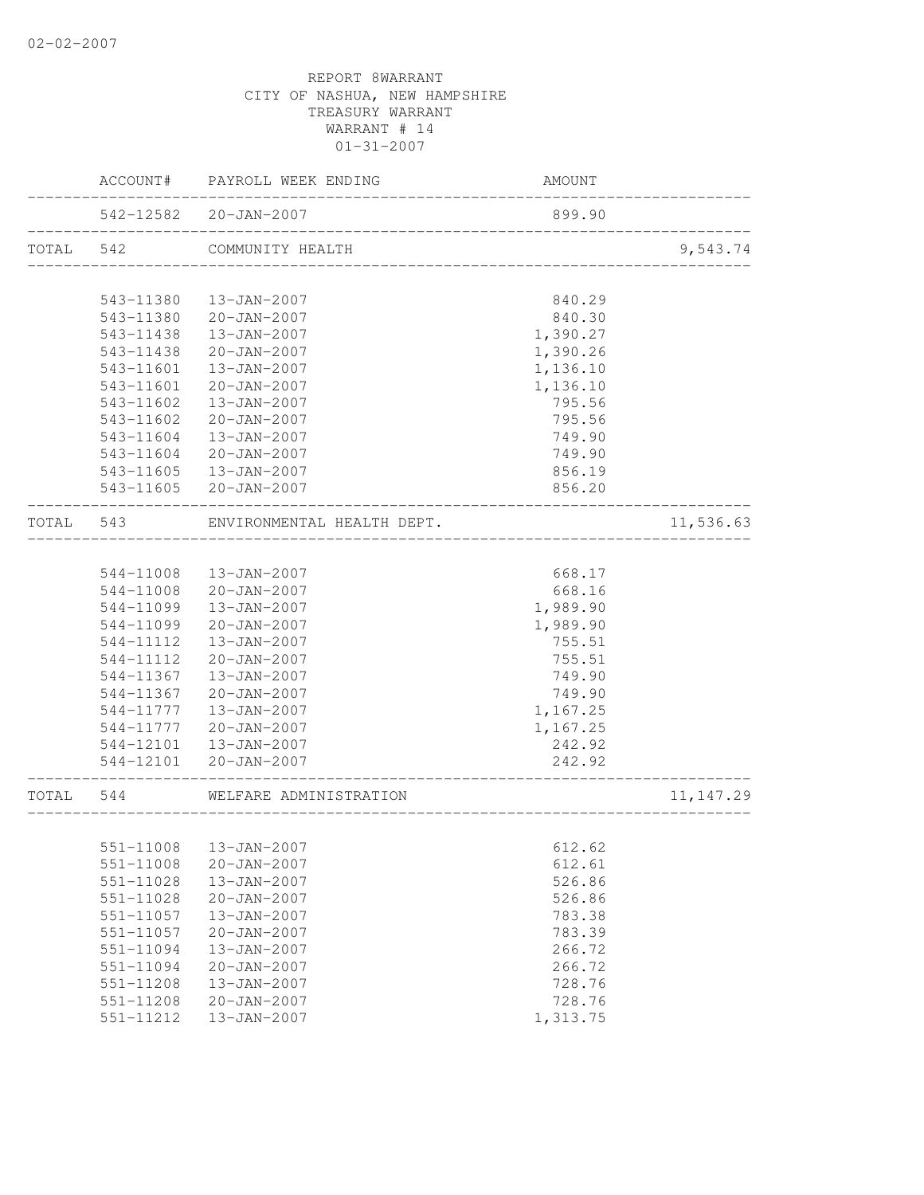02-02-2007

REPORT 8WARRANT
CITY OF NASHUA, NEW HAMPSHIRE
TREASURY WARRANT
WARRANT # 14
01-31-2007

| | ACCOUNT# | PAYROLL WEEK ENDING | AMOUNT | |
|---|---|---|---|---|
| | 542-12582 | 20-JAN-2007 | 899.90 | |
| TOTAL | 542 | COMMUNITY HEALTH | | 9,543.74 |
| | 543-11380 | 13-JAN-2007 | 840.29 | |
| | 543-11380 | 20-JAN-2007 | 840.30 | |
| | 543-11438 | 13-JAN-2007 | 1,390.27 | |
| | 543-11438 | 20-JAN-2007 | 1,390.26 | |
| | 543-11601 | 13-JAN-2007 | 1,136.10 | |
| | 543-11601 | 20-JAN-2007 | 1,136.10 | |
| | 543-11602 | 13-JAN-2007 | 795.56 | |
| | 543-11602 | 20-JAN-2007 | 795.56 | |
| | 543-11604 | 13-JAN-2007 | 749.90 | |
| | 543-11604 | 20-JAN-2007 | 749.90 | |
| | 543-11605 | 13-JAN-2007 | 856.19 | |
| | 543-11605 | 20-JAN-2007 | 856.20 | |
| TOTAL | 543 | ENVIRONMENTAL HEALTH DEPT. | | 11,536.63 |
| | 544-11008 | 13-JAN-2007 | 668.17 | |
| | 544-11008 | 20-JAN-2007 | 668.16 | |
| | 544-11099 | 13-JAN-2007 | 1,989.90 | |
| | 544-11099 | 20-JAN-2007 | 1,989.90 | |
| | 544-11112 | 13-JAN-2007 | 755.51 | |
| | 544-11112 | 20-JAN-2007 | 755.51 | |
| | 544-11367 | 13-JAN-2007 | 749.90 | |
| | 544-11367 | 20-JAN-2007 | 749.90 | |
| | 544-11777 | 13-JAN-2007 | 1,167.25 | |
| | 544-11777 | 20-JAN-2007 | 1,167.25 | |
| | 544-12101 | 13-JAN-2007 | 242.92 | |
| | 544-12101 | 20-JAN-2007 | 242.92 | |
| TOTAL | 544 | WELFARE ADMINISTRATION | | 11,147.29 |
| | 551-11008 | 13-JAN-2007 | 612.62 | |
| | 551-11008 | 20-JAN-2007 | 612.61 | |
| | 551-11028 | 13-JAN-2007 | 526.86 | |
| | 551-11028 | 20-JAN-2007 | 526.86 | |
| | 551-11057 | 13-JAN-2007 | 783.38 | |
| | 551-11057 | 20-JAN-2007 | 783.39 | |
| | 551-11094 | 13-JAN-2007 | 266.72 | |
| | 551-11094 | 20-JAN-2007 | 266.72 | |
| | 551-11208 | 13-JAN-2007 | 728.76 | |
| | 551-11208 | 20-JAN-2007 | 728.76 | |
| | 551-11212 | 13-JAN-2007 | 1,313.75 | |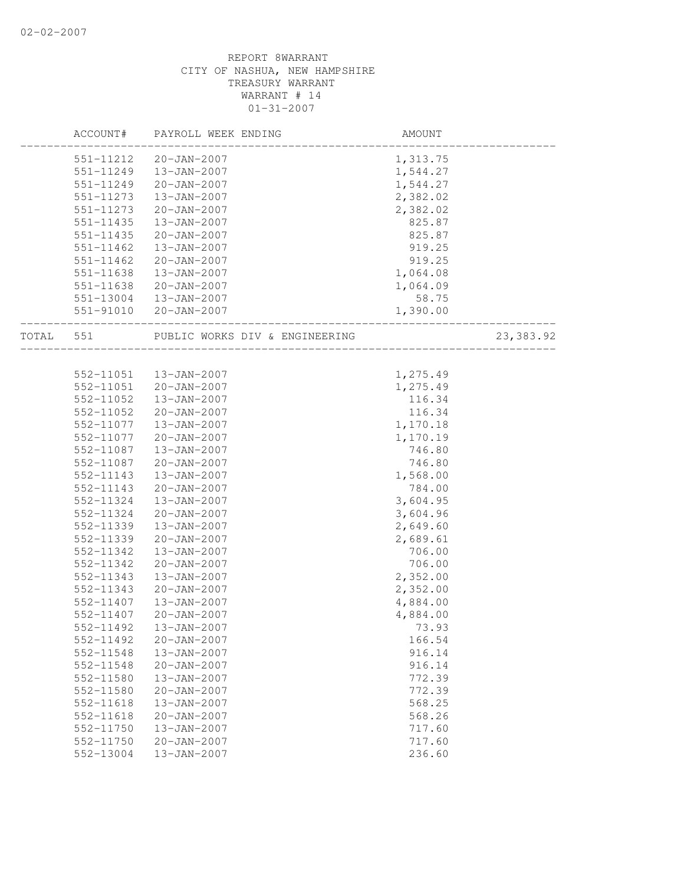02-02-2007

REPORT 8WARRANT
CITY OF NASHUA, NEW HAMPSHIRE
TREASURY WARRANT
WARRANT # 14
01-31-2007

| ACCOUNT# | PAYROLL WEEK ENDING | AMOUNT | |
|---|---|---|---|
| 551-11212 | 20-JAN-2007 | 1,313.75 | |
| 551-11249 | 13-JAN-2007 | 1,544.27 | |
| 551-11249 | 20-JAN-2007 | 1,544.27 | |
| 551-11273 | 13-JAN-2007 | 2,382.02 | |
| 551-11273 | 20-JAN-2007 | 2,382.02 | |
| 551-11435 | 13-JAN-2007 | 825.87 | |
| 551-11435 | 20-JAN-2007 | 825.87 | |
| 551-11462 | 13-JAN-2007 | 919.25 | |
| 551-11462 | 20-JAN-2007 | 919.25 | |
| 551-11638 | 13-JAN-2007 | 1,064.08 | |
| 551-11638 | 20-JAN-2007 | 1,064.09 | |
| 551-13004 | 13-JAN-2007 | 58.75 | |
| 551-91010 | 20-JAN-2007 | 1,390.00 | |
| TOTAL 551 | PUBLIC WORKS DIV & ENGINEERING | | 23,383.92 |
| 552-11051 | 13-JAN-2007 | 1,275.49 | |
| 552-11051 | 20-JAN-2007 | 1,275.49 | |
| 552-11052 | 13-JAN-2007 | 116.34 | |
| 552-11052 | 20-JAN-2007 | 116.34 | |
| 552-11077 | 13-JAN-2007 | 1,170.18 | |
| 552-11077 | 20-JAN-2007 | 1,170.19 | |
| 552-11087 | 13-JAN-2007 | 746.80 | |
| 552-11087 | 20-JAN-2007 | 746.80 | |
| 552-11143 | 13-JAN-2007 | 1,568.00 | |
| 552-11143 | 20-JAN-2007 | 784.00 | |
| 552-11324 | 13-JAN-2007 | 3,604.95 | |
| 552-11324 | 20-JAN-2007 | 3,604.96 | |
| 552-11339 | 13-JAN-2007 | 2,649.60 | |
| 552-11339 | 20-JAN-2007 | 2,689.61 | |
| 552-11342 | 13-JAN-2007 | 706.00 | |
| 552-11342 | 20-JAN-2007 | 706.00 | |
| 552-11343 | 13-JAN-2007 | 2,352.00 | |
| 552-11343 | 20-JAN-2007 | 2,352.00 | |
| 552-11407 | 13-JAN-2007 | 4,884.00 | |
| 552-11407 | 20-JAN-2007 | 4,884.00 | |
| 552-11492 | 13-JAN-2007 | 73.93 | |
| 552-11492 | 20-JAN-2007 | 166.54 | |
| 552-11548 | 13-JAN-2007 | 916.14 | |
| 552-11548 | 20-JAN-2007 | 916.14 | |
| 552-11580 | 13-JAN-2007 | 772.39 | |
| 552-11580 | 20-JAN-2007 | 772.39 | |
| 552-11618 | 13-JAN-2007 | 568.25 | |
| 552-11618 | 20-JAN-2007 | 568.26 | |
| 552-11750 | 13-JAN-2007 | 717.60 | |
| 552-11750 | 20-JAN-2007 | 717.60 | |
| 552-13004 | 13-JAN-2007 | 236.60 | |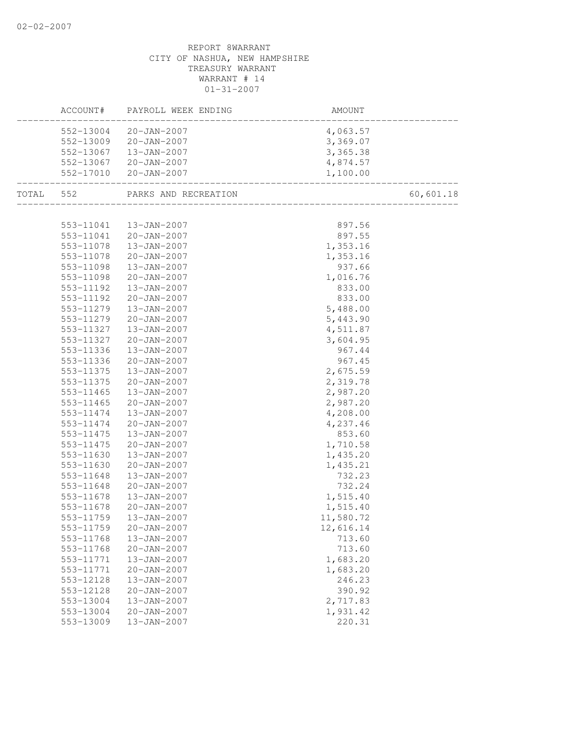REPORT 8WARRANT
CITY OF NASHUA, NEW HAMPSHIRE
TREASURY WARRANT
WARRANT # 14
01-31-2007

| | ACCOUNT# | PAYROLL WEEK ENDING | AMOUNT | |
|---|---|---|---|---|
| | 552-13004 | 20-JAN-2007 | 4,063.57 | |
| | 552-13009 | 20-JAN-2007 | 3,369.07 | |
| | 552-13067 | 13-JAN-2007 | 3,365.38 | |
| | 552-13067 | 20-JAN-2007 | 4,874.57 | |
| | 552-17010 | 20-JAN-2007 | 1,100.00 | |
| TOTAL | 552 | PARKS AND RECREATION | | 60,601.18 |
| | 553-11041 | 13-JAN-2007 | 897.56 | |
| | 553-11041 | 20-JAN-2007 | 897.55 | |
| | 553-11078 | 13-JAN-2007 | 1,353.16 | |
| | 553-11078 | 20-JAN-2007 | 1,353.16 | |
| | 553-11098 | 13-JAN-2007 | 937.66 | |
| | 553-11098 | 20-JAN-2007 | 1,016.76 | |
| | 553-11192 | 13-JAN-2007 | 833.00 | |
| | 553-11192 | 20-JAN-2007 | 833.00 | |
| | 553-11279 | 13-JAN-2007 | 5,488.00 | |
| | 553-11279 | 20-JAN-2007 | 5,443.90 | |
| | 553-11327 | 13-JAN-2007 | 4,511.87 | |
| | 553-11327 | 20-JAN-2007 | 3,604.95 | |
| | 553-11336 | 13-JAN-2007 | 967.44 | |
| | 553-11336 | 20-JAN-2007 | 967.45 | |
| | 553-11375 | 13-JAN-2007 | 2,675.59 | |
| | 553-11375 | 20-JAN-2007 | 2,319.78 | |
| | 553-11465 | 13-JAN-2007 | 2,987.20 | |
| | 553-11465 | 20-JAN-2007 | 2,987.20 | |
| | 553-11474 | 13-JAN-2007 | 4,208.00 | |
| | 553-11474 | 20-JAN-2007 | 4,237.46 | |
| | 553-11475 | 13-JAN-2007 | 853.60 | |
| | 553-11475 | 20-JAN-2007 | 1,710.58 | |
| | 553-11630 | 13-JAN-2007 | 1,435.20 | |
| | 553-11630 | 20-JAN-2007 | 1,435.21 | |
| | 553-11648 | 13-JAN-2007 | 732.23 | |
| | 553-11648 | 20-JAN-2007 | 732.24 | |
| | 553-11678 | 13-JAN-2007 | 1,515.40 | |
| | 553-11678 | 20-JAN-2007 | 1,515.40 | |
| | 553-11759 | 13-JAN-2007 | 11,580.72 | |
| | 553-11759 | 20-JAN-2007 | 12,616.14 | |
| | 553-11768 | 13-JAN-2007 | 713.60 | |
| | 553-11768 | 20-JAN-2007 | 713.60 | |
| | 553-11771 | 13-JAN-2007 | 1,683.20 | |
| | 553-11771 | 20-JAN-2007 | 1,683.20 | |
| | 553-12128 | 13-JAN-2007 | 246.23 | |
| | 553-12128 | 20-JAN-2007 | 390.92 | |
| | 553-13004 | 13-JAN-2007 | 2,717.83 | |
| | 553-13004 | 20-JAN-2007 | 1,931.42 | |
| | 553-13009 | 13-JAN-2007 | 220.31 | |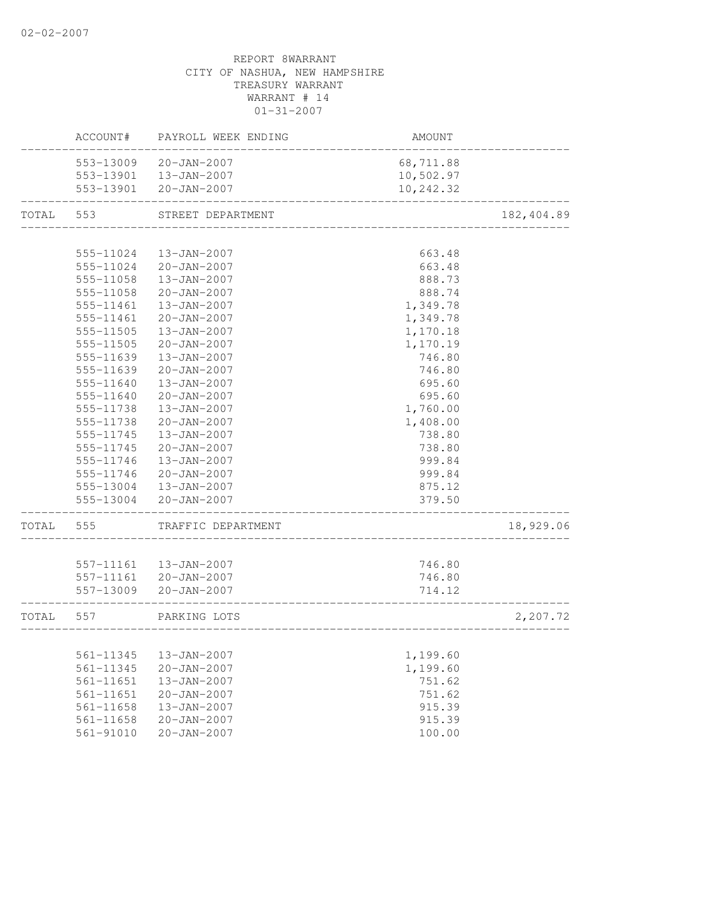REPORT 8WARRANT
CITY OF NASHUA, NEW HAMPSHIRE
TREASURY WARRANT
WARRANT # 14
01-31-2007

| | ACCOUNT# | PAYROLL WEEK ENDING | AMOUNT | |
|---|---|---|---|---|
| | 553-13009 | 20-JAN-2007 | 68,711.88 | |
| | 553-13901 | 13-JAN-2007 | 10,502.97 | |
| | 553-13901 | 20-JAN-2007 | 10,242.32 | |
| TOTAL | 553 | STREET DEPARTMENT | | 182,404.89 |
| | 555-11024 | 13-JAN-2007 | 663.48 | |
| | 555-11024 | 20-JAN-2007 | 663.48 | |
| | 555-11058 | 13-JAN-2007 | 888.73 | |
| | 555-11058 | 20-JAN-2007 | 888.74 | |
| | 555-11461 | 13-JAN-2007 | 1,349.78 | |
| | 555-11461 | 20-JAN-2007 | 1,349.78 | |
| | 555-11505 | 13-JAN-2007 | 1,170.18 | |
| | 555-11505 | 20-JAN-2007 | 1,170.19 | |
| | 555-11639 | 13-JAN-2007 | 746.80 | |
| | 555-11639 | 20-JAN-2007 | 746.80 | |
| | 555-11640 | 13-JAN-2007 | 695.60 | |
| | 555-11640 | 20-JAN-2007 | 695.60 | |
| | 555-11738 | 13-JAN-2007 | 1,760.00 | |
| | 555-11738 | 20-JAN-2007 | 1,408.00 | |
| | 555-11745 | 13-JAN-2007 | 738.80 | |
| | 555-11745 | 20-JAN-2007 | 738.80 | |
| | 555-11746 | 13-JAN-2007 | 999.84 | |
| | 555-11746 | 20-JAN-2007 | 999.84 | |
| | 555-13004 | 13-JAN-2007 | 875.12 | |
| | 555-13004 | 20-JAN-2007 | 379.50 | |
| TOTAL | 555 | TRAFFIC DEPARTMENT | | 18,929.06 |
| | 557-11161 | 13-JAN-2007 | 746.80 | |
| | 557-11161 | 20-JAN-2007 | 746.80 | |
| | 557-13009 | 20-JAN-2007 | 714.12 | |
| TOTAL | 557 | PARKING LOTS | | 2,207.72 |
| | 561-11345 | 13-JAN-2007 | 1,199.60 | |
| | 561-11345 | 20-JAN-2007 | 1,199.60 | |
| | 561-11651 | 13-JAN-2007 | 751.62 | |
| | 561-11651 | 20-JAN-2007 | 751.62 | |
| | 561-11658 | 13-JAN-2007 | 915.39 | |
| | 561-11658 | 20-JAN-2007 | 915.39 | |
| | 561-91010 | 20-JAN-2007 | 100.00 | |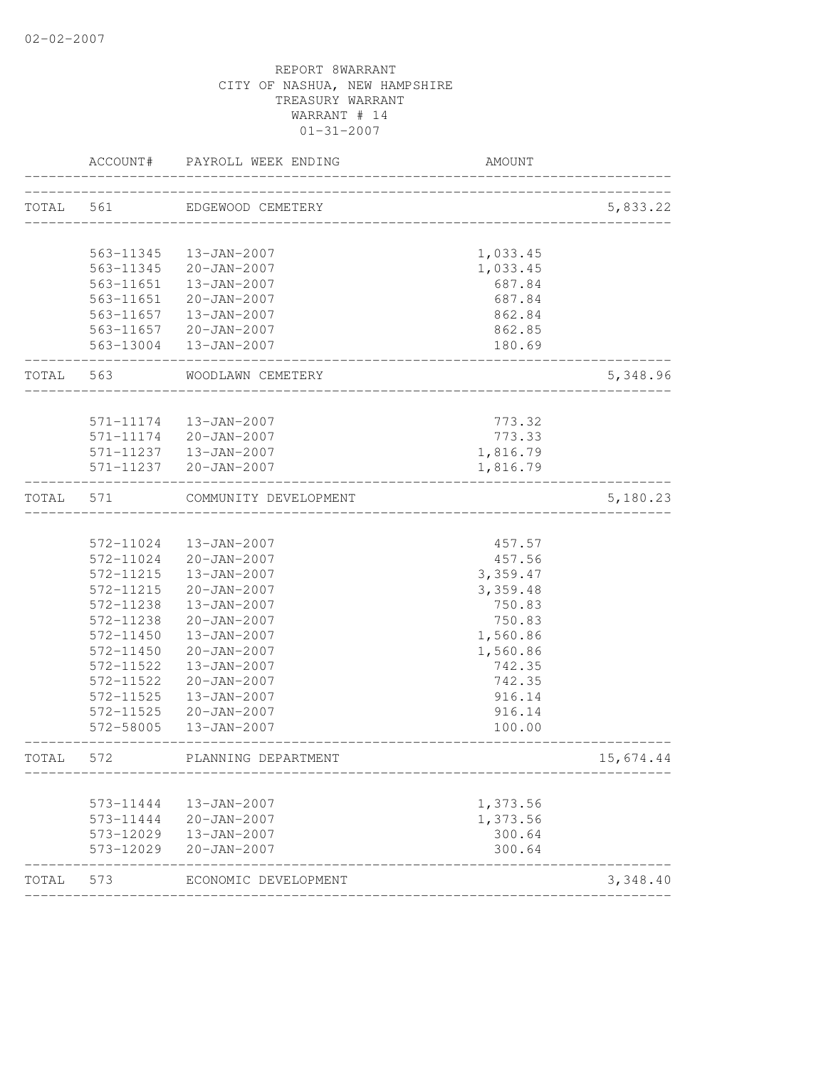02-02-2007

REPORT 8WARRANT
CITY OF NASHUA, NEW HAMPSHIRE
TREASURY WARRANT
WARRANT # 14
01-31-2007

| | ACCOUNT# | PAYROLL WEEK ENDING | AMOUNT | |
|---|---|---|---|---|
| TOTAL | 561 | EDGEWOOD CEMETERY | | 5,833.22 |
| | 563-11345 | 13-JAN-2007 | 1,033.45 | |
| | 563-11345 | 20-JAN-2007 | 1,033.45 | |
| | 563-11651 | 13-JAN-2007 | 687.84 | |
| | 563-11651 | 20-JAN-2007 | 687.84 | |
| | 563-11657 | 13-JAN-2007 | 862.84 | |
| | 563-11657 | 20-JAN-2007 | 862.85 | |
| | 563-13004 | 13-JAN-2007 | 180.69 | |
| TOTAL | 563 | WOODLAWN CEMETERY | | 5,348.96 |
| | 571-11174 | 13-JAN-2007 | 773.32 | |
| | 571-11174 | 20-JAN-2007 | 773.33 | |
| | 571-11237 | 13-JAN-2007 | 1,816.79 | |
| | 571-11237 | 20-JAN-2007 | 1,816.79 | |
| TOTAL | 571 | COMMUNITY DEVELOPMENT | | 5,180.23 |
| | 572-11024 | 13-JAN-2007 | 457.57 | |
| | 572-11024 | 20-JAN-2007 | 457.56 | |
| | 572-11215 | 13-JAN-2007 | 3,359.47 | |
| | 572-11215 | 20-JAN-2007 | 3,359.48 | |
| | 572-11238 | 13-JAN-2007 | 750.83 | |
| | 572-11238 | 20-JAN-2007 | 750.83 | |
| | 572-11450 | 13-JAN-2007 | 1,560.86 | |
| | 572-11450 | 20-JAN-2007 | 1,560.86 | |
| | 572-11522 | 13-JAN-2007 | 742.35 | |
| | 572-11522 | 20-JAN-2007 | 742.35 | |
| | 572-11525 | 13-JAN-2007 | 916.14 | |
| | 572-11525 | 20-JAN-2007 | 916.14 | |
| | 572-58005 | 13-JAN-2007 | 100.00 | |
| TOTAL | 572 | PLANNING DEPARTMENT | | 15,674.44 |
| | 573-11444 | 13-JAN-2007 | 1,373.56 | |
| | 573-11444 | 20-JAN-2007 | 1,373.56 | |
| | 573-12029 | 13-JAN-2007 | 300.64 | |
| | 573-12029 | 20-JAN-2007 | 300.64 | |
| TOTAL | 573 | ECONOMIC DEVELOPMENT | | 3,348.40 |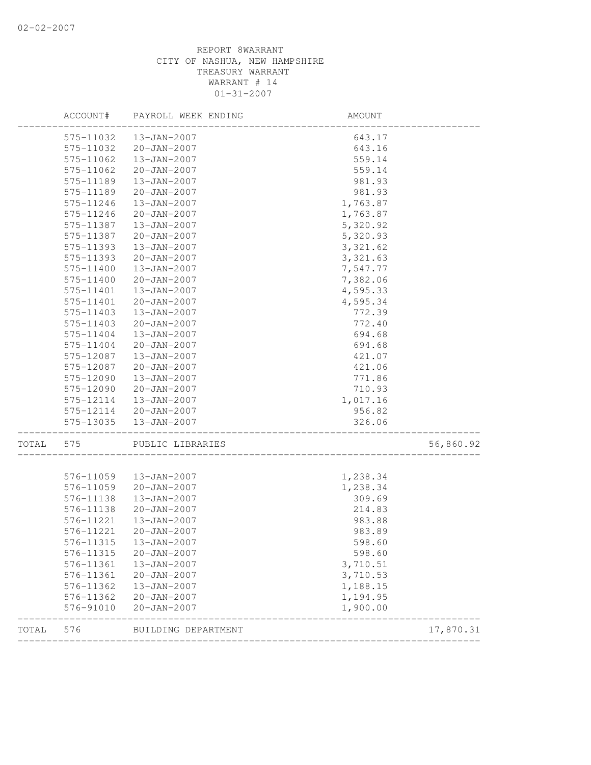REPORT 8WARRANT
CITY OF NASHUA, NEW HAMPSHIRE
TREASURY WARRANT
WARRANT # 14
01-31-2007

| | ACCOUNT# | PAYROLL WEEK ENDING | AMOUNT | |
|---|---|---|---|---|
| | 575-11032 | 13-JAN-2007 | 643.17 | |
| | 575-11032 | 20-JAN-2007 | 643.16 | |
| | 575-11062 | 13-JAN-2007 | 559.14 | |
| | 575-11062 | 20-JAN-2007 | 559.14 | |
| | 575-11189 | 13-JAN-2007 | 981.93 | |
| | 575-11189 | 20-JAN-2007 | 981.93 | |
| | 575-11246 | 13-JAN-2007 | 1,763.87 | |
| | 575-11246 | 20-JAN-2007 | 1,763.87 | |
| | 575-11387 | 13-JAN-2007 | 5,320.92 | |
| | 575-11387 | 20-JAN-2007 | 5,320.93 | |
| | 575-11393 | 13-JAN-2007 | 3,321.62 | |
| | 575-11393 | 20-JAN-2007 | 3,321.63 | |
| | 575-11400 | 13-JAN-2007 | 7,547.77 | |
| | 575-11400 | 20-JAN-2007 | 7,382.06 | |
| | 575-11401 | 13-JAN-2007 | 4,595.33 | |
| | 575-11401 | 20-JAN-2007 | 4,595.34 | |
| | 575-11403 | 13-JAN-2007 | 772.39 | |
| | 575-11403 | 20-JAN-2007 | 772.40 | |
| | 575-11404 | 13-JAN-2007 | 694.68 | |
| | 575-11404 | 20-JAN-2007 | 694.68 | |
| | 575-12087 | 13-JAN-2007 | 421.07 | |
| | 575-12087 | 20-JAN-2007 | 421.06 | |
| | 575-12090 | 13-JAN-2007 | 771.86 | |
| | 575-12090 | 20-JAN-2007 | 710.93 | |
| | 575-12114 | 13-JAN-2007 | 1,017.16 | |
| | 575-12114 | 20-JAN-2007 | 956.82 | |
| | 575-13035 | 13-JAN-2007 | 326.06 | |
| TOTAL | 575 | PUBLIC LIBRARIES | | 56,860.92 |
| | 576-11059 | 13-JAN-2007 | 1,238.34 | |
| | 576-11059 | 20-JAN-2007 | 1,238.34 | |
| | 576-11138 | 13-JAN-2007 | 309.69 | |
| | 576-11138 | 20-JAN-2007 | 214.83 | |
| | 576-11221 | 13-JAN-2007 | 983.88 | |
| | 576-11221 | 20-JAN-2007 | 983.89 | |
| | 576-11315 | 13-JAN-2007 | 598.60 | |
| | 576-11315 | 20-JAN-2007 | 598.60 | |
| | 576-11361 | 13-JAN-2007 | 3,710.51 | |
| | 576-11361 | 20-JAN-2007 | 3,710.53 | |
| | 576-11362 | 13-JAN-2007 | 1,188.15 | |
| | 576-11362 | 20-JAN-2007 | 1,194.95 | |
| | 576-91010 | 20-JAN-2007 | 1,900.00 | |
| TOTAL | 576 | BUILDING DEPARTMENT | | 17,870.31 |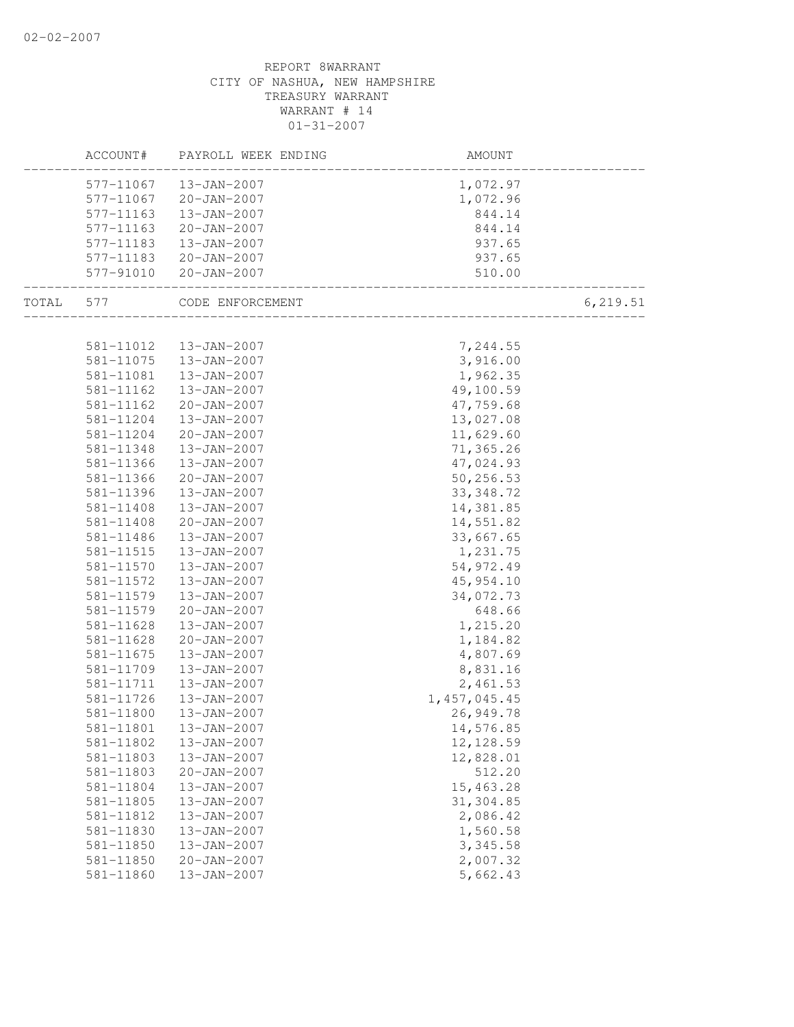REPORT 8WARRANT
CITY OF NASHUA, NEW HAMPSHIRE
TREASURY WARRANT
WARRANT # 14
01-31-2007

| | ACCOUNT# | PAYROLL WEEK ENDING | AMOUNT | |
|---|---|---|---|---|
| | 577-11067 | 13-JAN-2007 | 1,072.97 | |
| | 577-11067 | 20-JAN-2007 | 1,072.96 | |
| | 577-11163 | 13-JAN-2007 | 844.14 | |
| | 577-11163 | 20-JAN-2007 | 844.14 | |
| | 577-11183 | 13-JAN-2007 | 937.65 | |
| | 577-11183 | 20-JAN-2007 | 937.65 | |
| | 577-91010 | 20-JAN-2007 | 510.00 | |
| TOTAL | 577 | CODE ENFORCEMENT | | 6,219.51 |
| | 581-11012 | 13-JAN-2007 | 7,244.55 | |
| | 581-11075 | 13-JAN-2007 | 3,916.00 | |
| | 581-11081 | 13-JAN-2007 | 1,962.35 | |
| | 581-11162 | 13-JAN-2007 | 49,100.59 | |
| | 581-11162 | 20-JAN-2007 | 47,759.68 | |
| | 581-11204 | 13-JAN-2007 | 13,027.08 | |
| | 581-11204 | 20-JAN-2007 | 11,629.60 | |
| | 581-11348 | 13-JAN-2007 | 71,365.26 | |
| | 581-11366 | 13-JAN-2007 | 47,024.93 | |
| | 581-11366 | 20-JAN-2007 | 50,256.53 | |
| | 581-11396 | 13-JAN-2007 | 33,348.72 | |
| | 581-11408 | 13-JAN-2007 | 14,381.85 | |
| | 581-11408 | 20-JAN-2007 | 14,551.82 | |
| | 581-11486 | 13-JAN-2007 | 33,667.65 | |
| | 581-11515 | 13-JAN-2007 | 1,231.75 | |
| | 581-11570 | 13-JAN-2007 | 54,972.49 | |
| | 581-11572 | 13-JAN-2007 | 45,954.10 | |
| | 581-11579 | 13-JAN-2007 | 34,072.73 | |
| | 581-11579 | 20-JAN-2007 | 648.66 | |
| | 581-11628 | 13-JAN-2007 | 1,215.20 | |
| | 581-11628 | 20-JAN-2007 | 1,184.82 | |
| | 581-11675 | 13-JAN-2007 | 4,807.69 | |
| | 581-11709 | 13-JAN-2007 | 8,831.16 | |
| | 581-11711 | 13-JAN-2007 | 2,461.53 | |
| | 581-11726 | 13-JAN-2007 | 1,457,045.45 | |
| | 581-11800 | 13-JAN-2007 | 26,949.78 | |
| | 581-11801 | 13-JAN-2007 | 14,576.85 | |
| | 581-11802 | 13-JAN-2007 | 12,128.59 | |
| | 581-11803 | 13-JAN-2007 | 12,828.01 | |
| | 581-11803 | 20-JAN-2007 | 512.20 | |
| | 581-11804 | 13-JAN-2007 | 15,463.28 | |
| | 581-11805 | 13-JAN-2007 | 31,304.85 | |
| | 581-11812 | 13-JAN-2007 | 2,086.42 | |
| | 581-11830 | 13-JAN-2007 | 1,560.58 | |
| | 581-11850 | 13-JAN-2007 | 3,345.58 | |
| | 581-11850 | 20-JAN-2007 | 2,007.32 | |
| | 581-11860 | 13-JAN-2007 | 5,662.43 | |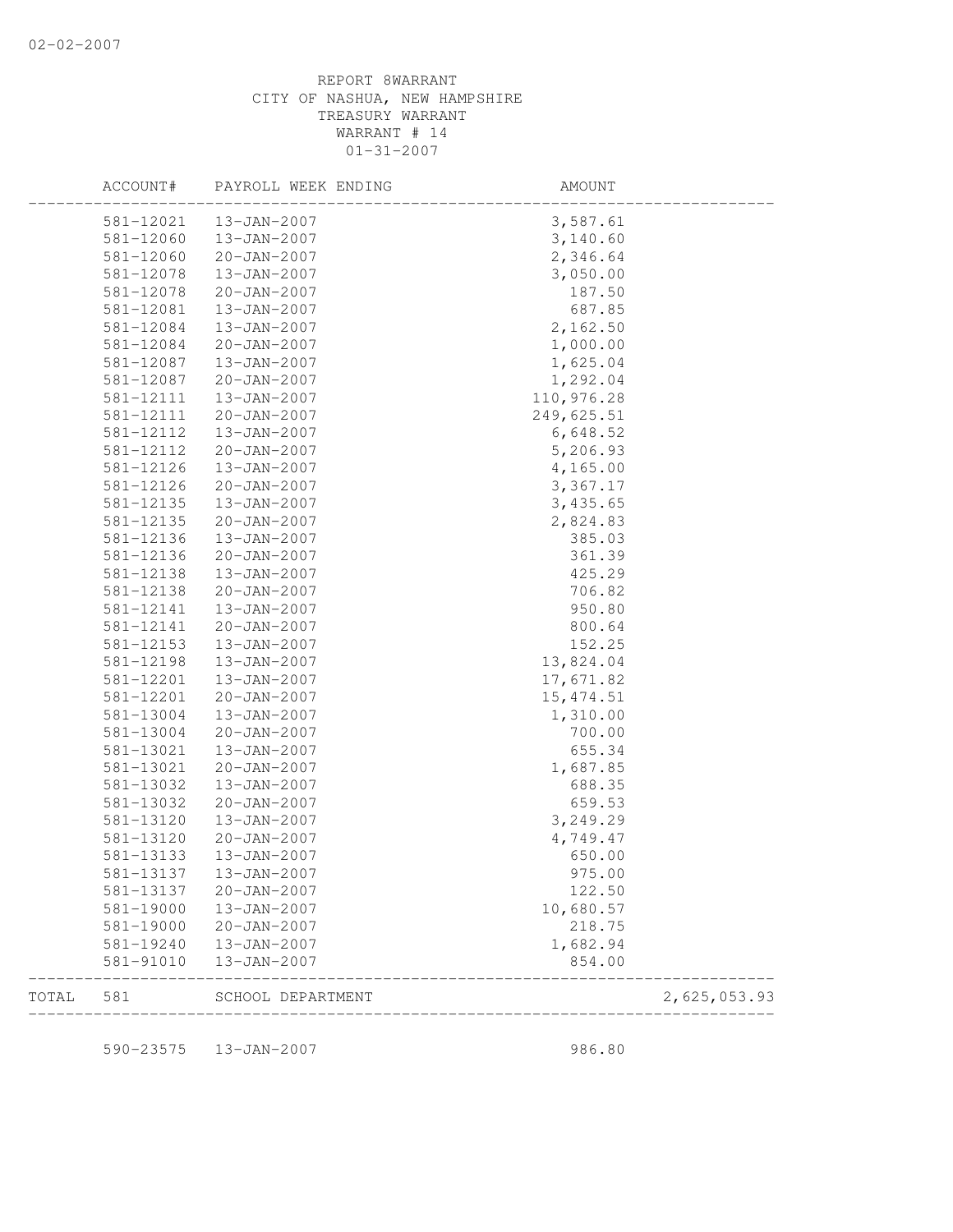REPORT 8WARRANT
CITY OF NASHUA, NEW HAMPSHIRE
TREASURY WARRANT
WARRANT # 14
01-31-2007

| ACCOUNT# | PAYROLL WEEK ENDING | AMOUNT | |
|---|---|---|---|
| 581-12021 | 13-JAN-2007 | 3,587.61 | |
| 581-12060 | 13-JAN-2007 | 3,140.60 | |
| 581-12060 | 20-JAN-2007 | 2,346.64 | |
| 581-12078 | 13-JAN-2007 | 3,050.00 | |
| 581-12078 | 20-JAN-2007 | 187.50 | |
| 581-12081 | 13-JAN-2007 | 687.85 | |
| 581-12084 | 13-JAN-2007 | 2,162.50 | |
| 581-12084 | 20-JAN-2007 | 1,000.00 | |
| 581-12087 | 13-JAN-2007 | 1,625.04 | |
| 581-12087 | 20-JAN-2007 | 1,292.04 | |
| 581-12111 | 13-JAN-2007 | 110,976.28 | |
| 581-12111 | 20-JAN-2007 | 249,625.51 | |
| 581-12112 | 13-JAN-2007 | 6,648.52 | |
| 581-12112 | 20-JAN-2007 | 5,206.93 | |
| 581-12126 | 13-JAN-2007 | 4,165.00 | |
| 581-12126 | 20-JAN-2007 | 3,367.17 | |
| 581-12135 | 13-JAN-2007 | 3,435.65 | |
| 581-12135 | 20-JAN-2007 | 2,824.83 | |
| 581-12136 | 13-JAN-2007 | 385.03 | |
| 581-12136 | 20-JAN-2007 | 361.39 | |
| 581-12138 | 13-JAN-2007 | 425.29 | |
| 581-12138 | 20-JAN-2007 | 706.82 | |
| 581-12141 | 13-JAN-2007 | 950.80 | |
| 581-12141 | 20-JAN-2007 | 800.64 | |
| 581-12153 | 13-JAN-2007 | 152.25 | |
| 581-12198 | 13-JAN-2007 | 13,824.04 | |
| 581-12201 | 13-JAN-2007 | 17,671.82 | |
| 581-12201 | 20-JAN-2007 | 15,474.51 | |
| 581-13004 | 13-JAN-2007 | 1,310.00 | |
| 581-13004 | 20-JAN-2007 | 700.00 | |
| 581-13021 | 13-JAN-2007 | 655.34 | |
| 581-13021 | 20-JAN-2007 | 1,687.85 | |
| 581-13032 | 13-JAN-2007 | 688.35 | |
| 581-13032 | 20-JAN-2007 | 659.53 | |
| 581-13120 | 13-JAN-2007 | 3,249.29 | |
| 581-13120 | 20-JAN-2007 | 4,749.47 | |
| 581-13133 | 13-JAN-2007 | 650.00 | |
| 581-13137 | 13-JAN-2007 | 975.00 | |
| 581-13137 | 20-JAN-2007 | 122.50 | |
| 581-19000 | 13-JAN-2007 | 10,680.57 | |
| 581-19000 | 20-JAN-2007 | 218.75 | |
| 581-19240 | 13-JAN-2007 | 1,682.94 | |
| 581-91010 | 13-JAN-2007 | 854.00 | |
| TOTAL 581 | SCHOOL DEPARTMENT | | 2,625,053.93 |
| 590-23575 | 13-JAN-2007 | 986.80 | |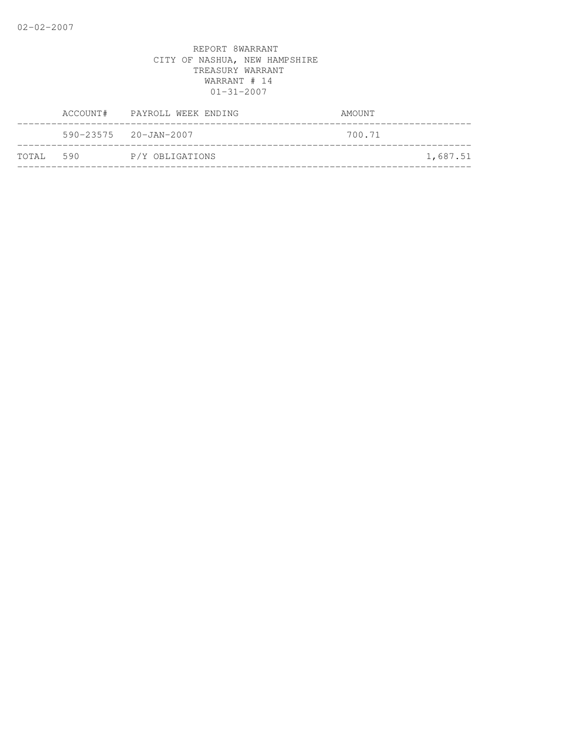REPORT 8WARRANT
CITY OF NASHUA, NEW HAMPSHIRE
TREASURY WARRANT
WARRANT # 14
01-31-2007

| | ACCOUNT# | PAYROLL WEEK ENDING | AMOUNT | |
|---|---|---|---|---|
| | 590-23575 | 20-JAN-2007 | 700.71 | |
| TOTAL | 590 | P/Y OBLIGATIONS | | 1,687.51 |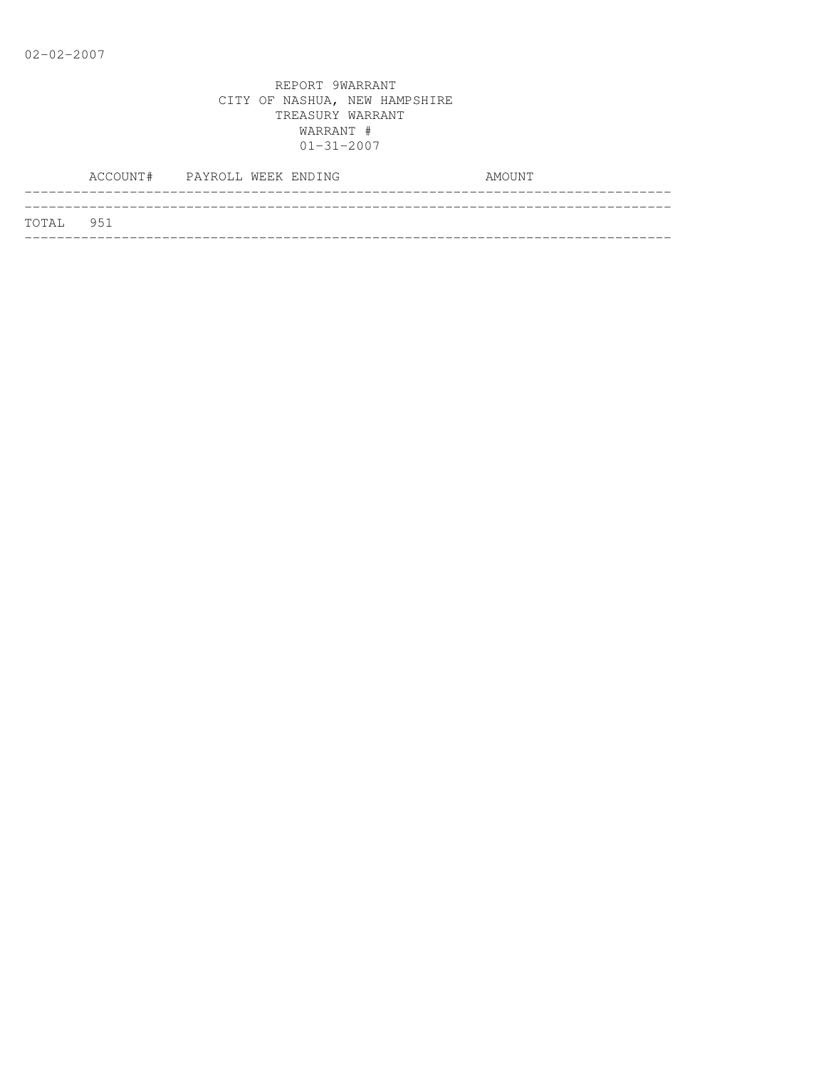02-02-2007

REPORT 9WARRANT
CITY OF NASHUA, NEW HAMPSHIRE
TREASURY WARRANT
WARRANT #
01-31-2007

| ACCOUNT# | PAYROLL WEEK ENDING | AMOUNT |
|---|---|---|
| TOTAL 951 | | |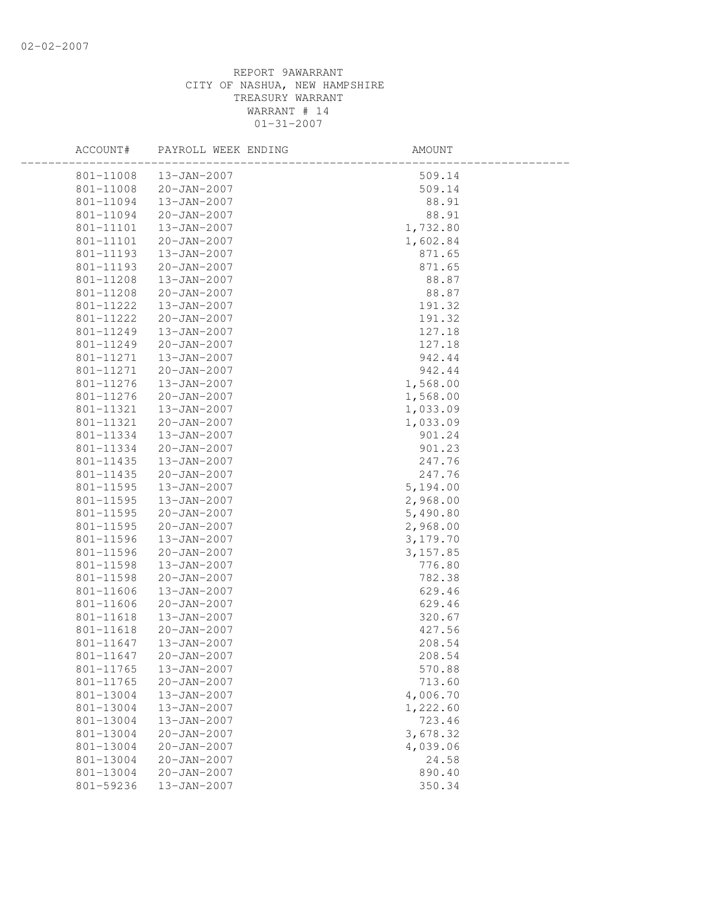REPORT 9AWARRANT
CITY OF NASHUA, NEW HAMPSHIRE
TREASURY WARRANT
WARRANT # 14
01-31-2007

| ACCOUNT# | PAYROLL WEEK ENDING | AMOUNT |
|---|---|---|
| 801-11008 | 13-JAN-2007 | 509.14 |
| 801-11008 | 20-JAN-2007 | 509.14 |
| 801-11094 | 13-JAN-2007 | 88.91 |
| 801-11094 | 20-JAN-2007 | 88.91 |
| 801-11101 | 13-JAN-2007 | 1,732.80 |
| 801-11101 | 20-JAN-2007 | 1,602.84 |
| 801-11193 | 13-JAN-2007 | 871.65 |
| 801-11193 | 20-JAN-2007 | 871.65 |
| 801-11208 | 13-JAN-2007 | 88.87 |
| 801-11208 | 20-JAN-2007 | 88.87 |
| 801-11222 | 13-JAN-2007 | 191.32 |
| 801-11222 | 20-JAN-2007 | 191.32 |
| 801-11249 | 13-JAN-2007 | 127.18 |
| 801-11249 | 20-JAN-2007 | 127.18 |
| 801-11271 | 13-JAN-2007 | 942.44 |
| 801-11271 | 20-JAN-2007 | 942.44 |
| 801-11276 | 13-JAN-2007 | 1,568.00 |
| 801-11276 | 20-JAN-2007 | 1,568.00 |
| 801-11321 | 13-JAN-2007 | 1,033.09 |
| 801-11321 | 20-JAN-2007 | 1,033.09 |
| 801-11334 | 13-JAN-2007 | 901.24 |
| 801-11334 | 20-JAN-2007 | 901.23 |
| 801-11435 | 13-JAN-2007 | 247.76 |
| 801-11435 | 20-JAN-2007 | 247.76 |
| 801-11595 | 13-JAN-2007 | 5,194.00 |
| 801-11595 | 13-JAN-2007 | 2,968.00 |
| 801-11595 | 20-JAN-2007 | 5,490.80 |
| 801-11595 | 20-JAN-2007 | 2,968.00 |
| 801-11596 | 13-JAN-2007 | 3,179.70 |
| 801-11596 | 20-JAN-2007 | 3,157.85 |
| 801-11598 | 13-JAN-2007 | 776.80 |
| 801-11598 | 20-JAN-2007 | 782.38 |
| 801-11606 | 13-JAN-2007 | 629.46 |
| 801-11606 | 20-JAN-2007 | 629.46 |
| 801-11618 | 13-JAN-2007 | 320.67 |
| 801-11618 | 20-JAN-2007 | 427.56 |
| 801-11647 | 13-JAN-2007 | 208.54 |
| 801-11647 | 20-JAN-2007 | 208.54 |
| 801-11765 | 13-JAN-2007 | 570.88 |
| 801-11765 | 20-JAN-2007 | 713.60 |
| 801-13004 | 13-JAN-2007 | 4,006.70 |
| 801-13004 | 13-JAN-2007 | 1,222.60 |
| 801-13004 | 13-JAN-2007 | 723.46 |
| 801-13004 | 20-JAN-2007 | 3,678.32 |
| 801-13004 | 20-JAN-2007 | 4,039.06 |
| 801-13004 | 20-JAN-2007 | 24.58 |
| 801-13004 | 20-JAN-2007 | 890.40 |
| 801-59236 | 13-JAN-2007 | 350.34 |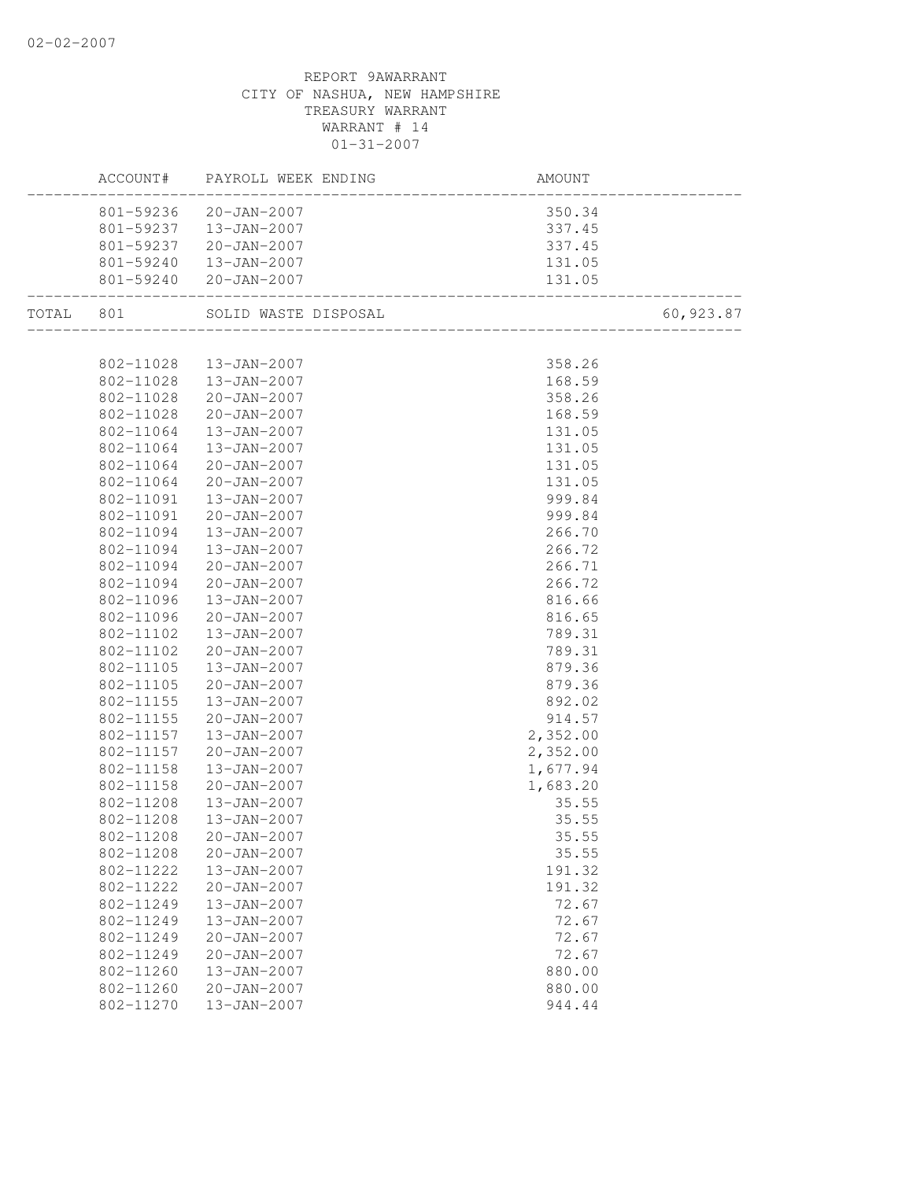REPORT 9AWARRANT
CITY OF NASHUA, NEW HAMPSHIRE
TREASURY WARRANT
WARRANT # 14
01-31-2007

| | ACCOUNT# | PAYROLL WEEK ENDING | AMOUNT | |
|---|---|---|---|---|
| | 801-59236 | 20-JAN-2007 | 350.34 | |
| | 801-59237 | 13-JAN-2007 | 337.45 | |
| | 801-59237 | 20-JAN-2007 | 337.45 | |
| | 801-59240 | 13-JAN-2007 | 131.05 | |
| | 801-59240 | 20-JAN-2007 | 131.05 | |
| TOTAL | 801 | SOLID WASTE DISPOSAL | | 60,923.87 |
| | 802-11028 | 13-JAN-2007 | 358.26 | |
| | 802-11028 | 13-JAN-2007 | 168.59 | |
| | 802-11028 | 20-JAN-2007 | 358.26 | |
| | 802-11028 | 20-JAN-2007 | 168.59 | |
| | 802-11064 | 13-JAN-2007 | 131.05 | |
| | 802-11064 | 13-JAN-2007 | 131.05 | |
| | 802-11064 | 20-JAN-2007 | 131.05 | |
| | 802-11064 | 20-JAN-2007 | 131.05 | |
| | 802-11091 | 13-JAN-2007 | 999.84 | |
| | 802-11091 | 20-JAN-2007 | 999.84 | |
| | 802-11094 | 13-JAN-2007 | 266.70 | |
| | 802-11094 | 13-JAN-2007 | 266.72 | |
| | 802-11094 | 20-JAN-2007 | 266.71 | |
| | 802-11094 | 20-JAN-2007 | 266.72 | |
| | 802-11096 | 13-JAN-2007 | 816.66 | |
| | 802-11096 | 20-JAN-2007 | 816.65 | |
| | 802-11102 | 13-JAN-2007 | 789.31 | |
| | 802-11102 | 20-JAN-2007 | 789.31 | |
| | 802-11105 | 13-JAN-2007 | 879.36 | |
| | 802-11105 | 20-JAN-2007 | 879.36 | |
| | 802-11155 | 13-JAN-2007 | 892.02 | |
| | 802-11155 | 20-JAN-2007 | 914.57 | |
| | 802-11157 | 13-JAN-2007 | 2,352.00 | |
| | 802-11157 | 20-JAN-2007 | 2,352.00 | |
| | 802-11158 | 13-JAN-2007 | 1,677.94 | |
| | 802-11158 | 20-JAN-2007 | 1,683.20 | |
| | 802-11208 | 13-JAN-2007 | 35.55 | |
| | 802-11208 | 13-JAN-2007 | 35.55 | |
| | 802-11208 | 20-JAN-2007 | 35.55 | |
| | 802-11208 | 20-JAN-2007 | 35.55 | |
| | 802-11222 | 13-JAN-2007 | 191.32 | |
| | 802-11222 | 20-JAN-2007 | 191.32 | |
| | 802-11249 | 13-JAN-2007 | 72.67 | |
| | 802-11249 | 13-JAN-2007 | 72.67 | |
| | 802-11249 | 20-JAN-2007 | 72.67 | |
| | 802-11249 | 20-JAN-2007 | 72.67 | |
| | 802-11260 | 13-JAN-2007 | 880.00 | |
| | 802-11260 | 20-JAN-2007 | 880.00 | |
| | 802-11270 | 13-JAN-2007 | 944.44 | |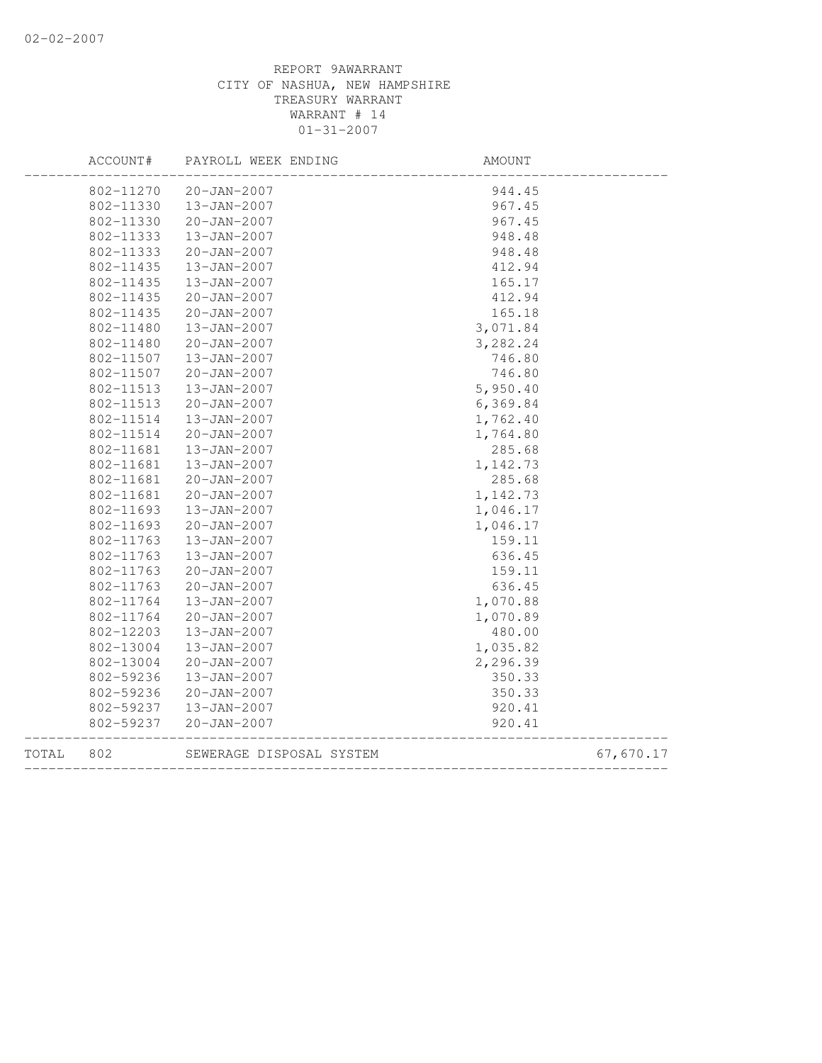REPORT 9AWARRANT
CITY OF NASHUA, NEW HAMPSHIRE
TREASURY WARRANT
WARRANT # 14
01-31-2007

| | ACCOUNT# | PAYROLL WEEK ENDING | AMOUNT | |
|---|---|---|---|---|
| | 802-11270 | 20-JAN-2007 | 944.45 | |
| | 802-11330 | 13-JAN-2007 | 967.45 | |
| | 802-11330 | 20-JAN-2007 | 967.45 | |
| | 802-11333 | 13-JAN-2007 | 948.48 | |
| | 802-11333 | 20-JAN-2007 | 948.48 | |
| | 802-11435 | 13-JAN-2007 | 412.94 | |
| | 802-11435 | 13-JAN-2007 | 165.17 | |
| | 802-11435 | 20-JAN-2007 | 412.94 | |
| | 802-11435 | 20-JAN-2007 | 165.18 | |
| | 802-11480 | 13-JAN-2007 | 3,071.84 | |
| | 802-11480 | 20-JAN-2007 | 3,282.24 | |
| | 802-11507 | 13-JAN-2007 | 746.80 | |
| | 802-11507 | 20-JAN-2007 | 746.80 | |
| | 802-11513 | 13-JAN-2007 | 5,950.40 | |
| | 802-11513 | 20-JAN-2007 | 6,369.84 | |
| | 802-11514 | 13-JAN-2007 | 1,762.40 | |
| | 802-11514 | 20-JAN-2007 | 1,764.80 | |
| | 802-11681 | 13-JAN-2007 | 285.68 | |
| | 802-11681 | 13-JAN-2007 | 1,142.73 | |
| | 802-11681 | 20-JAN-2007 | 285.68 | |
| | 802-11681 | 20-JAN-2007 | 1,142.73 | |
| | 802-11693 | 13-JAN-2007 | 1,046.17 | |
| | 802-11693 | 20-JAN-2007 | 1,046.17 | |
| | 802-11763 | 13-JAN-2007 | 159.11 | |
| | 802-11763 | 13-JAN-2007 | 636.45 | |
| | 802-11763 | 20-JAN-2007 | 159.11 | |
| | 802-11763 | 20-JAN-2007 | 636.45 | |
| | 802-11764 | 13-JAN-2007 | 1,070.88 | |
| | 802-11764 | 20-JAN-2007 | 1,070.89 | |
| | 802-12203 | 13-JAN-2007 | 480.00 | |
| | 802-13004 | 13-JAN-2007 | 1,035.82 | |
| | 802-13004 | 20-JAN-2007 | 2,296.39 | |
| | 802-59236 | 13-JAN-2007 | 350.33 | |
| | 802-59236 | 20-JAN-2007 | 350.33 | |
| | 802-59237 | 13-JAN-2007 | 920.41 | |
| | 802-59237 | 20-JAN-2007 | 920.41 | |
| TOTAL | 802 | SEWERAGE DISPOSAL SYSTEM | | 67,670.17 |